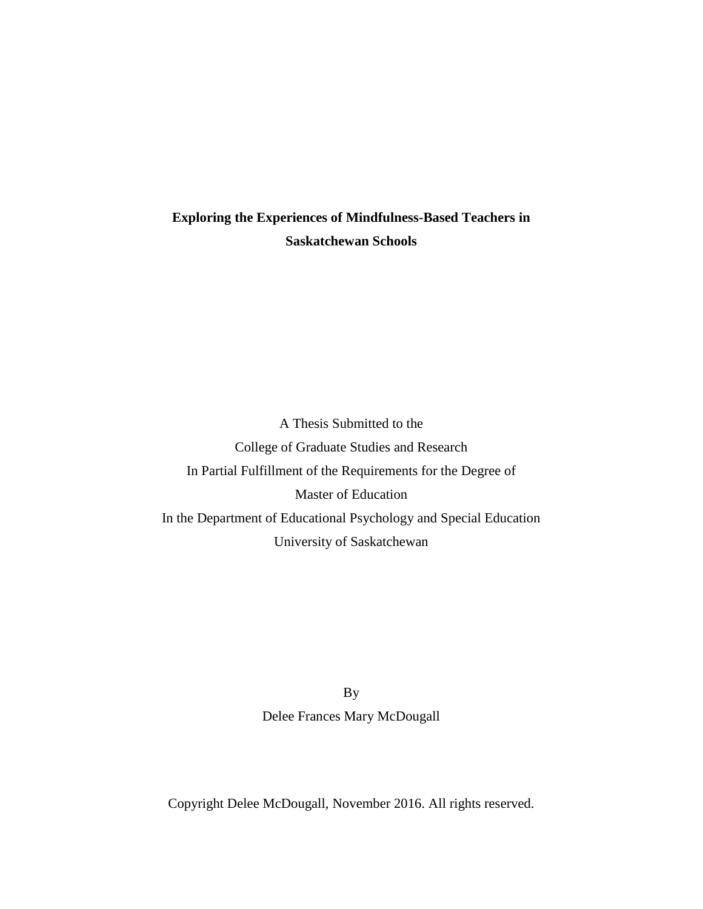# Exploring the Experiences of Mindfulness-Based Teachers in Saskatchewan Schools

A Thesis Submitted to the
College of Graduate Studies and Research
In Partial Fulfillment of the Requirements for the Degree of
Master of Education
In the Department of Educational Psychology and Special Education
University of Saskatchewan

By
Delee Frances Mary McDougall

Copyright Delee McDougall, November 2016. All rights reserved.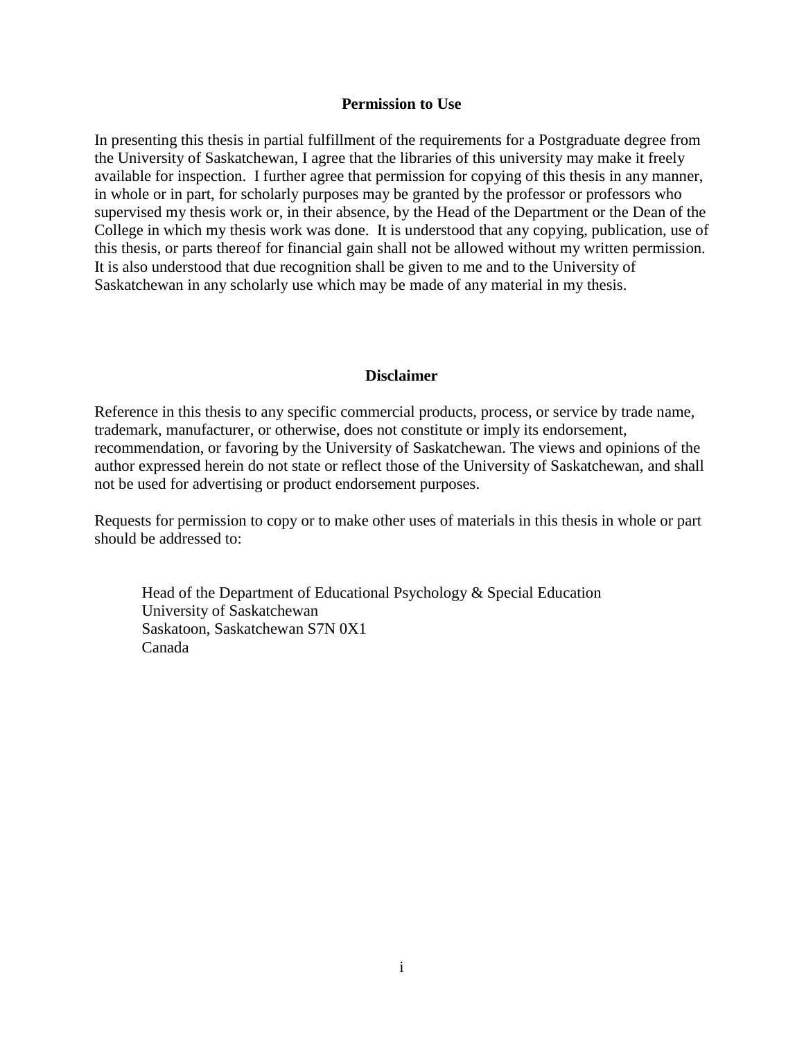## Permission to Use

In presenting this thesis in partial fulfillment of the requirements for a Postgraduate degree from the University of Saskatchewan, I agree that the libraries of this university may make it freely available for inspection. I further agree that permission for copying of this thesis in any manner, in whole or in part, for scholarly purposes may be granted by the professor or professors who supervised my thesis work or, in their absence, by the Head of the Department or the Dean of the College in which my thesis work was done. It is understood that any copying, publication, use of this thesis, or parts thereof for financial gain shall not be allowed without my written permission. It is also understood that due recognition shall be given to me and to the University of Saskatchewan in any scholarly use which may be made of any material in my thesis.

## Disclaimer

Reference in this thesis to any specific commercial products, process, or service by trade name, trademark, manufacturer, or otherwise, does not constitute or imply its endorsement, recommendation, or favoring by the University of Saskatchewan. The views and opinions of the author expressed herein do not state or reflect those of the University of Saskatchewan, and shall not be used for advertising or product endorsement purposes.

Requests for permission to copy or to make other uses of materials in this thesis in whole or part should be addressed to:

Head of the Department of Educational Psychology & Special Education
University of Saskatchewan
Saskatoon, Saskatchewan S7N 0X1
Canada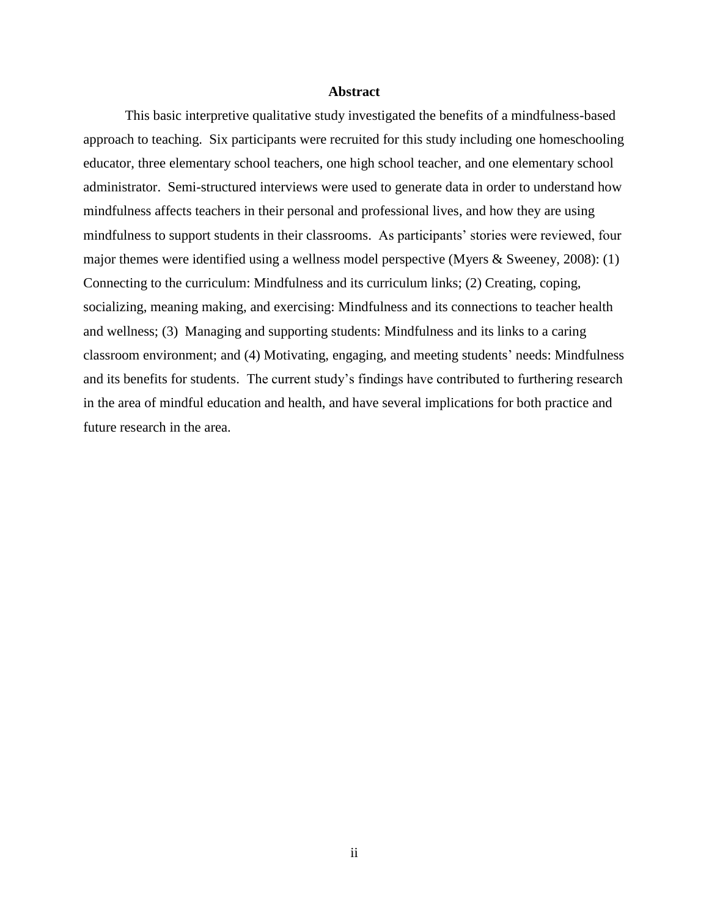# Abstract

This basic interpretive qualitative study investigated the benefits of a mindfulness-based approach to teaching. Six participants were recruited for this study including one homeschooling educator, three elementary school teachers, one high school teacher, and one elementary school administrator. Semi-structured interviews were used to generate data in order to understand how mindfulness affects teachers in their personal and professional lives, and how they are using mindfulness to support students in their classrooms. As participants' stories were reviewed, four major themes were identified using a wellness model perspective (Myers & Sweeney, 2008): (1) Connecting to the curriculum: Mindfulness and its curriculum links; (2) Creating, coping, socializing, meaning making, and exercising: Mindfulness and its connections to teacher health and wellness; (3) Managing and supporting students: Mindfulness and its links to a caring classroom environment; and (4) Motivating, engaging, and meeting students' needs: Mindfulness and its benefits for students. The current study's findings have contributed to furthering research in the area of mindful education and health, and have several implications for both practice and future research in the area.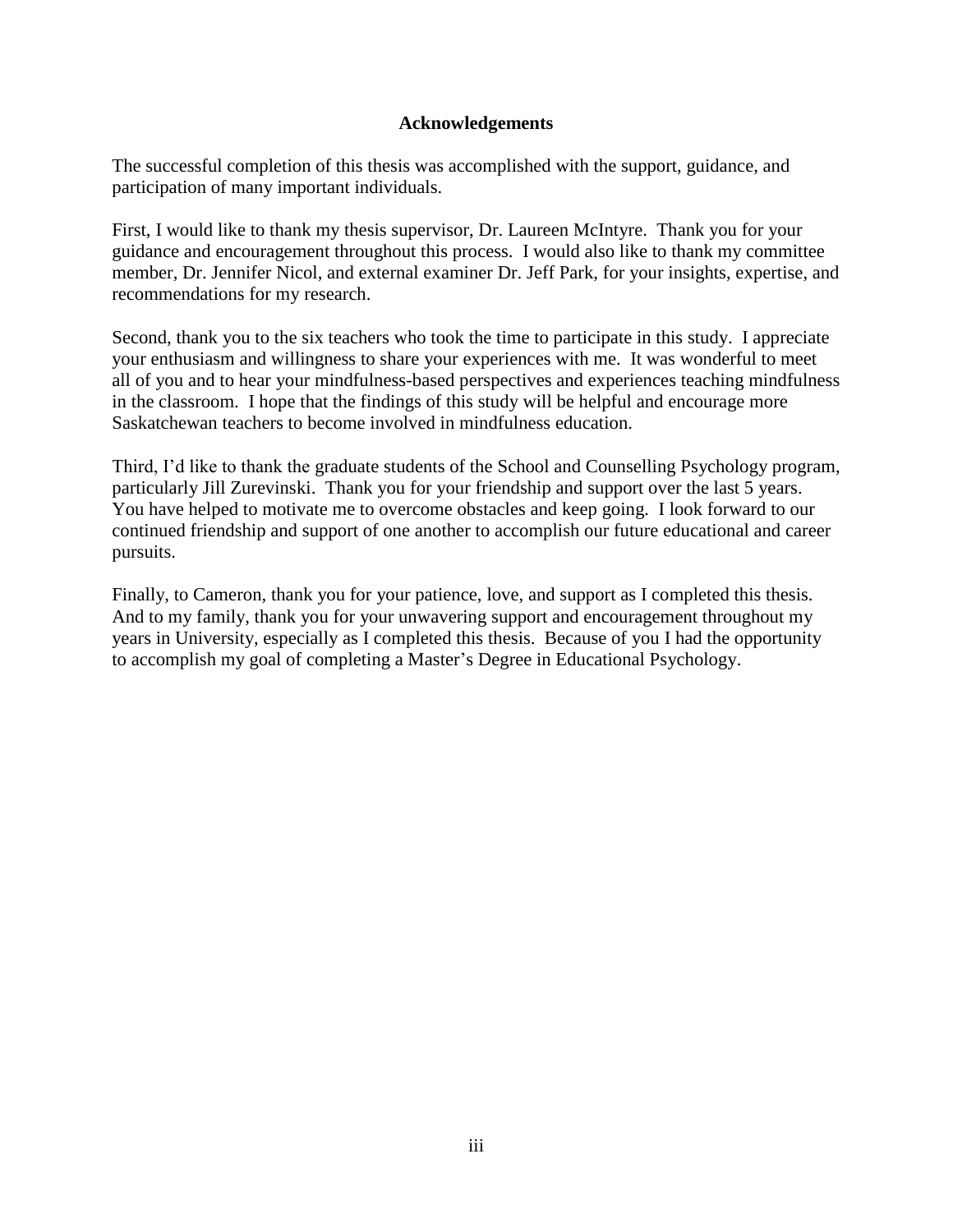## Acknowledgements

The successful completion of this thesis was accomplished with the support, guidance, and participation of many important individuals.

First, I would like to thank my thesis supervisor, Dr. Laureen McIntyre. Thank you for your guidance and encouragement throughout this process. I would also like to thank my committee member, Dr. Jennifer Nicol, and external examiner Dr. Jeff Park, for your insights, expertise, and recommendations for my research.

Second, thank you to the six teachers who took the time to participate in this study. I appreciate your enthusiasm and willingness to share your experiences with me. It was wonderful to meet all of you and to hear your mindfulness-based perspectives and experiences teaching mindfulness in the classroom. I hope that the findings of this study will be helpful and encourage more Saskatchewan teachers to become involved in mindfulness education.

Third, I'd like to thank the graduate students of the School and Counselling Psychology program, particularly Jill Zurevinski. Thank you for your friendship and support over the last 5 years. You have helped to motivate me to overcome obstacles and keep going. I look forward to our continued friendship and support of one another to accomplish our future educational and career pursuits.

Finally, to Cameron, thank you for your patience, love, and support as I completed this thesis. And to my family, thank you for your unwavering support and encouragement throughout my years in University, especially as I completed this thesis. Because of you I had the opportunity to accomplish my goal of completing a Master's Degree in Educational Psychology.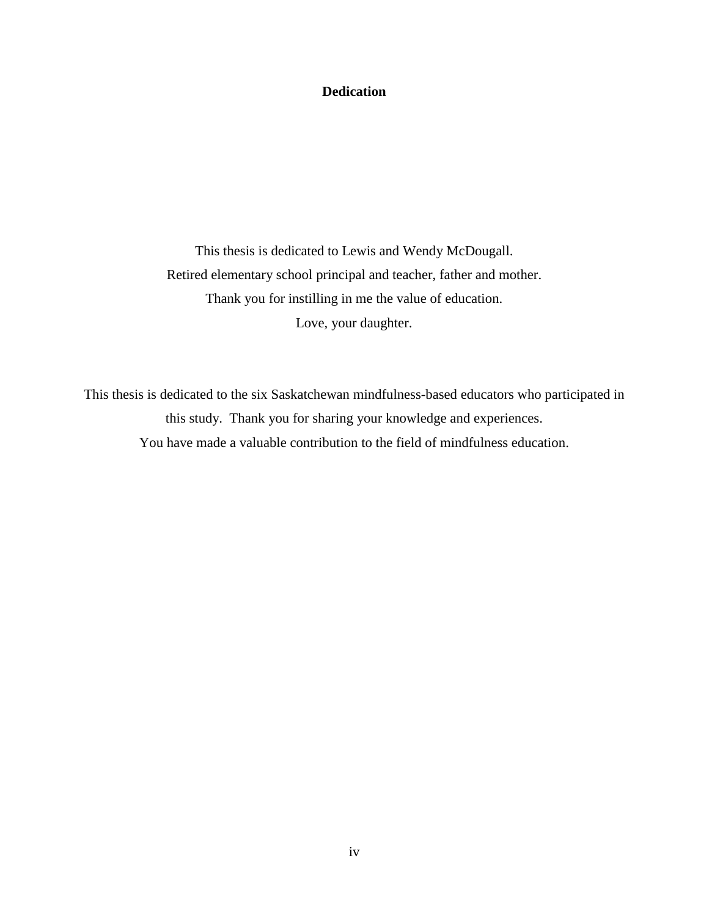# Dedication

This thesis is dedicated to Lewis and Wendy McDougall.
Retired elementary school principal and teacher, father and mother.
Thank you for instilling in me the value of education.
Love, your daughter.

This thesis is dedicated to the six Saskatchewan mindfulness-based educators who participated in this study. Thank you for sharing your knowledge and experiences.
You have made a valuable contribution to the field of mindfulness education.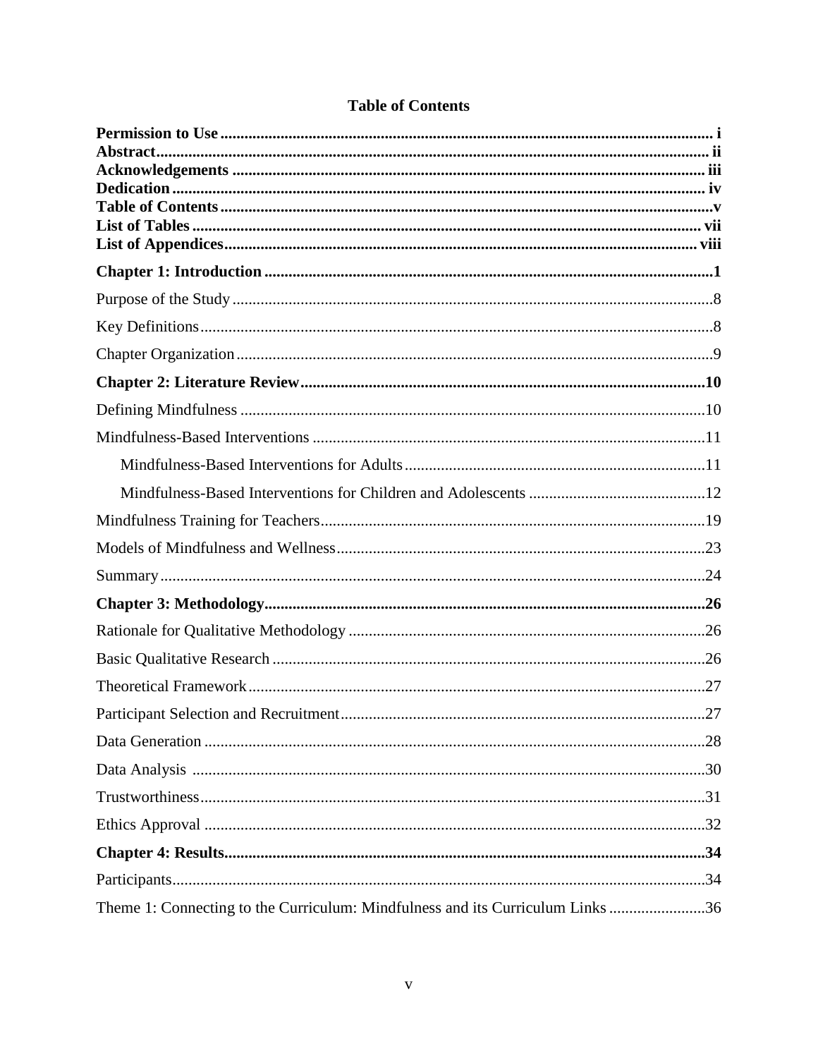# Table of Contents

**Permission to Use** ........................................ i
**Abstract** ........................................ ii
**Acknowledgements** ........................................ iii
**Dedication** ........................................ iv
**Table of Contents** ........................................ v
**List of Tables** ........................................ vii
**List of Appendices** ........................................ viii

**Chapter 1: Introduction** ........................................ 1

Purpose of the Study ........................................ 8

Key Definitions ........................................ 8

Chapter Organization ........................................ 9

**Chapter 2: Literature Review** ........................................ 10

Defining Mindfulness ........................................ 10

Mindfulness-Based Interventions ........................................ 11

- Mindfulness-Based Interventions for Adults ........................................ 11
- Mindfulness-Based Interventions for Children and Adolescents ........................................ 12

Mindfulness Training for Teachers ........................................ 19

Models of Mindfulness and Wellness ........................................ 23

Summary ........................................ 24

**Chapter 3: Methodology** ........................................ 26

Rationale for Qualitative Methodology ........................................ 26

Basic Qualitative Research ........................................ 26

Theoretical Framework ........................................ 27

Participant Selection and Recruitment ........................................ 27

Data Generation ........................................ 28

Data Analysis ........................................ 30

Trustworthiness ........................................ 31

Ethics Approval ........................................ 32

**Chapter 4: Results** ........................................ 34

Participants ........................................ 34

Theme 1: Connecting to the Curriculum: Mindfulness and its Curriculum Links ........................................ 36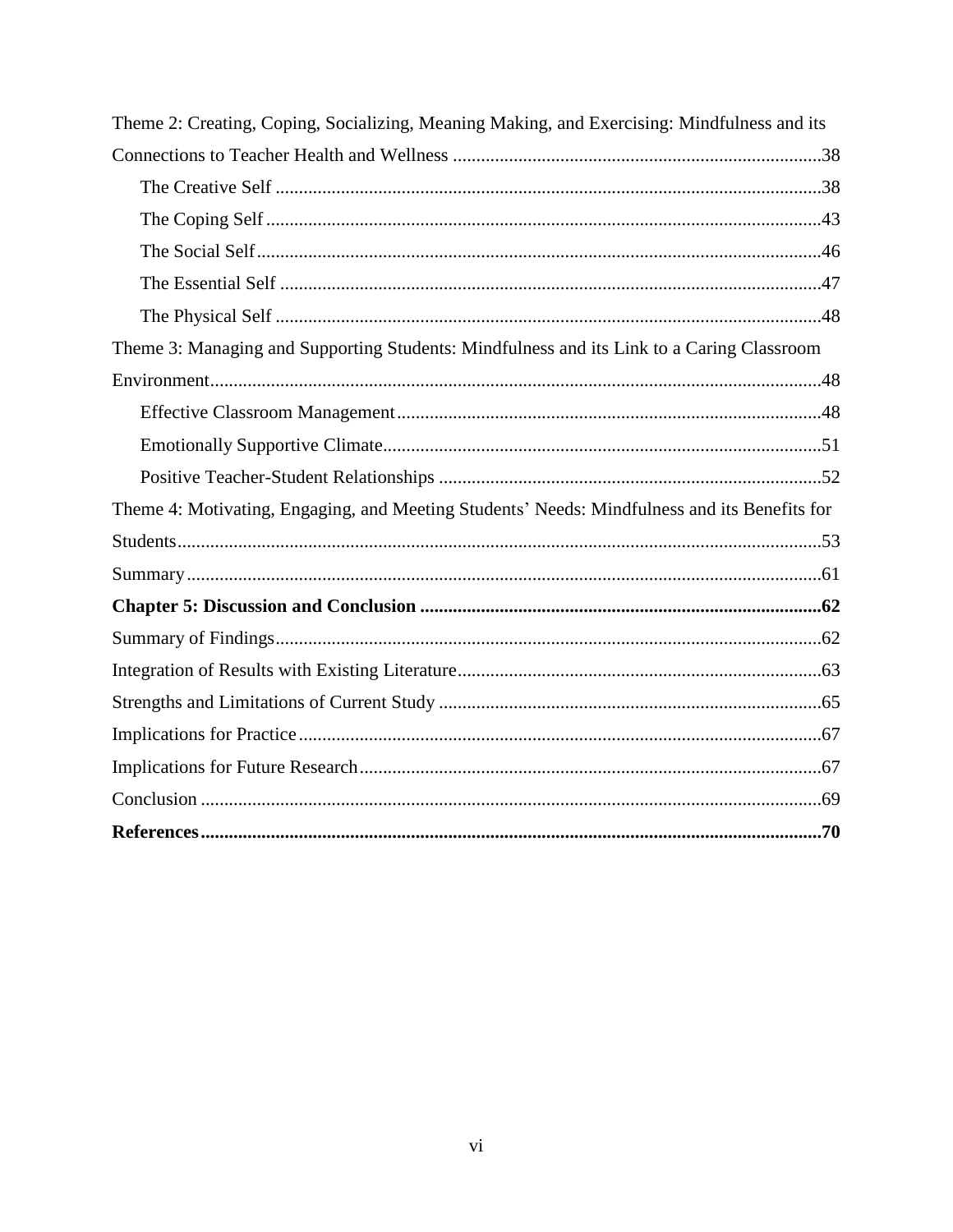Theme 2: Creating, Coping, Socializing, Meaning Making, and Exercising: Mindfulness and its Connections to Teacher Health and Wellness ........ 38

- The Creative Self ........ 38
- The Coping Self ........ 43
- The Social Self ........ 46
- The Essential Self ........ 47
- The Physical Self ........ 48

Theme 3: Managing and Supporting Students: Mindfulness and its Link to a Caring Classroom Environment ........ 48

- Effective Classroom Management ........ 48
- Emotionally Supportive Climate ........ 51
- Positive Teacher-Student Relationships ........ 52

Theme 4: Motivating, Engaging, and Meeting Students' Needs: Mindfulness and its Benefits for Students ........ 53

Summary ........ 61

**Chapter 5: Discussion and Conclusion ........ 62**

Summary of Findings ........ 62

Integration of Results with Existing Literature ........ 63

Strengths and Limitations of Current Study ........ 65

Implications for Practice ........ 67

Implications for Future Research ........ 67

Conclusion ........ 69

**References ........ 70**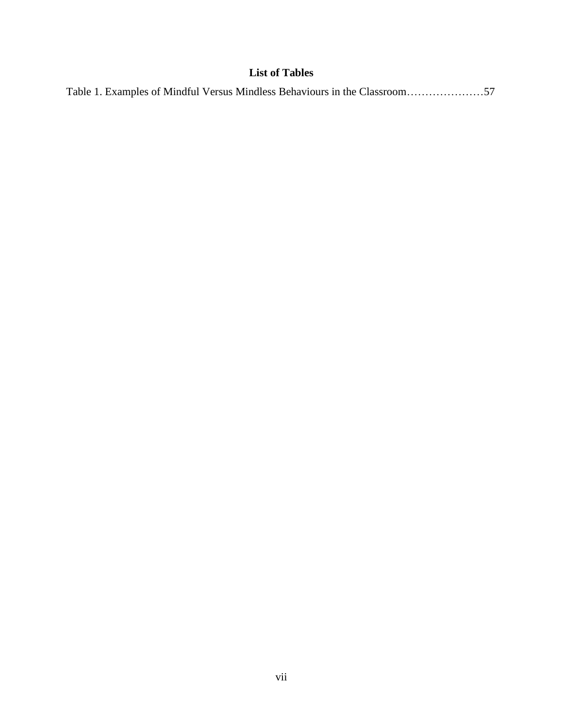## List of Tables

Table 1. Examples of Mindful Versus Mindless Behaviours in the Classroom…………………57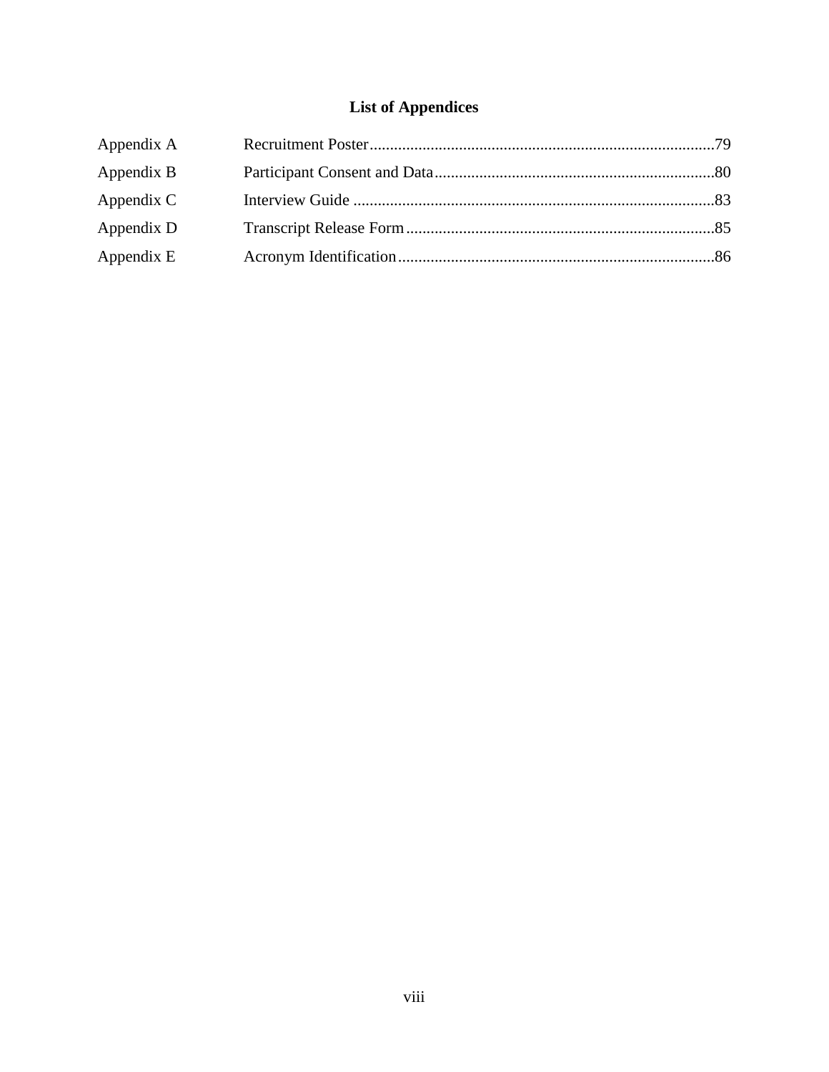# List of Appendices

| | | |
|---|---|---|
| Appendix A | Recruitment Poster | 79 |
| Appendix B | Participant Consent and Data | 80 |
| Appendix C | Interview Guide | 83 |
| Appendix D | Transcript Release Form | 85 |
| Appendix E | Acronym Identification | 86 |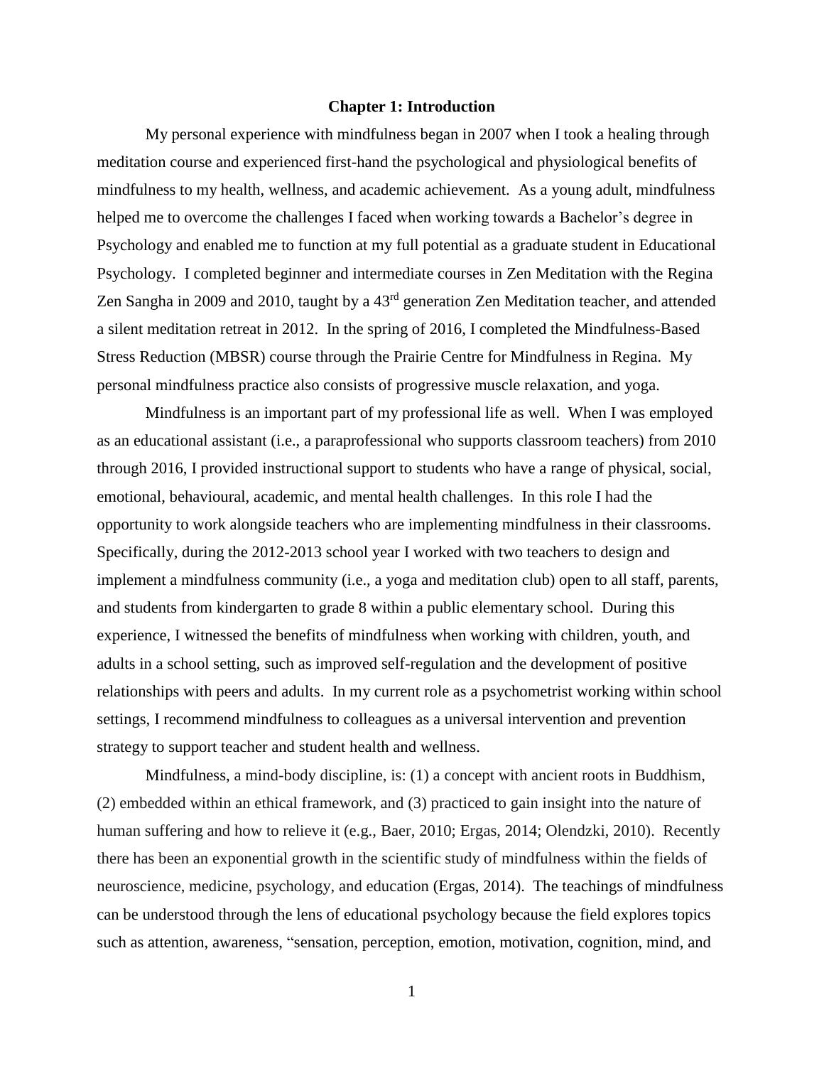# Chapter 1: Introduction

My personal experience with mindfulness began in 2007 when I took a healing through meditation course and experienced first-hand the psychological and physiological benefits of mindfulness to my health, wellness, and academic achievement. As a young adult, mindfulness helped me to overcome the challenges I faced when working towards a Bachelor's degree in Psychology and enabled me to function at my full potential as a graduate student in Educational Psychology. I completed beginner and intermediate courses in Zen Meditation with the Regina Zen Sangha in 2009 and 2010, taught by a 43rd generation Zen Meditation teacher, and attended a silent meditation retreat in 2012. In the spring of 2016, I completed the Mindfulness-Based Stress Reduction (MBSR) course through the Prairie Centre for Mindfulness in Regina. My personal mindfulness practice also consists of progressive muscle relaxation, and yoga.

Mindfulness is an important part of my professional life as well. When I was employed as an educational assistant (i.e., a paraprofessional who supports classroom teachers) from 2010 through 2016, I provided instructional support to students who have a range of physical, social, emotional, behavioural, academic, and mental health challenges. In this role I had the opportunity to work alongside teachers who are implementing mindfulness in their classrooms. Specifically, during the 2012-2013 school year I worked with two teachers to design and implement a mindfulness community (i.e., a yoga and meditation club) open to all staff, parents, and students from kindergarten to grade 8 within a public elementary school. During this experience, I witnessed the benefits of mindfulness when working with children, youth, and adults in a school setting, such as improved self-regulation and the development of positive relationships with peers and adults. In my current role as a psychometrist working within school settings, I recommend mindfulness to colleagues as a universal intervention and prevention strategy to support teacher and student health and wellness.

Mindfulness, a mind-body discipline, is: (1) a concept with ancient roots in Buddhism, (2) embedded within an ethical framework, and (3) practiced to gain insight into the nature of human suffering and how to relieve it (e.g., Baer, 2010; Ergas, 2014; Olendzki, 2010). Recently there has been an exponential growth in the scientific study of mindfulness within the fields of neuroscience, medicine, psychology, and education (Ergas, 2014). The teachings of mindfulness can be understood through the lens of educational psychology because the field explores topics such as attention, awareness, "sensation, perception, emotion, motivation, cognition, mind, and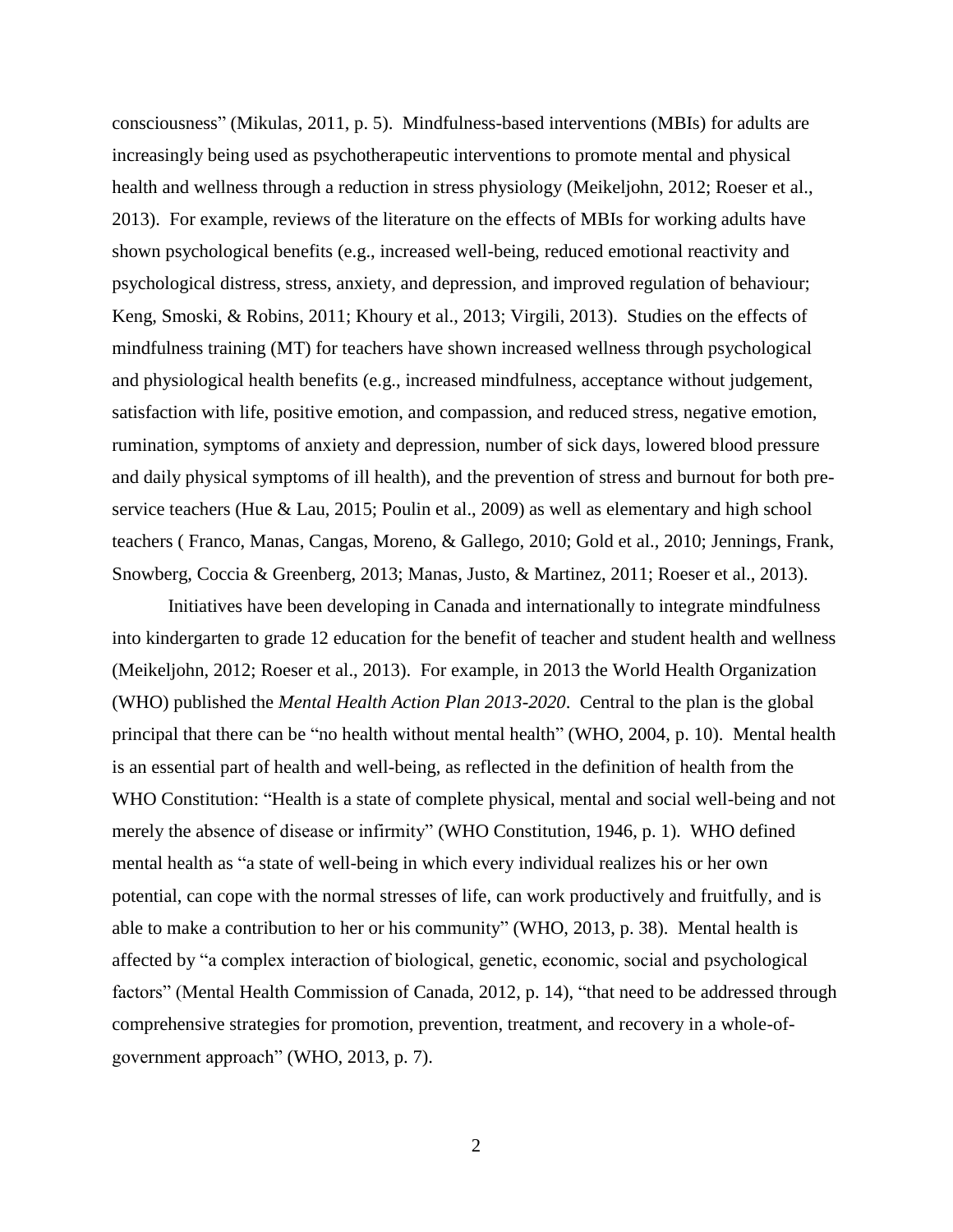consciousness" (Mikulas, 2011, p. 5). Mindfulness-based interventions (MBIs) for adults are increasingly being used as psychotherapeutic interventions to promote mental and physical health and wellness through a reduction in stress physiology (Meikeljohn, 2012; Roeser et al., 2013). For example, reviews of the literature on the effects of MBIs for working adults have shown psychological benefits (e.g., increased well-being, reduced emotional reactivity and psychological distress, stress, anxiety, and depression, and improved regulation of behaviour; Keng, Smoski, & Robins, 2011; Khoury et al., 2013; Virgili, 2013). Studies on the effects of mindfulness training (MT) for teachers have shown increased wellness through psychological and physiological health benefits (e.g., increased mindfulness, acceptance without judgement, satisfaction with life, positive emotion, and compassion, and reduced stress, negative emotion, rumination, symptoms of anxiety and depression, number of sick days, lowered blood pressure and daily physical symptoms of ill health), and the prevention of stress and burnout for both pre-service teachers (Hue & Lau, 2015; Poulin et al., 2009) as well as elementary and high school teachers ( Franco, Manas, Cangas, Moreno, & Gallego, 2010; Gold et al., 2010; Jennings, Frank, Snowberg, Coccia & Greenberg, 2013; Manas, Justo, & Martinez, 2011; Roeser et al., 2013).

Initiatives have been developing in Canada and internationally to integrate mindfulness into kindergarten to grade 12 education for the benefit of teacher and student health and wellness (Meikeljohn, 2012; Roeser et al., 2013). For example, in 2013 the World Health Organization (WHO) published the *Mental Health Action Plan 2013-2020*. Central to the plan is the global principal that there can be "no health without mental health" (WHO, 2004, p. 10). Mental health is an essential part of health and well-being, as reflected in the definition of health from the WHO Constitution: "Health is a state of complete physical, mental and social well-being and not merely the absence of disease or infirmity" (WHO Constitution, 1946, p. 1). WHO defined mental health as "a state of well-being in which every individual realizes his or her own potential, can cope with the normal stresses of life, can work productively and fruitfully, and is able to make a contribution to her or his community" (WHO, 2013, p. 38). Mental health is affected by "a complex interaction of biological, genetic, economic, social and psychological factors" (Mental Health Commission of Canada, 2012, p. 14), "that need to be addressed through comprehensive strategies for promotion, prevention, treatment, and recovery in a whole-of-government approach" (WHO, 2013, p. 7).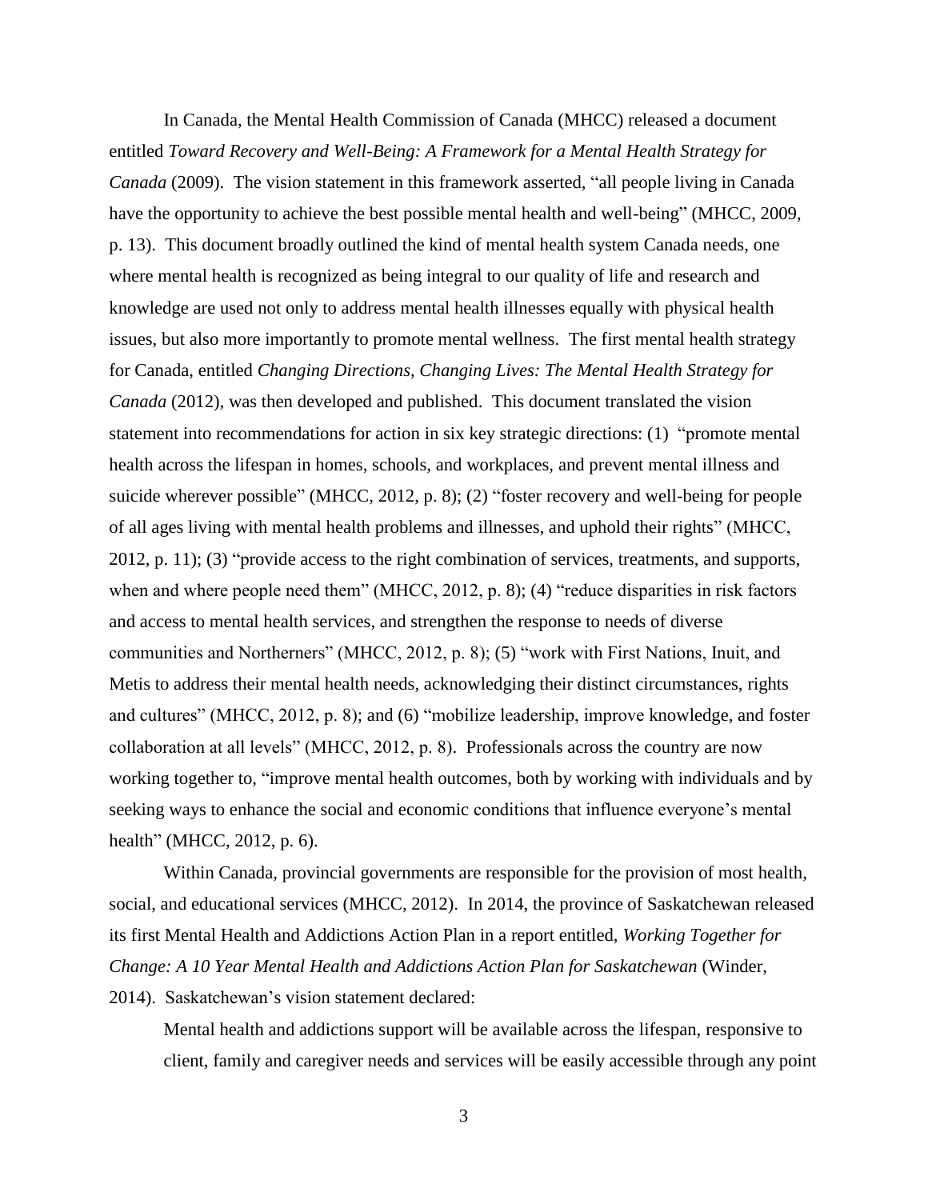In Canada, the Mental Health Commission of Canada (MHCC) released a document entitled *Toward Recovery and Well-Being: A Framework for a Mental Health Strategy for Canada* (2009). The vision statement in this framework asserted, "all people living in Canada have the opportunity to achieve the best possible mental health and well-being" (MHCC, 2009, p. 13). This document broadly outlined the kind of mental health system Canada needs, one where mental health is recognized as being integral to our quality of life and research and knowledge are used not only to address mental health illnesses equally with physical health issues, but also more importantly to promote mental wellness. The first mental health strategy for Canada, entitled *Changing Directions, Changing Lives: The Mental Health Strategy for Canada* (2012), was then developed and published. This document translated the vision statement into recommendations for action in six key strategic directions: (1) "promote mental health across the lifespan in homes, schools, and workplaces, and prevent mental illness and suicide wherever possible" (MHCC, 2012, p. 8); (2) "foster recovery and well-being for people of all ages living with mental health problems and illnesses, and uphold their rights" (MHCC, 2012, p. 11); (3) "provide access to the right combination of services, treatments, and supports, when and where people need them" (MHCC, 2012, p. 8); (4) "reduce disparities in risk factors and access to mental health services, and strengthen the response to needs of diverse communities and Northerners" (MHCC, 2012, p. 8); (5) "work with First Nations, Inuit, and Metis to address their mental health needs, acknowledging their distinct circumstances, rights and cultures" (MHCC, 2012, p. 8); and (6) "mobilize leadership, improve knowledge, and foster collaboration at all levels" (MHCC, 2012, p. 8). Professionals across the country are now working together to, "improve mental health outcomes, both by working with individuals and by seeking ways to enhance the social and economic conditions that influence everyone's mental health" (MHCC, 2012, p. 6).

Within Canada, provincial governments are responsible for the provision of most health, social, and educational services (MHCC, 2012). In 2014, the province of Saskatchewan released its first Mental Health and Addictions Action Plan in a report entitled, *Working Together for Change: A 10 Year Mental Health and Addictions Action Plan for Saskatchewan* (Winder, 2014). Saskatchewan's vision statement declared:

> Mental health and addictions support will be available across the lifespan, responsive to client, family and caregiver needs and services will be easily accessible through any point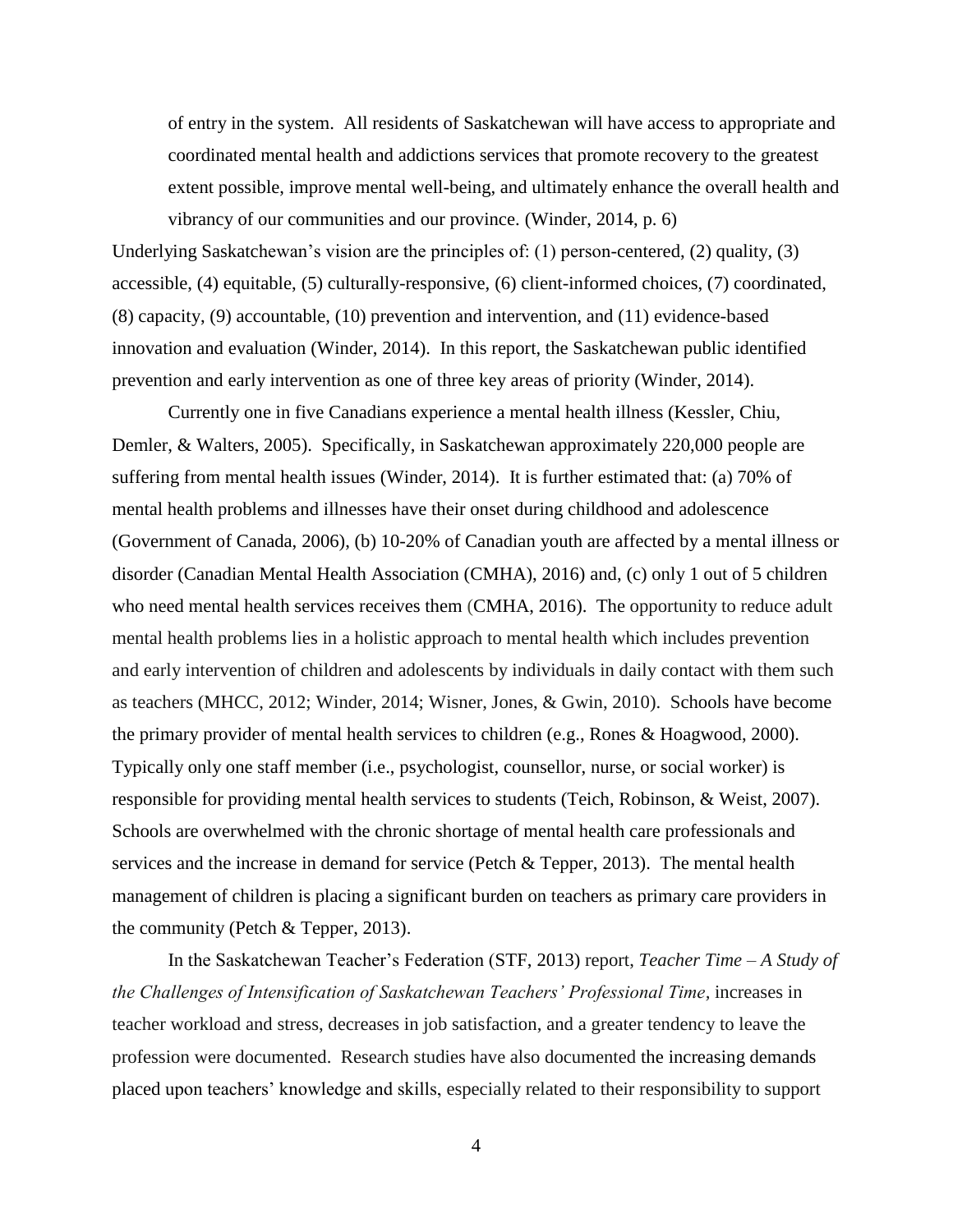> of entry in the system. All residents of Saskatchewan will have access to appropriate and coordinated mental health and addictions services that promote recovery to the greatest extent possible, improve mental well-being, and ultimately enhance the overall health and vibrancy of our communities and our province. (Winder, 2014, p. 6)

Underlying Saskatchewan's vision are the principles of: (1) person-centered, (2) quality, (3) accessible, (4) equitable, (5) culturally-responsive, (6) client-informed choices, (7) coordinated, (8) capacity, (9) accountable, (10) prevention and intervention, and (11) evidence-based innovation and evaluation (Winder, 2014). In this report, the Saskatchewan public identified prevention and early intervention as one of three key areas of priority (Winder, 2014).

Currently one in five Canadians experience a mental health illness (Kessler, Chiu, Demler, & Walters, 2005). Specifically, in Saskatchewan approximately 220,000 people are suffering from mental health issues (Winder, 2014). It is further estimated that: (a) 70% of mental health problems and illnesses have their onset during childhood and adolescence (Government of Canada, 2006), (b) 10-20% of Canadian youth are affected by a mental illness or disorder (Canadian Mental Health Association (CMHA), 2016) and, (c) only 1 out of 5 children who need mental health services receives them (CMHA, 2016). The opportunity to reduce adult mental health problems lies in a holistic approach to mental health which includes prevention and early intervention of children and adolescents by individuals in daily contact with them such as teachers (MHCC, 2012; Winder, 2014; Wisner, Jones, & Gwin, 2010). Schools have become the primary provider of mental health services to children (e.g., Rones & Hoagwood, 2000). Typically only one staff member (i.e., psychologist, counsellor, nurse, or social worker) is responsible for providing mental health services to students (Teich, Robinson, & Weist, 2007). Schools are overwhelmed with the chronic shortage of mental health care professionals and services and the increase in demand for service (Petch & Tepper, 2013). The mental health management of children is placing a significant burden on teachers as primary care providers in the community (Petch & Tepper, 2013).

In the Saskatchewan Teacher's Federation (STF, 2013) report, *Teacher Time – A Study of the Challenges of Intensification of Saskatchewan Teachers' Professional Time*, increases in teacher workload and stress, decreases in job satisfaction, and a greater tendency to leave the profession were documented. Research studies have also documented the increasing demands placed upon teachers' knowledge and skills, especially related to their responsibility to support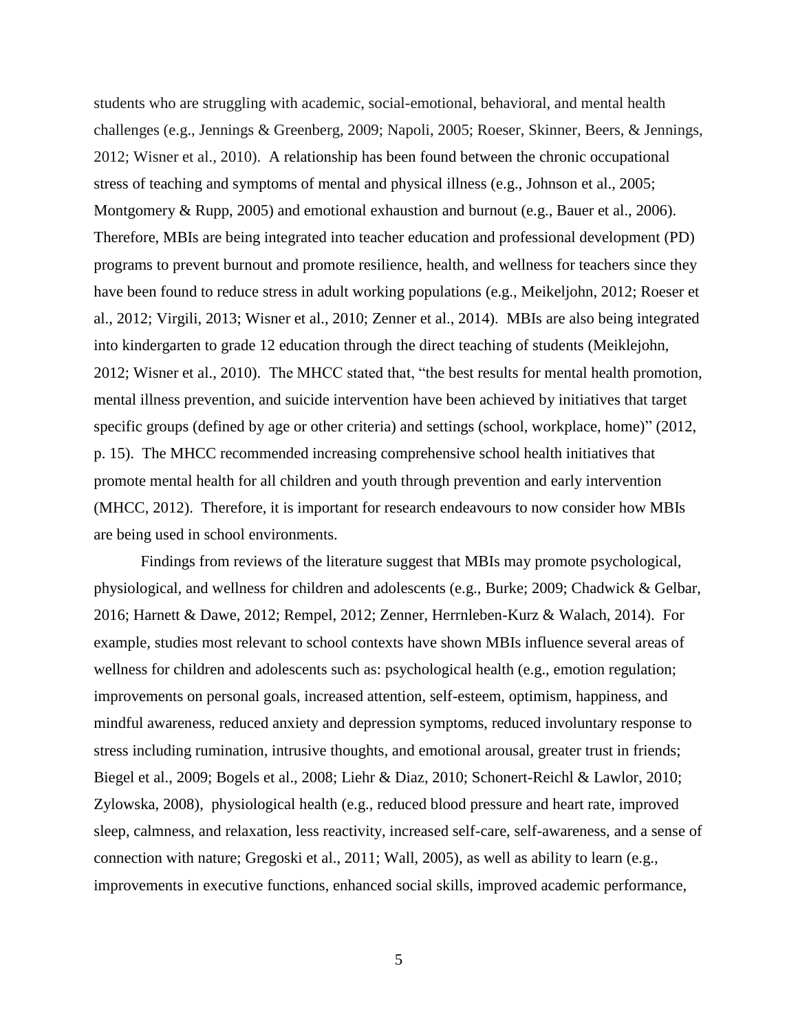students who are struggling with academic, social-emotional, behavioral, and mental health challenges (e.g., Jennings & Greenberg, 2009; Napoli, 2005; Roeser, Skinner, Beers, & Jennings, 2012; Wisner et al., 2010). A relationship has been found between the chronic occupational stress of teaching and symptoms of mental and physical illness (e.g., Johnson et al., 2005; Montgomery & Rupp, 2005) and emotional exhaustion and burnout (e.g., Bauer et al., 2006). Therefore, MBIs are being integrated into teacher education and professional development (PD) programs to prevent burnout and promote resilience, health, and wellness for teachers since they have been found to reduce stress in adult working populations (e.g., Meikeljohn, 2012; Roeser et al., 2012; Virgili, 2013; Wisner et al., 2010; Zenner et al., 2014). MBIs are also being integrated into kindergarten to grade 12 education through the direct teaching of students (Meiklejohn, 2012; Wisner et al., 2010). The MHCC stated that, "the best results for mental health promotion, mental illness prevention, and suicide intervention have been achieved by initiatives that target specific groups (defined by age or other criteria) and settings (school, workplace, home)" (2012, p. 15). The MHCC recommended increasing comprehensive school health initiatives that promote mental health for all children and youth through prevention and early intervention (MHCC, 2012). Therefore, it is important for research endeavours to now consider how MBIs are being used in school environments.

Findings from reviews of the literature suggest that MBIs may promote psychological, physiological, and wellness for children and adolescents (e.g., Burke; 2009; Chadwick & Gelbar, 2016; Harnett & Dawe, 2012; Rempel, 2012; Zenner, Herrnleben-Kurz & Walach, 2014). For example, studies most relevant to school contexts have shown MBIs influence several areas of wellness for children and adolescents such as: psychological health (e.g., emotion regulation; improvements on personal goals, increased attention, self-esteem, optimism, happiness, and mindful awareness, reduced anxiety and depression symptoms, reduced involuntary response to stress including rumination, intrusive thoughts, and emotional arousal, greater trust in friends; Biegel et al., 2009; Bogels et al., 2008; Liehr & Diaz, 2010; Schonert-Reichl & Lawlor, 2010; Zylowska, 2008), physiological health (e.g., reduced blood pressure and heart rate, improved sleep, calmness, and relaxation, less reactivity, increased self-care, self-awareness, and a sense of connection with nature; Gregoski et al., 2011; Wall, 2005), as well as ability to learn (e.g., improvements in executive functions, enhanced social skills, improved academic performance,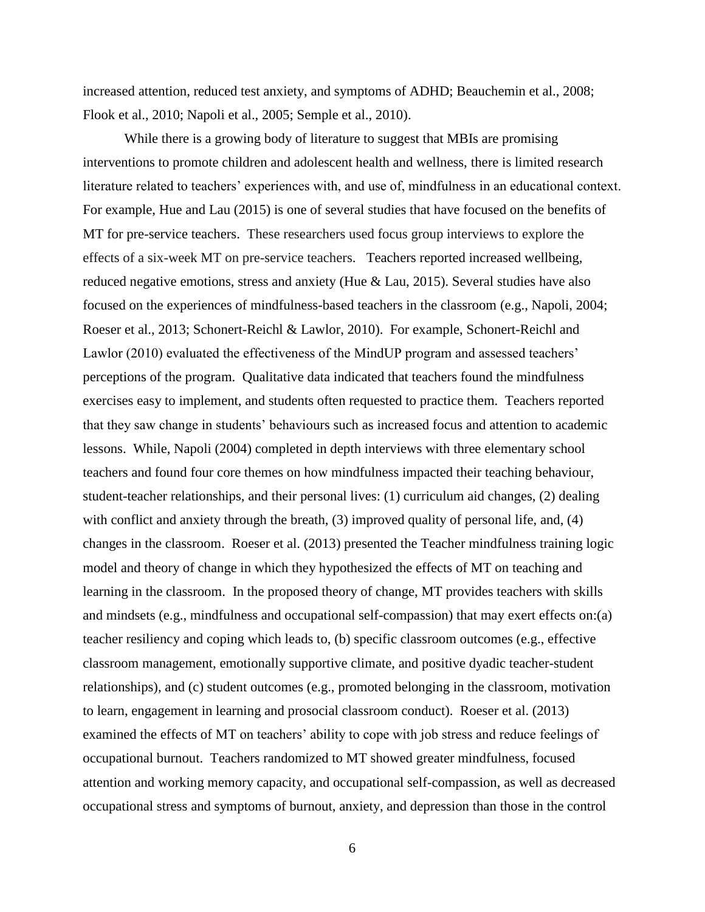increased attention, reduced test anxiety, and symptoms of ADHD; Beauchemin et al., 2008; Flook et al., 2010; Napoli et al., 2005; Semple et al., 2010).

While there is a growing body of literature to suggest that MBIs are promising interventions to promote children and adolescent health and wellness, there is limited research literature related to teachers' experiences with, and use of, mindfulness in an educational context. For example, Hue and Lau (2015) is one of several studies that have focused on the benefits of MT for pre-service teachers. These researchers used focus group interviews to explore the effects of a six-week MT on pre-service teachers. Teachers reported increased wellbeing, reduced negative emotions, stress and anxiety (Hue & Lau, 2015). Several studies have also focused on the experiences of mindfulness-based teachers in the classroom (e.g., Napoli, 2004; Roeser et al., 2013; Schonert-Reichl & Lawlor, 2010). For example, Schonert-Reichl and Lawlor (2010) evaluated the effectiveness of the MindUP program and assessed teachers' perceptions of the program. Qualitative data indicated that teachers found the mindfulness exercises easy to implement, and students often requested to practice them. Teachers reported that they saw change in students' behaviours such as increased focus and attention to academic lessons. While, Napoli (2004) completed in depth interviews with three elementary school teachers and found four core themes on how mindfulness impacted their teaching behaviour, student-teacher relationships, and their personal lives: (1) curriculum aid changes, (2) dealing with conflict and anxiety through the breath, (3) improved quality of personal life, and, (4) changes in the classroom. Roeser et al. (2013) presented the Teacher mindfulness training logic model and theory of change in which they hypothesized the effects of MT on teaching and learning in the classroom. In the proposed theory of change, MT provides teachers with skills and mindsets (e.g., mindfulness and occupational self-compassion) that may exert effects on:(a) teacher resiliency and coping which leads to, (b) specific classroom outcomes (e.g., effective classroom management, emotionally supportive climate, and positive dyadic teacher-student relationships), and (c) student outcomes (e.g., promoted belonging in the classroom, motivation to learn, engagement in learning and prosocial classroom conduct). Roeser et al. (2013) examined the effects of MT on teachers' ability to cope with job stress and reduce feelings of occupational burnout. Teachers randomized to MT showed greater mindfulness, focused attention and working memory capacity, and occupational self-compassion, as well as decreased occupational stress and symptoms of burnout, anxiety, and depression than those in the control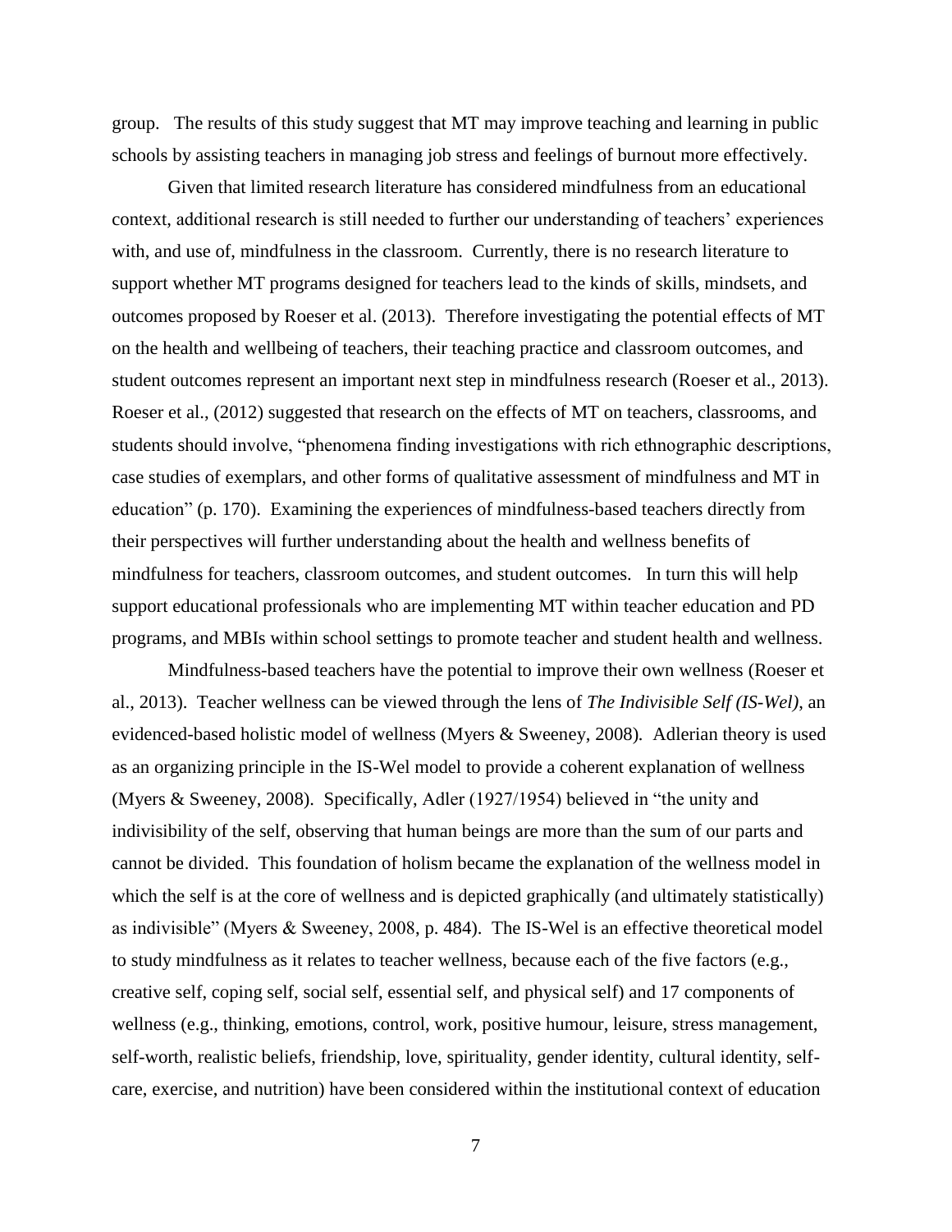group. The results of this study suggest that MT may improve teaching and learning in public schools by assisting teachers in managing job stress and feelings of burnout more effectively.

Given that limited research literature has considered mindfulness from an educational context, additional research is still needed to further our understanding of teachers' experiences with, and use of, mindfulness in the classroom. Currently, there is no research literature to support whether MT programs designed for teachers lead to the kinds of skills, mindsets, and outcomes proposed by Roeser et al. (2013). Therefore investigating the potential effects of MT on the health and wellbeing of teachers, their teaching practice and classroom outcomes, and student outcomes represent an important next step in mindfulness research (Roeser et al., 2013). Roeser et al., (2012) suggested that research on the effects of MT on teachers, classrooms, and students should involve, "phenomena finding investigations with rich ethnographic descriptions, case studies of exemplars, and other forms of qualitative assessment of mindfulness and MT in education" (p. 170). Examining the experiences of mindfulness-based teachers directly from their perspectives will further understanding about the health and wellness benefits of mindfulness for teachers, classroom outcomes, and student outcomes. In turn this will help support educational professionals who are implementing MT within teacher education and PD programs, and MBIs within school settings to promote teacher and student health and wellness.

Mindfulness-based teachers have the potential to improve their own wellness (Roeser et al., 2013). Teacher wellness can be viewed through the lens of *The Indivisible Self (IS-Wel)*, an evidenced-based holistic model of wellness (Myers & Sweeney, 2008). Adlerian theory is used as an organizing principle in the IS-Wel model to provide a coherent explanation of wellness (Myers & Sweeney, 2008). Specifically, Adler (1927/1954) believed in "the unity and indivisibility of the self, observing that human beings are more than the sum of our parts and cannot be divided. This foundation of holism became the explanation of the wellness model in which the self is at the core of wellness and is depicted graphically (and ultimately statistically) as indivisible" (Myers & Sweeney, 2008, p. 484). The IS-Wel is an effective theoretical model to study mindfulness as it relates to teacher wellness, because each of the five factors (e.g., creative self, coping self, social self, essential self, and physical self) and 17 components of wellness (e.g., thinking, emotions, control, work, positive humour, leisure, stress management, self-worth, realistic beliefs, friendship, love, spirituality, gender identity, cultural identity, self-care, exercise, and nutrition) have been considered within the institutional context of education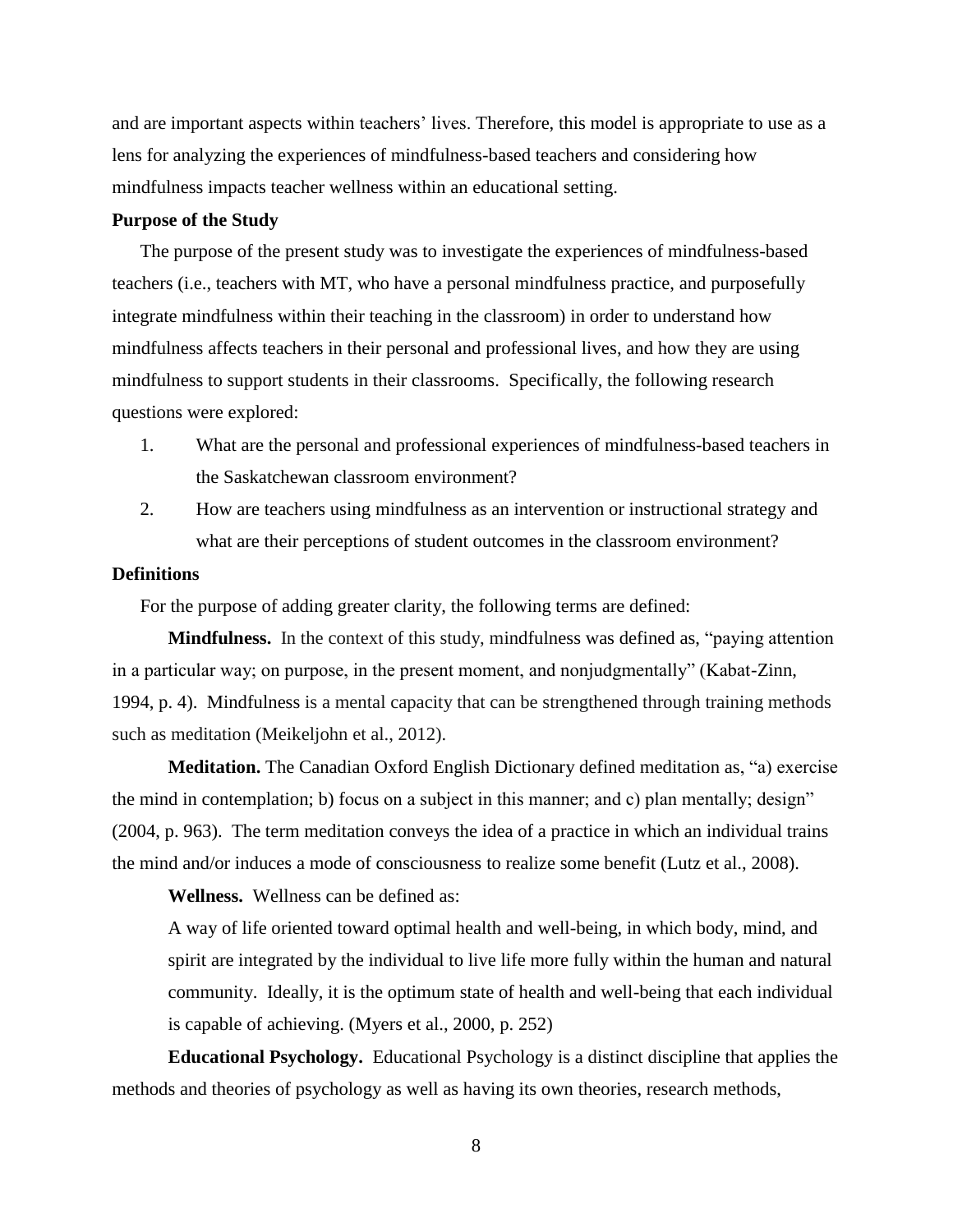and are important aspects within teachers' lives. Therefore, this model is appropriate to use as a lens for analyzing the experiences of mindfulness-based teachers and considering how mindfulness impacts teacher wellness within an educational setting.

**Purpose of the Study**

The purpose of the present study was to investigate the experiences of mindfulness-based teachers (i.e., teachers with MT, who have a personal mindfulness practice, and purposefully integrate mindfulness within their teaching in the classroom) in order to understand how mindfulness affects teachers in their personal and professional lives, and how they are using mindfulness to support students in their classrooms. Specifically, the following research questions were explored:

1. What are the personal and professional experiences of mindfulness-based teachers in the Saskatchewan classroom environment?
2. How are teachers using mindfulness as an intervention or instructional strategy and what are their perceptions of student outcomes in the classroom environment?

**Definitions**

For the purpose of adding greater clarity, the following terms are defined:

**Mindfulness.** In the context of this study, mindfulness was defined as, "paying attention in a particular way; on purpose, in the present moment, and nonjudgmentally" (Kabat-Zinn, 1994, p. 4). Mindfulness is a mental capacity that can be strengthened through training methods such as meditation (Meikeljohn et al., 2012).

**Meditation.** The Canadian Oxford English Dictionary defined meditation as, "a) exercise the mind in contemplation; b) focus on a subject in this manner; and c) plan mentally; design" (2004, p. 963). The term meditation conveys the idea of a practice in which an individual trains the mind and/or induces a mode of consciousness to realize some benefit (Lutz et al., 2008).

**Wellness.** Wellness can be defined as:

> A way of life oriented toward optimal health and well-being, in which body, mind, and spirit are integrated by the individual to live life more fully within the human and natural community. Ideally, it is the optimum state of health and well-being that each individual is capable of achieving. (Myers et al., 2000, p. 252)

**Educational Psychology.** Educational Psychology is a distinct discipline that applies the methods and theories of psychology as well as having its own theories, research methods,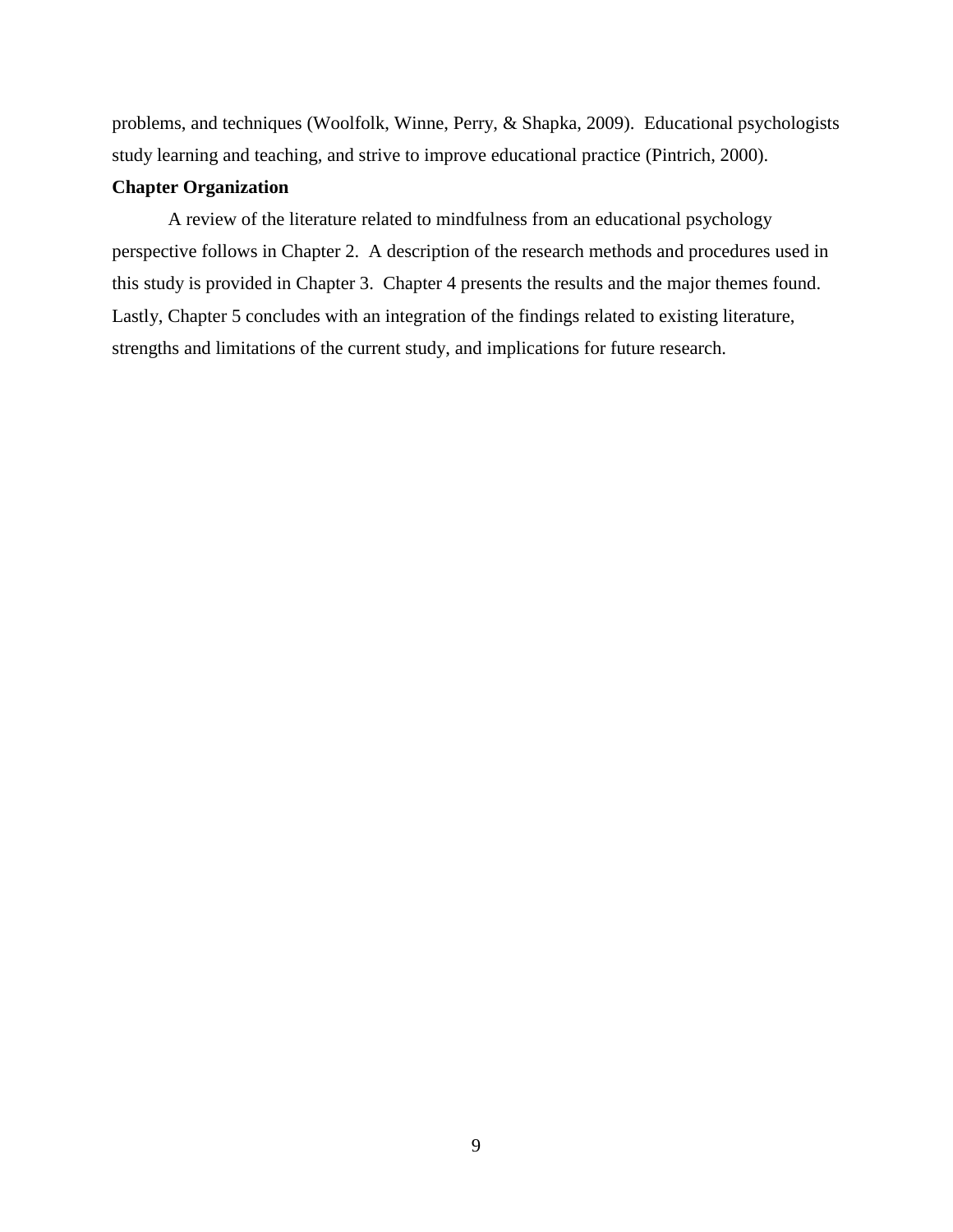problems, and techniques (Woolfolk, Winne, Perry, & Shapka, 2009). Educational psychologists study learning and teaching, and strive to improve educational practice (Pintrich, 2000).

**Chapter Organization**

A review of the literature related to mindfulness from an educational psychology perspective follows in Chapter 2. A description of the research methods and procedures used in this study is provided in Chapter 3. Chapter 4 presents the results and the major themes found. Lastly, Chapter 5 concludes with an integration of the findings related to existing literature, strengths and limitations of the current study, and implications for future research.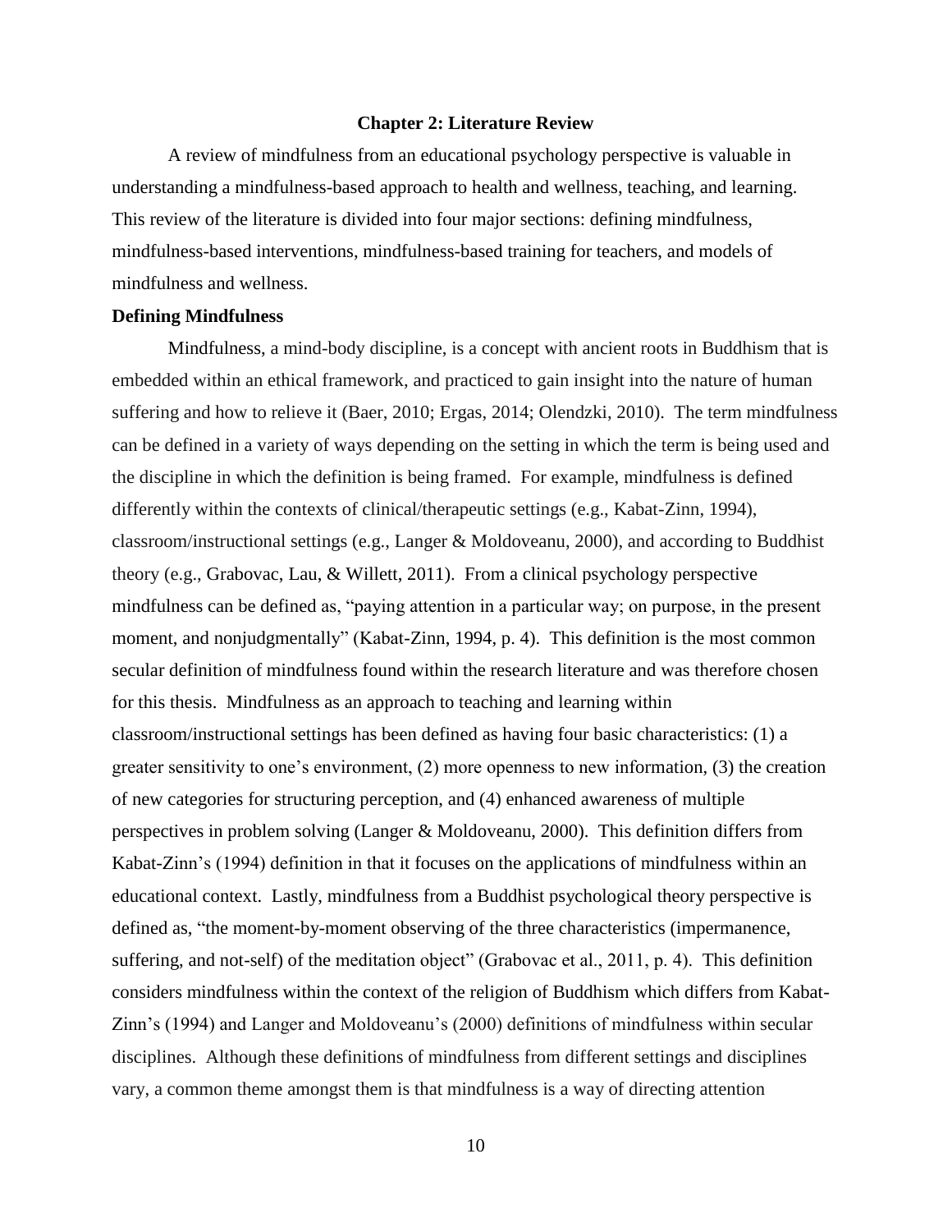# Chapter 2: Literature Review

A review of mindfulness from an educational psychology perspective is valuable in understanding a mindfulness-based approach to health and wellness, teaching, and learning. This review of the literature is divided into four major sections: defining mindfulness, mindfulness-based interventions, mindfulness-based training for teachers, and models of mindfulness and wellness.

## Defining Mindfulness

Mindfulness, a mind-body discipline, is a concept with ancient roots in Buddhism that is embedded within an ethical framework, and practiced to gain insight into the nature of human suffering and how to relieve it (Baer, 2010; Ergas, 2014; Olendzki, 2010). The term mindfulness can be defined in a variety of ways depending on the setting in which the term is being used and the discipline in which the definition is being framed. For example, mindfulness is defined differently within the contexts of clinical/therapeutic settings (e.g., Kabat-Zinn, 1994), classroom/instructional settings (e.g., Langer & Moldoveanu, 2000), and according to Buddhist theory (e.g., Grabovac, Lau, & Willett, 2011). From a clinical psychology perspective mindfulness can be defined as, "paying attention in a particular way; on purpose, in the present moment, and nonjudgmentally" (Kabat-Zinn, 1994, p. 4). This definition is the most common secular definition of mindfulness found within the research literature and was therefore chosen for this thesis. Mindfulness as an approach to teaching and learning within classroom/instructional settings has been defined as having four basic characteristics: (1) a greater sensitivity to one's environment, (2) more openness to new information, (3) the creation of new categories for structuring perception, and (4) enhanced awareness of multiple perspectives in problem solving (Langer & Moldoveanu, 2000). This definition differs from Kabat-Zinn's (1994) definition in that it focuses on the applications of mindfulness within an educational context. Lastly, mindfulness from a Buddhist psychological theory perspective is defined as, "the moment-by-moment observing of the three characteristics (impermanence, suffering, and not-self) of the meditation object" (Grabovac et al., 2011, p. 4). This definition considers mindfulness within the context of the religion of Buddhism which differs from Kabat-Zinn's (1994) and Langer and Moldoveanu's (2000) definitions of mindfulness within secular disciplines. Although these definitions of mindfulness from different settings and disciplines vary, a common theme amongst them is that mindfulness is a way of directing attention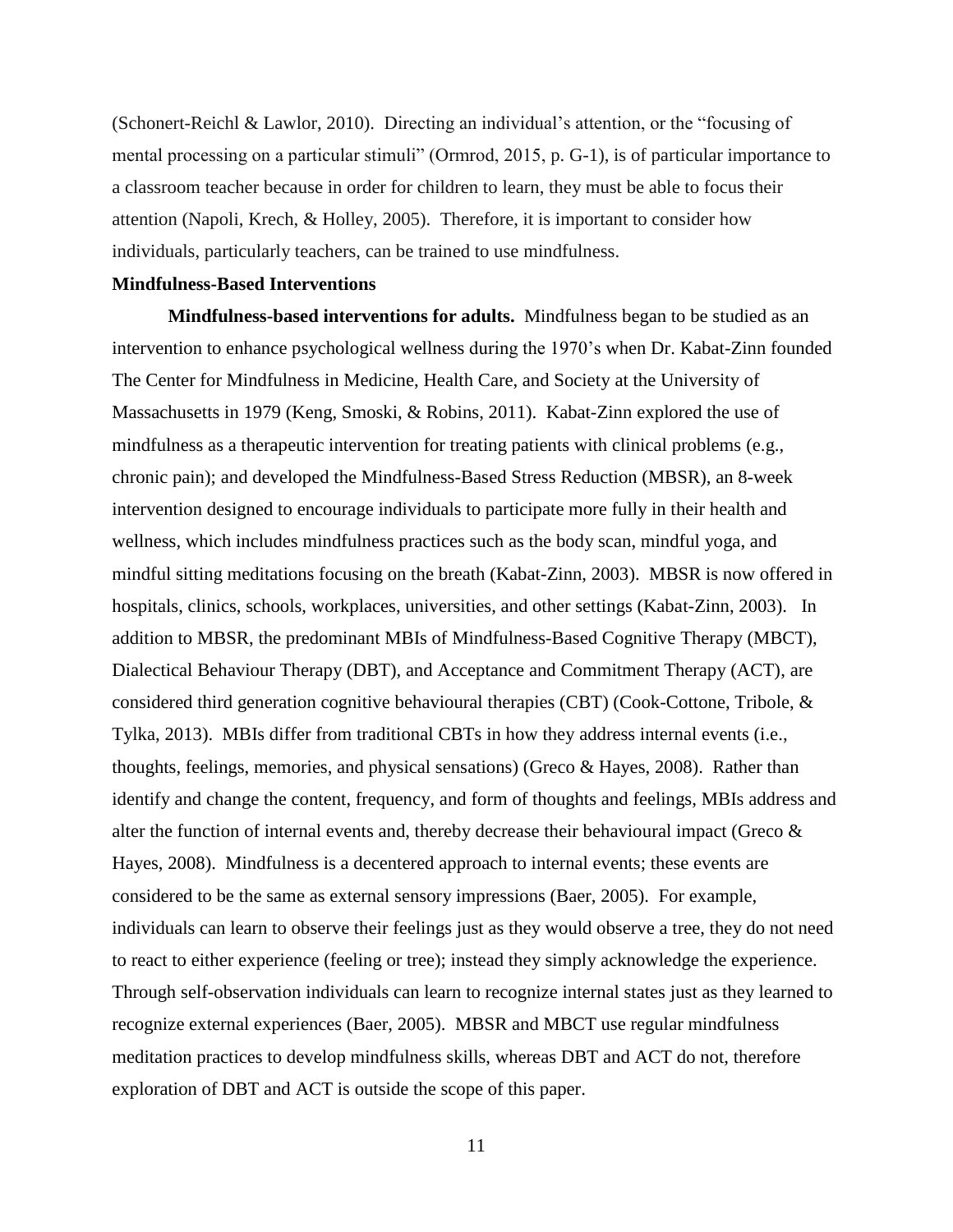(Schonert-Reichl & Lawlor, 2010). Directing an individual's attention, or the "focusing of mental processing on a particular stimuli" (Ormrod, 2015, p. G-1), is of particular importance to a classroom teacher because in order for children to learn, they must be able to focus their attention (Napoli, Krech, & Holley, 2005). Therefore, it is important to consider how individuals, particularly teachers, can be trained to use mindfulness.

## Mindfulness-Based Interventions

**Mindfulness-based interventions for adults.** Mindfulness began to be studied as an intervention to enhance psychological wellness during the 1970's when Dr. Kabat-Zinn founded The Center for Mindfulness in Medicine, Health Care, and Society at the University of Massachusetts in 1979 (Keng, Smoski, & Robins, 2011). Kabat-Zinn explored the use of mindfulness as a therapeutic intervention for treating patients with clinical problems (e.g., chronic pain); and developed the Mindfulness-Based Stress Reduction (MBSR), an 8-week intervention designed to encourage individuals to participate more fully in their health and wellness, which includes mindfulness practices such as the body scan, mindful yoga, and mindful sitting meditations focusing on the breath (Kabat-Zinn, 2003). MBSR is now offered in hospitals, clinics, schools, workplaces, universities, and other settings (Kabat-Zinn, 2003). In addition to MBSR, the predominant MBIs of Mindfulness-Based Cognitive Therapy (MBCT), Dialectical Behaviour Therapy (DBT), and Acceptance and Commitment Therapy (ACT), are considered third generation cognitive behavioural therapies (CBT) (Cook-Cottone, Tribole, & Tylka, 2013). MBIs differ from traditional CBTs in how they address internal events (i.e., thoughts, feelings, memories, and physical sensations) (Greco & Hayes, 2008). Rather than identify and change the content, frequency, and form of thoughts and feelings, MBIs address and alter the function of internal events and, thereby decrease their behavioural impact (Greco & Hayes, 2008). Mindfulness is a decentered approach to internal events; these events are considered to be the same as external sensory impressions (Baer, 2005). For example, individuals can learn to observe their feelings just as they would observe a tree, they do not need to react to either experience (feeling or tree); instead they simply acknowledge the experience. Through self-observation individuals can learn to recognize internal states just as they learned to recognize external experiences (Baer, 2005). MBSR and MBCT use regular mindfulness meditation practices to develop mindfulness skills, whereas DBT and ACT do not, therefore exploration of DBT and ACT is outside the scope of this paper.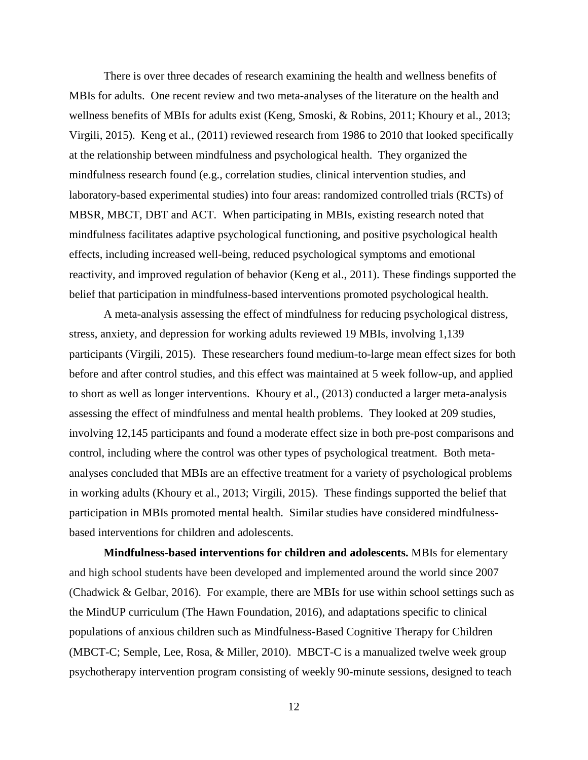There is over three decades of research examining the health and wellness benefits of MBIs for adults. One recent review and two meta-analyses of the literature on the health and wellness benefits of MBIs for adults exist (Keng, Smoski, & Robins, 2011; Khoury et al., 2013; Virgili, 2015). Keng et al., (2011) reviewed research from 1986 to 2010 that looked specifically at the relationship between mindfulness and psychological health. They organized the mindfulness research found (e.g., correlation studies, clinical intervention studies, and laboratory-based experimental studies) into four areas: randomized controlled trials (RCTs) of MBSR, MBCT, DBT and ACT. When participating in MBIs, existing research noted that mindfulness facilitates adaptive psychological functioning, and positive psychological health effects, including increased well-being, reduced psychological symptoms and emotional reactivity, and improved regulation of behavior (Keng et al., 2011). These findings supported the belief that participation in mindfulness-based interventions promoted psychological health.

A meta-analysis assessing the effect of mindfulness for reducing psychological distress, stress, anxiety, and depression for working adults reviewed 19 MBIs, involving 1,139 participants (Virgili, 2015). These researchers found medium-to-large mean effect sizes for both before and after control studies, and this effect was maintained at 5 week follow-up, and applied to short as well as longer interventions. Khoury et al., (2013) conducted a larger meta-analysis assessing the effect of mindfulness and mental health problems. They looked at 209 studies, involving 12,145 participants and found a moderate effect size in both pre-post comparisons and control, including where the control was other types of psychological treatment. Both meta-analyses concluded that MBIs are an effective treatment for a variety of psychological problems in working adults (Khoury et al., 2013; Virgili, 2015). These findings supported the belief that participation in MBIs promoted mental health. Similar studies have considered mindfulness-based interventions for children and adolescents.

**Mindfulness-based interventions for children and adolescents.** MBIs for elementary and high school students have been developed and implemented around the world since 2007 (Chadwick & Gelbar, 2016). For example, there are MBIs for use within school settings such as the MindUP curriculum (The Hawn Foundation, 2016), and adaptations specific to clinical populations of anxious children such as Mindfulness-Based Cognitive Therapy for Children (MBCT-C; Semple, Lee, Rosa, & Miller, 2010). MBCT-C is a manualized twelve week group psychotherapy intervention program consisting of weekly 90-minute sessions, designed to teach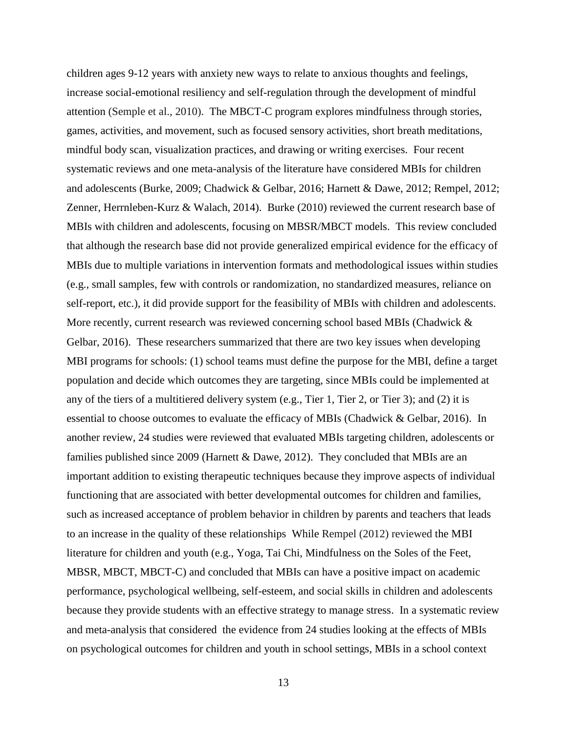children ages 9-12 years with anxiety new ways to relate to anxious thoughts and feelings, increase social-emotional resiliency and self-regulation through the development of mindful attention (Semple et al., 2010). The MBCT-C program explores mindfulness through stories, games, activities, and movement, such as focused sensory activities, short breath meditations, mindful body scan, visualization practices, and drawing or writing exercises. Four recent systematic reviews and one meta-analysis of the literature have considered MBIs for children and adolescents (Burke, 2009; Chadwick & Gelbar, 2016; Harnett & Dawe, 2012; Rempel, 2012; Zenner, Herrnleben-Kurz & Walach, 2014). Burke (2010) reviewed the current research base of MBIs with children and adolescents, focusing on MBSR/MBCT models. This review concluded that although the research base did not provide generalized empirical evidence for the efficacy of MBIs due to multiple variations in intervention formats and methodological issues within studies (e.g., small samples, few with controls or randomization, no standardized measures, reliance on self-report, etc.), it did provide support for the feasibility of MBIs with children and adolescents. More recently, current research was reviewed concerning school based MBIs (Chadwick & Gelbar, 2016). These researchers summarized that there are two key issues when developing MBI programs for schools: (1) school teams must define the purpose for the MBI, define a target population and decide which outcomes they are targeting, since MBIs could be implemented at any of the tiers of a multitiered delivery system (e.g., Tier 1, Tier 2, or Tier 3); and (2) it is essential to choose outcomes to evaluate the efficacy of MBIs (Chadwick & Gelbar, 2016). In another review, 24 studies were reviewed that evaluated MBIs targeting children, adolescents or families published since 2009 (Harnett & Dawe, 2012). They concluded that MBIs are an important addition to existing therapeutic techniques because they improve aspects of individual functioning that are associated with better developmental outcomes for children and families, such as increased acceptance of problem behavior in children by parents and teachers that leads to an increase in the quality of these relationships While Rempel (2012) reviewed the MBI literature for children and youth (e.g., Yoga, Tai Chi, Mindfulness on the Soles of the Feet, MBSR, MBCT, MBCT-C) and concluded that MBIs can have a positive impact on academic performance, psychological wellbeing, self-esteem, and social skills in children and adolescents because they provide students with an effective strategy to manage stress. In a systematic review and meta-analysis that considered the evidence from 24 studies looking at the effects of MBIs on psychological outcomes for children and youth in school settings, MBIs in a school context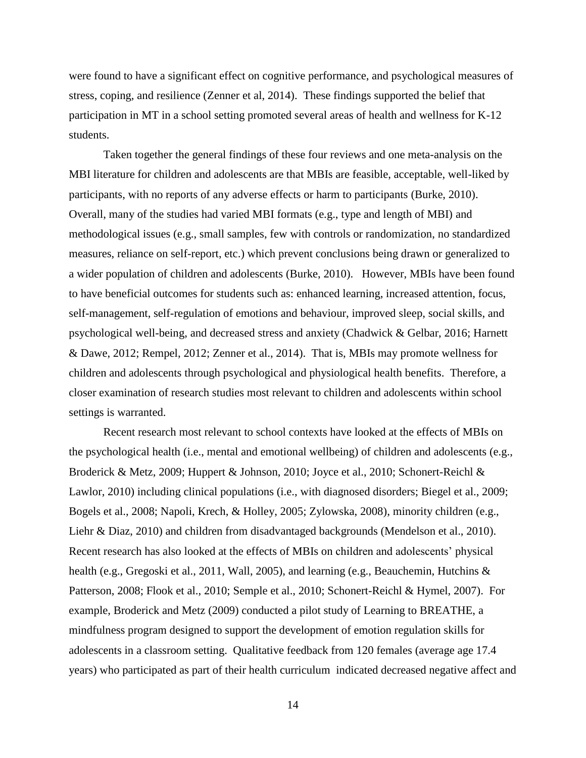were found to have a significant effect on cognitive performance, and psychological measures of stress, coping, and resilience (Zenner et al, 2014). These findings supported the belief that participation in MT in a school setting promoted several areas of health and wellness for K-12 students.

Taken together the general findings of these four reviews and one meta-analysis on the MBI literature for children and adolescents are that MBIs are feasible, acceptable, well-liked by participants, with no reports of any adverse effects or harm to participants (Burke, 2010). Overall, many of the studies had varied MBI formats (e.g., type and length of MBI) and methodological issues (e.g., small samples, few with controls or randomization, no standardized measures, reliance on self-report, etc.) which prevent conclusions being drawn or generalized to a wider population of children and adolescents (Burke, 2010). However, MBIs have been found to have beneficial outcomes for students such as: enhanced learning, increased attention, focus, self-management, self-regulation of emotions and behaviour, improved sleep, social skills, and psychological well-being, and decreased stress and anxiety (Chadwick & Gelbar, 2016; Harnett & Dawe, 2012; Rempel, 2012; Zenner et al., 2014). That is, MBIs may promote wellness for children and adolescents through psychological and physiological health benefits. Therefore, a closer examination of research studies most relevant to children and adolescents within school settings is warranted.

Recent research most relevant to school contexts have looked at the effects of MBIs on the psychological health (i.e., mental and emotional wellbeing) of children and adolescents (e.g., Broderick & Metz, 2009; Huppert & Johnson, 2010; Joyce et al., 2010; Schonert-Reichl & Lawlor, 2010) including clinical populations (i.e., with diagnosed disorders; Biegel et al., 2009; Bogels et al., 2008; Napoli, Krech, & Holley, 2005; Zylowska, 2008), minority children (e.g., Liehr & Diaz, 2010) and children from disadvantaged backgrounds (Mendelson et al., 2010). Recent research has also looked at the effects of MBIs on children and adolescents' physical health (e.g., Gregoski et al., 2011, Wall, 2005), and learning (e.g., Beauchemin, Hutchins & Patterson, 2008; Flook et al., 2010; Semple et al., 2010; Schonert-Reichl & Hymel, 2007). For example, Broderick and Metz (2009) conducted a pilot study of Learning to BREATHE, a mindfulness program designed to support the development of emotion regulation skills for adolescents in a classroom setting. Qualitative feedback from 120 females (average age 17.4 years) who participated as part of their health curriculum indicated decreased negative affect and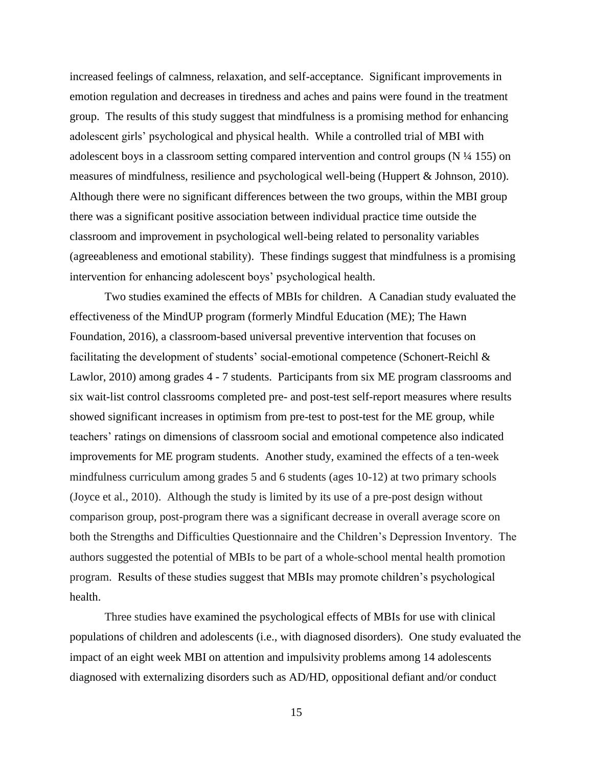increased feelings of calmness, relaxation, and self-acceptance. Significant improvements in emotion regulation and decreases in tiredness and aches and pains were found in the treatment group. The results of this study suggest that mindfulness is a promising method for enhancing adolescent girls' psychological and physical health. While a controlled trial of MBI with adolescent boys in a classroom setting compared intervention and control groups (N ¼ 155) on measures of mindfulness, resilience and psychological well-being (Huppert & Johnson, 2010). Although there were no significant differences between the two groups, within the MBI group there was a significant positive association between individual practice time outside the classroom and improvement in psychological well-being related to personality variables (agreeableness and emotional stability). These findings suggest that mindfulness is a promising intervention for enhancing adolescent boys' psychological health.

Two studies examined the effects of MBIs for children. A Canadian study evaluated the effectiveness of the MindUP program (formerly Mindful Education (ME); The Hawn Foundation, 2016), a classroom-based universal preventive intervention that focuses on facilitating the development of students' social-emotional competence (Schonert-Reichl & Lawlor, 2010) among grades 4 - 7 students. Participants from six ME program classrooms and six wait-list control classrooms completed pre- and post-test self-report measures where results showed significant increases in optimism from pre-test to post-test for the ME group, while teachers' ratings on dimensions of classroom social and emotional competence also indicated improvements for ME program students. Another study, examined the effects of a ten-week mindfulness curriculum among grades 5 and 6 students (ages 10-12) at two primary schools (Joyce et al., 2010). Although the study is limited by its use of a pre-post design without comparison group, post-program there was a significant decrease in overall average score on both the Strengths and Difficulties Questionnaire and the Children's Depression Inventory. The authors suggested the potential of MBIs to be part of a whole-school mental health promotion program. Results of these studies suggest that MBIs may promote children's psychological health.

Three studies have examined the psychological effects of MBIs for use with clinical populations of children and adolescents (i.e., with diagnosed disorders). One study evaluated the impact of an eight week MBI on attention and impulsivity problems among 14 adolescents diagnosed with externalizing disorders such as AD/HD, oppositional defiant and/or conduct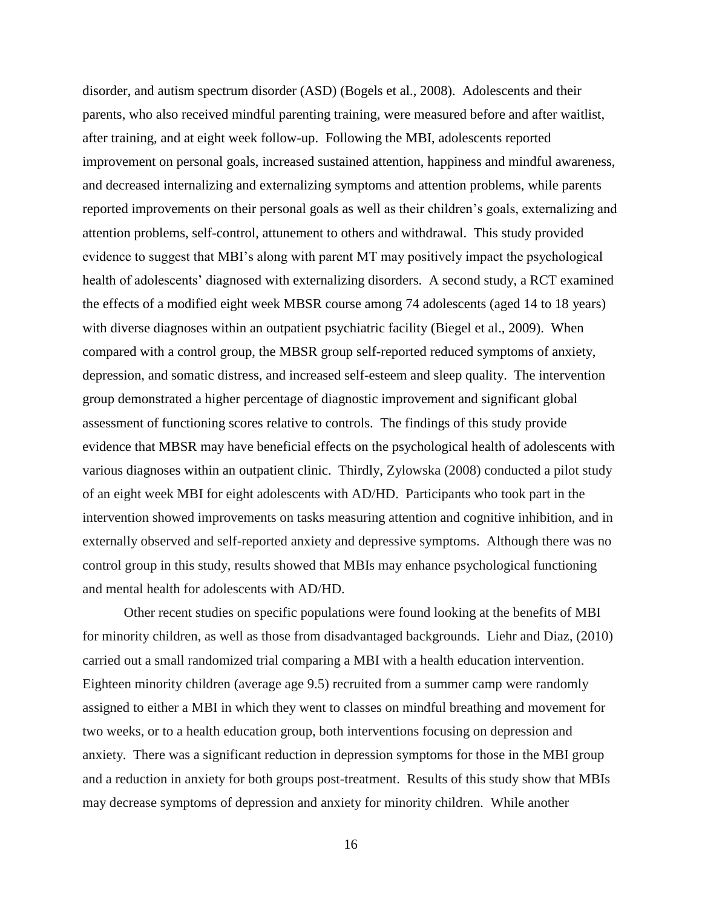disorder, and autism spectrum disorder (ASD) (Bogels et al., 2008). Adolescents and their parents, who also received mindful parenting training, were measured before and after waitlist, after training, and at eight week follow-up. Following the MBI, adolescents reported improvement on personal goals, increased sustained attention, happiness and mindful awareness, and decreased internalizing and externalizing symptoms and attention problems, while parents reported improvements on their personal goals as well as their children's goals, externalizing and attention problems, self-control, attunement to others and withdrawal. This study provided evidence to suggest that MBI's along with parent MT may positively impact the psychological health of adolescents' diagnosed with externalizing disorders. A second study, a RCT examined the effects of a modified eight week MBSR course among 74 adolescents (aged 14 to 18 years) with diverse diagnoses within an outpatient psychiatric facility (Biegel et al., 2009). When compared with a control group, the MBSR group self-reported reduced symptoms of anxiety, depression, and somatic distress, and increased self-esteem and sleep quality. The intervention group demonstrated a higher percentage of diagnostic improvement and significant global assessment of functioning scores relative to controls. The findings of this study provide evidence that MBSR may have beneficial effects on the psychological health of adolescents with various diagnoses within an outpatient clinic. Thirdly, Zylowska (2008) conducted a pilot study of an eight week MBI for eight adolescents with AD/HD. Participants who took part in the intervention showed improvements on tasks measuring attention and cognitive inhibition, and in externally observed and self-reported anxiety and depressive symptoms. Although there was no control group in this study, results showed that MBIs may enhance psychological functioning and mental health for adolescents with AD/HD.

Other recent studies on specific populations were found looking at the benefits of MBI for minority children, as well as those from disadvantaged backgrounds. Liehr and Diaz, (2010) carried out a small randomized trial comparing a MBI with a health education intervention. Eighteen minority children (average age 9.5) recruited from a summer camp were randomly assigned to either a MBI in which they went to classes on mindful breathing and movement for two weeks, or to a health education group, both interventions focusing on depression and anxiety. There was a significant reduction in depression symptoms for those in the MBI group and a reduction in anxiety for both groups post-treatment. Results of this study show that MBIs may decrease symptoms of depression and anxiety for minority children. While another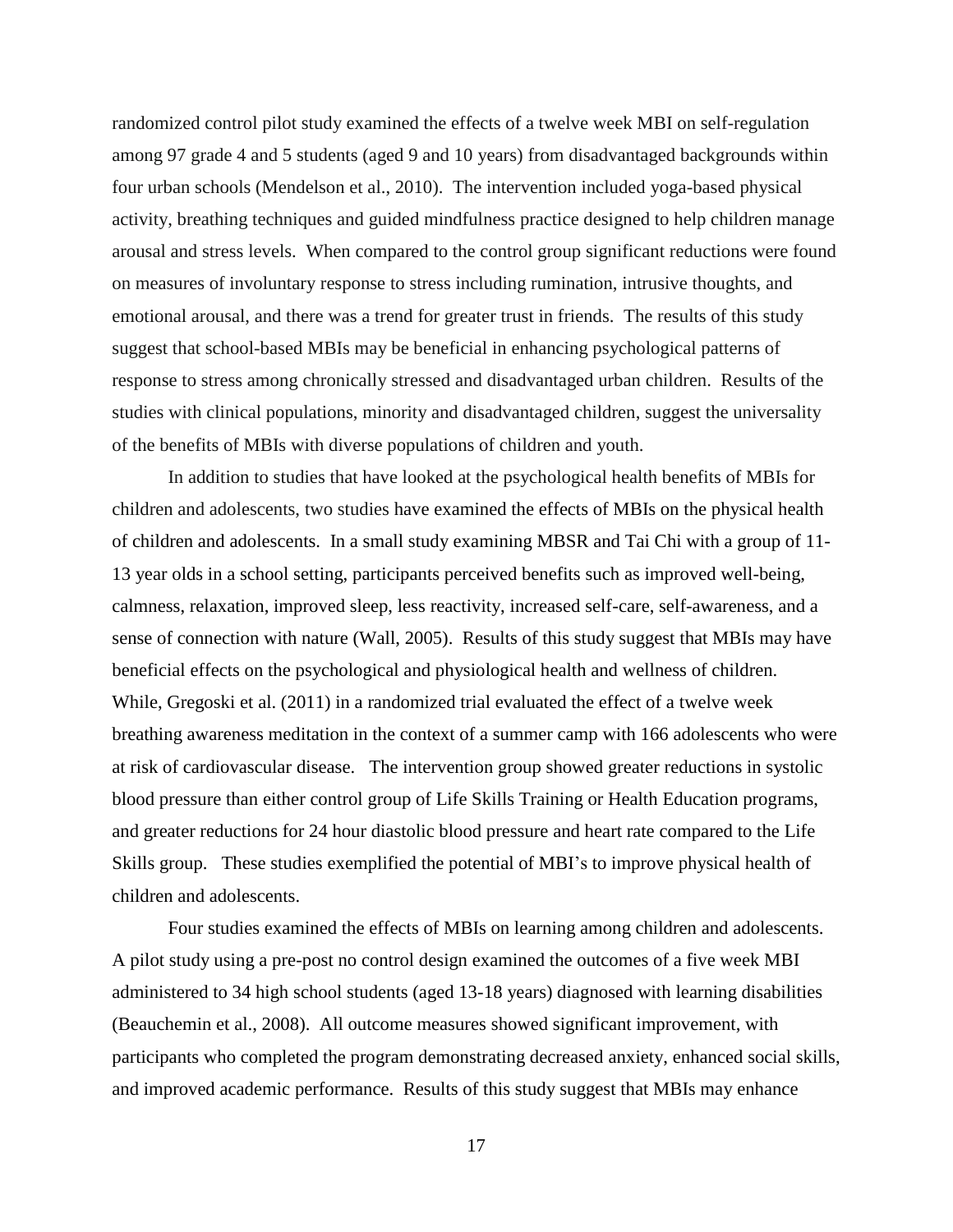randomized control pilot study examined the effects of a twelve week MBI on self-regulation among 97 grade 4 and 5 students (aged 9 and 10 years) from disadvantaged backgrounds within four urban schools (Mendelson et al., 2010). The intervention included yoga-based physical activity, breathing techniques and guided mindfulness practice designed to help children manage arousal and stress levels. When compared to the control group significant reductions were found on measures of involuntary response to stress including rumination, intrusive thoughts, and emotional arousal, and there was a trend for greater trust in friends. The results of this study suggest that school-based MBIs may be beneficial in enhancing psychological patterns of response to stress among chronically stressed and disadvantaged urban children. Results of the studies with clinical populations, minority and disadvantaged children, suggest the universality of the benefits of MBIs with diverse populations of children and youth.

In addition to studies that have looked at the psychological health benefits of MBIs for children and adolescents, two studies have examined the effects of MBIs on the physical health of children and adolescents. In a small study examining MBSR and Tai Chi with a group of 11-13 year olds in a school setting, participants perceived benefits such as improved well-being, calmness, relaxation, improved sleep, less reactivity, increased self-care, self-awareness, and a sense of connection with nature (Wall, 2005). Results of this study suggest that MBIs may have beneficial effects on the psychological and physiological health and wellness of children. While, Gregoski et al. (2011) in a randomized trial evaluated the effect of a twelve week breathing awareness meditation in the context of a summer camp with 166 adolescents who were at risk of cardiovascular disease. The intervention group showed greater reductions in systolic blood pressure than either control group of Life Skills Training or Health Education programs, and greater reductions for 24 hour diastolic blood pressure and heart rate compared to the Life Skills group. These studies exemplified the potential of MBI's to improve physical health of children and adolescents.

Four studies examined the effects of MBIs on learning among children and adolescents. A pilot study using a pre-post no control design examined the outcomes of a five week MBI administered to 34 high school students (aged 13-18 years) diagnosed with learning disabilities (Beauchemin et al., 2008). All outcome measures showed significant improvement, with participants who completed the program demonstrating decreased anxiety, enhanced social skills, and improved academic performance. Results of this study suggest that MBIs may enhance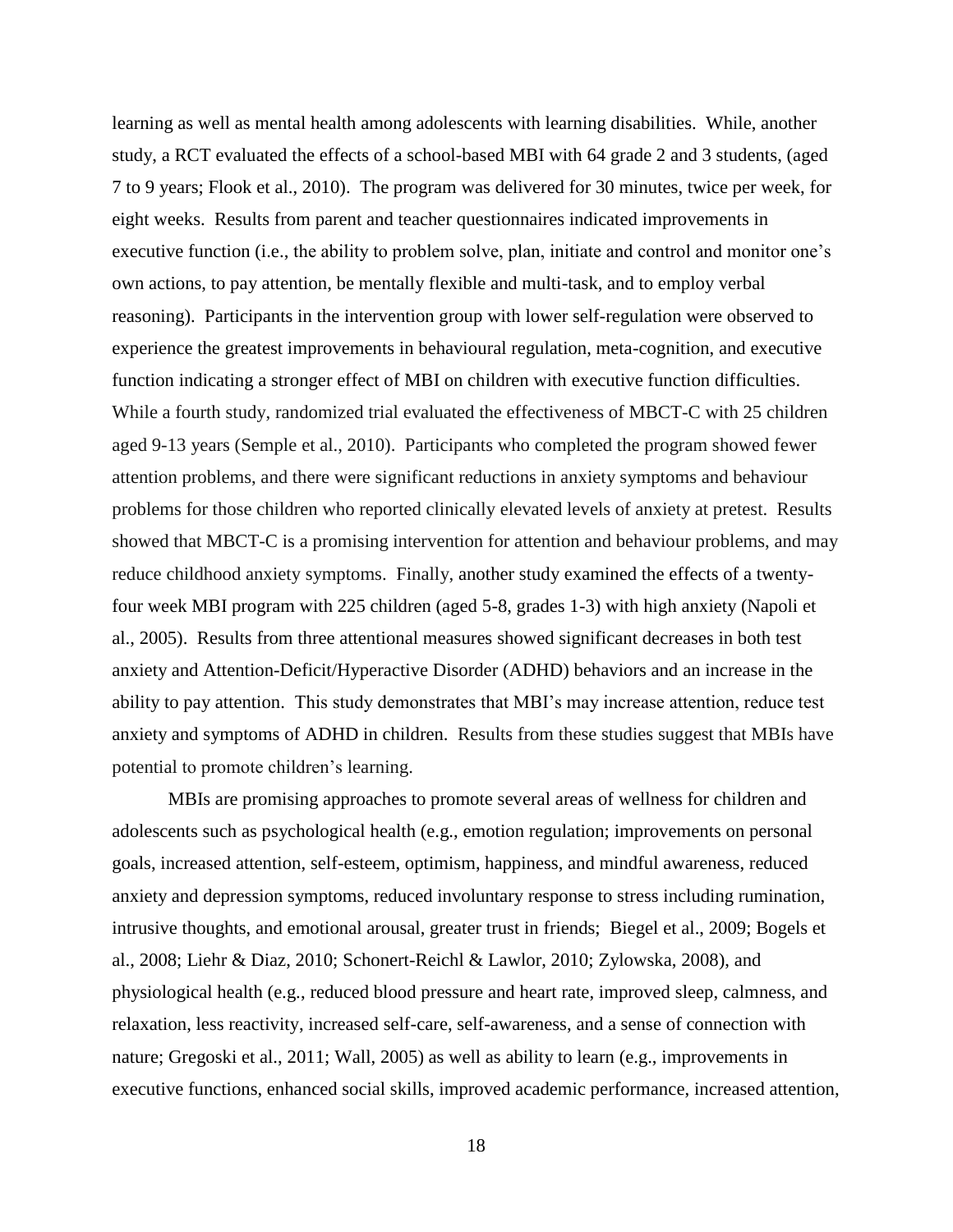learning as well as mental health among adolescents with learning disabilities. While, another study, a RCT evaluated the effects of a school-based MBI with 64 grade 2 and 3 students, (aged 7 to 9 years; Flook et al., 2010). The program was delivered for 30 minutes, twice per week, for eight weeks. Results from parent and teacher questionnaires indicated improvements in executive function (i.e., the ability to problem solve, plan, initiate and control and monitor one's own actions, to pay attention, be mentally flexible and multi-task, and to employ verbal reasoning). Participants in the intervention group with lower self-regulation were observed to experience the greatest improvements in behavioural regulation, meta-cognition, and executive function indicating a stronger effect of MBI on children with executive function difficulties. While a fourth study, randomized trial evaluated the effectiveness of MBCT-C with 25 children aged 9-13 years (Semple et al., 2010). Participants who completed the program showed fewer attention problems, and there were significant reductions in anxiety symptoms and behaviour problems for those children who reported clinically elevated levels of anxiety at pretest. Results showed that MBCT-C is a promising intervention for attention and behaviour problems, and may reduce childhood anxiety symptoms. Finally, another study examined the effects of a twenty-four week MBI program with 225 children (aged 5-8, grades 1-3) with high anxiety (Napoli et al., 2005). Results from three attentional measures showed significant decreases in both test anxiety and Attention-Deficit/Hyperactive Disorder (ADHD) behaviors and an increase in the ability to pay attention. This study demonstrates that MBI's may increase attention, reduce test anxiety and symptoms of ADHD in children. Results from these studies suggest that MBIs have potential to promote children's learning.

MBIs are promising approaches to promote several areas of wellness for children and adolescents such as psychological health (e.g., emotion regulation; improvements on personal goals, increased attention, self-esteem, optimism, happiness, and mindful awareness, reduced anxiety and depression symptoms, reduced involuntary response to stress including rumination, intrusive thoughts, and emotional arousal, greater trust in friends; Biegel et al., 2009; Bogels et al., 2008; Liehr & Diaz, 2010; Schonert-Reichl & Lawlor, 2010; Zylowska, 2008), and physiological health (e.g., reduced blood pressure and heart rate, improved sleep, calmness, and relaxation, less reactivity, increased self-care, self-awareness, and a sense of connection with nature; Gregoski et al., 2011; Wall, 2005) as well as ability to learn (e.g., improvements in executive functions, enhanced social skills, improved academic performance, increased attention,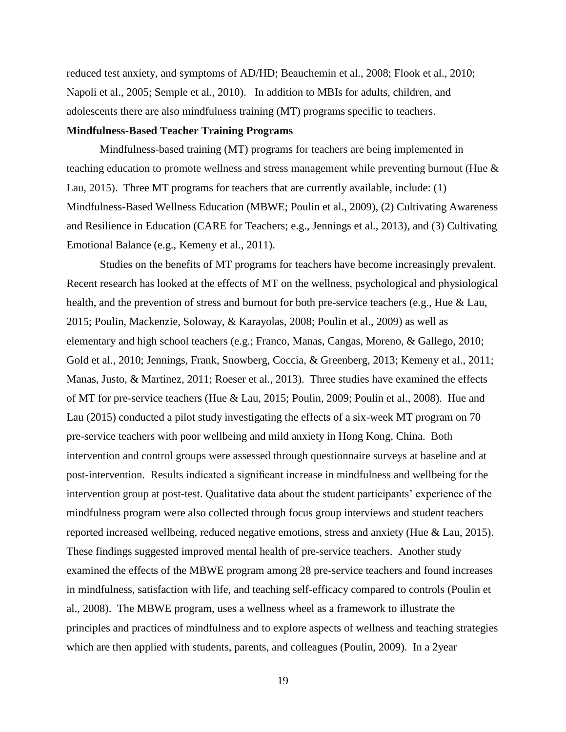reduced test anxiety, and symptoms of AD/HD; Beauchemin et al., 2008; Flook et al., 2010; Napoli et al., 2005; Semple et al., 2010). In addition to MBIs for adults, children, and adolescents there are also mindfulness training (MT) programs specific to teachers.

**Mindfulness-Based Teacher Training Programs**

Mindfulness-based training (MT) programs for teachers are being implemented in teaching education to promote wellness and stress management while preventing burnout (Hue & Lau, 2015). Three MT programs for teachers that are currently available, include: (1) Mindfulness-Based Wellness Education (MBWE; Poulin et al., 2009), (2) Cultivating Awareness and Resilience in Education (CARE for Teachers; e.g., Jennings et al., 2013), and (3) Cultivating Emotional Balance (e.g., Kemeny et al., 2011).

Studies on the benefits of MT programs for teachers have become increasingly prevalent. Recent research has looked at the effects of MT on the wellness, psychological and physiological health, and the prevention of stress and burnout for both pre-service teachers (e.g., Hue & Lau, 2015; Poulin, Mackenzie, Soloway, & Karayolas, 2008; Poulin et al., 2009) as well as elementary and high school teachers (e.g.; Franco, Manas, Cangas, Moreno, & Gallego, 2010; Gold et al., 2010; Jennings, Frank, Snowberg, Coccia, & Greenberg, 2013; Kemeny et al., 2011; Manas, Justo, & Martinez, 2011; Roeser et al., 2013). Three studies have examined the effects of MT for pre-service teachers (Hue & Lau, 2015; Poulin, 2009; Poulin et al., 2008). Hue and Lau (2015) conducted a pilot study investigating the effects of a six-week MT program on 70 pre-service teachers with poor wellbeing and mild anxiety in Hong Kong, China. Both intervention and control groups were assessed through questionnaire surveys at baseline and at post-intervention. Results indicated a significant increase in mindfulness and wellbeing for the intervention group at post-test. Qualitative data about the student participants' experience of the mindfulness program were also collected through focus group interviews and student teachers reported increased wellbeing, reduced negative emotions, stress and anxiety (Hue & Lau, 2015). These findings suggested improved mental health of pre-service teachers. Another study examined the effects of the MBWE program among 28 pre-service teachers and found increases in mindfulness, satisfaction with life, and teaching self-efficacy compared to controls (Poulin et al., 2008). The MBWE program, uses a wellness wheel as a framework to illustrate the principles and practices of mindfulness and to explore aspects of wellness and teaching strategies which are then applied with students, parents, and colleagues (Poulin, 2009). In a 2year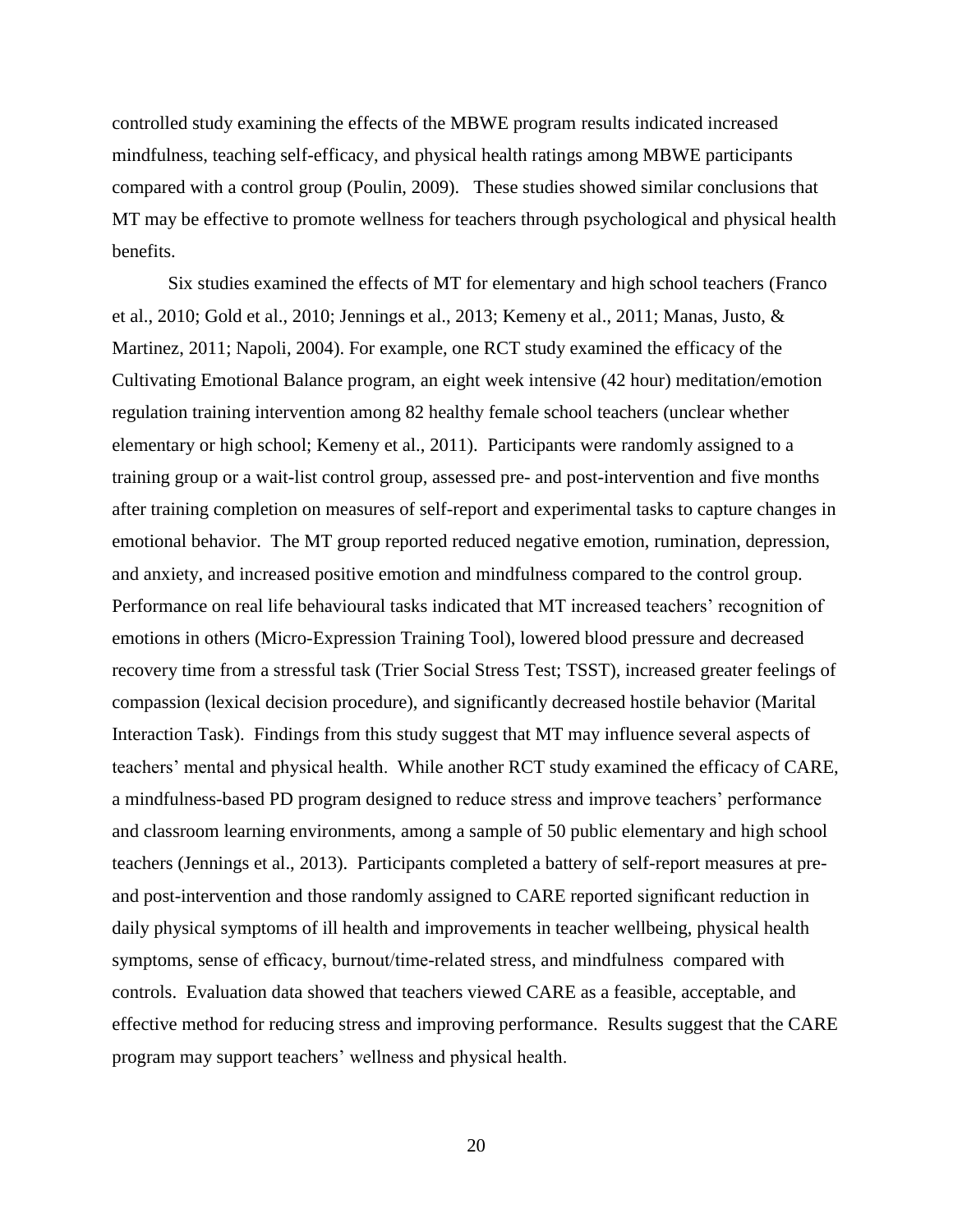controlled study examining the effects of the MBWE program results indicated increased mindfulness, teaching self-efficacy, and physical health ratings among MBWE participants compared with a control group (Poulin, 2009). These studies showed similar conclusions that MT may be effective to promote wellness for teachers through psychological and physical health benefits.

Six studies examined the effects of MT for elementary and high school teachers (Franco et al., 2010; Gold et al., 2010; Jennings et al., 2013; Kemeny et al., 2011; Manas, Justo, & Martinez, 2011; Napoli, 2004). For example, one RCT study examined the efficacy of the Cultivating Emotional Balance program, an eight week intensive (42 hour) meditation/emotion regulation training intervention among 82 healthy female school teachers (unclear whether elementary or high school; Kemeny et al., 2011). Participants were randomly assigned to a training group or a wait-list control group, assessed pre- and post-intervention and five months after training completion on measures of self-report and experimental tasks to capture changes in emotional behavior. The MT group reported reduced negative emotion, rumination, depression, and anxiety, and increased positive emotion and mindfulness compared to the control group. Performance on real life behavioural tasks indicated that MT increased teachers' recognition of emotions in others (Micro-Expression Training Tool), lowered blood pressure and decreased recovery time from a stressful task (Trier Social Stress Test; TSST), increased greater feelings of compassion (lexical decision procedure), and significantly decreased hostile behavior (Marital Interaction Task). Findings from this study suggest that MT may influence several aspects of teachers' mental and physical health. While another RCT study examined the efficacy of CARE, a mindfulness-based PD program designed to reduce stress and improve teachers' performance and classroom learning environments, among a sample of 50 public elementary and high school teachers (Jennings et al., 2013). Participants completed a battery of self-report measures at pre- and post-intervention and those randomly assigned to CARE reported significant reduction in daily physical symptoms of ill health and improvements in teacher wellbeing, physical health symptoms, sense of efficacy, burnout/time-related stress, and mindfulness compared with controls. Evaluation data showed that teachers viewed CARE as a feasible, acceptable, and effective method for reducing stress and improving performance. Results suggest that the CARE program may support teachers' wellness and physical health.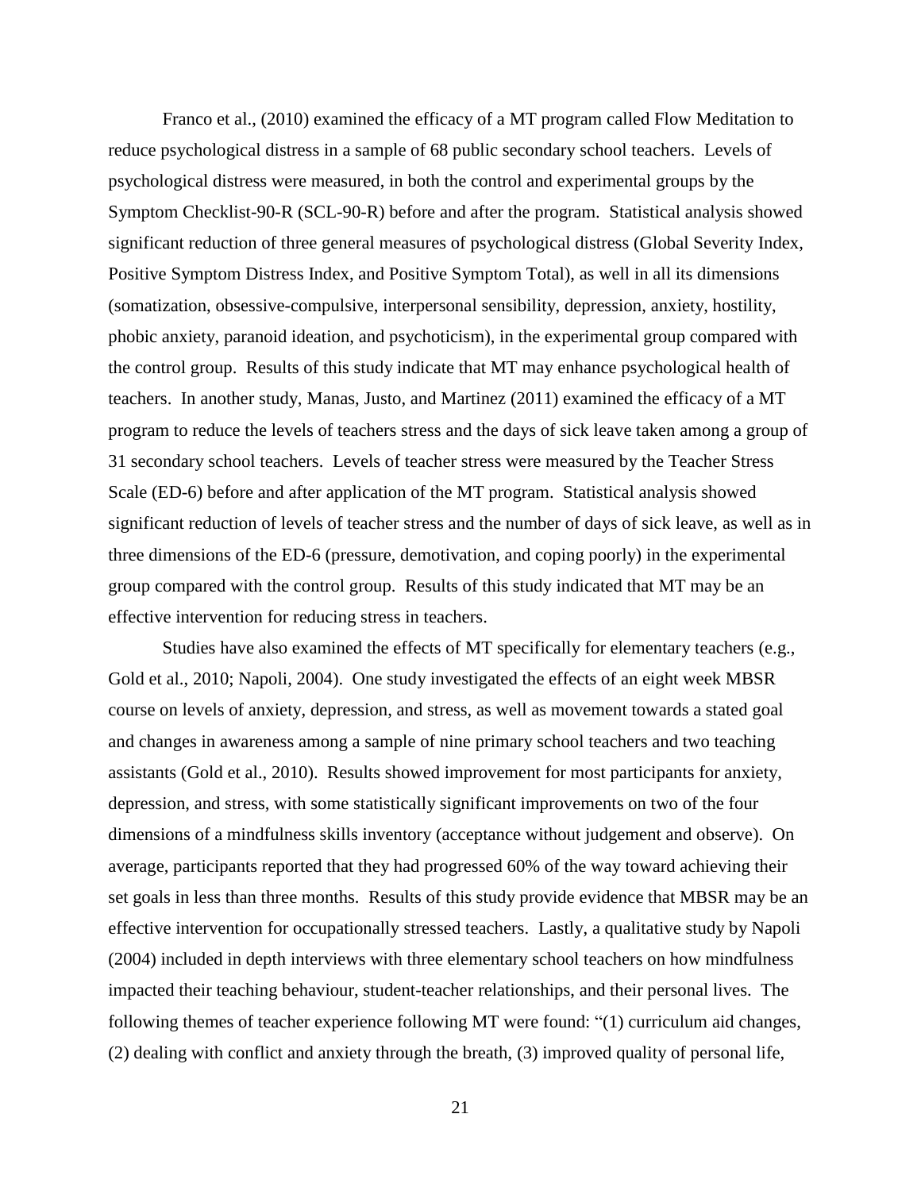Franco et al., (2010) examined the efficacy of a MT program called Flow Meditation to reduce psychological distress in a sample of 68 public secondary school teachers. Levels of psychological distress were measured, in both the control and experimental groups by the Symptom Checklist-90-R (SCL-90-R) before and after the program. Statistical analysis showed significant reduction of three general measures of psychological distress (Global Severity Index, Positive Symptom Distress Index, and Positive Symptom Total), as well in all its dimensions (somatization, obsessive-compulsive, interpersonal sensibility, depression, anxiety, hostility, phobic anxiety, paranoid ideation, and psychoticism), in the experimental group compared with the control group. Results of this study indicate that MT may enhance psychological health of teachers. In another study, Manas, Justo, and Martinez (2011) examined the efficacy of a MT program to reduce the levels of teachers stress and the days of sick leave taken among a group of 31 secondary school teachers. Levels of teacher stress were measured by the Teacher Stress Scale (ED-6) before and after application of the MT program. Statistical analysis showed significant reduction of levels of teacher stress and the number of days of sick leave, as well as in three dimensions of the ED-6 (pressure, demotivation, and coping poorly) in the experimental group compared with the control group. Results of this study indicated that MT may be an effective intervention for reducing stress in teachers.

Studies have also examined the effects of MT specifically for elementary teachers (e.g., Gold et al., 2010; Napoli, 2004). One study investigated the effects of an eight week MBSR course on levels of anxiety, depression, and stress, as well as movement towards a stated goal and changes in awareness among a sample of nine primary school teachers and two teaching assistants (Gold et al., 2010). Results showed improvement for most participants for anxiety, depression, and stress, with some statistically significant improvements on two of the four dimensions of a mindfulness skills inventory (acceptance without judgement and observe). On average, participants reported that they had progressed 60% of the way toward achieving their set goals in less than three months. Results of this study provide evidence that MBSR may be an effective intervention for occupationally stressed teachers. Lastly, a qualitative study by Napoli (2004) included in depth interviews with three elementary school teachers on how mindfulness impacted their teaching behaviour, student-teacher relationships, and their personal lives. The following themes of teacher experience following MT were found: "(1) curriculum aid changes, (2) dealing with conflict and anxiety through the breath, (3) improved quality of personal life,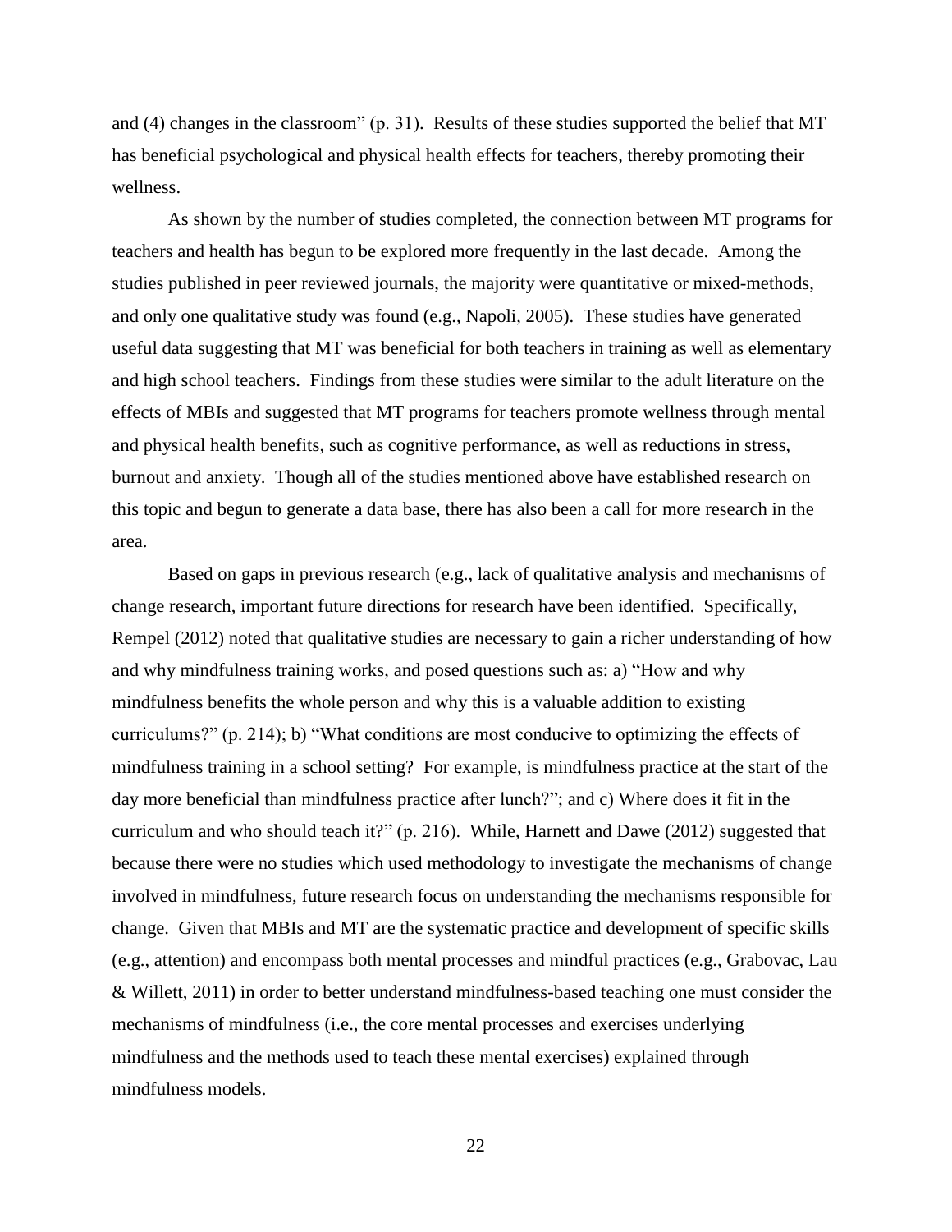and (4) changes in the classroom" (p. 31). Results of these studies supported the belief that MT has beneficial psychological and physical health effects for teachers, thereby promoting their wellness.

As shown by the number of studies completed, the connection between MT programs for teachers and health has begun to be explored more frequently in the last decade. Among the studies published in peer reviewed journals, the majority were quantitative or mixed-methods, and only one qualitative study was found (e.g., Napoli, 2005). These studies have generated useful data suggesting that MT was beneficial for both teachers in training as well as elementary and high school teachers. Findings from these studies were similar to the adult literature on the effects of MBIs and suggested that MT programs for teachers promote wellness through mental and physical health benefits, such as cognitive performance, as well as reductions in stress, burnout and anxiety. Though all of the studies mentioned above have established research on this topic and begun to generate a data base, there has also been a call for more research in the area.

Based on gaps in previous research (e.g., lack of qualitative analysis and mechanisms of change research, important future directions for research have been identified. Specifically, Rempel (2012) noted that qualitative studies are necessary to gain a richer understanding of how and why mindfulness training works, and posed questions such as: a) "How and why mindfulness benefits the whole person and why this is a valuable addition to existing curriculums?" (p. 214); b) "What conditions are most conducive to optimizing the effects of mindfulness training in a school setting? For example, is mindfulness practice at the start of the day more beneficial than mindfulness practice after lunch?"; and c) Where does it fit in the curriculum and who should teach it?" (p. 216). While, Harnett and Dawe (2012) suggested that because there were no studies which used methodology to investigate the mechanisms of change involved in mindfulness, future research focus on understanding the mechanisms responsible for change. Given that MBIs and MT are the systematic practice and development of specific skills (e.g., attention) and encompass both mental processes and mindful practices (e.g., Grabovac, Lau & Willett, 2011) in order to better understand mindfulness-based teaching one must consider the mechanisms of mindfulness (i.e., the core mental processes and exercises underlying mindfulness and the methods used to teach these mental exercises) explained through mindfulness models.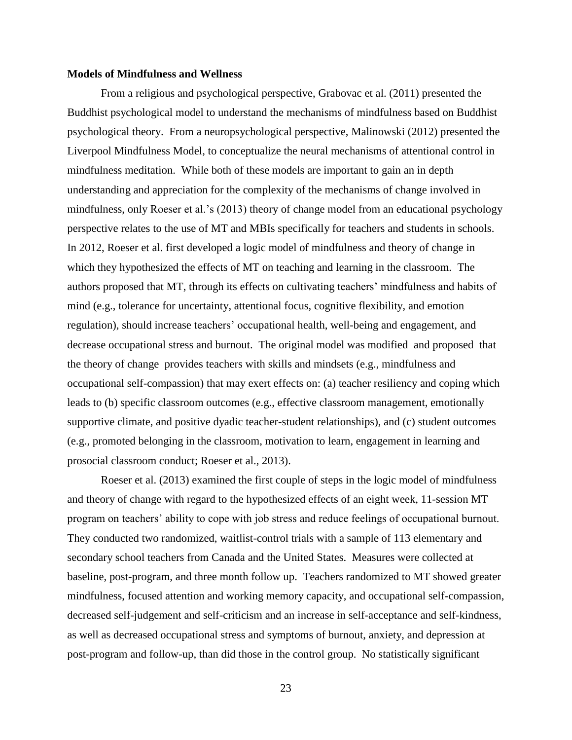**Models of Mindfulness and Wellness**

From a religious and psychological perspective, Grabovac et al. (2011) presented the Buddhist psychological model to understand the mechanisms of mindfulness based on Buddhist psychological theory. From a neuropsychological perspective, Malinowski (2012) presented the Liverpool Mindfulness Model, to conceptualize the neural mechanisms of attentional control in mindfulness meditation. While both of these models are important to gain an in depth understanding and appreciation for the complexity of the mechanisms of change involved in mindfulness, only Roeser et al.'s (2013) theory of change model from an educational psychology perspective relates to the use of MT and MBIs specifically for teachers and students in schools. In 2012, Roeser et al. first developed a logic model of mindfulness and theory of change in which they hypothesized the effects of MT on teaching and learning in the classroom. The authors proposed that MT, through its effects on cultivating teachers' mindfulness and habits of mind (e.g., tolerance for uncertainty, attentional focus, cognitive flexibility, and emotion regulation), should increase teachers' occupational health, well-being and engagement, and decrease occupational stress and burnout. The original model was modified and proposed that the theory of change provides teachers with skills and mindsets (e.g., mindfulness and occupational self-compassion) that may exert effects on: (a) teacher resiliency and coping which leads to (b) specific classroom outcomes (e.g., effective classroom management, emotionally supportive climate, and positive dyadic teacher-student relationships), and (c) student outcomes (e.g., promoted belonging in the classroom, motivation to learn, engagement in learning and prosocial classroom conduct; Roeser et al., 2013).

Roeser et al. (2013) examined the first couple of steps in the logic model of mindfulness and theory of change with regard to the hypothesized effects of an eight week, 11-session MT program on teachers' ability to cope with job stress and reduce feelings of occupational burnout. They conducted two randomized, waitlist-control trials with a sample of 113 elementary and secondary school teachers from Canada and the United States. Measures were collected at baseline, post-program, and three month follow up. Teachers randomized to MT showed greater mindfulness, focused attention and working memory capacity, and occupational self-compassion, decreased self-judgement and self-criticism and an increase in self-acceptance and self-kindness, as well as decreased occupational stress and symptoms of burnout, anxiety, and depression at post-program and follow-up, than did those in the control group. No statistically significant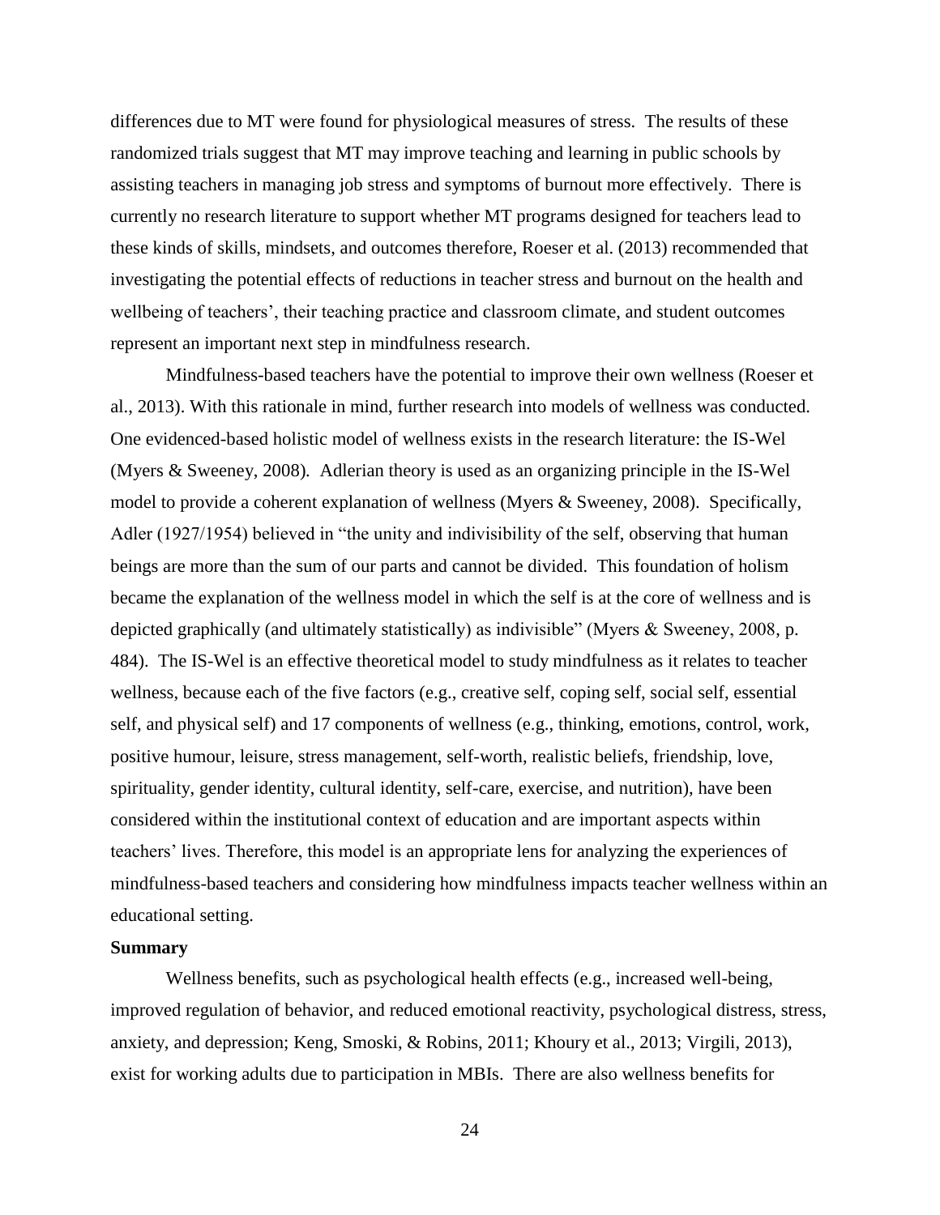differences due to MT were found for physiological measures of stress. The results of these randomized trials suggest that MT may improve teaching and learning in public schools by assisting teachers in managing job stress and symptoms of burnout more effectively. There is currently no research literature to support whether MT programs designed for teachers lead to these kinds of skills, mindsets, and outcomes therefore, Roeser et al. (2013) recommended that investigating the potential effects of reductions in teacher stress and burnout on the health and wellbeing of teachers', their teaching practice and classroom climate, and student outcomes represent an important next step in mindfulness research.

Mindfulness-based teachers have the potential to improve their own wellness (Roeser et al., 2013). With this rationale in mind, further research into models of wellness was conducted. One evidenced-based holistic model of wellness exists in the research literature: the IS-Wel (Myers & Sweeney, 2008). Adlerian theory is used as an organizing principle in the IS-Wel model to provide a coherent explanation of wellness (Myers & Sweeney, 2008). Specifically, Adler (1927/1954) believed in "the unity and indivisibility of the self, observing that human beings are more than the sum of our parts and cannot be divided. This foundation of holism became the explanation of the wellness model in which the self is at the core of wellness and is depicted graphically (and ultimately statistically) as indivisible" (Myers & Sweeney, 2008, p. 484). The IS-Wel is an effective theoretical model to study mindfulness as it relates to teacher wellness, because each of the five factors (e.g., creative self, coping self, social self, essential self, and physical self) and 17 components of wellness (e.g., thinking, emotions, control, work, positive humour, leisure, stress management, self-worth, realistic beliefs, friendship, love, spirituality, gender identity, cultural identity, self-care, exercise, and nutrition), have been considered within the institutional context of education and are important aspects within teachers' lives. Therefore, this model is an appropriate lens for analyzing the experiences of mindfulness-based teachers and considering how mindfulness impacts teacher wellness within an educational setting.

**Summary**

Wellness benefits, such as psychological health effects (e.g., increased well-being, improved regulation of behavior, and reduced emotional reactivity, psychological distress, stress, anxiety, and depression; Keng, Smoski, & Robins, 2011; Khoury et al., 2013; Virgili, 2013), exist for working adults due to participation in MBIs. There are also wellness benefits for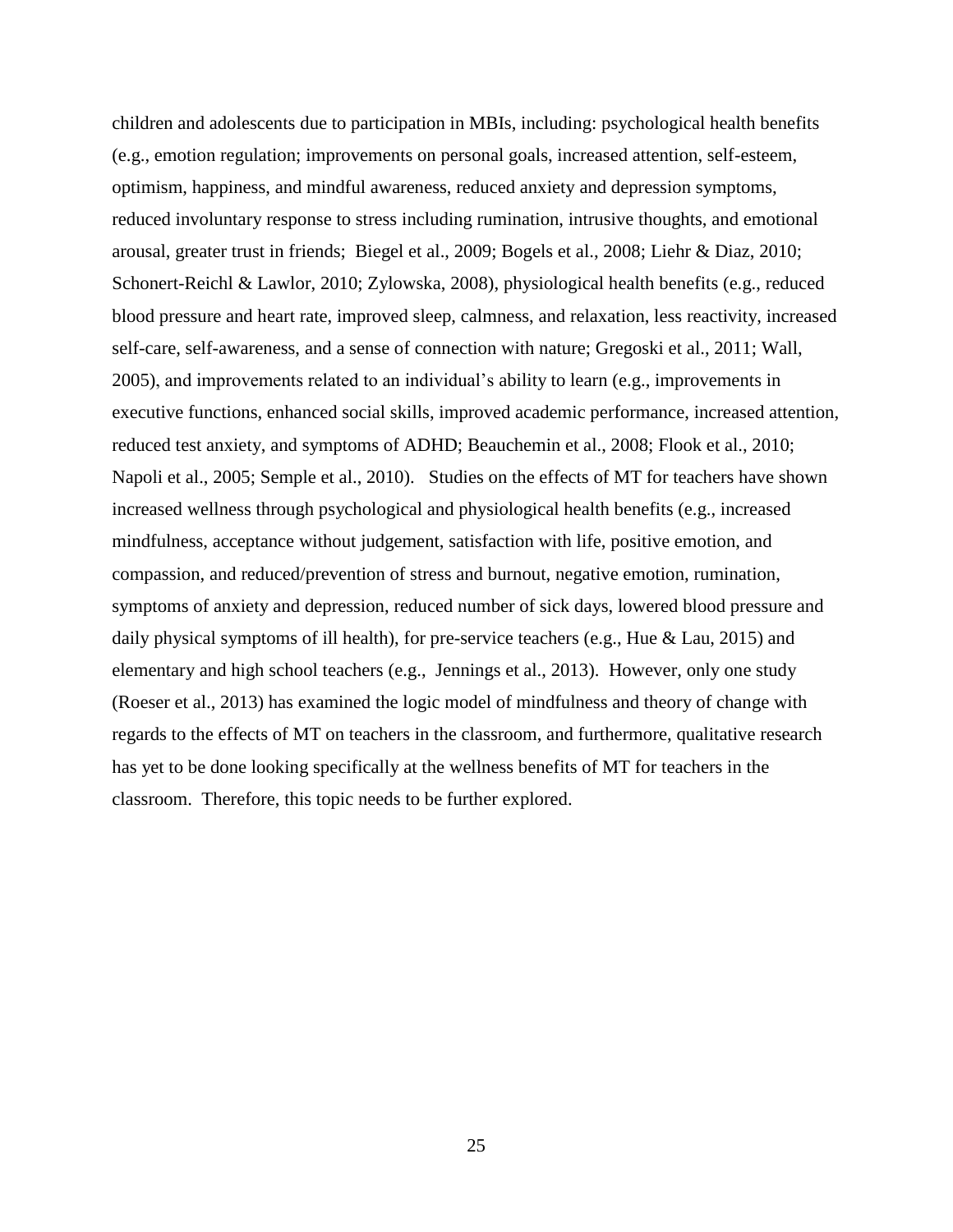children and adolescents due to participation in MBIs, including: psychological health benefits (e.g., emotion regulation; improvements on personal goals, increased attention, self-esteem, optimism, happiness, and mindful awareness, reduced anxiety and depression symptoms, reduced involuntary response to stress including rumination, intrusive thoughts, and emotional arousal, greater trust in friends; Biegel et al., 2009; Bogels et al., 2008; Liehr & Diaz, 2010; Schonert-Reichl & Lawlor, 2010; Zylowska, 2008), physiological health benefits (e.g., reduced blood pressure and heart rate, improved sleep, calmness, and relaxation, less reactivity, increased self-care, self-awareness, and a sense of connection with nature; Gregoski et al., 2011; Wall, 2005), and improvements related to an individual's ability to learn (e.g., improvements in executive functions, enhanced social skills, improved academic performance, increased attention, reduced test anxiety, and symptoms of ADHD; Beauchemin et al., 2008; Flook et al., 2010; Napoli et al., 2005; Semple et al., 2010). Studies on the effects of MT for teachers have shown increased wellness through psychological and physiological health benefits (e.g., increased mindfulness, acceptance without judgement, satisfaction with life, positive emotion, and compassion, and reduced/prevention of stress and burnout, negative emotion, rumination, symptoms of anxiety and depression, reduced number of sick days, lowered blood pressure and daily physical symptoms of ill health), for pre-service teachers (e.g., Hue & Lau, 2015) and elementary and high school teachers (e.g., Jennings et al., 2013). However, only one study (Roeser et al., 2013) has examined the logic model of mindfulness and theory of change with regards to the effects of MT on teachers in the classroom, and furthermore, qualitative research has yet to be done looking specifically at the wellness benefits of MT for teachers in the classroom. Therefore, this topic needs to be further explored.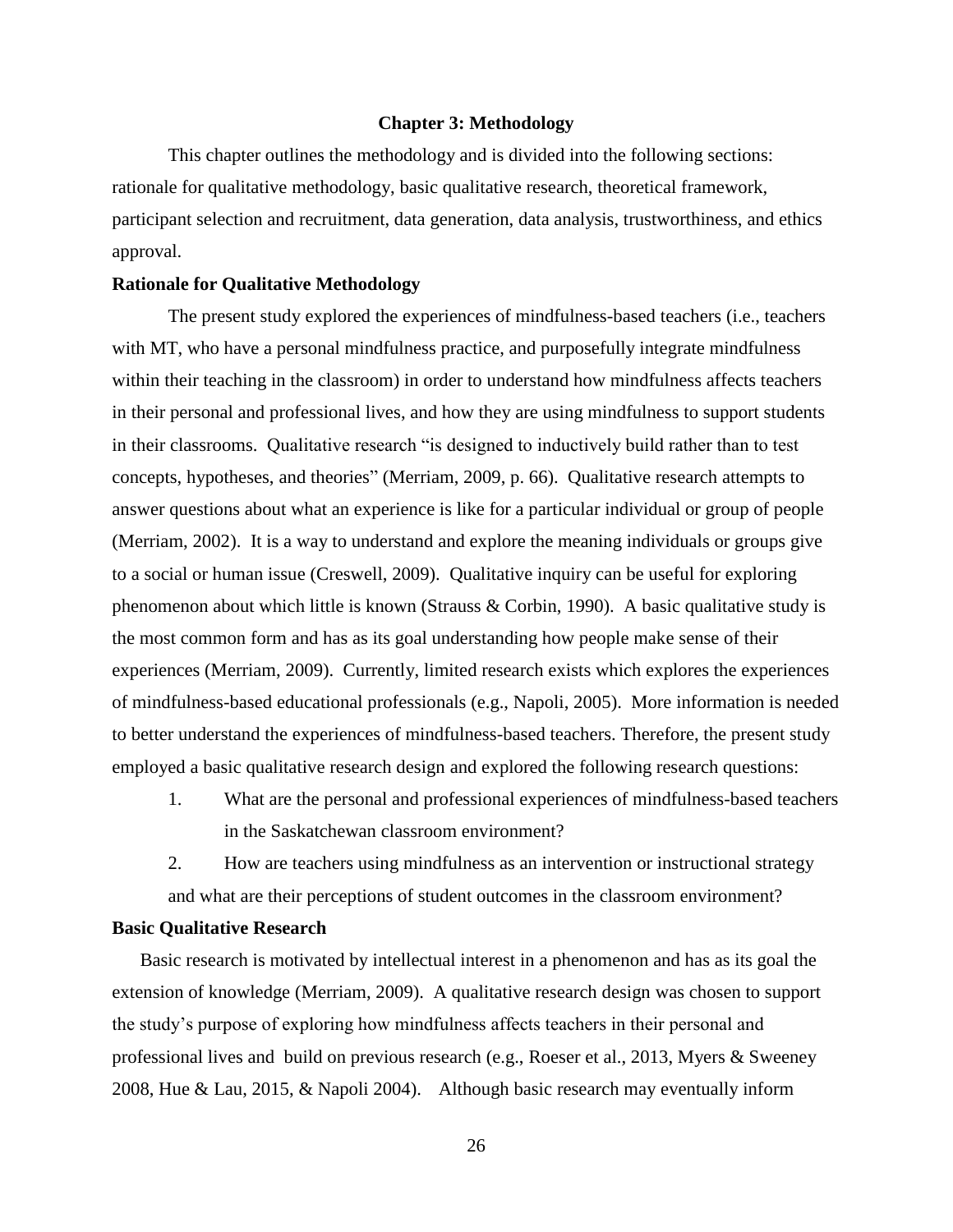# Chapter 3: Methodology

This chapter outlines the methodology and is divided into the following sections: rationale for qualitative methodology, basic qualitative research, theoretical framework, participant selection and recruitment, data generation, data analysis, trustworthiness, and ethics approval.

## Rationale for Qualitative Methodology

The present study explored the experiences of mindfulness-based teachers (i.e., teachers with MT, who have a personal mindfulness practice, and purposefully integrate mindfulness within their teaching in the classroom) in order to understand how mindfulness affects teachers in their personal and professional lives, and how they are using mindfulness to support students in their classrooms. Qualitative research "is designed to inductively build rather than to test concepts, hypotheses, and theories" (Merriam, 2009, p. 66). Qualitative research attempts to answer questions about what an experience is like for a particular individual or group of people (Merriam, 2002). It is a way to understand and explore the meaning individuals or groups give to a social or human issue (Creswell, 2009). Qualitative inquiry can be useful for exploring phenomenon about which little is known (Strauss & Corbin, 1990). A basic qualitative study is the most common form and has as its goal understanding how people make sense of their experiences (Merriam, 2009). Currently, limited research exists which explores the experiences of mindfulness-based educational professionals (e.g., Napoli, 2005). More information is needed to better understand the experiences of mindfulness-based teachers. Therefore, the present study employed a basic qualitative research design and explored the following research questions:

1. What are the personal and professional experiences of mindfulness-based teachers in the Saskatchewan classroom environment?
2. How are teachers using mindfulness as an intervention or instructional strategy and what are their perceptions of student outcomes in the classroom environment?

## Basic Qualitative Research

Basic research is motivated by intellectual interest in a phenomenon and has as its goal the extension of knowledge (Merriam, 2009). A qualitative research design was chosen to support the study's purpose of exploring how mindfulness affects teachers in their personal and professional lives and build on previous research (e.g., Roeser et al., 2013, Myers & Sweeney 2008, Hue & Lau, 2015, & Napoli 2004). Although basic research may eventually inform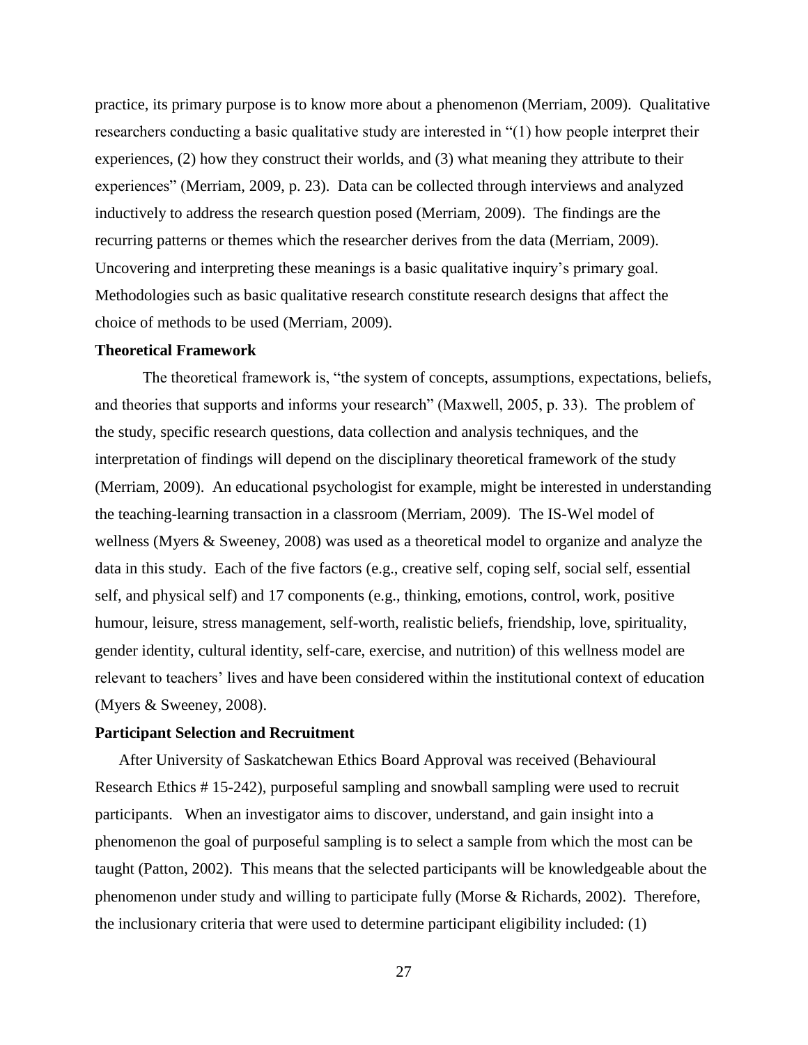practice, its primary purpose is to know more about a phenomenon (Merriam, 2009). Qualitative researchers conducting a basic qualitative study are interested in "(1) how people interpret their experiences, (2) how they construct their worlds, and (3) what meaning they attribute to their experiences" (Merriam, 2009, p. 23). Data can be collected through interviews and analyzed inductively to address the research question posed (Merriam, 2009). The findings are the recurring patterns or themes which the researcher derives from the data (Merriam, 2009). Uncovering and interpreting these meanings is a basic qualitative inquiry's primary goal. Methodologies such as basic qualitative research constitute research designs that affect the choice of methods to be used (Merriam, 2009).

**Theoretical Framework**

The theoretical framework is, "the system of concepts, assumptions, expectations, beliefs, and theories that supports and informs your research" (Maxwell, 2005, p. 33). The problem of the study, specific research questions, data collection and analysis techniques, and the interpretation of findings will depend on the disciplinary theoretical framework of the study (Merriam, 2009). An educational psychologist for example, might be interested in understanding the teaching-learning transaction in a classroom (Merriam, 2009). The IS-Wel model of wellness (Myers & Sweeney, 2008) was used as a theoretical model to organize and analyze the data in this study. Each of the five factors (e.g., creative self, coping self, social self, essential self, and physical self) and 17 components (e.g., thinking, emotions, control, work, positive humour, leisure, stress management, self-worth, realistic beliefs, friendship, love, spirituality, gender identity, cultural identity, self-care, exercise, and nutrition) of this wellness model are relevant to teachers' lives and have been considered within the institutional context of education (Myers & Sweeney, 2008).

**Participant Selection and Recruitment**

After University of Saskatchewan Ethics Board Approval was received (Behavioural Research Ethics # 15-242), purposeful sampling and snowball sampling were used to recruit participants. When an investigator aims to discover, understand, and gain insight into a phenomenon the goal of purposeful sampling is to select a sample from which the most can be taught (Patton, 2002). This means that the selected participants will be knowledgeable about the phenomenon under study and willing to participate fully (Morse & Richards, 2002). Therefore, the inclusionary criteria that were used to determine participant eligibility included: (1)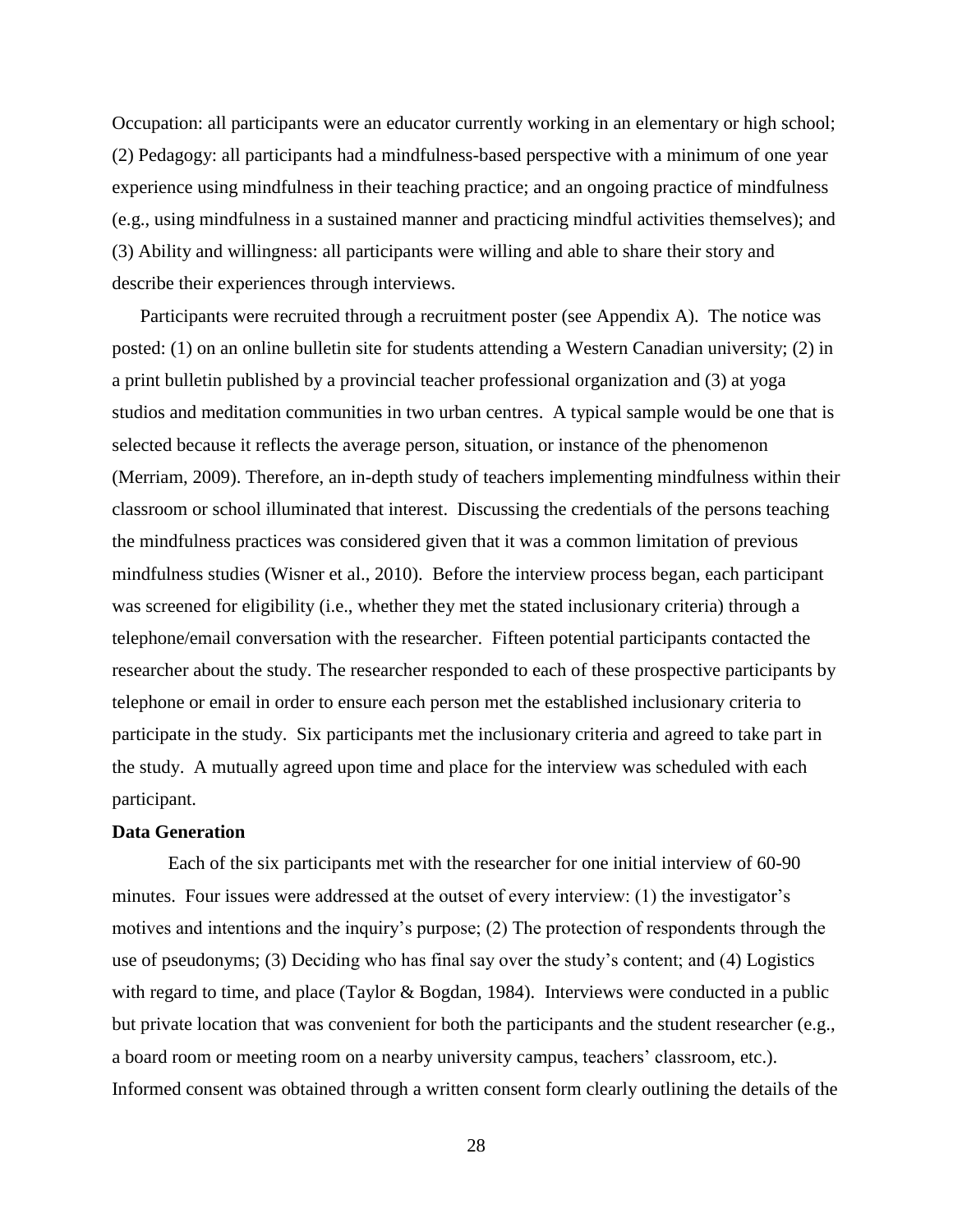Occupation: all participants were an educator currently working in an elementary or high school; (2) Pedagogy: all participants had a mindfulness-based perspective with a minimum of one year experience using mindfulness in their teaching practice; and an ongoing practice of mindfulness (e.g., using mindfulness in a sustained manner and practicing mindful activities themselves); and (3) Ability and willingness: all participants were willing and able to share their story and describe their experiences through interviews.

Participants were recruited through a recruitment poster (see Appendix A). The notice was posted: (1) on an online bulletin site for students attending a Western Canadian university; (2) in a print bulletin published by a provincial teacher professional organization and (3) at yoga studios and meditation communities in two urban centres. A typical sample would be one that is selected because it reflects the average person, situation, or instance of the phenomenon (Merriam, 2009). Therefore, an in-depth study of teachers implementing mindfulness within their classroom or school illuminated that interest. Discussing the credentials of the persons teaching the mindfulness practices was considered given that it was a common limitation of previous mindfulness studies (Wisner et al., 2010). Before the interview process began, each participant was screened for eligibility (i.e., whether they met the stated inclusionary criteria) through a telephone/email conversation with the researcher. Fifteen potential participants contacted the researcher about the study. The researcher responded to each of these prospective participants by telephone or email in order to ensure each person met the established inclusionary criteria to participate in the study. Six participants met the inclusionary criteria and agreed to take part in the study. A mutually agreed upon time and place for the interview was scheduled with each participant.

**Data Generation**

Each of the six participants met with the researcher for one initial interview of 60-90 minutes. Four issues were addressed at the outset of every interview: (1) the investigator's motives and intentions and the inquiry's purpose; (2) The protection of respondents through the use of pseudonyms; (3) Deciding who has final say over the study's content; and (4) Logistics with regard to time, and place (Taylor & Bogdan, 1984). Interviews were conducted in a public but private location that was convenient for both the participants and the student researcher (e.g., a board room or meeting room on a nearby university campus, teachers' classroom, etc.). Informed consent was obtained through a written consent form clearly outlining the details of the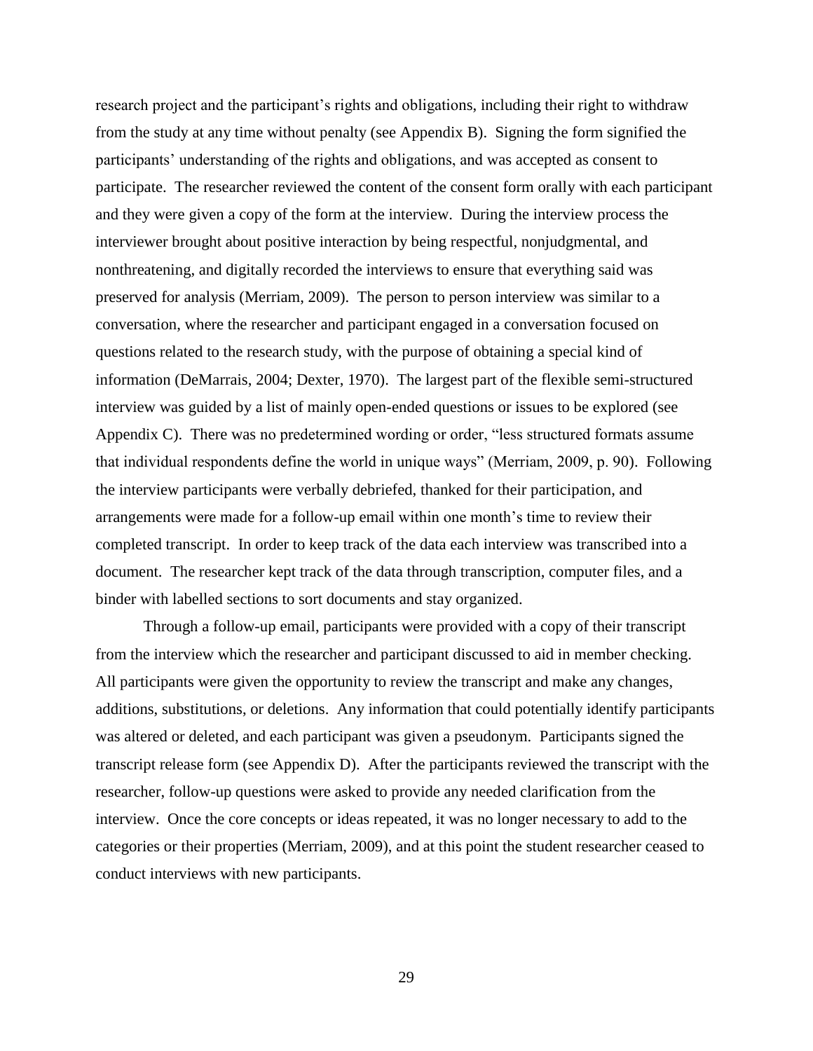research project and the participant's rights and obligations, including their right to withdraw from the study at any time without penalty (see Appendix B). Signing the form signified the participants' understanding of the rights and obligations, and was accepted as consent to participate. The researcher reviewed the content of the consent form orally with each participant and they were given a copy of the form at the interview. During the interview process the interviewer brought about positive interaction by being respectful, nonjudgmental, and nonthreatening, and digitally recorded the interviews to ensure that everything said was preserved for analysis (Merriam, 2009). The person to person interview was similar to a conversation, where the researcher and participant engaged in a conversation focused on questions related to the research study, with the purpose of obtaining a special kind of information (DeMarrais, 2004; Dexter, 1970). The largest part of the flexible semi-structured interview was guided by a list of mainly open-ended questions or issues to be explored (see Appendix C). There was no predetermined wording or order, "less structured formats assume that individual respondents define the world in unique ways" (Merriam, 2009, p. 90). Following the interview participants were verbally debriefed, thanked for their participation, and arrangements were made for a follow-up email within one month's time to review their completed transcript. In order to keep track of the data each interview was transcribed into a document. The researcher kept track of the data through transcription, computer files, and a binder with labelled sections to sort documents and stay organized.

Through a follow-up email, participants were provided with a copy of their transcript from the interview which the researcher and participant discussed to aid in member checking. All participants were given the opportunity to review the transcript and make any changes, additions, substitutions, or deletions. Any information that could potentially identify participants was altered or deleted, and each participant was given a pseudonym. Participants signed the transcript release form (see Appendix D). After the participants reviewed the transcript with the researcher, follow-up questions were asked to provide any needed clarification from the interview. Once the core concepts or ideas repeated, it was no longer necessary to add to the categories or their properties (Merriam, 2009), and at this point the student researcher ceased to conduct interviews with new participants.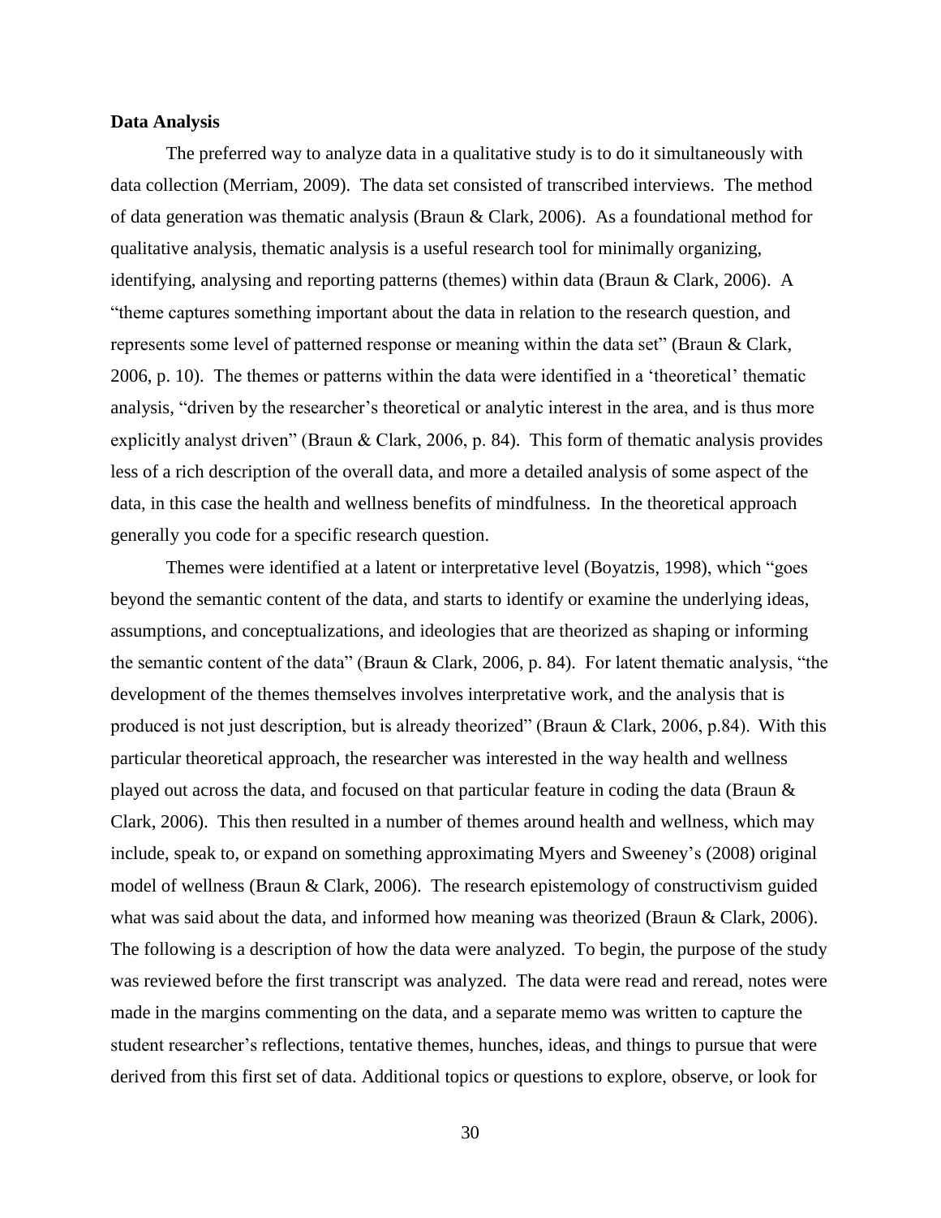**Data Analysis**

The preferred way to analyze data in a qualitative study is to do it simultaneously with data collection (Merriam, 2009). The data set consisted of transcribed interviews. The method of data generation was thematic analysis (Braun & Clark, 2006). As a foundational method for qualitative analysis, thematic analysis is a useful research tool for minimally organizing, identifying, analysing and reporting patterns (themes) within data (Braun & Clark, 2006). A "theme captures something important about the data in relation to the research question, and represents some level of patterned response or meaning within the data set" (Braun & Clark, 2006, p. 10). The themes or patterns within the data were identified in a 'theoretical' thematic analysis, "driven by the researcher's theoretical or analytic interest in the area, and is thus more explicitly analyst driven" (Braun & Clark, 2006, p. 84). This form of thematic analysis provides less of a rich description of the overall data, and more a detailed analysis of some aspect of the data, in this case the health and wellness benefits of mindfulness. In the theoretical approach generally you code for a specific research question.

Themes were identified at a latent or interpretative level (Boyatzis, 1998), which "goes beyond the semantic content of the data, and starts to identify or examine the underlying ideas, assumptions, and conceptualizations, and ideologies that are theorized as shaping or informing the semantic content of the data" (Braun & Clark, 2006, p. 84). For latent thematic analysis, "the development of the themes themselves involves interpretative work, and the analysis that is produced is not just description, but is already theorized" (Braun & Clark, 2006, p.84). With this particular theoretical approach, the researcher was interested in the way health and wellness played out across the data, and focused on that particular feature in coding the data (Braun & Clark, 2006). This then resulted in a number of themes around health and wellness, which may include, speak to, or expand on something approximating Myers and Sweeney's (2008) original model of wellness (Braun & Clark, 2006). The research epistemology of constructivism guided what was said about the data, and informed how meaning was theorized (Braun & Clark, 2006). The following is a description of how the data were analyzed. To begin, the purpose of the study was reviewed before the first transcript was analyzed. The data were read and reread, notes were made in the margins commenting on the data, and a separate memo was written to capture the student researcher's reflections, tentative themes, hunches, ideas, and things to pursue that were derived from this first set of data. Additional topics or questions to explore, observe, or look for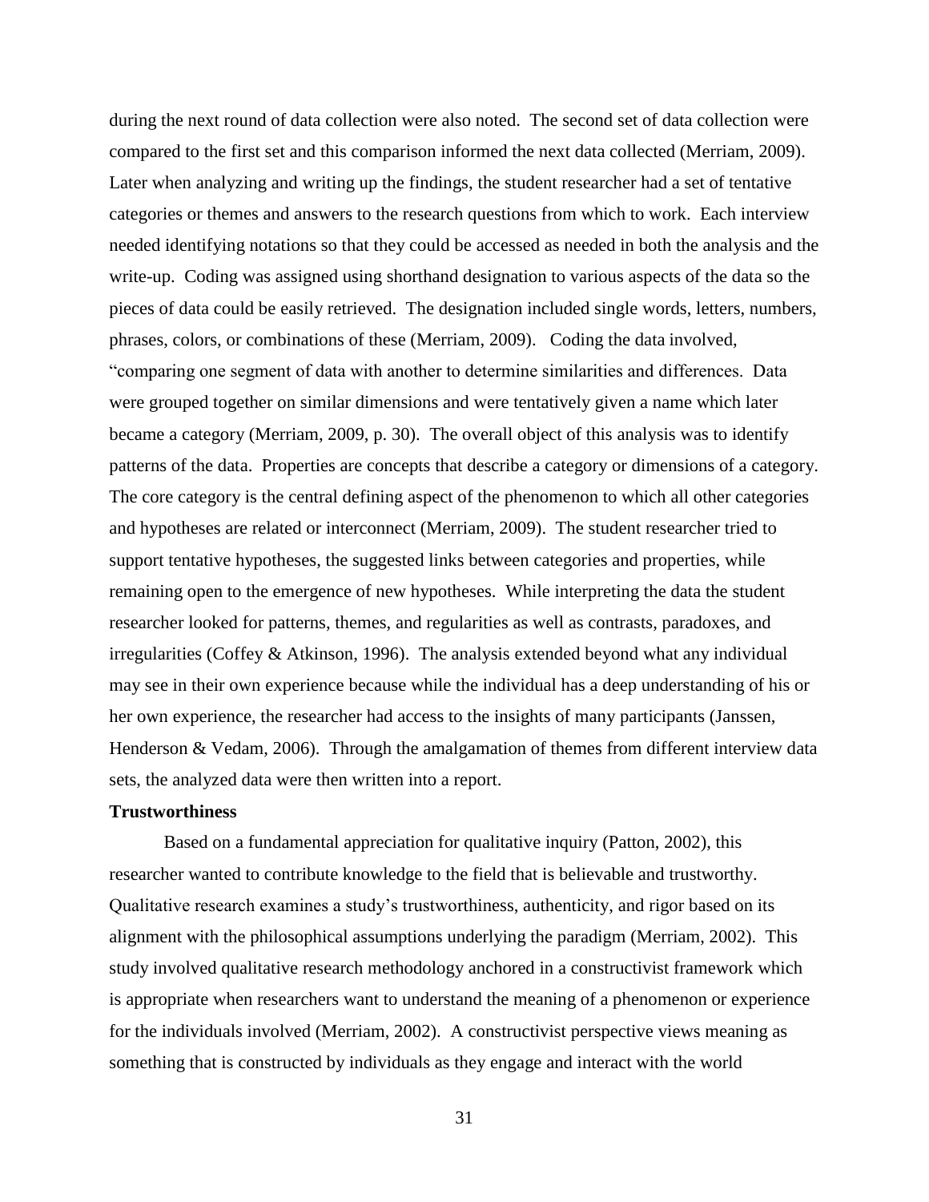during the next round of data collection were also noted. The second set of data collection were compared to the first set and this comparison informed the next data collected (Merriam, 2009). Later when analyzing and writing up the findings, the student researcher had a set of tentative categories or themes and answers to the research questions from which to work. Each interview needed identifying notations so that they could be accessed as needed in both the analysis and the write-up. Coding was assigned using shorthand designation to various aspects of the data so the pieces of data could be easily retrieved. The designation included single words, letters, numbers, phrases, colors, or combinations of these (Merriam, 2009). Coding the data involved, "comparing one segment of data with another to determine similarities and differences. Data were grouped together on similar dimensions and were tentatively given a name which later became a category (Merriam, 2009, p. 30). The overall object of this analysis was to identify patterns of the data. Properties are concepts that describe a category or dimensions of a category. The core category is the central defining aspect of the phenomenon to which all other categories and hypotheses are related or interconnect (Merriam, 2009). The student researcher tried to support tentative hypotheses, the suggested links between categories and properties, while remaining open to the emergence of new hypotheses. While interpreting the data the student researcher looked for patterns, themes, and regularities as well as contrasts, paradoxes, and irregularities (Coffey & Atkinson, 1996). The analysis extended beyond what any individual may see in their own experience because while the individual has a deep understanding of his or her own experience, the researcher had access to the insights of many participants (Janssen, Henderson & Vedam, 2006). Through the amalgamation of themes from different interview data sets, the analyzed data were then written into a report.

**Trustworthiness**

Based on a fundamental appreciation for qualitative inquiry (Patton, 2002), this researcher wanted to contribute knowledge to the field that is believable and trustworthy. Qualitative research examines a study's trustworthiness, authenticity, and rigor based on its alignment with the philosophical assumptions underlying the paradigm (Merriam, 2002). This study involved qualitative research methodology anchored in a constructivist framework which is appropriate when researchers want to understand the meaning of a phenomenon or experience for the individuals involved (Merriam, 2002). A constructivist perspective views meaning as something that is constructed by individuals as they engage and interact with the world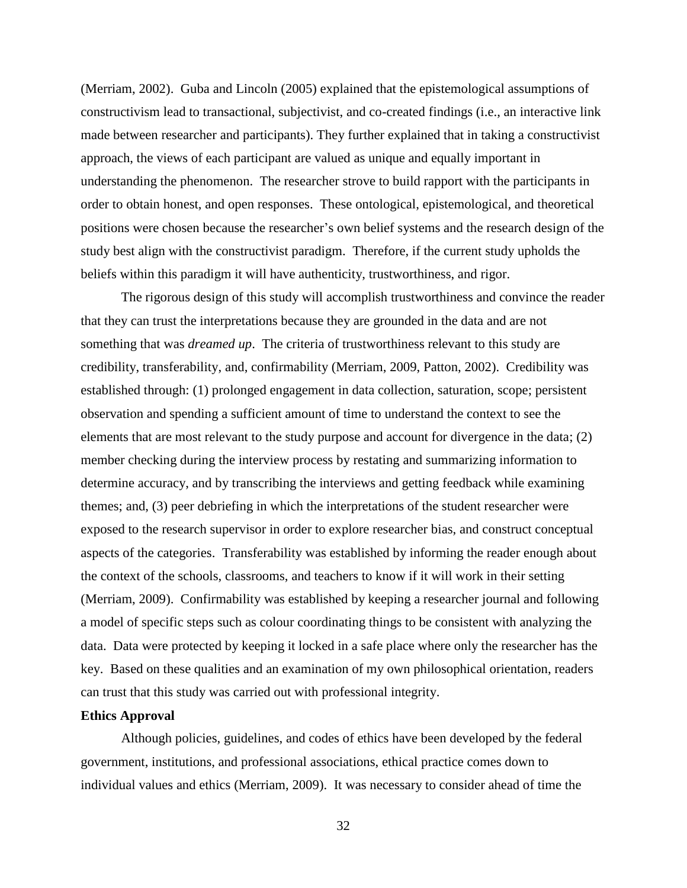(Merriam, 2002). Guba and Lincoln (2005) explained that the epistemological assumptions of constructivism lead to transactional, subjectivist, and co-created findings (i.e., an interactive link made between researcher and participants). They further explained that in taking a constructivist approach, the views of each participant are valued as unique and equally important in understanding the phenomenon. The researcher strove to build rapport with the participants in order to obtain honest, and open responses. These ontological, epistemological, and theoretical positions were chosen because the researcher's own belief systems and the research design of the study best align with the constructivist paradigm. Therefore, if the current study upholds the beliefs within this paradigm it will have authenticity, trustworthiness, and rigor.

The rigorous design of this study will accomplish trustworthiness and convince the reader that they can trust the interpretations because they are grounded in the data and are not something that was *dreamed up*. The criteria of trustworthiness relevant to this study are credibility, transferability, and, confirmability (Merriam, 2009, Patton, 2002). Credibility was established through: (1) prolonged engagement in data collection, saturation, scope; persistent observation and spending a sufficient amount of time to understand the context to see the elements that are most relevant to the study purpose and account for divergence in the data; (2) member checking during the interview process by restating and summarizing information to determine accuracy, and by transcribing the interviews and getting feedback while examining themes; and, (3) peer debriefing in which the interpretations of the student researcher were exposed to the research supervisor in order to explore researcher bias, and construct conceptual aspects of the categories. Transferability was established by informing the reader enough about the context of the schools, classrooms, and teachers to know if it will work in their setting (Merriam, 2009). Confirmability was established by keeping a researcher journal and following a model of specific steps such as colour coordinating things to be consistent with analyzing the data. Data were protected by keeping it locked in a safe place where only the researcher has the key. Based on these qualities and an examination of my own philosophical orientation, readers can trust that this study was carried out with professional integrity.

**Ethics Approval**

Although policies, guidelines, and codes of ethics have been developed by the federal government, institutions, and professional associations, ethical practice comes down to individual values and ethics (Merriam, 2009). It was necessary to consider ahead of time the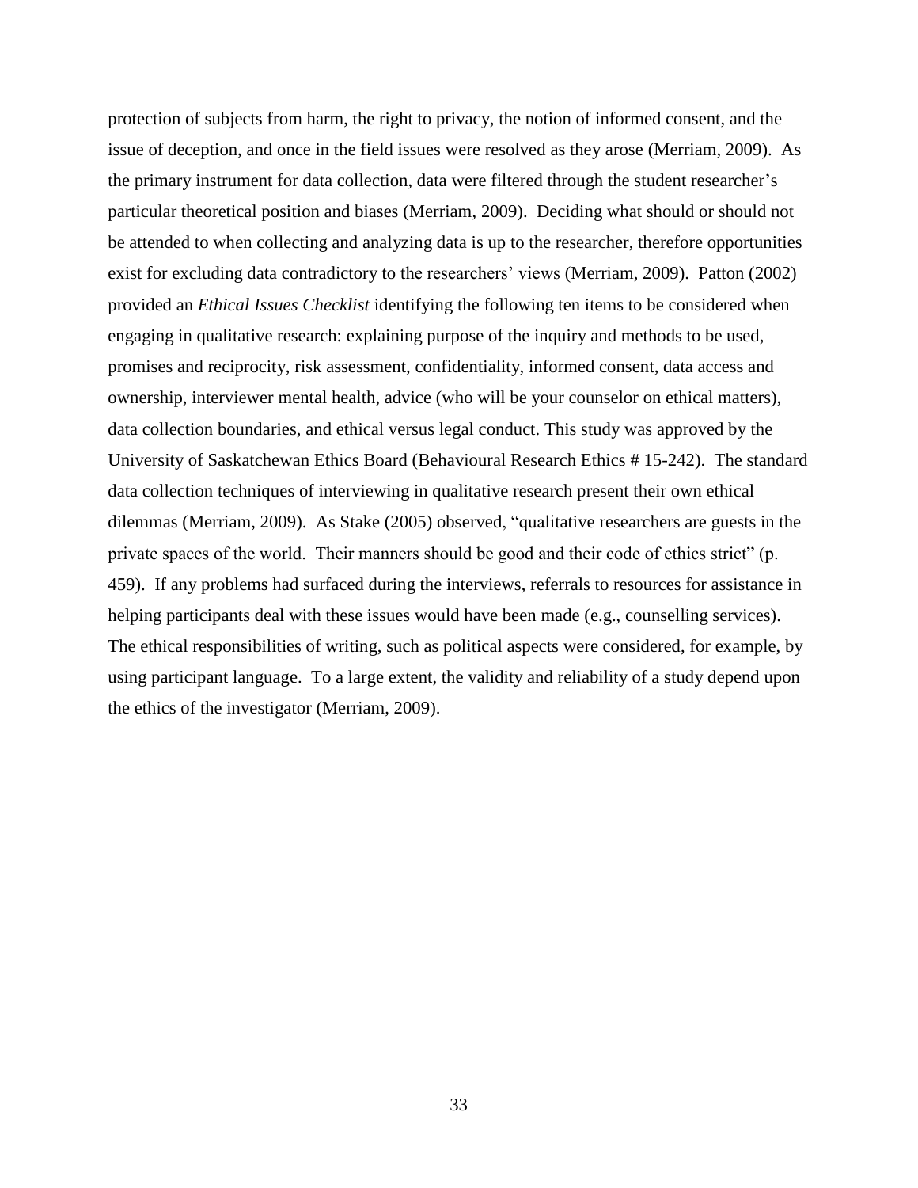protection of subjects from harm, the right to privacy, the notion of informed consent, and the issue of deception, and once in the field issues were resolved as they arose (Merriam, 2009). As the primary instrument for data collection, data were filtered through the student researcher's particular theoretical position and biases (Merriam, 2009). Deciding what should or should not be attended to when collecting and analyzing data is up to the researcher, therefore opportunities exist for excluding data contradictory to the researchers' views (Merriam, 2009). Patton (2002) provided an *Ethical Issues Checklist* identifying the following ten items to be considered when engaging in qualitative research: explaining purpose of the inquiry and methods to be used, promises and reciprocity, risk assessment, confidentiality, informed consent, data access and ownership, interviewer mental health, advice (who will be your counselor on ethical matters), data collection boundaries, and ethical versus legal conduct. This study was approved by the University of Saskatchewan Ethics Board (Behavioural Research Ethics # 15-242). The standard data collection techniques of interviewing in qualitative research present their own ethical dilemmas (Merriam, 2009). As Stake (2005) observed, "qualitative researchers are guests in the private spaces of the world. Their manners should be good and their code of ethics strict" (p. 459). If any problems had surfaced during the interviews, referrals to resources for assistance in helping participants deal with these issues would have been made (e.g., counselling services). The ethical responsibilities of writing, such as political aspects were considered, for example, by using participant language. To a large extent, the validity and reliability of a study depend upon the ethics of the investigator (Merriam, 2009).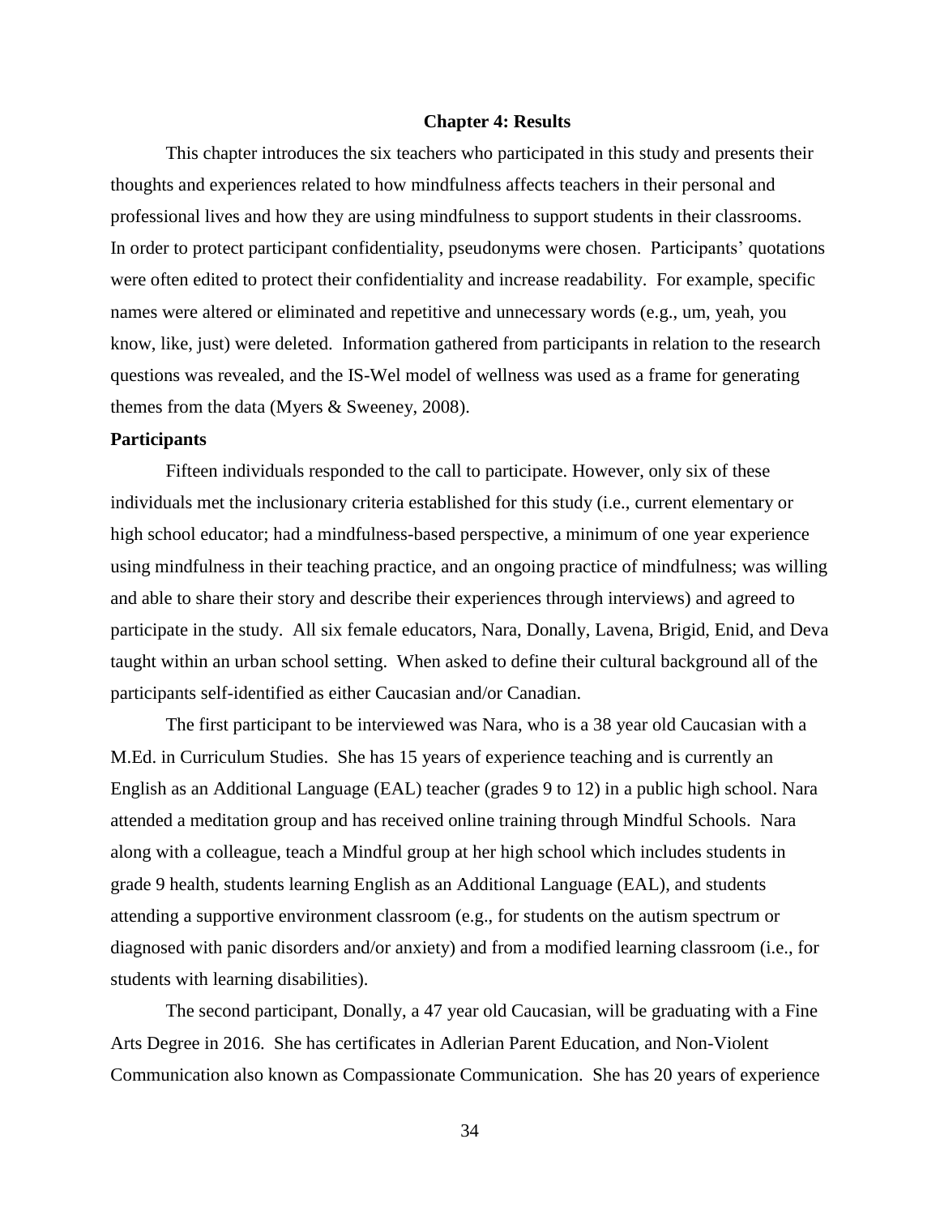## Chapter 4: Results

This chapter introduces the six teachers who participated in this study and presents their thoughts and experiences related to how mindfulness affects teachers in their personal and professional lives and how they are using mindfulness to support students in their classrooms. In order to protect participant confidentiality, pseudonyms were chosen. Participants' quotations were often edited to protect their confidentiality and increase readability. For example, specific names were altered or eliminated and repetitive and unnecessary words (e.g., um, yeah, you know, like, just) were deleted. Information gathered from participants in relation to the research questions was revealed, and the IS-Wel model of wellness was used as a frame for generating themes from the data (Myers & Sweeney, 2008).

### Participants

Fifteen individuals responded to the call to participate. However, only six of these individuals met the inclusionary criteria established for this study (i.e., current elementary or high school educator; had a mindfulness-based perspective, a minimum of one year experience using mindfulness in their teaching practice, and an ongoing practice of mindfulness; was willing and able to share their story and describe their experiences through interviews) and agreed to participate in the study. All six female educators, Nara, Donally, Lavena, Brigid, Enid, and Deva taught within an urban school setting. When asked to define their cultural background all of the participants self-identified as either Caucasian and/or Canadian.

The first participant to be interviewed was Nara, who is a 38 year old Caucasian with a M.Ed. in Curriculum Studies. She has 15 years of experience teaching and is currently an English as an Additional Language (EAL) teacher (grades 9 to 12) in a public high school. Nara attended a meditation group and has received online training through Mindful Schools. Nara along with a colleague, teach a Mindful group at her high school which includes students in grade 9 health, students learning English as an Additional Language (EAL), and students attending a supportive environment classroom (e.g., for students on the autism spectrum or diagnosed with panic disorders and/or anxiety) and from a modified learning classroom (i.e., for students with learning disabilities).

The second participant, Donally, a 47 year old Caucasian, will be graduating with a Fine Arts Degree in 2016. She has certificates in Adlerian Parent Education, and Non-Violent Communication also known as Compassionate Communication. She has 20 years of experience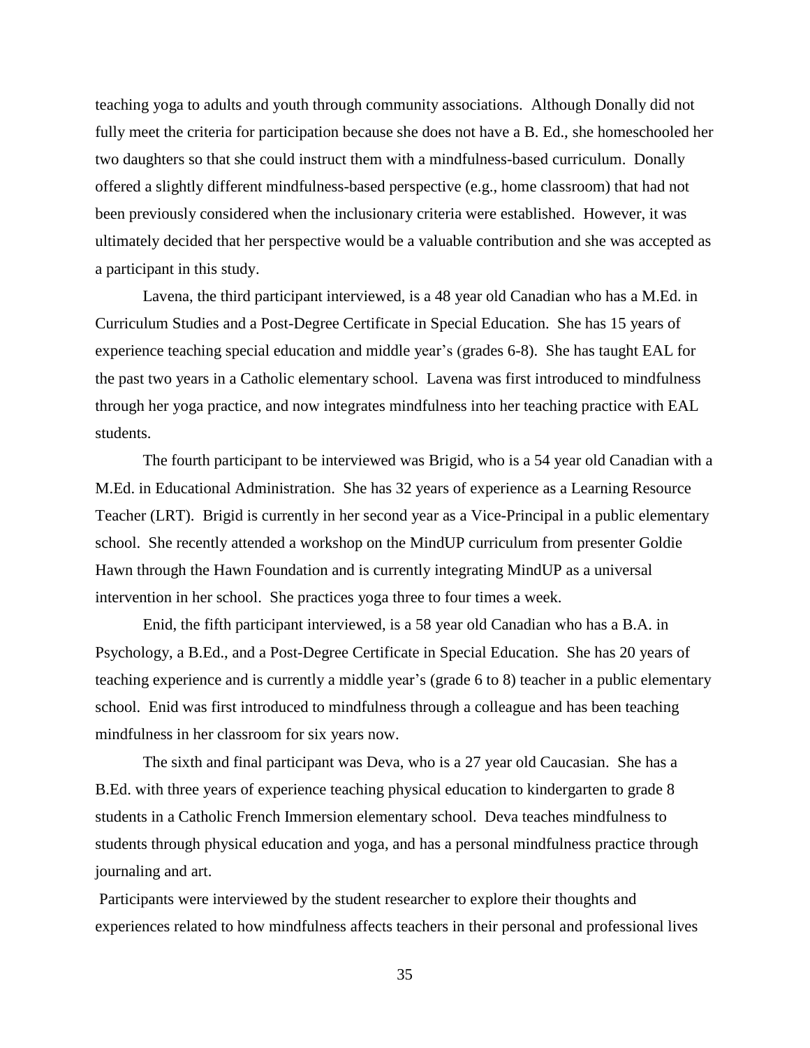teaching yoga to adults and youth through community associations. Although Donally did not fully meet the criteria for participation because she does not have a B. Ed., she homeschooled her two daughters so that she could instruct them with a mindfulness-based curriculum. Donally offered a slightly different mindfulness-based perspective (e.g., home classroom) that had not been previously considered when the inclusionary criteria were established. However, it was ultimately decided that her perspective would be a valuable contribution and she was accepted as a participant in this study.

Lavena, the third participant interviewed, is a 48 year old Canadian who has a M.Ed. in Curriculum Studies and a Post-Degree Certificate in Special Education. She has 15 years of experience teaching special education and middle year's (grades 6-8). She has taught EAL for the past two years in a Catholic elementary school. Lavena was first introduced to mindfulness through her yoga practice, and now integrates mindfulness into her teaching practice with EAL students.

The fourth participant to be interviewed was Brigid, who is a 54 year old Canadian with a M.Ed. in Educational Administration. She has 32 years of experience as a Learning Resource Teacher (LRT). Brigid is currently in her second year as a Vice-Principal in a public elementary school. She recently attended a workshop on the MindUP curriculum from presenter Goldie Hawn through the Hawn Foundation and is currently integrating MindUP as a universal intervention in her school. She practices yoga three to four times a week.

Enid, the fifth participant interviewed, is a 58 year old Canadian who has a B.A. in Psychology, a B.Ed., and a Post-Degree Certificate in Special Education. She has 20 years of teaching experience and is currently a middle year's (grade 6 to 8) teacher in a public elementary school. Enid was first introduced to mindfulness through a colleague and has been teaching mindfulness in her classroom for six years now.

The sixth and final participant was Deva, who is a 27 year old Caucasian. She has a B.Ed. with three years of experience teaching physical education to kindergarten to grade 8 students in a Catholic French Immersion elementary school. Deva teaches mindfulness to students through physical education and yoga, and has a personal mindfulness practice through journaling and art.

Participants were interviewed by the student researcher to explore their thoughts and experiences related to how mindfulness affects teachers in their personal and professional lives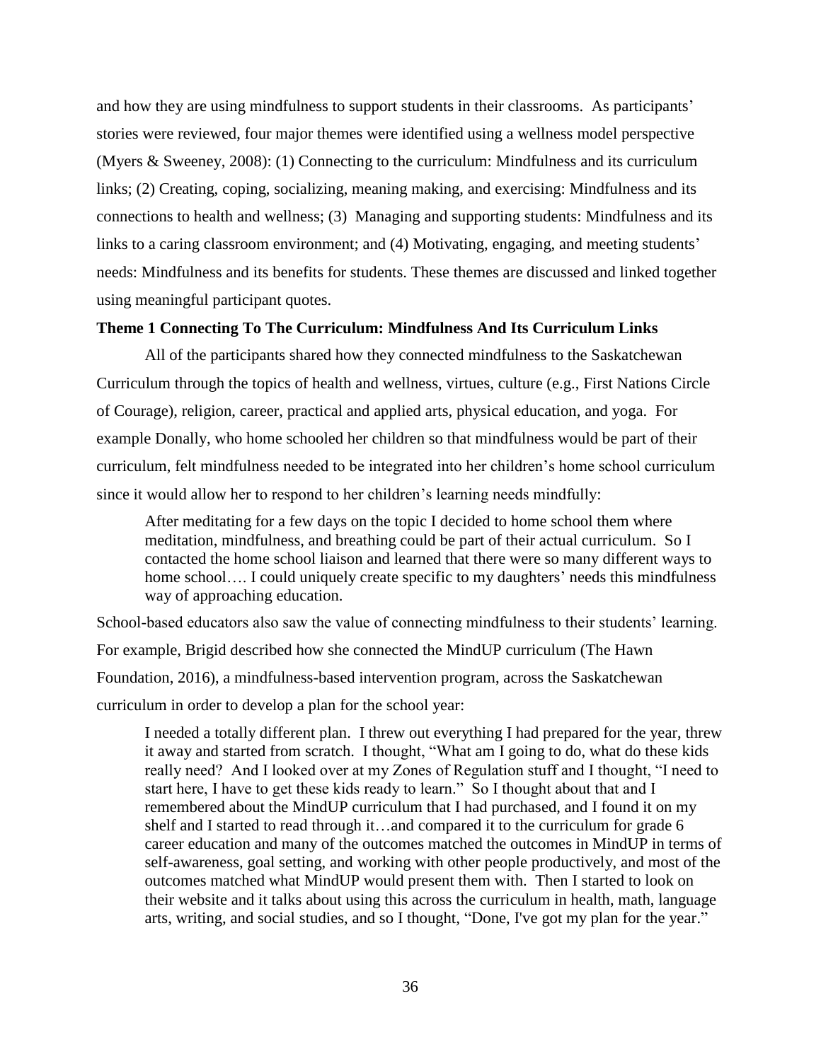and how they are using mindfulness to support students in their classrooms. As participants' stories were reviewed, four major themes were identified using a wellness model perspective (Myers & Sweeney, 2008): (1) Connecting to the curriculum: Mindfulness and its curriculum links; (2) Creating, coping, socializing, meaning making, and exercising: Mindfulness and its connections to health and wellness; (3) Managing and supporting students: Mindfulness and its links to a caring classroom environment; and (4) Motivating, engaging, and meeting students' needs: Mindfulness and its benefits for students. These themes are discussed and linked together using meaningful participant quotes.

### Theme 1 Connecting To The Curriculum: Mindfulness And Its Curriculum Links

All of the participants shared how they connected mindfulness to the Saskatchewan Curriculum through the topics of health and wellness, virtues, culture (e.g., First Nations Circle of Courage), religion, career, practical and applied arts, physical education, and yoga. For example Donally, who home schooled her children so that mindfulness would be part of their curriculum, felt mindfulness needed to be integrated into her children's home school curriculum since it would allow her to respond to her children's learning needs mindfully:

> After meditating for a few days on the topic I decided to home school them where meditation, mindfulness, and breathing could be part of their actual curriculum. So I contacted the home school liaison and learned that there were so many different ways to home school…. I could uniquely create specific to my daughters' needs this mindfulness way of approaching education.

School-based educators also saw the value of connecting mindfulness to their students' learning. For example, Brigid described how she connected the MindUP curriculum (The Hawn Foundation, 2016), a mindfulness-based intervention program, across the Saskatchewan curriculum in order to develop a plan for the school year:

> I needed a totally different plan. I threw out everything I had prepared for the year, threw it away and started from scratch. I thought, "What am I going to do, what do these kids really need? And I looked over at my Zones of Regulation stuff and I thought, "I need to start here, I have to get these kids ready to learn." So I thought about that and I remembered about the MindUP curriculum that I had purchased, and I found it on my shelf and I started to read through it…and compared it to the curriculum for grade 6 career education and many of the outcomes matched the outcomes in MindUP in terms of self-awareness, goal setting, and working with other people productively, and most of the outcomes matched what MindUP would present them with. Then I started to look on their website and it talks about using this across the curriculum in health, math, language arts, writing, and social studies, and so I thought, "Done, I've got my plan for the year."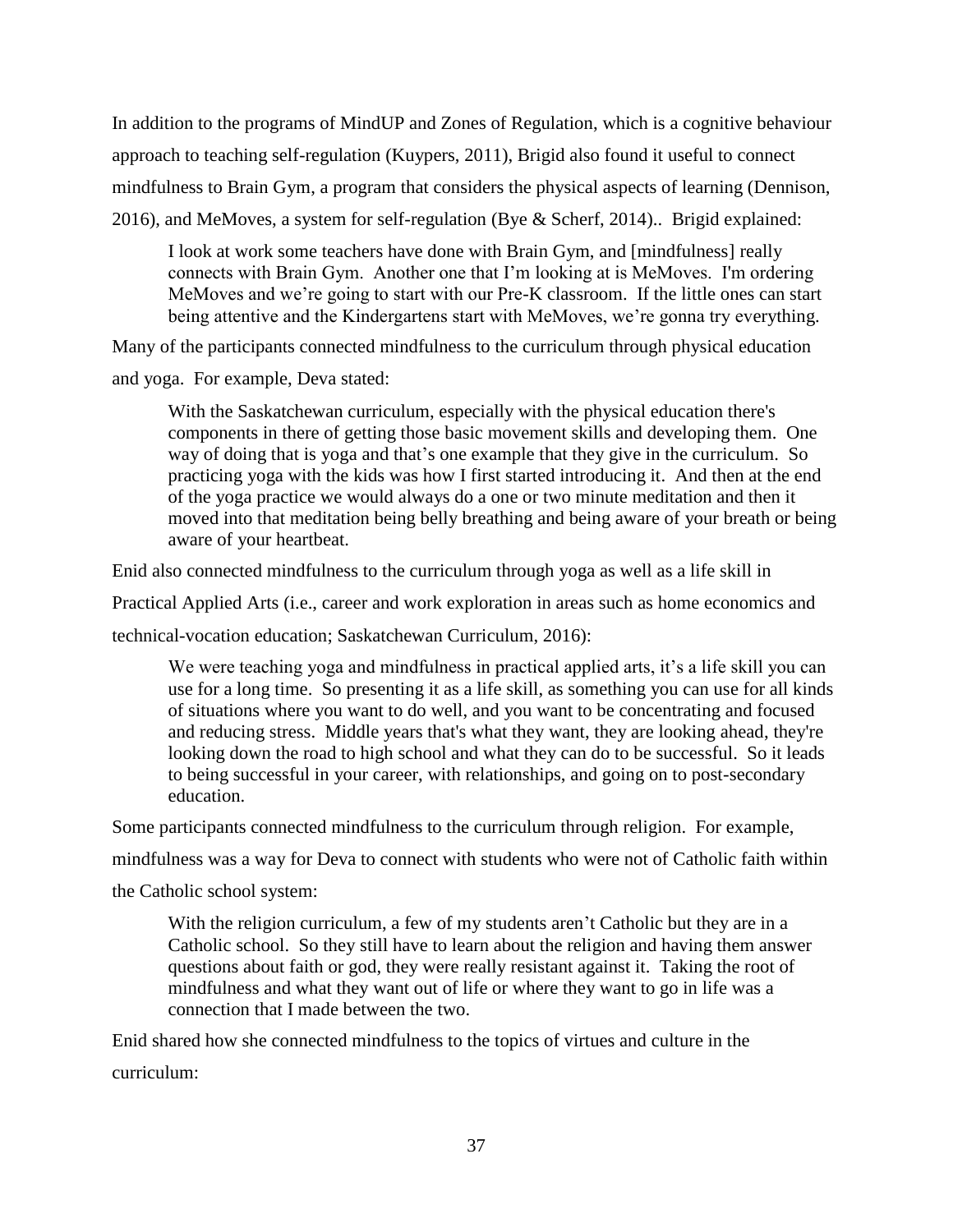In addition to the programs of MindUP and Zones of Regulation, which is a cognitive behaviour approach to teaching self-regulation (Kuypers, 2011), Brigid also found it useful to connect mindfulness to Brain Gym, a program that considers the physical aspects of learning (Dennison, 2016), and MeMoves, a system for self-regulation (Bye & Scherf, 2014).. Brigid explained:

> I look at work some teachers have done with Brain Gym, and [mindfulness] really connects with Brain Gym. Another one that I'm looking at is MeMoves. I'm ordering MeMoves and we're going to start with our Pre-K classroom. If the little ones can start being attentive and the Kindergartens start with MeMoves, we're gonna try everything.

Many of the participants connected mindfulness to the curriculum through physical education and yoga. For example, Deva stated:

> With the Saskatchewan curriculum, especially with the physical education there's components in there of getting those basic movement skills and developing them. One way of doing that is yoga and that's one example that they give in the curriculum. So practicing yoga with the kids was how I first started introducing it. And then at the end of the yoga practice we would always do a one or two minute meditation and then it moved into that meditation being belly breathing and being aware of your breath or being aware of your heartbeat.

Enid also connected mindfulness to the curriculum through yoga as well as a life skill in Practical Applied Arts (i.e., career and work exploration in areas such as home economics and technical-vocation education; Saskatchewan Curriculum, 2016):

> We were teaching yoga and mindfulness in practical applied arts, it's a life skill you can use for a long time. So presenting it as a life skill, as something you can use for all kinds of situations where you want to do well, and you want to be concentrating and focused and reducing stress. Middle years that's what they want, they are looking ahead, they're looking down the road to high school and what they can do to be successful. So it leads to being successful in your career, with relationships, and going on to post-secondary education.

Some participants connected mindfulness to the curriculum through religion. For example, mindfulness was a way for Deva to connect with students who were not of Catholic faith within the Catholic school system:

> With the religion curriculum, a few of my students aren't Catholic but they are in a Catholic school. So they still have to learn about the religion and having them answer questions about faith or god, they were really resistant against it. Taking the root of mindfulness and what they want out of life or where they want to go in life was a connection that I made between the two.

Enid shared how she connected mindfulness to the topics of virtues and culture in the curriculum: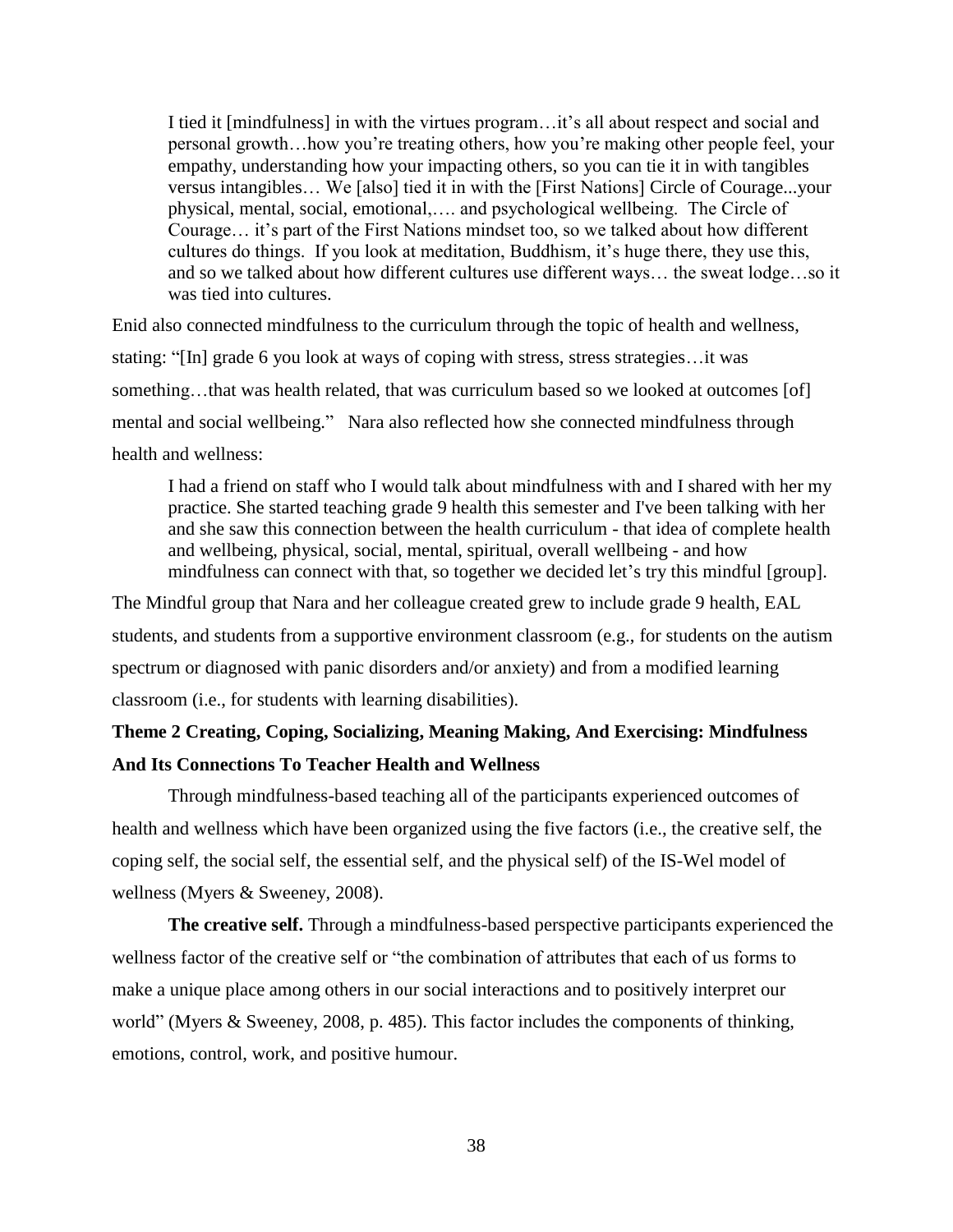> I tied it [mindfulness] in with the virtues program…it's all about respect and social and personal growth…how you're treating others, how you're making other people feel, your empathy, understanding how your impacting others, so you can tie it in with tangibles versus intangibles… We [also] tied it in with the [First Nations] Circle of Courage...your physical, mental, social, emotional,…. and psychological wellbeing. The Circle of Courage… it's part of the First Nations mindset too, so we talked about how different cultures do things. If you look at meditation, Buddhism, it's huge there, they use this, and so we talked about how different cultures use different ways… the sweat lodge…so it was tied into cultures.

Enid also connected mindfulness to the curriculum through the topic of health and wellness, stating: "[In] grade 6 you look at ways of coping with stress, stress strategies…it was something…that was health related, that was curriculum based so we looked at outcomes [of] mental and social wellbeing." Nara also reflected how she connected mindfulness through health and wellness:

> I had a friend on staff who I would talk about mindfulness with and I shared with her my practice. She started teaching grade 9 health this semester and I've been talking with her and she saw this connection between the health curriculum - that idea of complete health and wellbeing, physical, social, mental, spiritual, overall wellbeing - and how mindfulness can connect with that, so together we decided let's try this mindful [group].

The Mindful group that Nara and her colleague created grew to include grade 9 health, EAL students, and students from a supportive environment classroom (e.g., for students on the autism spectrum or diagnosed with panic disorders and/or anxiety) and from a modified learning classroom (i.e., for students with learning disabilities).

## Theme 2 Creating, Coping, Socializing, Meaning Making, And Exercising: Mindfulness And Its Connections To Teacher Health and Wellness

Through mindfulness-based teaching all of the participants experienced outcomes of health and wellness which have been organized using the five factors (i.e., the creative self, the coping self, the social self, the essential self, and the physical self) of the IS-Wel model of wellness (Myers & Sweeney, 2008).

**The creative self.** Through a mindfulness-based perspective participants experienced the wellness factor of the creative self or "the combination of attributes that each of us forms to make a unique place among others in our social interactions and to positively interpret our world" (Myers & Sweeney, 2008, p. 485). This factor includes the components of thinking, emotions, control, work, and positive humour.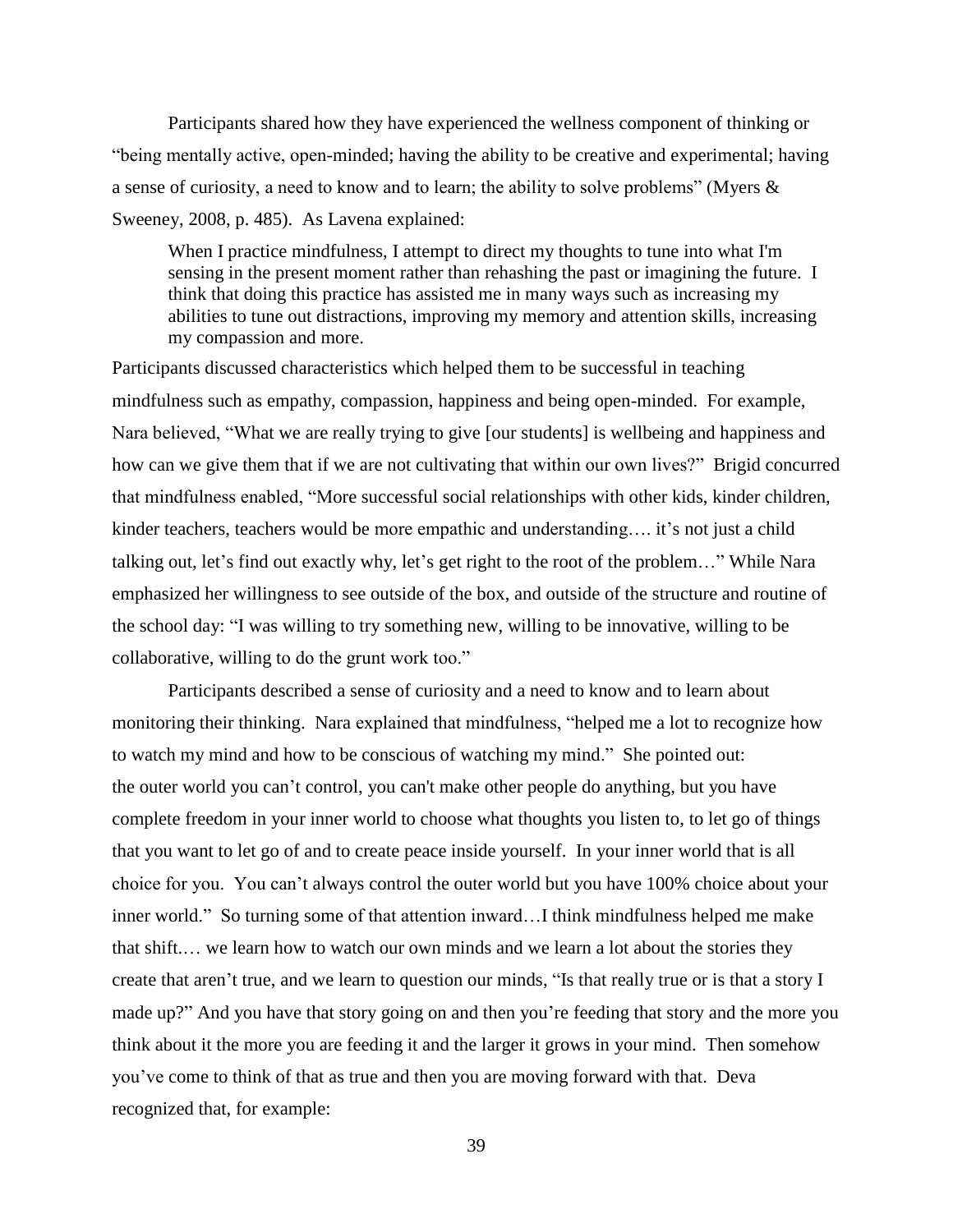Participants shared how they have experienced the wellness component of thinking or "being mentally active, open-minded; having the ability to be creative and experimental; having a sense of curiosity, a need to know and to learn; the ability to solve problems" (Myers & Sweeney, 2008, p. 485). As Lavena explained:

> When I practice mindfulness, I attempt to direct my thoughts to tune into what I'm sensing in the present moment rather than rehashing the past or imagining the future. I think that doing this practice has assisted me in many ways such as increasing my abilities to tune out distractions, improving my memory and attention skills, increasing my compassion and more.

Participants discussed characteristics which helped them to be successful in teaching mindfulness such as empathy, compassion, happiness and being open-minded. For example, Nara believed, "What we are really trying to give [our students] is wellbeing and happiness and how can we give them that if we are not cultivating that within our own lives?" Brigid concurred that mindfulness enabled, "More successful social relationships with other kids, kinder children, kinder teachers, teachers would be more empathic and understanding…. it's not just a child talking out, let's find out exactly why, let's get right to the root of the problem…" While Nara emphasized her willingness to see outside of the box, and outside of the structure and routine of the school day: "I was willing to try something new, willing to be innovative, willing to be collaborative, willing to do the grunt work too."

Participants described a sense of curiosity and a need to know and to learn about monitoring their thinking. Nara explained that mindfulness, "helped me a lot to recognize how to watch my mind and how to be conscious of watching my mind." She pointed out: the outer world you can't control, you can't make other people do anything, but you have complete freedom in your inner world to choose what thoughts you listen to, to let go of things that you want to let go of and to create peace inside yourself. In your inner world that is all choice for you. You can't always control the outer world but you have 100% choice about your inner world." So turning some of that attention inward…I think mindfulness helped me make that shift.… we learn how to watch our own minds and we learn a lot about the stories they create that aren't true, and we learn to question our minds, "Is that really true or is that a story I made up?" And you have that story going on and then you're feeding that story and the more you think about it the more you are feeding it and the larger it grows in your mind. Then somehow you've come to think of that as true and then you are moving forward with that. Deva recognized that, for example: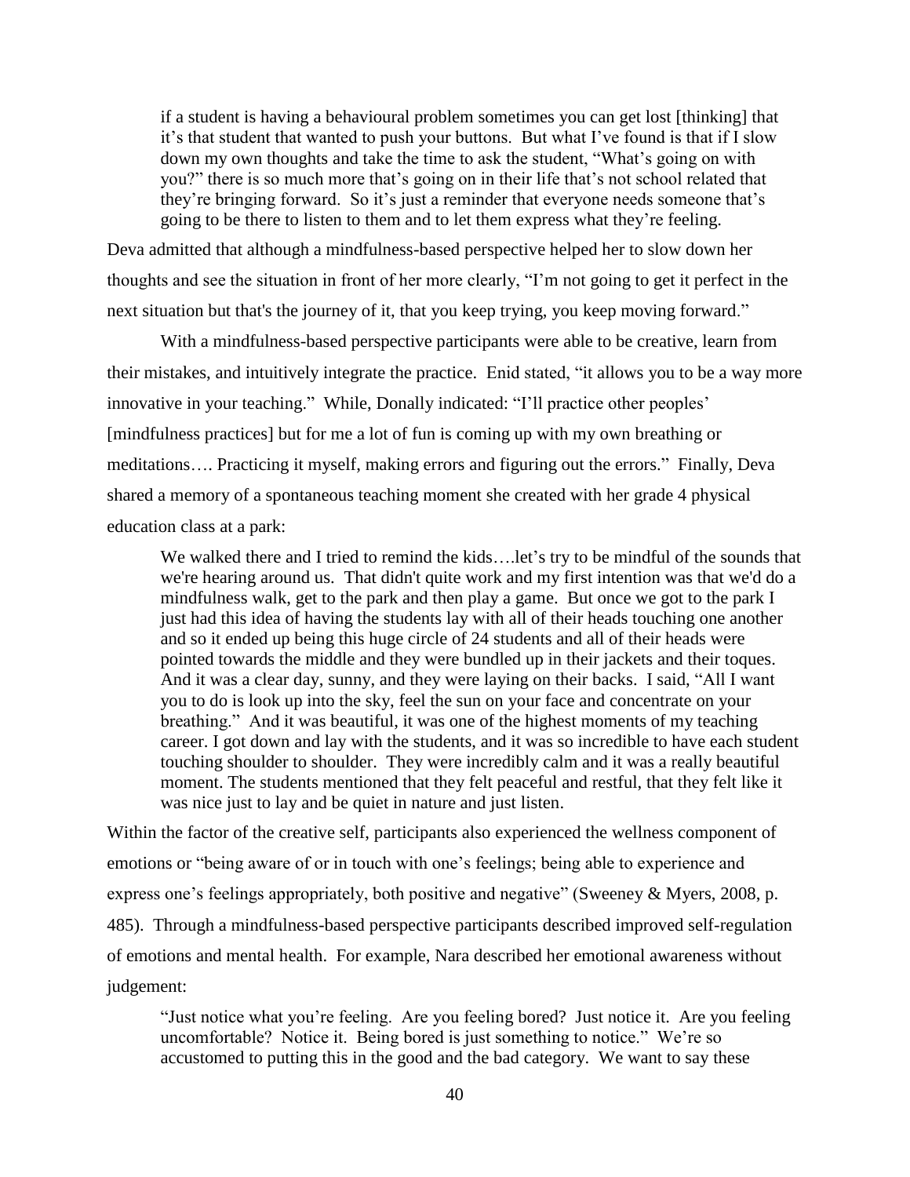> if a student is having a behavioural problem sometimes you can get lost [thinking] that it's that student that wanted to push your buttons. But what I've found is that if I slow down my own thoughts and take the time to ask the student, "What's going on with you?" there is so much more that's going on in their life that's not school related that they're bringing forward. So it's just a reminder that everyone needs someone that's going to be there to listen to them and to let them express what they're feeling.

Deva admitted that although a mindfulness-based perspective helped her to slow down her thoughts and see the situation in front of her more clearly, "I'm not going to get it perfect in the next situation but that's the journey of it, that you keep trying, you keep moving forward."

With a mindfulness-based perspective participants were able to be creative, learn from their mistakes, and intuitively integrate the practice. Enid stated, "it allows you to be a way more innovative in your teaching." While, Donally indicated: "I'll practice other peoples' [mindfulness practices] but for me a lot of fun is coming up with my own breathing or meditations…. Practicing it myself, making errors and figuring out the errors." Finally, Deva shared a memory of a spontaneous teaching moment she created with her grade 4 physical education class at a park:

> We walked there and I tried to remind the kids….let's try to be mindful of the sounds that we're hearing around us. That didn't quite work and my first intention was that we'd do a mindfulness walk, get to the park and then play a game. But once we got to the park I just had this idea of having the students lay with all of their heads touching one another and so it ended up being this huge circle of 24 students and all of their heads were pointed towards the middle and they were bundled up in their jackets and their toques. And it was a clear day, sunny, and they were laying on their backs. I said, "All I want you to do is look up into the sky, feel the sun on your face and concentrate on your breathing." And it was beautiful, it was one of the highest moments of my teaching career. I got down and lay with the students, and it was so incredible to have each student touching shoulder to shoulder. They were incredibly calm and it was a really beautiful moment. The students mentioned that they felt peaceful and restful, that they felt like it was nice just to lay and be quiet in nature and just listen.

Within the factor of the creative self, participants also experienced the wellness component of emotions or "being aware of or in touch with one's feelings; being able to experience and express one's feelings appropriately, both positive and negative" (Sweeney & Myers, 2008, p. 485). Through a mindfulness-based perspective participants described improved self-regulation of emotions and mental health. For example, Nara described her emotional awareness without judgement:

> "Just notice what you're feeling. Are you feeling bored? Just notice it. Are you feeling uncomfortable? Notice it. Being bored is just something to notice." We're so accustomed to putting this in the good and the bad category. We want to say these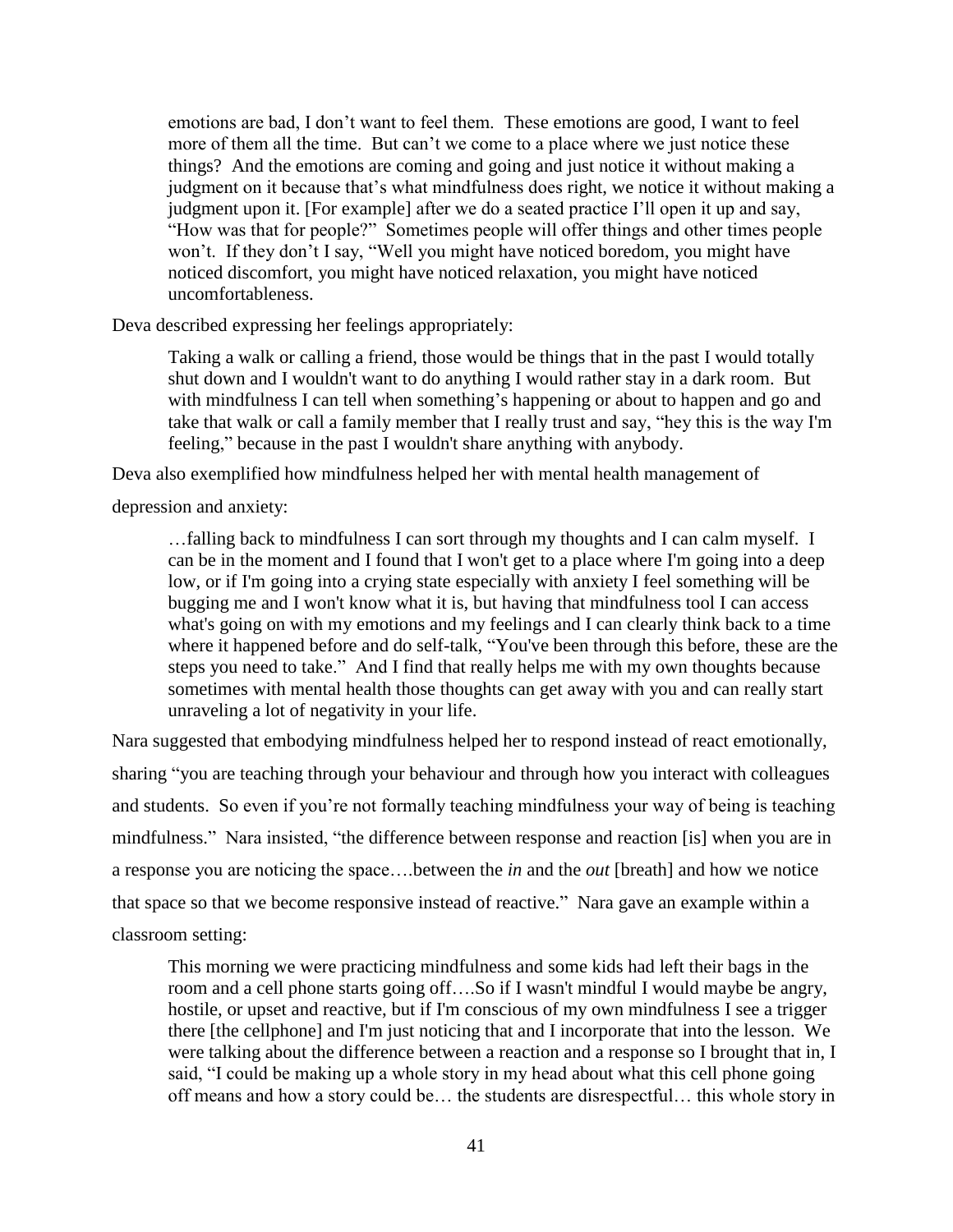> emotions are bad, I don't want to feel them. These emotions are good, I want to feel more of them all the time. But can't we come to a place where we just notice these things? And the emotions are coming and going and just notice it without making a judgment on it because that's what mindfulness does right, we notice it without making a judgment upon it. [For example] after we do a seated practice I'll open it up and say, "How was that for people?" Sometimes people will offer things and other times people won't. If they don't I say, "Well you might have noticed boredom, you might have noticed discomfort, you might have noticed relaxation, you might have noticed uncomfortableness.

Deva described expressing her feelings appropriately:

> Taking a walk or calling a friend, those would be things that in the past I would totally shut down and I wouldn't want to do anything I would rather stay in a dark room. But with mindfulness I can tell when something's happening or about to happen and go and take that walk or call a family member that I really trust and say, "hey this is the way I'm feeling," because in the past I wouldn't share anything with anybody.

Deva also exemplified how mindfulness helped her with mental health management of depression and anxiety:

> …falling back to mindfulness I can sort through my thoughts and I can calm myself. I can be in the moment and I found that I won't get to a place where I'm going into a deep low, or if I'm going into a crying state especially with anxiety I feel something will be bugging me and I won't know what it is, but having that mindfulness tool I can access what's going on with my emotions and my feelings and I can clearly think back to a time where it happened before and do self-talk, "You've been through this before, these are the steps you need to take." And I find that really helps me with my own thoughts because sometimes with mental health those thoughts can get away with you and can really start unraveling a lot of negativity in your life.

Nara suggested that embodying mindfulness helped her to respond instead of react emotionally, sharing "you are teaching through your behaviour and through how you interact with colleagues and students. So even if you're not formally teaching mindfulness your way of being is teaching mindfulness." Nara insisted, "the difference between response and reaction [is] when you are in a response you are noticing the space….between the *in* and the *out* [breath] and how we notice that space so that we become responsive instead of reactive." Nara gave an example within a classroom setting:

> This morning we were practicing mindfulness and some kids had left their bags in the room and a cell phone starts going off….So if I wasn't mindful I would maybe be angry, hostile, or upset and reactive, but if I'm conscious of my own mindfulness I see a trigger there [the cellphone] and I'm just noticing that and I incorporate that into the lesson. We were talking about the difference between a reaction and a response so I brought that in, I said, "I could be making up a whole story in my head about what this cell phone going off means and how a story could be… the students are disrespectful… this whole story in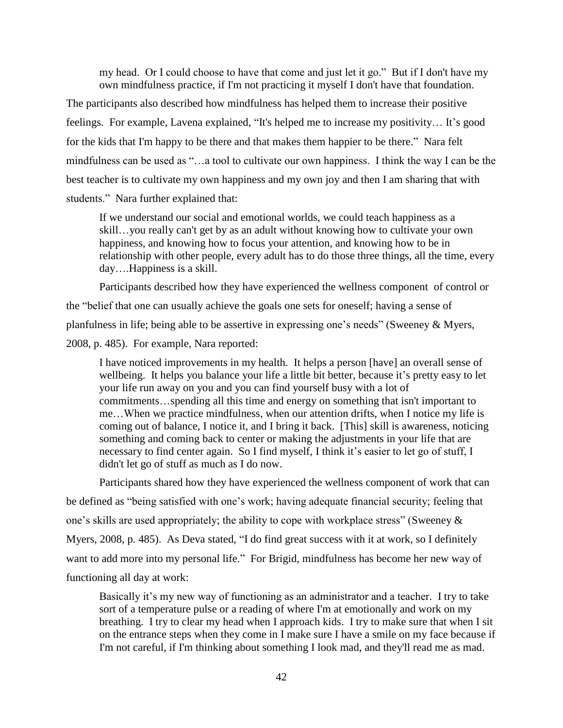> my head. Or I could choose to have that come and just let it go." But if I don't have my own mindfulness practice, if I'm not practicing it myself I don't have that foundation.

The participants also described how mindfulness has helped them to increase their positive feelings. For example, Lavena explained, "It's helped me to increase my positivity… It's good for the kids that I'm happy to be there and that makes them happier to be there." Nara felt mindfulness can be used as "…a tool to cultivate our own happiness. I think the way I can be the best teacher is to cultivate my own happiness and my own joy and then I am sharing that with students." Nara further explained that:

> If we understand our social and emotional worlds, we could teach happiness as a skill…you really can't get by as an adult without knowing how to cultivate your own happiness, and knowing how to focus your attention, and knowing how to be in relationship with other people, every adult has to do those three things, all the time, every day….Happiness is a skill.

Participants described how they have experienced the wellness component of control or the "belief that one can usually achieve the goals one sets for oneself; having a sense of planfulness in life; being able to be assertive in expressing one's needs" (Sweeney & Myers, 2008, p. 485). For example, Nara reported:

> I have noticed improvements in my health. It helps a person [have] an overall sense of wellbeing. It helps you balance your life a little bit better, because it's pretty easy to let your life run away on you and you can find yourself busy with a lot of commitments…spending all this time and energy on something that isn't important to me…When we practice mindfulness, when our attention drifts, when I notice my life is coming out of balance, I notice it, and I bring it back. [This] skill is awareness, noticing something and coming back to center or making the adjustments in your life that are necessary to find center again. So I find myself, I think it's easier to let go of stuff, I didn't let go of stuff as much as I do now.

Participants shared how they have experienced the wellness component of work that can be defined as "being satisfied with one's work; having adequate financial security; feeling that one's skills are used appropriately; the ability to cope with workplace stress" (Sweeney & Myers, 2008, p. 485). As Deva stated, "I do find great success with it at work, so I definitely want to add more into my personal life." For Brigid, mindfulness has become her new way of functioning all day at work:

> Basically it's my new way of functioning as an administrator and a teacher. I try to take sort of a temperature pulse or a reading of where I'm at emotionally and work on my breathing. I try to clear my head when I approach kids. I try to make sure that when I sit on the entrance steps when they come in I make sure I have a smile on my face because if I'm not careful, if I'm thinking about something I look mad, and they'll read me as mad.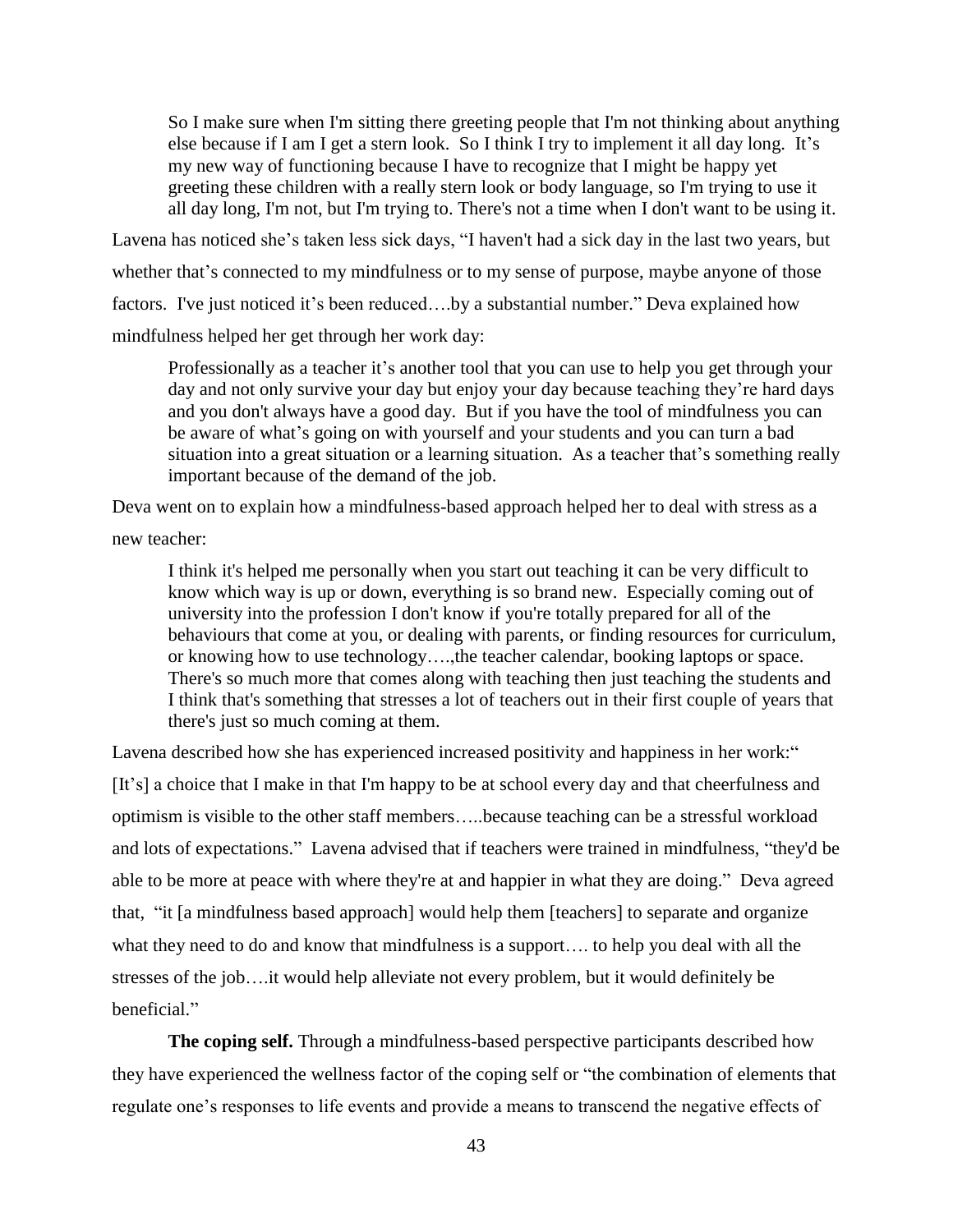> So I make sure when I'm sitting there greeting people that I'm not thinking about anything else because if I am I get a stern look. So I think I try to implement it all day long. It's my new way of functioning because I have to recognize that I might be happy yet greeting these children with a really stern look or body language, so I'm trying to use it all day long, I'm not, but I'm trying to. There's not a time when I don't want to be using it.

Lavena has noticed she's taken less sick days, "I haven't had a sick day in the last two years, but whether that's connected to my mindfulness or to my sense of purpose, maybe anyone of those factors. I've just noticed it's been reduced….by a substantial number." Deva explained how mindfulness helped her get through her work day:

> Professionally as a teacher it's another tool that you can use to help you get through your day and not only survive your day but enjoy your day because teaching they're hard days and you don't always have a good day. But if you have the tool of mindfulness you can be aware of what's going on with yourself and your students and you can turn a bad situation into a great situation or a learning situation. As a teacher that's something really important because of the demand of the job.

Deva went on to explain how a mindfulness-based approach helped her to deal with stress as a new teacher:

> I think it's helped me personally when you start out teaching it can be very difficult to know which way is up or down, everything is so brand new. Especially coming out of university into the profession I don't know if you're totally prepared for all of the behaviours that come at you, or dealing with parents, or finding resources for curriculum, or knowing how to use technology….,the teacher calendar, booking laptops or space. There's so much more that comes along with teaching then just teaching the students and I think that's something that stresses a lot of teachers out in their first couple of years that there's just so much coming at them.

Lavena described how she has experienced increased positivity and happiness in her work:" [It's] a choice that I make in that I'm happy to be at school every day and that cheerfulness and optimism is visible to the other staff members…..because teaching can be a stressful workload and lots of expectations." Lavena advised that if teachers were trained in mindfulness, "they'd be able to be more at peace with where they're at and happier in what they are doing." Deva agreed that, "it [a mindfulness based approach] would help them [teachers] to separate and organize what they need to do and know that mindfulness is a support…. to help you deal with all the stresses of the job….it would help alleviate not every problem, but it would definitely be beneficial."

**The coping self.** Through a mindfulness-based perspective participants described how they have experienced the wellness factor of the coping self or "the combination of elements that regulate one's responses to life events and provide a means to transcend the negative effects of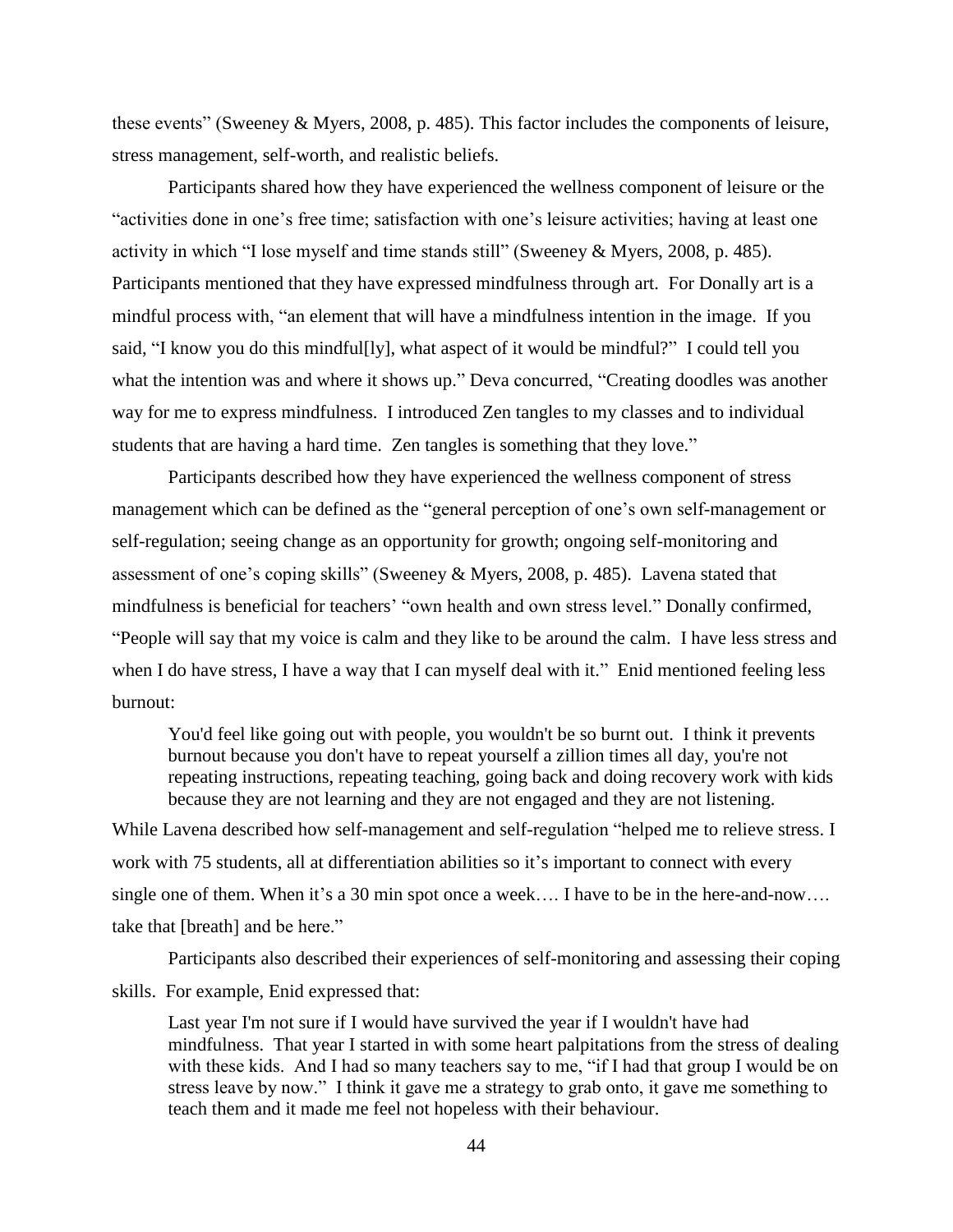these events" (Sweeney & Myers, 2008, p. 485). This factor includes the components of leisure, stress management, self-worth, and realistic beliefs.

Participants shared how they have experienced the wellness component of leisure or the "activities done in one's free time; satisfaction with one's leisure activities; having at least one activity in which "I lose myself and time stands still" (Sweeney & Myers, 2008, p. 485). Participants mentioned that they have expressed mindfulness through art. For Donally art is a mindful process with, "an element that will have a mindfulness intention in the image. If you said, "I know you do this mindful[ly], what aspect of it would be mindful?" I could tell you what the intention was and where it shows up." Deva concurred, "Creating doodles was another way for me to express mindfulness. I introduced Zen tangles to my classes and to individual students that are having a hard time. Zen tangles is something that they love."

Participants described how they have experienced the wellness component of stress management which can be defined as the "general perception of one's own self-management or self-regulation; seeing change as an opportunity for growth; ongoing self-monitoring and assessment of one's coping skills" (Sweeney & Myers, 2008, p. 485). Lavena stated that mindfulness is beneficial for teachers' "own health and own stress level." Donally confirmed, "People will say that my voice is calm and they like to be around the calm. I have less stress and when I do have stress, I have a way that I can myself deal with it." Enid mentioned feeling less burnout:

> You'd feel like going out with people, you wouldn't be so burnt out. I think it prevents burnout because you don't have to repeat yourself a zillion times all day, you're not repeating instructions, repeating teaching, going back and doing recovery work with kids because they are not learning and they are not engaged and they are not listening.

While Lavena described how self-management and self-regulation "helped me to relieve stress. I work with 75 students, all at differentiation abilities so it's important to connect with every single one of them. When it's a 30 min spot once a week…. I have to be in the here-and-now…. take that [breath] and be here."

Participants also described their experiences of self-monitoring and assessing their coping skills. For example, Enid expressed that:

> Last year I'm not sure if I would have survived the year if I wouldn't have had mindfulness. That year I started in with some heart palpitations from the stress of dealing with these kids. And I had so many teachers say to me, "if I had that group I would be on stress leave by now." I think it gave me a strategy to grab onto, it gave me something to teach them and it made me feel not hopeless with their behaviour.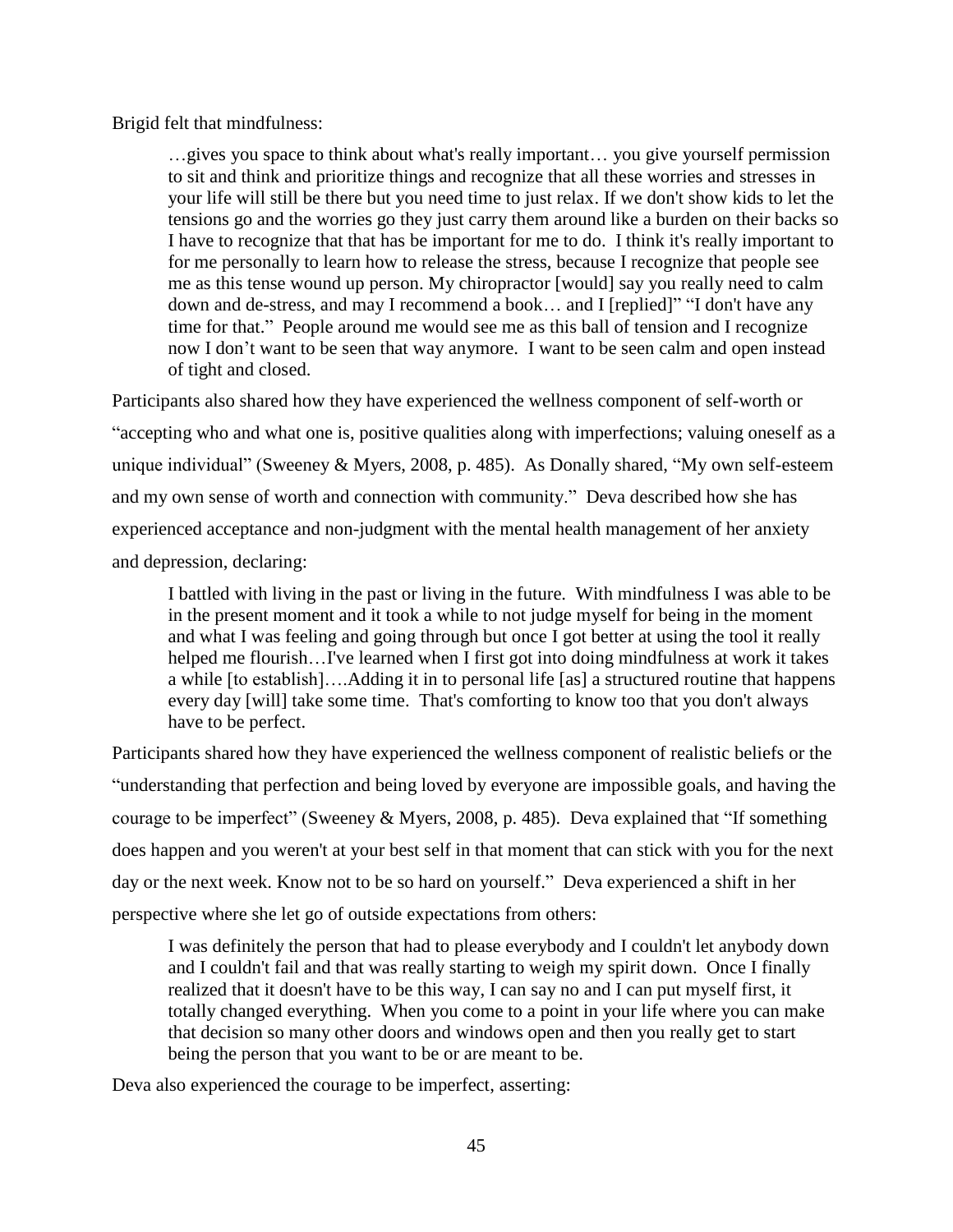Brigid felt that mindfulness:

> …gives you space to think about what's really important… you give yourself permission to sit and think and prioritize things and recognize that all these worries and stresses in your life will still be there but you need time to just relax. If we don't show kids to let the tensions go and the worries go they just carry them around like a burden on their backs so I have to recognize that that has be important for me to do. I think it's really important to for me personally to learn how to release the stress, because I recognize that people see me as this tense wound up person. My chiropractor [would] say you really need to calm down and de-stress, and may I recommend a book… and I [replied]" "I don't have any time for that." People around me would see me as this ball of tension and I recognize now I don't want to be seen that way anymore. I want to be seen calm and open instead of tight and closed.

Participants also shared how they have experienced the wellness component of self-worth or "accepting who and what one is, positive qualities along with imperfections; valuing oneself as a unique individual" (Sweeney & Myers, 2008, p. 485). As Donally shared, "My own self-esteem and my own sense of worth and connection with community." Deva described how she has experienced acceptance and non-judgment with the mental health management of her anxiety and depression, declaring:

> I battled with living in the past or living in the future. With mindfulness I was able to be in the present moment and it took a while to not judge myself for being in the moment and what I was feeling and going through but once I got better at using the tool it really helped me flourish…I've learned when I first got into doing mindfulness at work it takes a while [to establish]….Adding it in to personal life [as] a structured routine that happens every day [will] take some time. That's comforting to know too that you don't always have to be perfect.

Participants shared how they have experienced the wellness component of realistic beliefs or the "understanding that perfection and being loved by everyone are impossible goals, and having the courage to be imperfect" (Sweeney & Myers, 2008, p. 485). Deva explained that "If something does happen and you weren't at your best self in that moment that can stick with you for the next day or the next week. Know not to be so hard on yourself." Deva experienced a shift in her perspective where she let go of outside expectations from others:

> I was definitely the person that had to please everybody and I couldn't let anybody down and I couldn't fail and that was really starting to weigh my spirit down. Once I finally realized that it doesn't have to be this way, I can say no and I can put myself first, it totally changed everything. When you come to a point in your life where you can make that decision so many other doors and windows open and then you really get to start being the person that you want to be or are meant to be.

Deva also experienced the courage to be imperfect, asserting: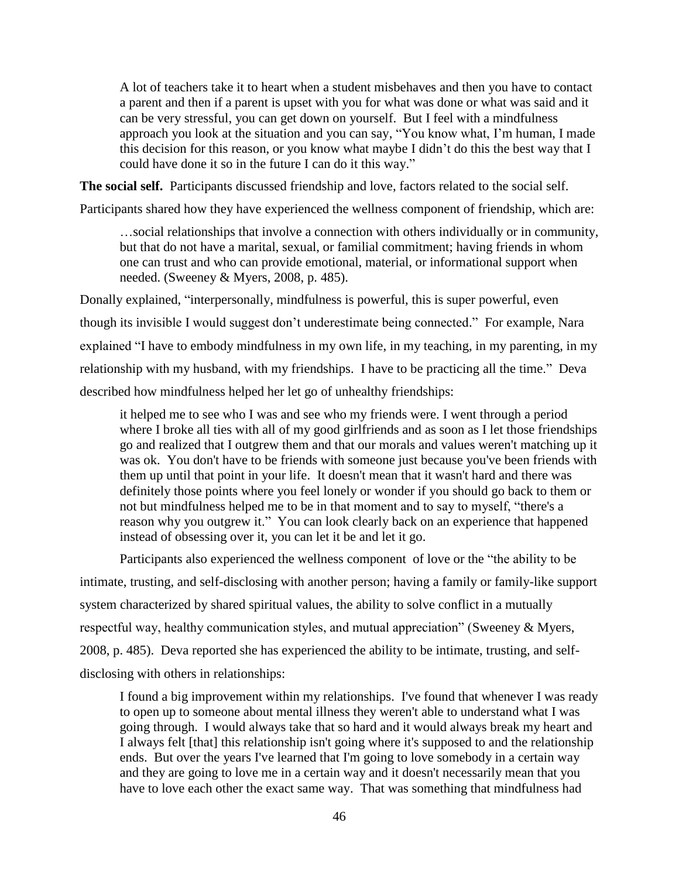> A lot of teachers take it to heart when a student misbehaves and then you have to contact a parent and then if a parent is upset with you for what was done or what was said and it can be very stressful, you can get down on yourself. But I feel with a mindfulness approach you look at the situation and you can say, "You know what, I'm human, I made this decision for this reason, or you know what maybe I didn't do this the best way that I could have done it so in the future I can do it this way."

**The social self.** Participants discussed friendship and love, factors related to the social self. Participants shared how they have experienced the wellness component of friendship, which are:

> …social relationships that involve a connection with others individually or in community, but that do not have a marital, sexual, or familial commitment; having friends in whom one can trust and who can provide emotional, material, or informational support when needed. (Sweeney & Myers, 2008, p. 485).

Donally explained, "interpersonally, mindfulness is powerful, this is super powerful, even though its invisible I would suggest don't underestimate being connected." For example, Nara explained "I have to embody mindfulness in my own life, in my teaching, in my parenting, in my relationship with my husband, with my friendships. I have to be practicing all the time." Deva described how mindfulness helped her let go of unhealthy friendships:

> it helped me to see who I was and see who my friends were. I went through a period where I broke all ties with all of my good girlfriends and as soon as I let those friendships go and realized that I outgrew them and that our morals and values weren't matching up it was ok. You don't have to be friends with someone just because you've been friends with them up until that point in your life. It doesn't mean that it wasn't hard and there was definitely those points where you feel lonely or wonder if you should go back to them or not but mindfulness helped me to be in that moment and to say to myself, "there's a reason why you outgrew it." You can look clearly back on an experience that happened instead of obsessing over it, you can let it be and let it go.

Participants also experienced the wellness component of love or the "the ability to be intimate, trusting, and self-disclosing with another person; having a family or family-like support system characterized by shared spiritual values, the ability to solve conflict in a mutually respectful way, healthy communication styles, and mutual appreciation" (Sweeney & Myers, 2008, p. 485). Deva reported she has experienced the ability to be intimate, trusting, and self-disclosing with others in relationships:

> I found a big improvement within my relationships. I've found that whenever I was ready to open up to someone about mental illness they weren't able to understand what I was going through. I would always take that so hard and it would always break my heart and I always felt [that] this relationship isn't going where it's supposed to and the relationship ends. But over the years I've learned that I'm going to love somebody in a certain way and they are going to love me in a certain way and it doesn't necessarily mean that you have to love each other the exact same way. That was something that mindfulness had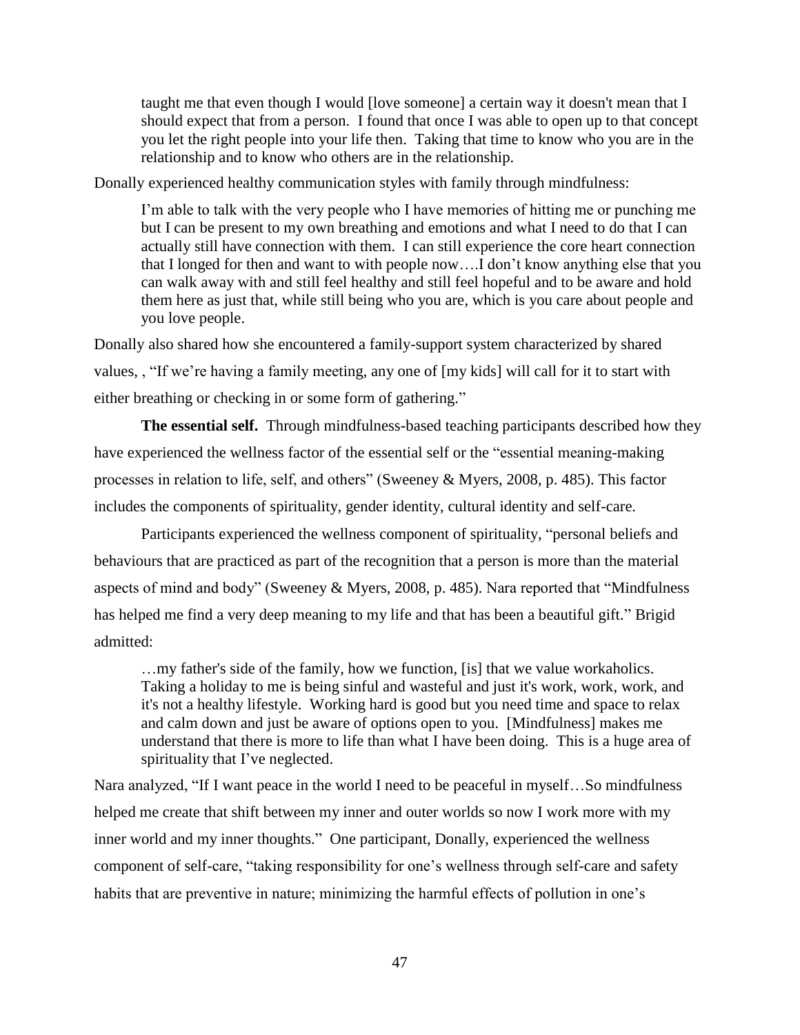> taught me that even though I would [love someone] a certain way it doesn't mean that I should expect that from a person. I found that once I was able to open up to that concept you let the right people into your life then. Taking that time to know who you are in the relationship and to know who others are in the relationship.

Donally experienced healthy communication styles with family through mindfulness:

> I'm able to talk with the very people who I have memories of hitting me or punching me but I can be present to my own breathing and emotions and what I need to do that I can actually still have connection with them. I can still experience the core heart connection that I longed for then and want to with people now….I don't know anything else that you can walk away with and still feel healthy and still feel hopeful and to be aware and hold them here as just that, while still being who you are, which is you care about people and you love people.

Donally also shared how she encountered a family-support system characterized by shared values, , "If we're having a family meeting, any one of [my kids] will call for it to start with either breathing or checking in or some form of gathering."

**The essential self.** Through mindfulness-based teaching participants described how they have experienced the wellness factor of the essential self or the "essential meaning-making processes in relation to life, self, and others" (Sweeney & Myers, 2008, p. 485). This factor includes the components of spirituality, gender identity, cultural identity and self-care.

Participants experienced the wellness component of spirituality, "personal beliefs and behaviours that are practiced as part of the recognition that a person is more than the material aspects of mind and body" (Sweeney & Myers, 2008, p. 485). Nara reported that "Mindfulness has helped me find a very deep meaning to my life and that has been a beautiful gift." Brigid admitted:

> …my father's side of the family, how we function, [is] that we value workaholics. Taking a holiday to me is being sinful and wasteful and just it's work, work, work, and it's not a healthy lifestyle. Working hard is good but you need time and space to relax and calm down and just be aware of options open to you. [Mindfulness] makes me understand that there is more to life than what I have been doing. This is a huge area of spirituality that I've neglected.

Nara analyzed, "If I want peace in the world I need to be peaceful in myself…So mindfulness helped me create that shift between my inner and outer worlds so now I work more with my inner world and my inner thoughts." One participant, Donally, experienced the wellness component of self-care, "taking responsibility for one's wellness through self-care and safety habits that are preventive in nature; minimizing the harmful effects of pollution in one's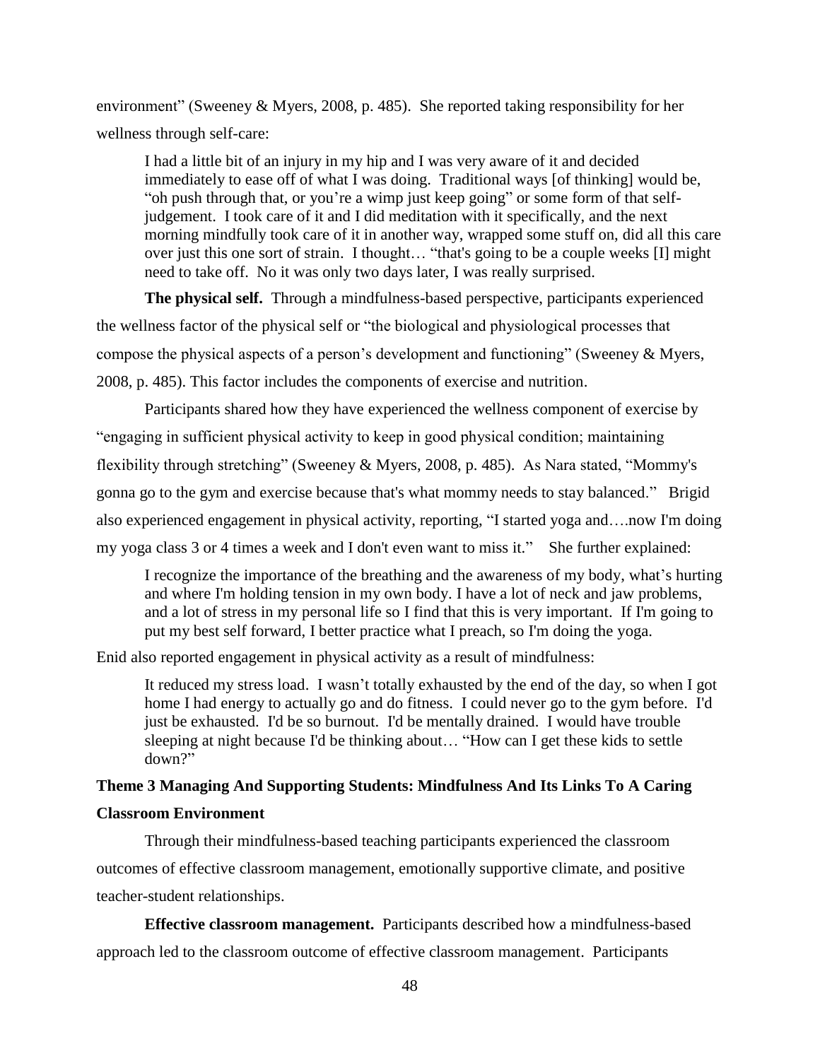environment" (Sweeney & Myers, 2008, p. 485). She reported taking responsibility for her wellness through self-care:

> I had a little bit of an injury in my hip and I was very aware of it and decided immediately to ease off of what I was doing. Traditional ways [of thinking] would be, "oh push through that, or you're a wimp just keep going" or some form of that self-judgement. I took care of it and I did meditation with it specifically, and the next morning mindfully took care of it in another way, wrapped some stuff on, did all this care over just this one sort of strain. I thought… "that's going to be a couple weeks [I] might need to take off. No it was only two days later, I was really surprised.

**The physical self.** Through a mindfulness-based perspective, participants experienced the wellness factor of the physical self or "the biological and physiological processes that compose the physical aspects of a person's development and functioning" (Sweeney & Myers, 2008, p. 485). This factor includes the components of exercise and nutrition.

Participants shared how they have experienced the wellness component of exercise by "engaging in sufficient physical activity to keep in good physical condition; maintaining flexibility through stretching" (Sweeney & Myers, 2008, p. 485). As Nara stated, "Mommy's gonna go to the gym and exercise because that's what mommy needs to stay balanced." Brigid also experienced engagement in physical activity, reporting, "I started yoga and….now I'm doing my yoga class 3 or 4 times a week and I don't even want to miss it." She further explained:

> I recognize the importance of the breathing and the awareness of my body, what's hurting and where I'm holding tension in my own body. I have a lot of neck and jaw problems, and a lot of stress in my personal life so I find that this is very important. If I'm going to put my best self forward, I better practice what I preach, so I'm doing the yoga.

Enid also reported engagement in physical activity as a result of mindfulness:

> It reduced my stress load. I wasn't totally exhausted by the end of the day, so when I got home I had energy to actually go and do fitness. I could never go to the gym before. I'd just be exhausted. I'd be so burnout. I'd be mentally drained. I would have trouble sleeping at night because I'd be thinking about… "How can I get these kids to settle down?"

## Theme 3 Managing And Supporting Students: Mindfulness And Its Links To A Caring Classroom Environment

Through their mindfulness-based teaching participants experienced the classroom outcomes of effective classroom management, emotionally supportive climate, and positive teacher-student relationships.

**Effective classroom management.** Participants described how a mindfulness-based approach led to the classroom outcome of effective classroom management. Participants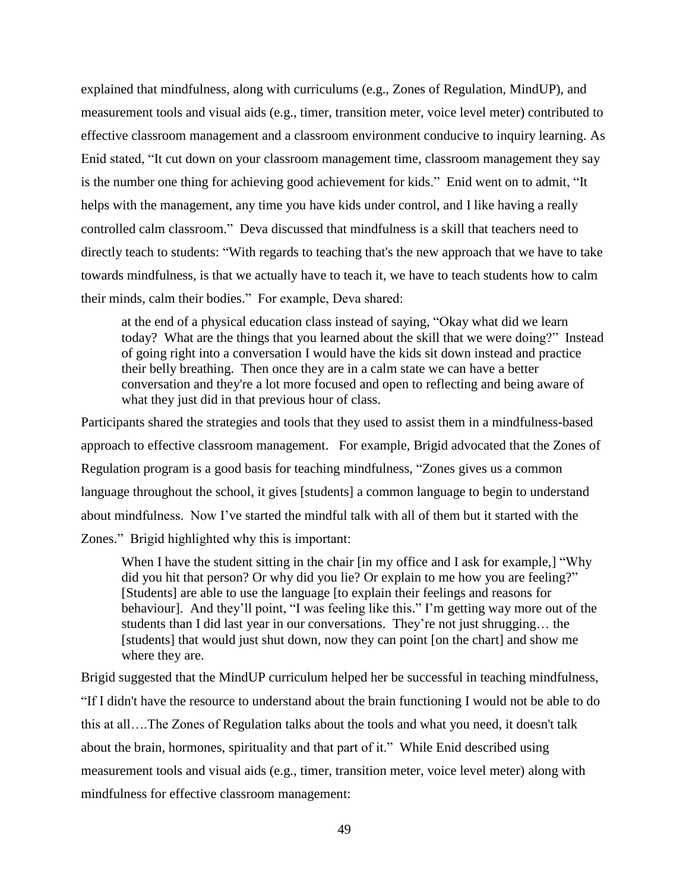explained that mindfulness, along with curriculums (e.g., Zones of Regulation, MindUP), and measurement tools and visual aids (e.g., timer, transition meter, voice level meter) contributed to effective classroom management and a classroom environment conducive to inquiry learning. As Enid stated, "It cut down on your classroom management time, classroom management they say is the number one thing for achieving good achievement for kids." Enid went on to admit, "It helps with the management, any time you have kids under control, and I like having a really controlled calm classroom." Deva discussed that mindfulness is a skill that teachers need to directly teach to students: "With regards to teaching that's the new approach that we have to take towards mindfulness, is that we actually have to teach it, we have to teach students how to calm their minds, calm their bodies." For example, Deva shared:

> at the end of a physical education class instead of saying, "Okay what did we learn today? What are the things that you learned about the skill that we were doing?" Instead of going right into a conversation I would have the kids sit down instead and practice their belly breathing. Then once they are in a calm state we can have a better conversation and they're a lot more focused and open to reflecting and being aware of what they just did in that previous hour of class.

Participants shared the strategies and tools that they used to assist them in a mindfulness-based approach to effective classroom management. For example, Brigid advocated that the Zones of Regulation program is a good basis for teaching mindfulness, "Zones gives us a common language throughout the school, it gives [students] a common language to begin to understand about mindfulness. Now I've started the mindful talk with all of them but it started with the Zones." Brigid highlighted why this is important:

> When I have the student sitting in the chair [in my office and I ask for example,] "Why did you hit that person? Or why did you lie? Or explain to me how you are feeling?" [Students] are able to use the language [to explain their feelings and reasons for behaviour]. And they'll point, "I was feeling like this." I'm getting way more out of the students than I did last year in our conversations. They're not just shrugging… the [students] that would just shut down, now they can point [on the chart] and show me where they are.

Brigid suggested that the MindUP curriculum helped her be successful in teaching mindfulness, "If I didn't have the resource to understand about the brain functioning I would not be able to do this at all….The Zones of Regulation talks about the tools and what you need, it doesn't talk about the brain, hormones, spirituality and that part of it." While Enid described using measurement tools and visual aids (e.g., timer, transition meter, voice level meter) along with mindfulness for effective classroom management: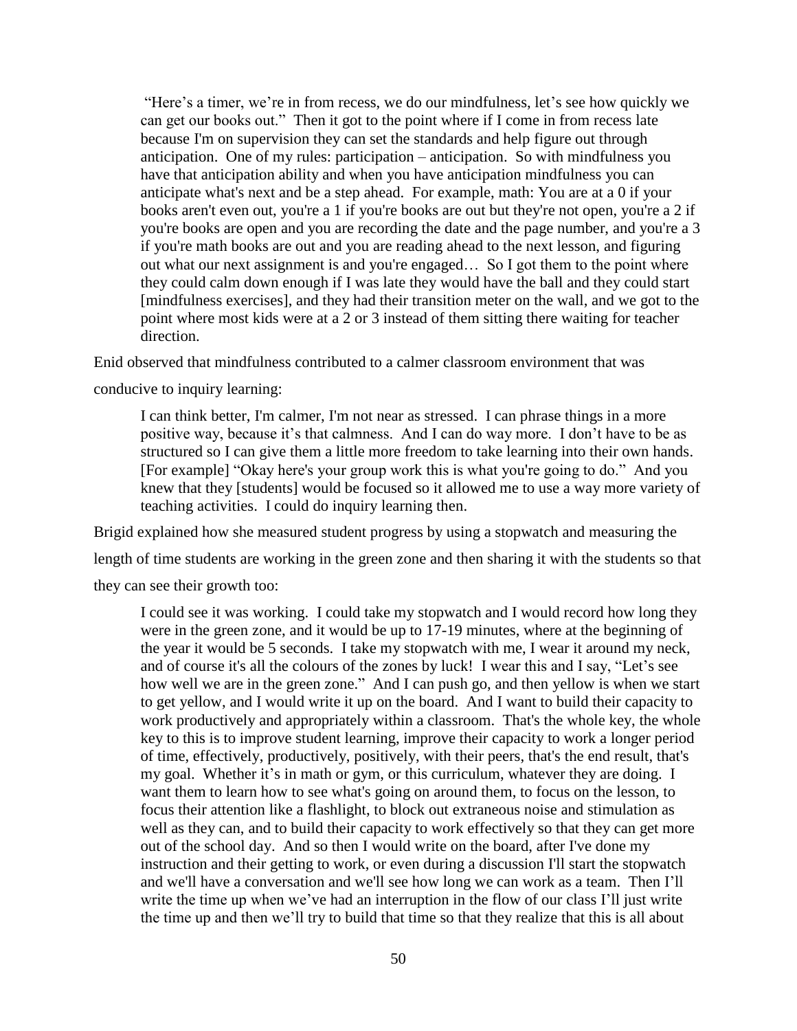> "Here's a timer, we're in from recess, we do our mindfulness, let's see how quickly we can get our books out." Then it got to the point where if I come in from recess late because I'm on supervision they can set the standards and help figure out through anticipation. One of my rules: participation – anticipation. So with mindfulness you have that anticipation ability and when you have anticipation mindfulness you can anticipate what's next and be a step ahead. For example, math: You are at a 0 if your books aren't even out, you're a 1 if you're books are out but they're not open, you're a 2 if you're books are open and you are recording the date and the page number, and you're a 3 if you're math books are out and you are reading ahead to the next lesson, and figuring out what our next assignment is and you're engaged… So I got them to the point where they could calm down enough if I was late they would have the ball and they could start [mindfulness exercises], and they had their transition meter on the wall, and we got to the point where most kids were at a 2 or 3 instead of them sitting there waiting for teacher direction.

Enid observed that mindfulness contributed to a calmer classroom environment that was conducive to inquiry learning:

> I can think better, I'm calmer, I'm not near as stressed. I can phrase things in a more positive way, because it's that calmness. And I can do way more. I don't have to be as structured so I can give them a little more freedom to take learning into their own hands. [For example] "Okay here's your group work this is what you're going to do." And you knew that they [students] would be focused so it allowed me to use a way more variety of teaching activities. I could do inquiry learning then.

Brigid explained how she measured student progress by using a stopwatch and measuring the length of time students are working in the green zone and then sharing it with the students so that they can see their growth too:

> I could see it was working. I could take my stopwatch and I would record how long they were in the green zone, and it would be up to 17-19 minutes, where at the beginning of the year it would be 5 seconds. I take my stopwatch with me, I wear it around my neck, and of course it's all the colours of the zones by luck! I wear this and I say, "Let's see how well we are in the green zone." And I can push go, and then yellow is when we start to get yellow, and I would write it up on the board. And I want to build their capacity to work productively and appropriately within a classroom. That's the whole key, the whole key to this is to improve student learning, improve their capacity to work a longer period of time, effectively, productively, positively, with their peers, that's the end result, that's my goal. Whether it's in math or gym, or this curriculum, whatever they are doing. I want them to learn how to see what's going on around them, to focus on the lesson, to focus their attention like a flashlight, to block out extraneous noise and stimulation as well as they can, and to build their capacity to work effectively so that they can get more out of the school day. And so then I would write on the board, after I've done my instruction and their getting to work, or even during a discussion I'll start the stopwatch and we'll have a conversation and we'll see how long we can work as a team. Then I'll write the time up when we've had an interruption in the flow of our class I'll just write the time up and then we'll try to build that time so that they realize that this is all about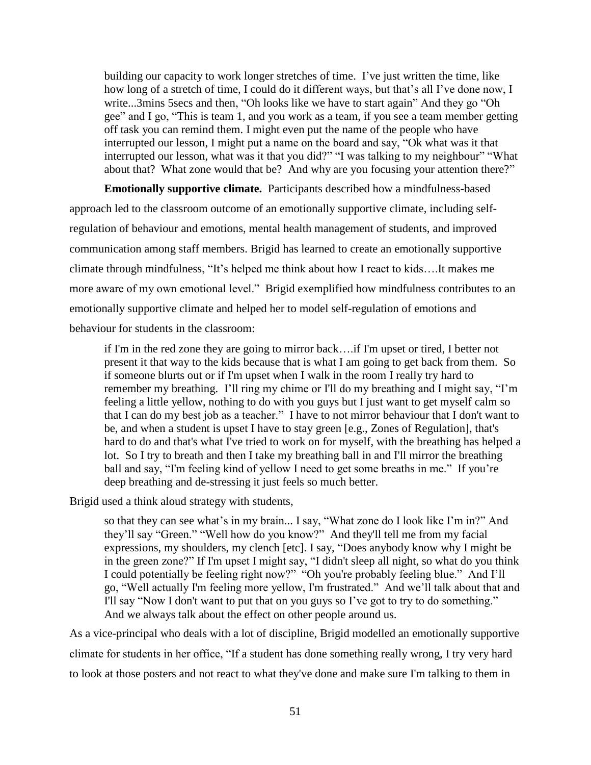> building our capacity to work longer stretches of time. I've just written the time, like how long of a stretch of time, I could do it different ways, but that's all I've done now, I write...3mins 5secs and then, "Oh looks like we have to start again" And they go "Oh gee" and I go, "This is team 1, and you work as a team, if you see a team member getting off task you can remind them. I might even put the name of the people who have interrupted our lesson, I might put a name on the board and say, "Ok what was it that interrupted our lesson, what was it that you did?" "I was talking to my neighbour" "What about that? What zone would that be? And why are you focusing your attention there?"

**Emotionally supportive climate.** Participants described how a mindfulness-based approach led to the classroom outcome of an emotionally supportive climate, including self-regulation of behaviour and emotions, mental health management of students, and improved communication among staff members. Brigid has learned to create an emotionally supportive climate through mindfulness, "It's helped me think about how I react to kids….It makes me more aware of my own emotional level." Brigid exemplified how mindfulness contributes to an emotionally supportive climate and helped her to model self-regulation of emotions and behaviour for students in the classroom:

> if I'm in the red zone they are going to mirror back….if I'm upset or tired, I better not present it that way to the kids because that is what I am going to get back from them. So if someone blurts out or if I'm upset when I walk in the room I really try hard to remember my breathing. I'll ring my chime or I'll do my breathing and I might say, "I'm feeling a little yellow, nothing to do with you guys but I just want to get myself calm so that I can do my best job as a teacher." I have to not mirror behaviour that I don't want to be, and when a student is upset I have to stay green [e.g., Zones of Regulation], that's hard to do and that's what I've tried to work on for myself, with the breathing has helped a lot. So I try to breath and then I take my breathing ball in and I'll mirror the breathing ball and say, "I'm feeling kind of yellow I need to get some breaths in me." If you're deep breathing and de-stressing it just feels so much better.

Brigid used a think aloud strategy with students,

> so that they can see what's in my brain... I say, "What zone do I look like I'm in?" And they'll say "Green." "Well how do you know?" And they'll tell me from my facial expressions, my shoulders, my clench [etc]. I say, "Does anybody know why I might be in the green zone?" If I'm upset I might say, "I didn't sleep all night, so what do you think I could potentially be feeling right now?" "Oh you're probably feeling blue." And I'll go, "Well actually I'm feeling more yellow, I'm frustrated." And we'll talk about that and I'll say "Now I don't want to put that on you guys so I've got to try to do something." And we always talk about the effect on other people around us.

As a vice-principal who deals with a lot of discipline, Brigid modelled an emotionally supportive climate for students in her office, "If a student has done something really wrong, I try very hard to look at those posters and not react to what they've done and make sure I'm talking to them in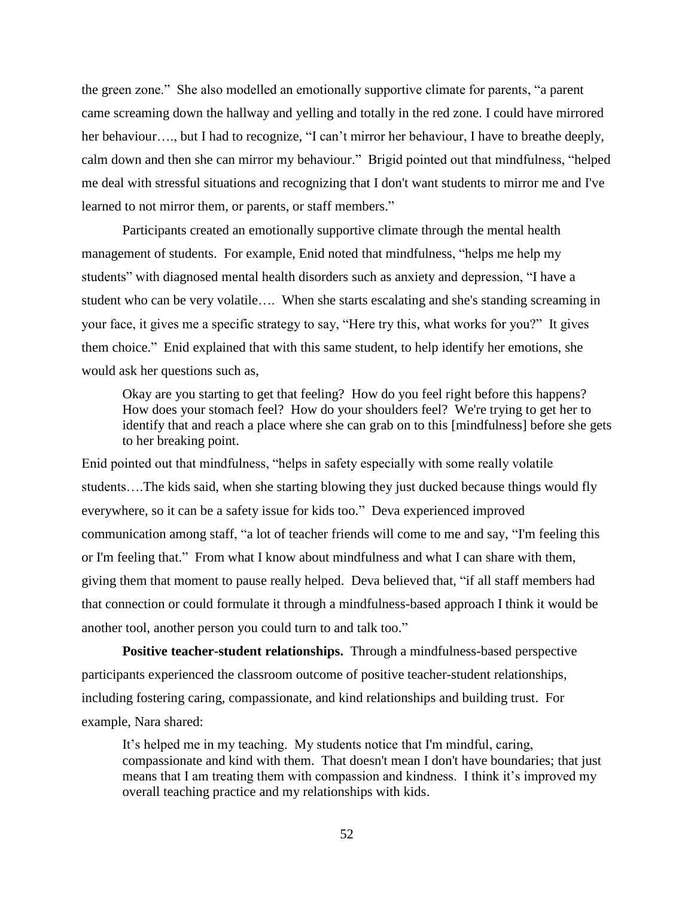the green zone." She also modelled an emotionally supportive climate for parents, "a parent came screaming down the hallway and yelling and totally in the red zone. I could have mirrored her behaviour…., but I had to recognize, "I can't mirror her behaviour, I have to breathe deeply, calm down and then she can mirror my behaviour." Brigid pointed out that mindfulness, "helped me deal with stressful situations and recognizing that I don't want students to mirror me and I've learned to not mirror them, or parents, or staff members."

Participants created an emotionally supportive climate through the mental health management of students. For example, Enid noted that mindfulness, "helps me help my students" with diagnosed mental health disorders such as anxiety and depression, "I have a student who can be very volatile…. When she starts escalating and she's standing screaming in your face, it gives me a specific strategy to say, "Here try this, what works for you?" It gives them choice." Enid explained that with this same student, to help identify her emotions, she would ask her questions such as,

> Okay are you starting to get that feeling? How do you feel right before this happens? How does your stomach feel? How do your shoulders feel? We're trying to get her to identify that and reach a place where she can grab on to this [mindfulness] before she gets to her breaking point.

Enid pointed out that mindfulness, "helps in safety especially with some really volatile students….The kids said, when she starting blowing they just ducked because things would fly everywhere, so it can be a safety issue for kids too." Deva experienced improved communication among staff, "a lot of teacher friends will come to me and say, "I'm feeling this or I'm feeling that." From what I know about mindfulness and what I can share with them, giving them that moment to pause really helped. Deva believed that, "if all staff members had that connection or could formulate it through a mindfulness-based approach I think it would be another tool, another person you could turn to and talk too."

**Positive teacher-student relationships.** Through a mindfulness-based perspective participants experienced the classroom outcome of positive teacher-student relationships, including fostering caring, compassionate, and kind relationships and building trust. For example, Nara shared:

> It's helped me in my teaching. My students notice that I'm mindful, caring, compassionate and kind with them. That doesn't mean I don't have boundaries; that just means that I am treating them with compassion and kindness. I think it's improved my overall teaching practice and my relationships with kids.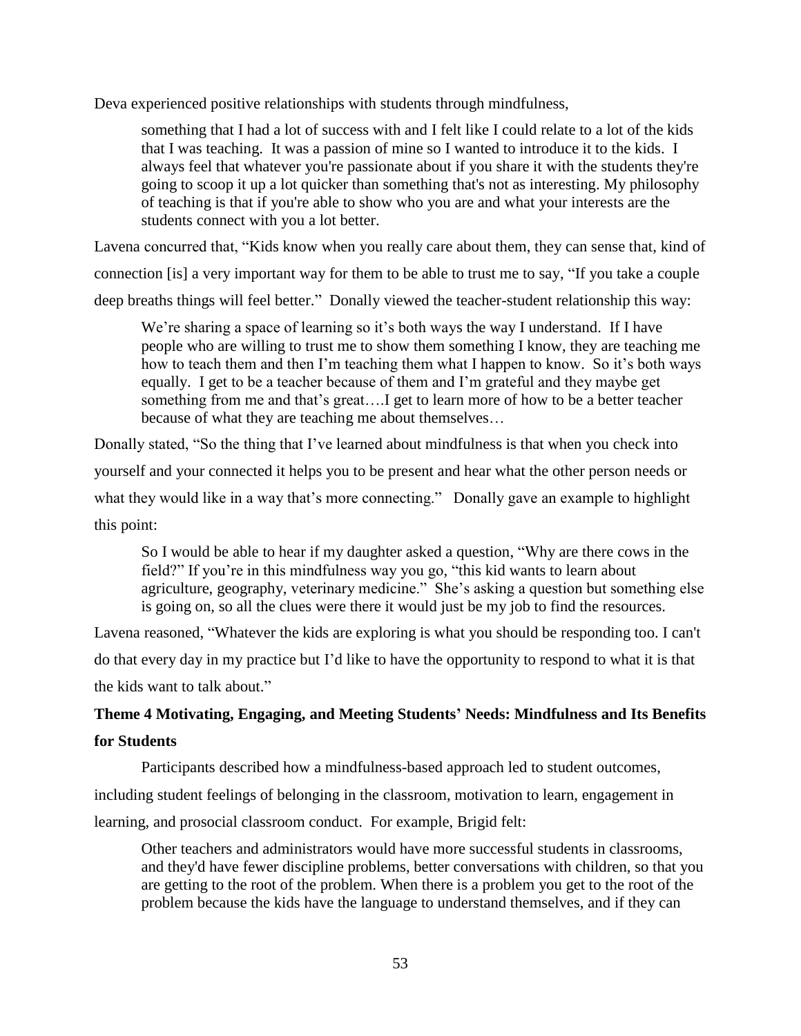Deva experienced positive relationships with students through mindfulness,

> something that I had a lot of success with and I felt like I could relate to a lot of the kids that I was teaching. It was a passion of mine so I wanted to introduce it to the kids. I always feel that whatever you're passionate about if you share it with the students they're going to scoop it up a lot quicker than something that's not as interesting. My philosophy of teaching is that if you're able to show who you are and what your interests are the students connect with you a lot better.

Lavena concurred that, "Kids know when you really care about them, they can sense that, kind of connection [is] a very important way for them to be able to trust me to say, "If you take a couple deep breaths things will feel better." Donally viewed the teacher-student relationship this way:

> We're sharing a space of learning so it's both ways the way I understand. If I have people who are willing to trust me to show them something I know, they are teaching me how to teach them and then I'm teaching them what I happen to know. So it's both ways equally. I get to be a teacher because of them and I'm grateful and they maybe get something from me and that's great….I get to learn more of how to be a better teacher because of what they are teaching me about themselves…

Donally stated, "So the thing that I've learned about mindfulness is that when you check into yourself and your connected it helps you to be present and hear what the other person needs or what they would like in a way that's more connecting." Donally gave an example to highlight this point:

> So I would be able to hear if my daughter asked a question, "Why are there cows in the field?" If you're in this mindfulness way you go, "this kid wants to learn about agriculture, geography, veterinary medicine." She's asking a question but something else is going on, so all the clues were there it would just be my job to find the resources.

Lavena reasoned, "Whatever the kids are exploring is what you should be responding too. I can't do that every day in my practice but I'd like to have the opportunity to respond to what it is that the kids want to talk about."

**Theme 4 Motivating, Engaging, and Meeting Students' Needs: Mindfulness and Its Benefits for Students**

Participants described how a mindfulness-based approach led to student outcomes, including student feelings of belonging in the classroom, motivation to learn, engagement in learning, and prosocial classroom conduct. For example, Brigid felt:

> Other teachers and administrators would have more successful students in classrooms, and they'd have fewer discipline problems, better conversations with children, so that you are getting to the root of the problem. When there is a problem you get to the root of the problem because the kids have the language to understand themselves, and if they can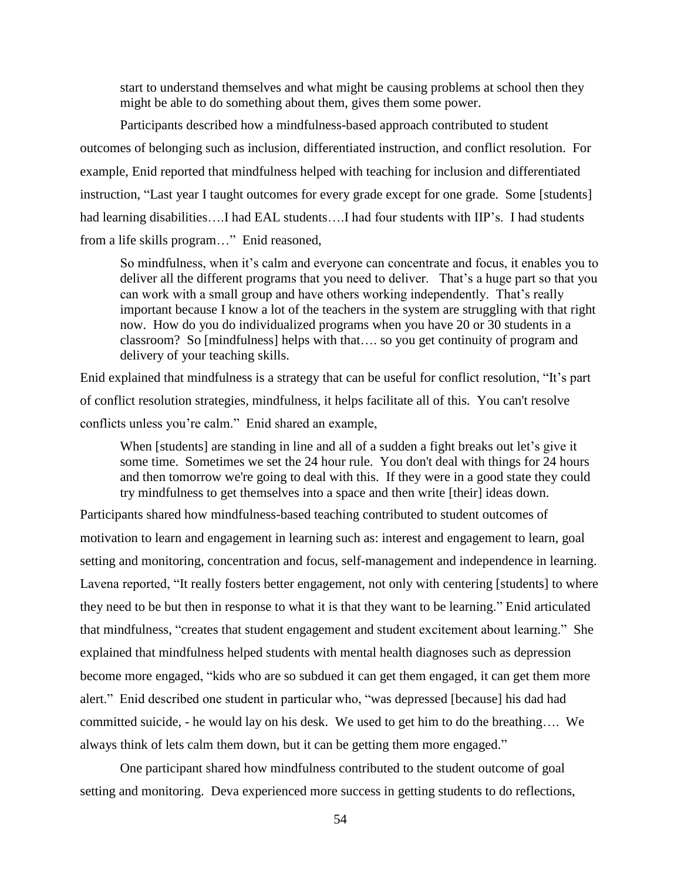> start to understand themselves and what might be causing problems at school then they might be able to do something about them, gives them some power.

Participants described how a mindfulness-based approach contributed to student outcomes of belonging such as inclusion, differentiated instruction, and conflict resolution. For example, Enid reported that mindfulness helped with teaching for inclusion and differentiated instruction, "Last year I taught outcomes for every grade except for one grade. Some [students] had learning disabilities….I had EAL students….I had four students with IIP's. I had students from a life skills program…" Enid reasoned,

> So mindfulness, when it's calm and everyone can concentrate and focus, it enables you to deliver all the different programs that you need to deliver. That's a huge part so that you can work with a small group and have others working independently. That's really important because I know a lot of the teachers in the system are struggling with that right now. How do you do individualized programs when you have 20 or 30 students in a classroom? So [mindfulness] helps with that…. so you get continuity of program and delivery of your teaching skills.

Enid explained that mindfulness is a strategy that can be useful for conflict resolution, "It's part of conflict resolution strategies, mindfulness, it helps facilitate all of this. You can't resolve conflicts unless you're calm." Enid shared an example,

> When [students] are standing in line and all of a sudden a fight breaks out let's give it some time. Sometimes we set the 24 hour rule. You don't deal with things for 24 hours and then tomorrow we're going to deal with this. If they were in a good state they could try mindfulness to get themselves into a space and then write [their] ideas down.

Participants shared how mindfulness-based teaching contributed to student outcomes of motivation to learn and engagement in learning such as: interest and engagement to learn, goal setting and monitoring, concentration and focus, self-management and independence in learning. Lavena reported, "It really fosters better engagement, not only with centering [students] to where they need to be but then in response to what it is that they want to be learning." Enid articulated that mindfulness, "creates that student engagement and student excitement about learning." She explained that mindfulness helped students with mental health diagnoses such as depression become more engaged, "kids who are so subdued it can get them engaged, it can get them more alert." Enid described one student in particular who, "was depressed [because] his dad had committed suicide, - he would lay on his desk. We used to get him to do the breathing…. We always think of lets calm them down, but it can be getting them more engaged."

One participant shared how mindfulness contributed to the student outcome of goal setting and monitoring. Deva experienced more success in getting students to do reflections,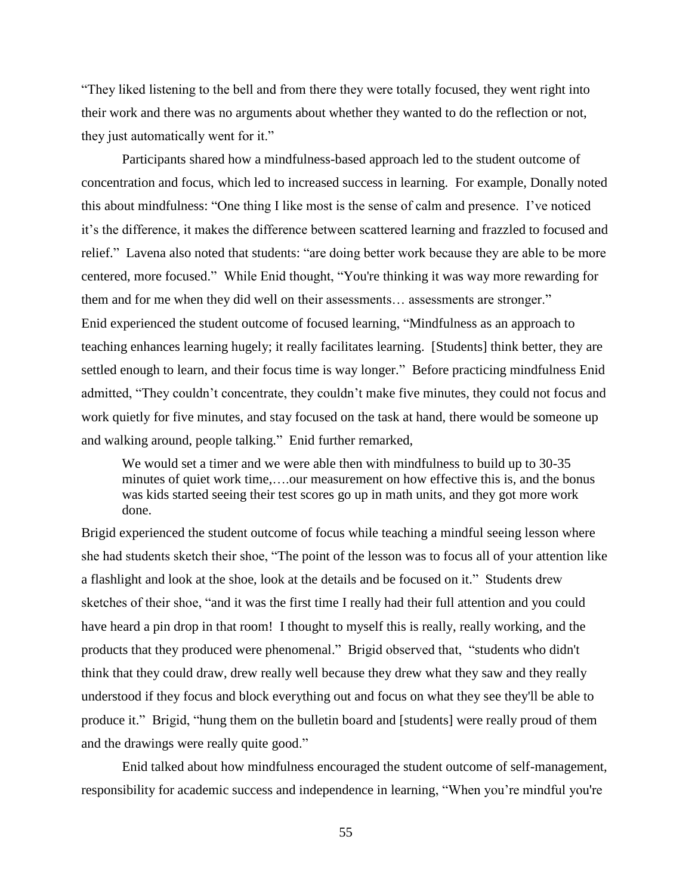"They liked listening to the bell and from there they were totally focused, they went right into their work and there was no arguments about whether they wanted to do the reflection or not, they just automatically went for it."

Participants shared how a mindfulness-based approach led to the student outcome of concentration and focus, which led to increased success in learning. For example, Donally noted this about mindfulness: "One thing I like most is the sense of calm and presence. I've noticed it's the difference, it makes the difference between scattered learning and frazzled to focused and relief." Lavena also noted that students: "are doing better work because they are able to be more centered, more focused." While Enid thought, "You're thinking it was way more rewarding for them and for me when they did well on their assessments… assessments are stronger." Enid experienced the student outcome of focused learning, "Mindfulness as an approach to teaching enhances learning hugely; it really facilitates learning. [Students] think better, they are settled enough to learn, and their focus time is way longer." Before practicing mindfulness Enid admitted, "They couldn't concentrate, they couldn't make five minutes, they could not focus and work quietly for five minutes, and stay focused on the task at hand, there would be someone up and walking around, people talking." Enid further remarked,

> We would set a timer and we were able then with mindfulness to build up to 30-35 minutes of quiet work time,….our measurement on how effective this is, and the bonus was kids started seeing their test scores go up in math units, and they got more work done.

Brigid experienced the student outcome of focus while teaching a mindful seeing lesson where she had students sketch their shoe, "The point of the lesson was to focus all of your attention like a flashlight and look at the shoe, look at the details and be focused on it." Students drew sketches of their shoe, "and it was the first time I really had their full attention and you could have heard a pin drop in that room! I thought to myself this is really, really working, and the products that they produced were phenomenal." Brigid observed that, "students who didn't think that they could draw, drew really well because they drew what they saw and they really understood if they focus and block everything out and focus on what they see they'll be able to produce it." Brigid, "hung them on the bulletin board and [students] were really proud of them and the drawings were really quite good."

Enid talked about how mindfulness encouraged the student outcome of self-management, responsibility for academic success and independence in learning, "When you're mindful you're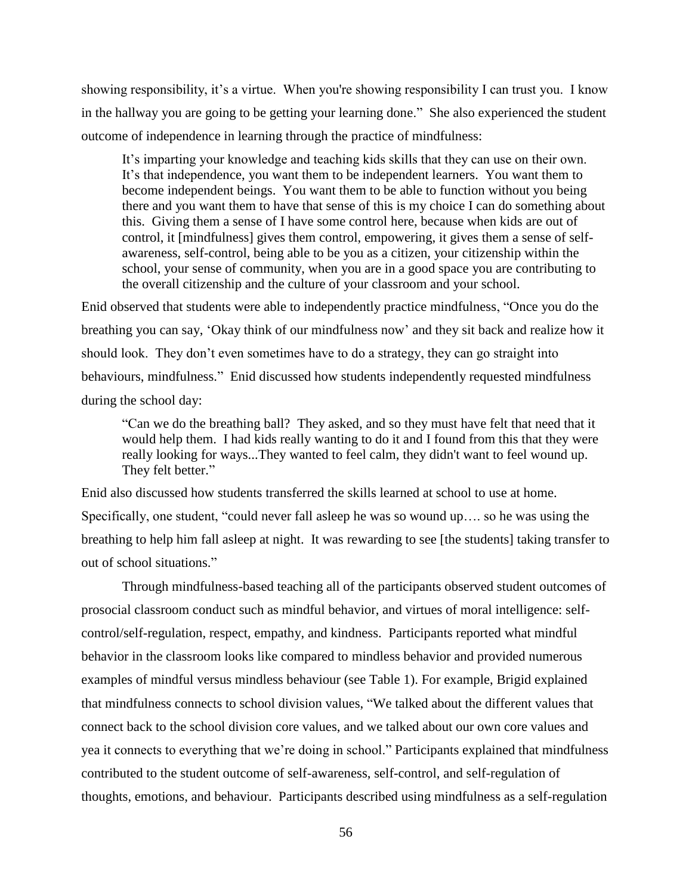showing responsibility, it's a virtue. When you're showing responsibility I can trust you. I know in the hallway you are going to be getting your learning done." She also experienced the student outcome of independence in learning through the practice of mindfulness:

> It's imparting your knowledge and teaching kids skills that they can use on their own. It's that independence, you want them to be independent learners. You want them to become independent beings. You want them to be able to function without you being there and you want them to have that sense of this is my choice I can do something about this. Giving them a sense of I have some control here, because when kids are out of control, it [mindfulness] gives them control, empowering, it gives them a sense of self-awareness, self-control, being able to be you as a citizen, your citizenship within the school, your sense of community, when you are in a good space you are contributing to the overall citizenship and the culture of your classroom and your school.

Enid observed that students were able to independently practice mindfulness, "Once you do the breathing you can say, 'Okay think of our mindfulness now' and they sit back and realize how it should look. They don't even sometimes have to do a strategy, they can go straight into behaviours, mindfulness." Enid discussed how students independently requested mindfulness during the school day:

> "Can we do the breathing ball? They asked, and so they must have felt that need that it would help them. I had kids really wanting to do it and I found from this that they were really looking for ways...They wanted to feel calm, they didn't want to feel wound up. They felt better."

Enid also discussed how students transferred the skills learned at school to use at home. Specifically, one student, "could never fall asleep he was so wound up…. so he was using the breathing to help him fall asleep at night. It was rewarding to see [the students] taking transfer to out of school situations."

Through mindfulness-based teaching all of the participants observed student outcomes of prosocial classroom conduct such as mindful behavior, and virtues of moral intelligence: self-control/self-regulation, respect, empathy, and kindness. Participants reported what mindful behavior in the classroom looks like compared to mindless behavior and provided numerous examples of mindful versus mindless behaviour (see Table 1). For example, Brigid explained that mindfulness connects to school division values, "We talked about the different values that connect back to the school division core values, and we talked about our own core values and yea it connects to everything that we're doing in school." Participants explained that mindfulness contributed to the student outcome of self-awareness, self-control, and self-regulation of thoughts, emotions, and behaviour. Participants described using mindfulness as a self-regulation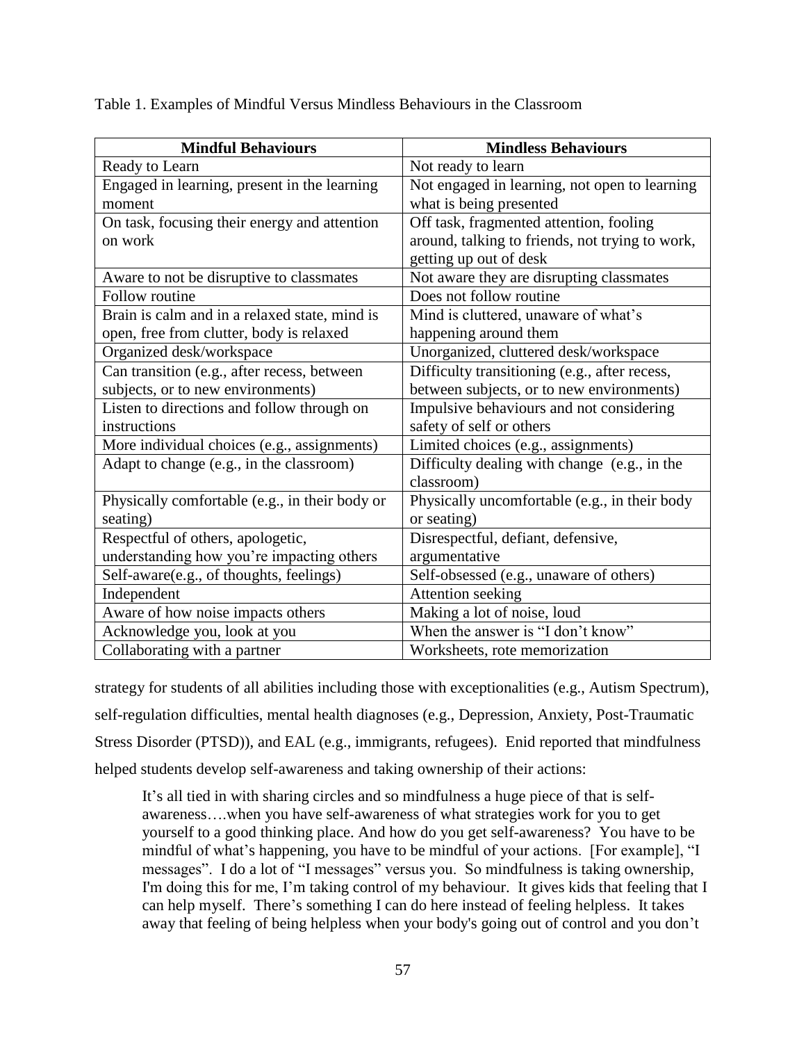Table 1. Examples of Mindful Versus Mindless Behaviours in the Classroom

| Mindful Behaviours | Mindless Behaviours |
|---|---|
| Ready to Learn | Not ready to learn |
| Engaged in learning, present in the learning moment | Not engaged in learning, not open to learning what is being presented |
| On task, focusing their energy and attention on work | Off task, fragmented attention, fooling around, talking to friends, not trying to work, getting up out of desk |
| Aware to not be disruptive to classmates | Not aware they are disrupting classmates |
| Follow routine | Does not follow routine |
| Brain is calm and in a relaxed state, mind is open, free from clutter, body is relaxed | Mind is cluttered, unaware of what's happening around them |
| Organized desk/workspace | Unorganized, cluttered desk/workspace |
| Can transition (e.g., after recess, between subjects, or to new environments) | Difficulty transitioning (e.g., after recess, between subjects, or to new environments) |
| Listen to directions and follow through on instructions | Impulsive behaviours and not considering safety of self or others |
| More individual choices (e.g., assignments) | Limited choices (e.g., assignments) |
| Adapt to change (e.g., in the classroom) | Difficulty dealing with change (e.g., in the classroom) |
| Physically comfortable (e.g., in their body or seating) | Physically uncomfortable (e.g., in their body or seating) |
| Respectful of others, apologetic, understanding how you're impacting others | Disrespectful, defiant, defensive, argumentative |
| Self-aware(e.g., of thoughts, feelings) | Self-obsessed (e.g., unaware of others) |
| Independent | Attention seeking |
| Aware of how noise impacts others | Making a lot of noise, loud |
| Acknowledge you, look at you | When the answer is "I don't know" |
| Collaborating with a partner | Worksheets, rote memorization |

strategy for students of all abilities including those with exceptionalities (e.g., Autism Spectrum), self-regulation difficulties, mental health diagnoses (e.g., Depression, Anxiety, Post-Traumatic Stress Disorder (PTSD)), and EAL (e.g., immigrants, refugees). Enid reported that mindfulness helped students develop self-awareness and taking ownership of their actions:

> It's all tied in with sharing circles and so mindfulness a huge piece of that is self-awareness….when you have self-awareness of what strategies work for you to get yourself to a good thinking place. And how do you get self-awareness? You have to be mindful of what's happening, you have to be mindful of your actions. [For example], "I messages". I do a lot of "I messages" versus you. So mindfulness is taking ownership, I'm doing this for me, I'm taking control of my behaviour. It gives kids that feeling that I can help myself. There's something I can do here instead of feeling helpless. It takes away that feeling of being helpless when your body's going out of control and you don't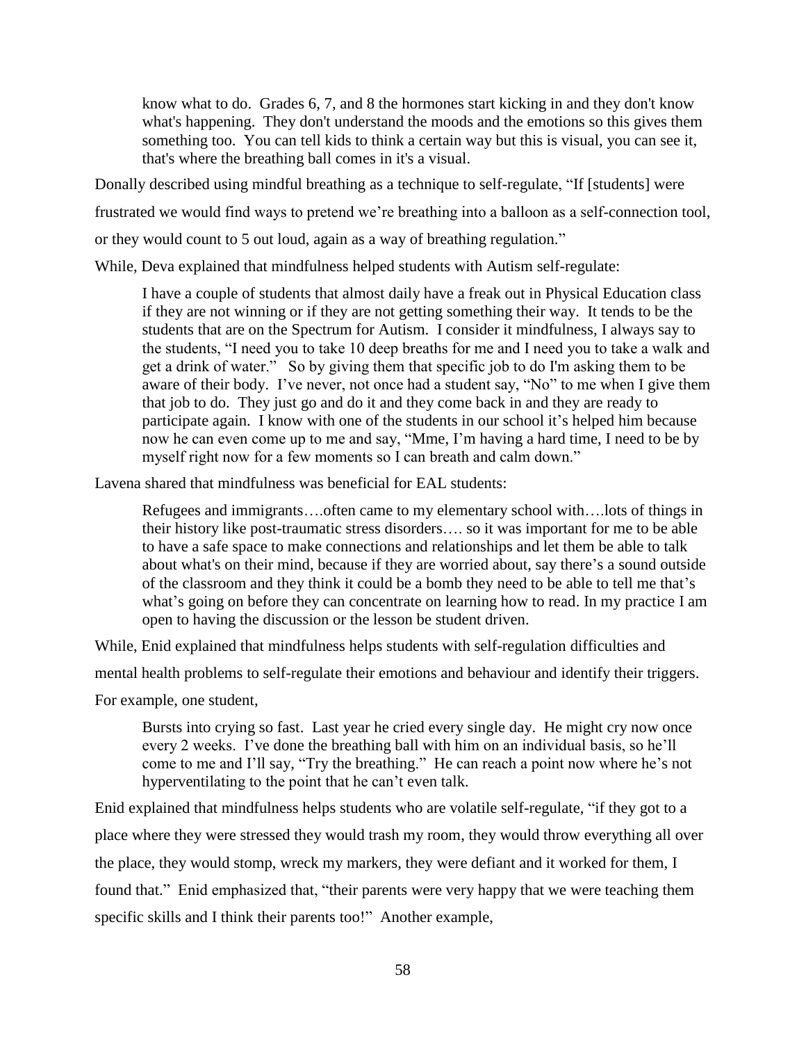> know what to do. Grades 6, 7, and 8 the hormones start kicking in and they don't know what's happening. They don't understand the moods and the emotions so this gives them something too. You can tell kids to think a certain way but this is visual, you can see it, that's where the breathing ball comes in it's a visual.

Donally described using mindful breathing as a technique to self-regulate, "If [students] were frustrated we would find ways to pretend we're breathing into a balloon as a self-connection tool, or they would count to 5 out loud, again as a way of breathing regulation."

While, Deva explained that mindfulness helped students with Autism self-regulate:

> I have a couple of students that almost daily have a freak out in Physical Education class if they are not winning or if they are not getting something their way. It tends to be the students that are on the Spectrum for Autism. I consider it mindfulness, I always say to the students, "I need you to take 10 deep breaths for me and I need you to take a walk and get a drink of water." So by giving them that specific job to do I'm asking them to be aware of their body. I've never, not once had a student say, "No" to me when I give them that job to do. They just go and do it and they come back in and they are ready to participate again. I know with one of the students in our school it's helped him because now he can even come up to me and say, "Mme, I'm having a hard time, I need to be by myself right now for a few moments so I can breath and calm down."

Lavena shared that mindfulness was beneficial for EAL students:

> Refugees and immigrants….often came to my elementary school with….lots of things in their history like post-traumatic stress disorders…. so it was important for me to be able to have a safe space to make connections and relationships and let them be able to talk about what's on their mind, because if they are worried about, say there's a sound outside of the classroom and they think it could be a bomb they need to be able to tell me that's what's going on before they can concentrate on learning how to read. In my practice I am open to having the discussion or the lesson be student driven.

While, Enid explained that mindfulness helps students with self-regulation difficulties and mental health problems to self-regulate their emotions and behaviour and identify their triggers. For example, one student,

> Bursts into crying so fast. Last year he cried every single day. He might cry now once every 2 weeks. I've done the breathing ball with him on an individual basis, so he'll come to me and I'll say, "Try the breathing." He can reach a point now where he's not hyperventilating to the point that he can't even talk.

Enid explained that mindfulness helps students who are volatile self-regulate, "if they got to a place where they were stressed they would trash my room, they would throw everything all over the place, they would stomp, wreck my markers, they were defiant and it worked for them, I found that." Enid emphasized that, "their parents were very happy that we were teaching them specific skills and I think their parents too!" Another example,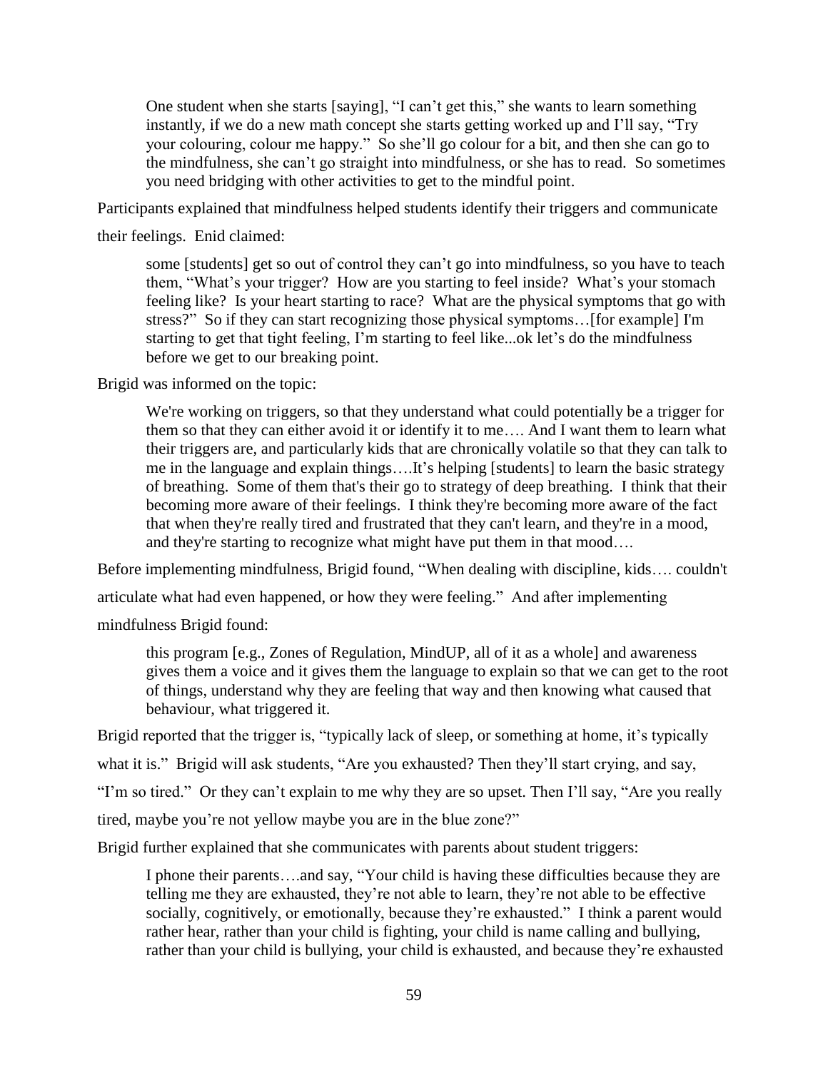> One student when she starts [saying], "I can't get this," she wants to learn something instantly, if we do a new math concept she starts getting worked up and I'll say, "Try your colouring, colour me happy." So she'll go colour for a bit, and then she can go to the mindfulness, she can't go straight into mindfulness, or she has to read. So sometimes you need bridging with other activities to get to the mindful point.

Participants explained that mindfulness helped students identify their triggers and communicate their feelings. Enid claimed:

> some [students] get so out of control they can't go into mindfulness, so you have to teach them, "What's your trigger? How are you starting to feel inside? What's your stomach feeling like? Is your heart starting to race? What are the physical symptoms that go with stress?" So if they can start recognizing those physical symptoms…[for example] I'm starting to get that tight feeling, I'm starting to feel like...ok let's do the mindfulness before we get to our breaking point.

Brigid was informed on the topic:

> We're working on triggers, so that they understand what could potentially be a trigger for them so that they can either avoid it or identify it to me…. And I want them to learn what their triggers are, and particularly kids that are chronically volatile so that they can talk to me in the language and explain things….It's helping [students] to learn the basic strategy of breathing. Some of them that's their go to strategy of deep breathing. I think that their becoming more aware of their feelings. I think they're becoming more aware of the fact that when they're really tired and frustrated that they can't learn, and they're in a mood, and they're starting to recognize what might have put them in that mood….

Before implementing mindfulness, Brigid found, "When dealing with discipline, kids…. couldn't articulate what had even happened, or how they were feeling." And after implementing mindfulness Brigid found:

> this program [e.g., Zones of Regulation, MindUP, all of it as a whole] and awareness gives them a voice and it gives them the language to explain so that we can get to the root of things, understand why they are feeling that way and then knowing what caused that behaviour, what triggered it.

Brigid reported that the trigger is, "typically lack of sleep, or something at home, it's typically what it is." Brigid will ask students, "Are you exhausted? Then they'll start crying, and say, "I'm so tired." Or they can't explain to me why they are so upset. Then I'll say, "Are you really tired, maybe you're not yellow maybe you are in the blue zone?"

Brigid further explained that she communicates with parents about student triggers:

> I phone their parents….and say, "Your child is having these difficulties because they are telling me they are exhausted, they're not able to learn, they're not able to be effective socially, cognitively, or emotionally, because they're exhausted." I think a parent would rather hear, rather than your child is fighting, your child is name calling and bullying, rather than your child is bullying, your child is exhausted, and because they're exhausted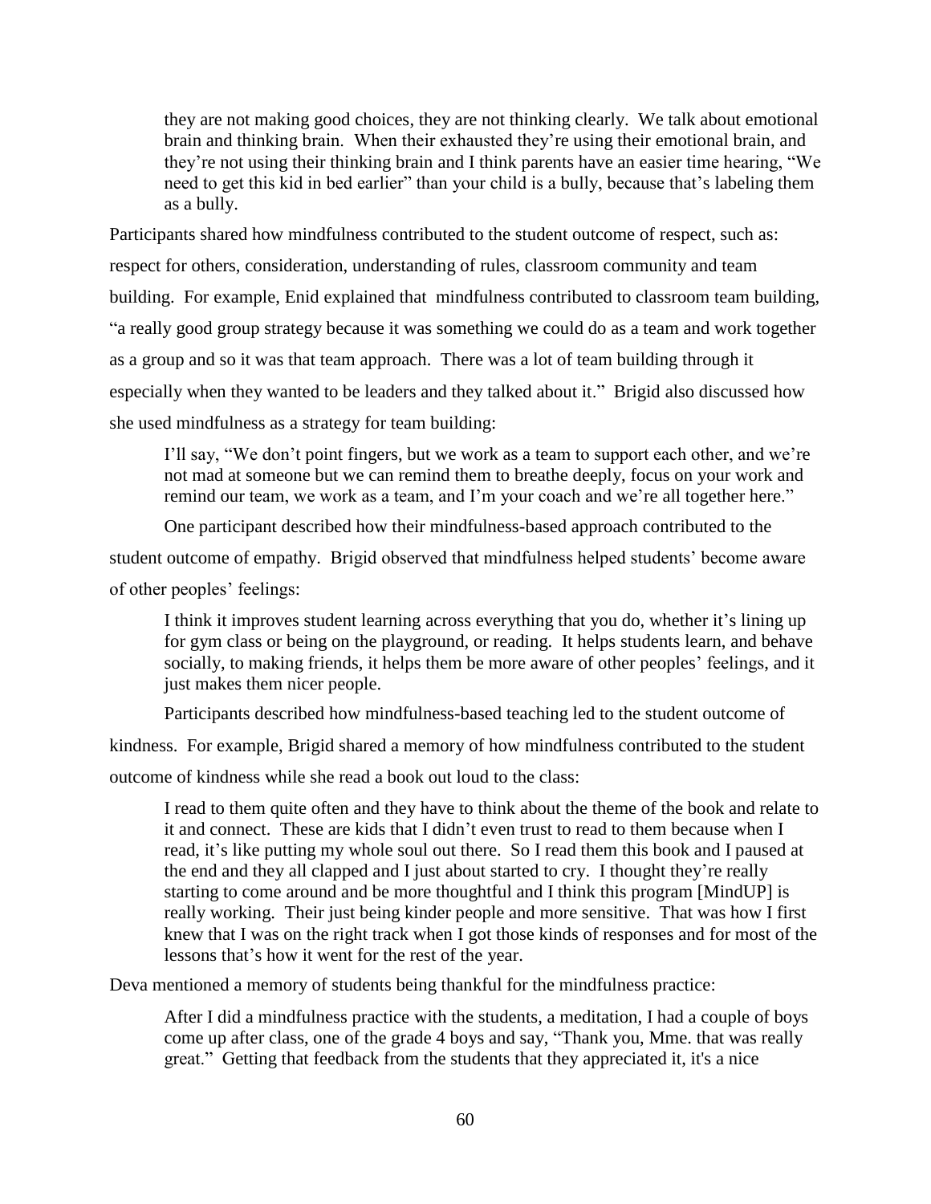> they are not making good choices, they are not thinking clearly. We talk about emotional brain and thinking brain. When their exhausted they're using their emotional brain, and they're not using their thinking brain and I think parents have an easier time hearing, "We need to get this kid in bed earlier" than your child is a bully, because that's labeling them as a bully.

Participants shared how mindfulness contributed to the student outcome of respect, such as: respect for others, consideration, understanding of rules, classroom community and team building. For example, Enid explained that mindfulness contributed to classroom team building, "a really good group strategy because it was something we could do as a team and work together as a group and so it was that team approach. There was a lot of team building through it especially when they wanted to be leaders and they talked about it." Brigid also discussed how she used mindfulness as a strategy for team building:

> I'll say, "We don't point fingers, but we work as a team to support each other, and we're not mad at someone but we can remind them to breathe deeply, focus on your work and remind our team, we work as a team, and I'm your coach and we're all together here."

One participant described how their mindfulness-based approach contributed to the student outcome of empathy. Brigid observed that mindfulness helped students' become aware of other peoples' feelings:

> I think it improves student learning across everything that you do, whether it's lining up for gym class or being on the playground, or reading. It helps students learn, and behave socially, to making friends, it helps them be more aware of other peoples' feelings, and it just makes them nicer people.

Participants described how mindfulness-based teaching led to the student outcome of kindness. For example, Brigid shared a memory of how mindfulness contributed to the student outcome of kindness while she read a book out loud to the class:

> I read to them quite often and they have to think about the theme of the book and relate to it and connect. These are kids that I didn't even trust to read to them because when I read, it's like putting my whole soul out there. So I read them this book and I paused at the end and they all clapped and I just about started to cry. I thought they're really starting to come around and be more thoughtful and I think this program [MindUP] is really working. Their just being kinder people and more sensitive. That was how I first knew that I was on the right track when I got those kinds of responses and for most of the lessons that's how it went for the rest of the year.

Deva mentioned a memory of students being thankful for the mindfulness practice:

> After I did a mindfulness practice with the students, a meditation, I had a couple of boys come up after class, one of the grade 4 boys and say, "Thank you, Mme. that was really great." Getting that feedback from the students that they appreciated it, it's a nice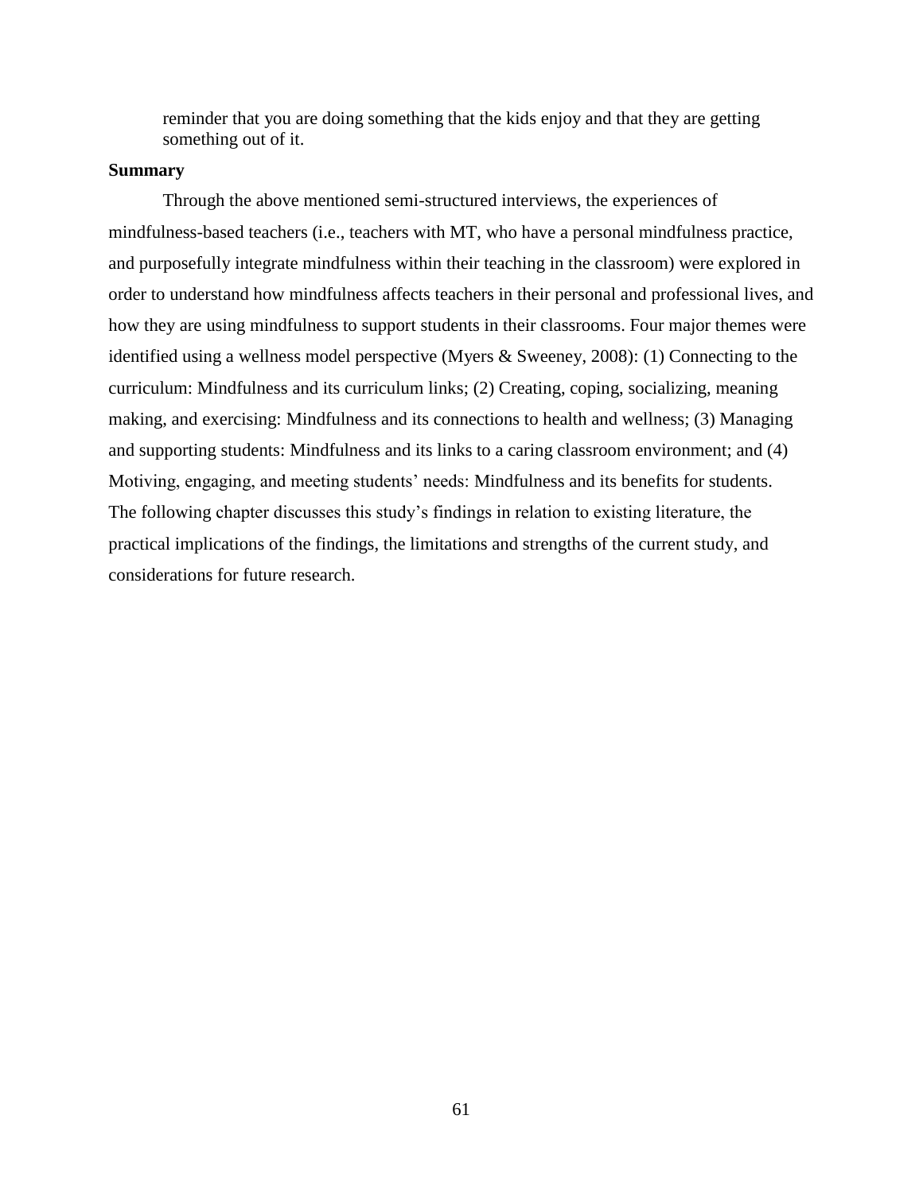> reminder that you are doing something that the kids enjoy and that they are getting something out of it.

**Summary**

Through the above mentioned semi-structured interviews, the experiences of mindfulness-based teachers (i.e., teachers with MT, who have a personal mindfulness practice, and purposefully integrate mindfulness within their teaching in the classroom) were explored in order to understand how mindfulness affects teachers in their personal and professional lives, and how they are using mindfulness to support students in their classrooms. Four major themes were identified using a wellness model perspective (Myers & Sweeney, 2008): (1) Connecting to the curriculum: Mindfulness and its curriculum links; (2) Creating, coping, socializing, meaning making, and exercising: Mindfulness and its connections to health and wellness; (3) Managing and supporting students: Mindfulness and its links to a caring classroom environment; and (4) Motiving, engaging, and meeting students' needs: Mindfulness and its benefits for students. The following chapter discusses this study's findings in relation to existing literature, the practical implications of the findings, the limitations and strengths of the current study, and considerations for future research.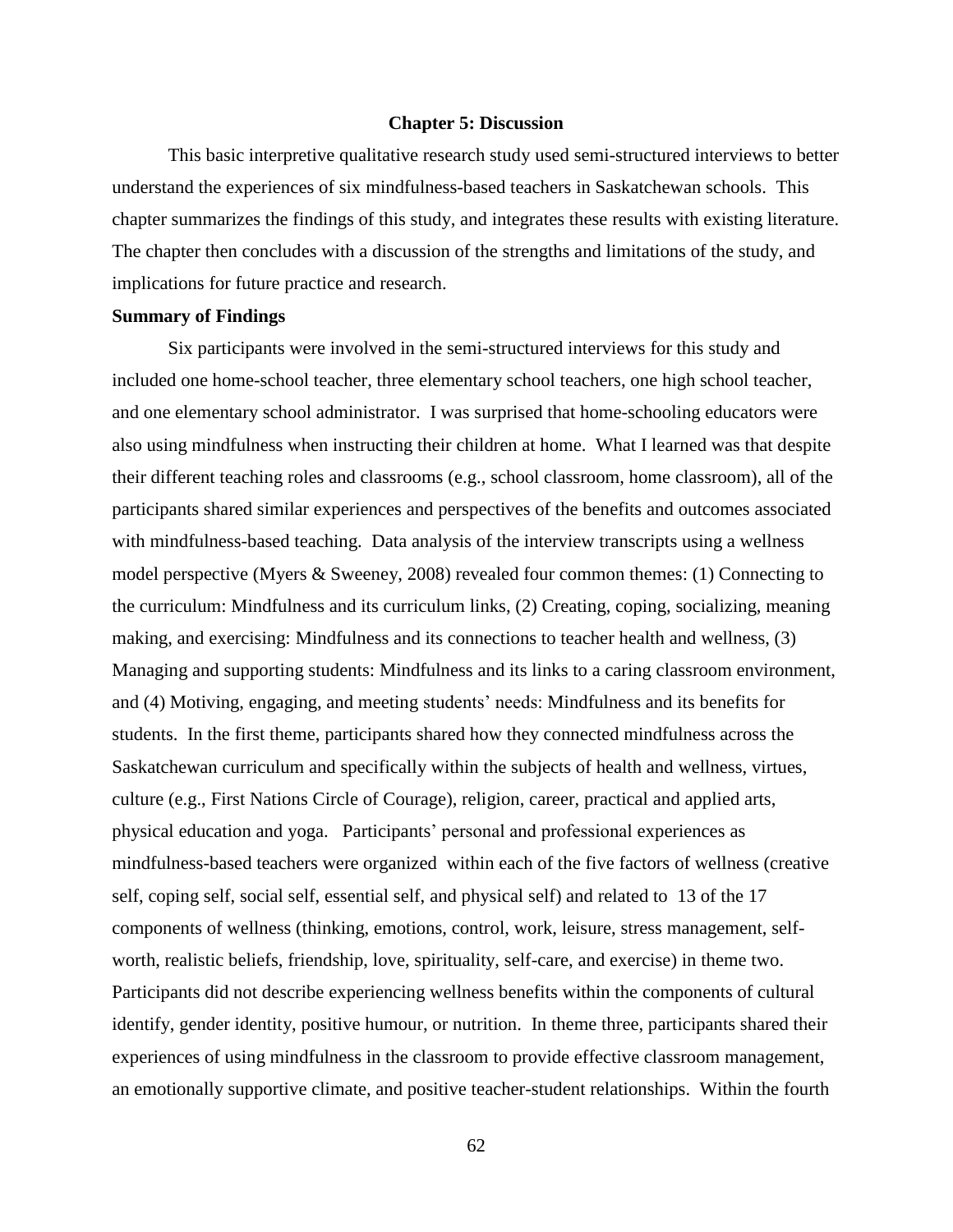# Chapter 5: Discussion

This basic interpretive qualitative research study used semi-structured interviews to better understand the experiences of six mindfulness-based teachers in Saskatchewan schools. This chapter summarizes the findings of this study, and integrates these results with existing literature. The chapter then concludes with a discussion of the strengths and limitations of the study, and implications for future practice and research.

## Summary of Findings

Six participants were involved in the semi-structured interviews for this study and included one home-school teacher, three elementary school teachers, one high school teacher, and one elementary school administrator. I was surprised that home-schooling educators were also using mindfulness when instructing their children at home. What I learned was that despite their different teaching roles and classrooms (e.g., school classroom, home classroom), all of the participants shared similar experiences and perspectives of the benefits and outcomes associated with mindfulness-based teaching. Data analysis of the interview transcripts using a wellness model perspective (Myers & Sweeney, 2008) revealed four common themes: (1) Connecting to the curriculum: Mindfulness and its curriculum links, (2) Creating, coping, socializing, meaning making, and exercising: Mindfulness and its connections to teacher health and wellness, (3) Managing and supporting students: Mindfulness and its links to a caring classroom environment, and (4) Motivating, engaging, and meeting students' needs: Mindfulness and its benefits for students. In the first theme, participants shared how they connected mindfulness across the Saskatchewan curriculum and specifically within the subjects of health and wellness, virtues, culture (e.g., First Nations Circle of Courage), religion, career, practical and applied arts, physical education and yoga. Participants' personal and professional experiences as mindfulness-based teachers were organized within each of the five factors of wellness (creative self, coping self, social self, essential self, and physical self) and related to 13 of the 17 components of wellness (thinking, emotions, control, work, leisure, stress management, self-worth, realistic beliefs, friendship, love, spirituality, self-care, and exercise) in theme two. Participants did not describe experiencing wellness benefits within the components of cultural identify, gender identity, positive humour, or nutrition. In theme three, participants shared their experiences of using mindfulness in the classroom to provide effective classroom management, an emotionally supportive climate, and positive teacher-student relationships. Within the fourth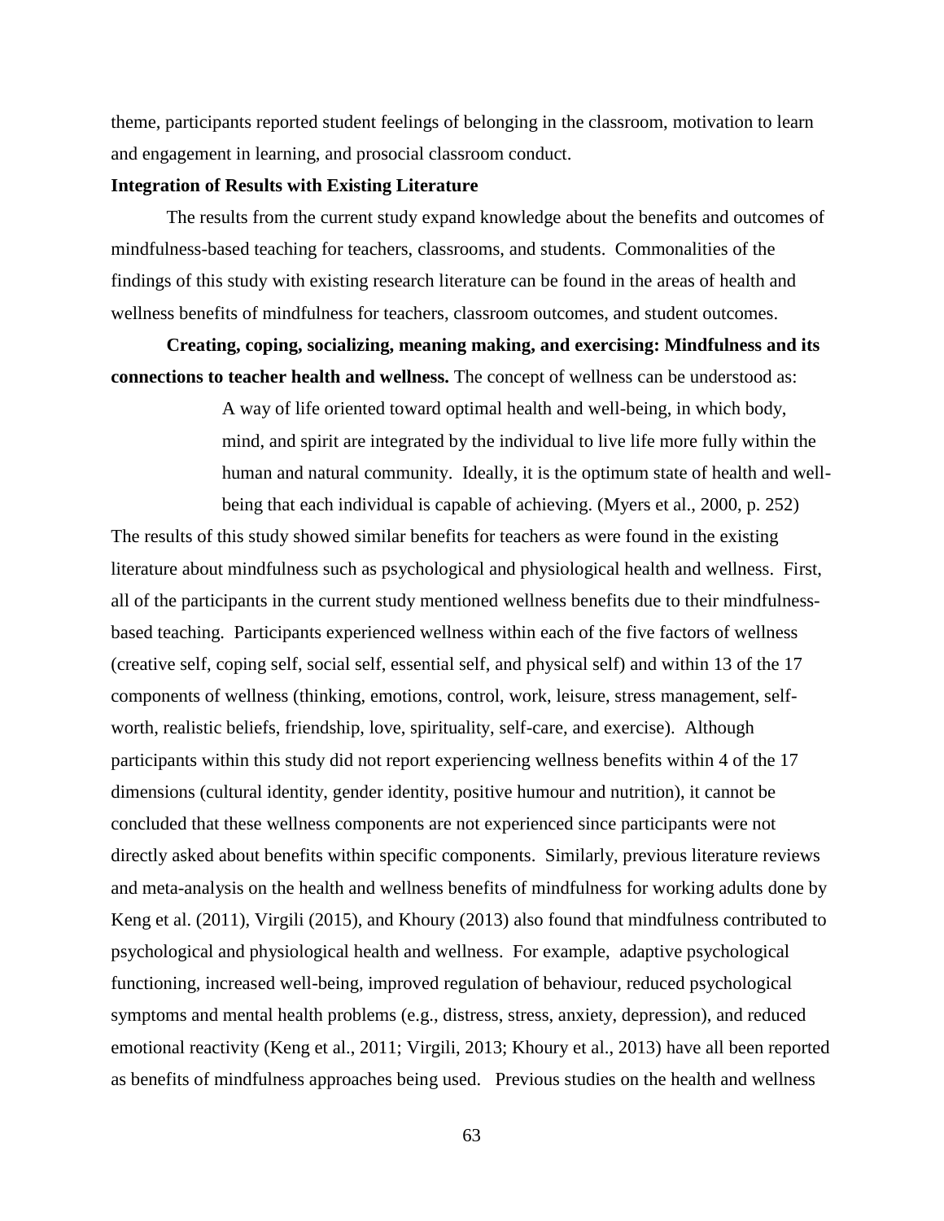theme, participants reported student feelings of belonging in the classroom, motivation to learn and engagement in learning, and prosocial classroom conduct.

**Integration of Results with Existing Literature**

The results from the current study expand knowledge about the benefits and outcomes of mindfulness-based teaching for teachers, classrooms, and students. Commonalities of the findings of this study with existing research literature can be found in the areas of health and wellness benefits of mindfulness for teachers, classroom outcomes, and student outcomes.

**Creating, coping, socializing, meaning making, and exercising: Mindfulness and its connections to teacher health and wellness.** The concept of wellness can be understood as:

> A way of life oriented toward optimal health and well-being, in which body, mind, and spirit are integrated by the individual to live life more fully within the human and natural community. Ideally, it is the optimum state of health and well-being that each individual is capable of achieving. (Myers et al., 2000, p. 252)

The results of this study showed similar benefits for teachers as were found in the existing literature about mindfulness such as psychological and physiological health and wellness. First, all of the participants in the current study mentioned wellness benefits due to their mindfulness-based teaching. Participants experienced wellness within each of the five factors of wellness (creative self, coping self, social self, essential self, and physical self) and within 13 of the 17 components of wellness (thinking, emotions, control, work, leisure, stress management, self-worth, realistic beliefs, friendship, love, spirituality, self-care, and exercise). Although participants within this study did not report experiencing wellness benefits within 4 of the 17 dimensions (cultural identity, gender identity, positive humour and nutrition), it cannot be concluded that these wellness components are not experienced since participants were not directly asked about benefits within specific components. Similarly, previous literature reviews and meta-analysis on the health and wellness benefits of mindfulness for working adults done by Keng et al. (2011), Virgili (2015), and Khoury (2013) also found that mindfulness contributed to psychological and physiological health and wellness. For example, adaptive psychological functioning, increased well-being, improved regulation of behaviour, reduced psychological symptoms and mental health problems (e.g., distress, stress, anxiety, depression), and reduced emotional reactivity (Keng et al., 2011; Virgili, 2013; Khoury et al., 2013) have all been reported as benefits of mindfulness approaches being used. Previous studies on the health and wellness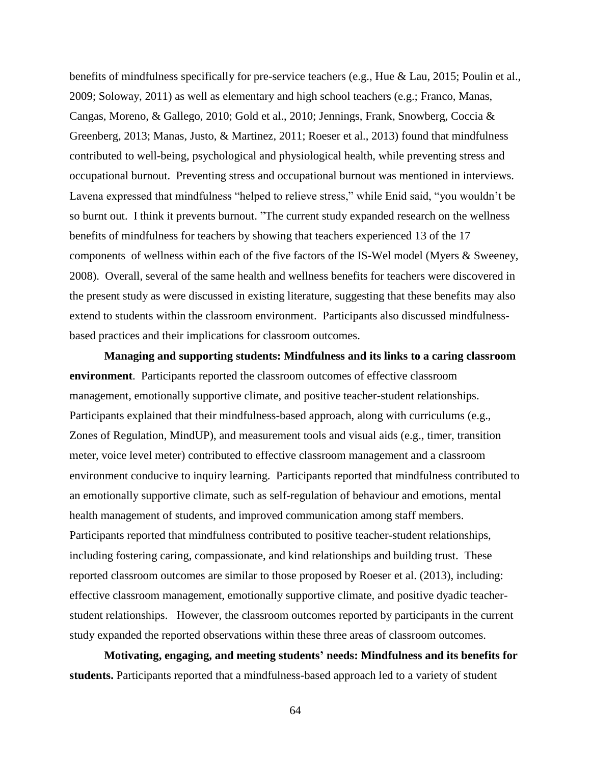benefits of mindfulness specifically for pre-service teachers (e.g., Hue & Lau, 2015; Poulin et al., 2009; Soloway, 2011) as well as elementary and high school teachers (e.g.; Franco, Manas, Cangas, Moreno, & Gallego, 2010; Gold et al., 2010; Jennings, Frank, Snowberg, Coccia & Greenberg, 2013; Manas, Justo, & Martinez, 2011; Roeser et al., 2013) found that mindfulness contributed to well-being, psychological and physiological health, while preventing stress and occupational burnout. Preventing stress and occupational burnout was mentioned in interviews. Lavena expressed that mindfulness "helped to relieve stress," while Enid said, "you wouldn't be so burnt out. I think it prevents burnout. "The current study expanded research on the wellness benefits of mindfulness for teachers by showing that teachers experienced 13 of the 17 components of wellness within each of the five factors of the IS-Wel model (Myers & Sweeney, 2008). Overall, several of the same health and wellness benefits for teachers were discovered in the present study as were discussed in existing literature, suggesting that these benefits may also extend to students within the classroom environment. Participants also discussed mindfulness-based practices and their implications for classroom outcomes.

**Managing and supporting students: Mindfulness and its links to a caring classroom environment**. Participants reported the classroom outcomes of effective classroom management, emotionally supportive climate, and positive teacher-student relationships. Participants explained that their mindfulness-based approach, along with curriculums (e.g., Zones of Regulation, MindUP), and measurement tools and visual aids (e.g., timer, transition meter, voice level meter) contributed to effective classroom management and a classroom environment conducive to inquiry learning. Participants reported that mindfulness contributed to an emotionally supportive climate, such as self-regulation of behaviour and emotions, mental health management of students, and improved communication among staff members. Participants reported that mindfulness contributed to positive teacher-student relationships, including fostering caring, compassionate, and kind relationships and building trust. These reported classroom outcomes are similar to those proposed by Roeser et al. (2013), including: effective classroom management, emotionally supportive climate, and positive dyadic teacher-student relationships. However, the classroom outcomes reported by participants in the current study expanded the reported observations within these three areas of classroom outcomes.

**Motivating, engaging, and meeting students' needs: Mindfulness and its benefits for students.** Participants reported that a mindfulness-based approach led to a variety of student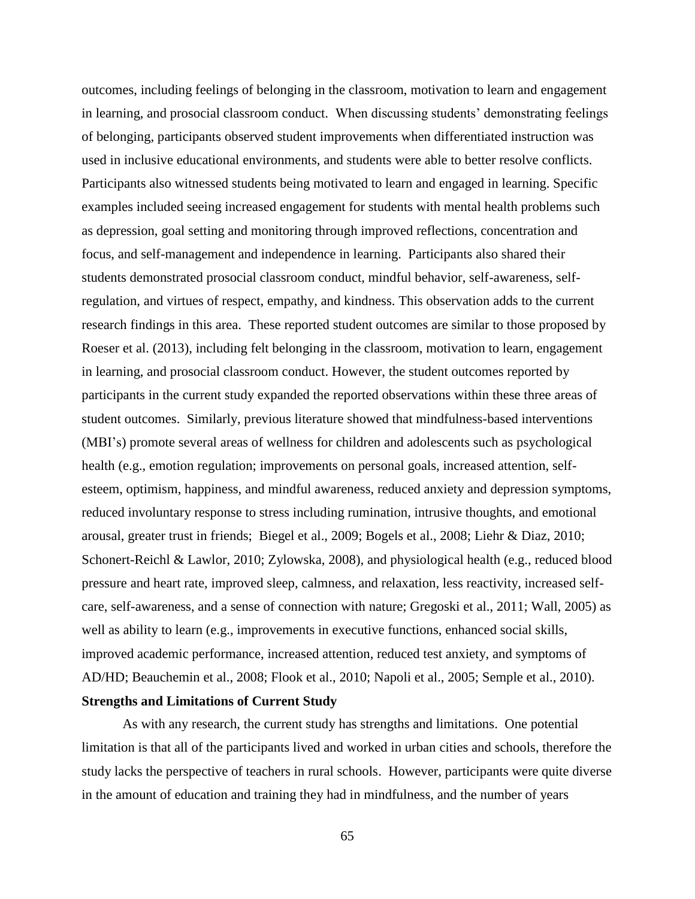outcomes, including feelings of belonging in the classroom, motivation to learn and engagement in learning, and prosocial classroom conduct. When discussing students' demonstrating feelings of belonging, participants observed student improvements when differentiated instruction was used in inclusive educational environments, and students were able to better resolve conflicts. Participants also witnessed students being motivated to learn and engaged in learning. Specific examples included seeing increased engagement for students with mental health problems such as depression, goal setting and monitoring through improved reflections, concentration and focus, and self-management and independence in learning. Participants also shared their students demonstrated prosocial classroom conduct, mindful behavior, self-awareness, self-regulation, and virtues of respect, empathy, and kindness. This observation adds to the current research findings in this area. These reported student outcomes are similar to those proposed by Roeser et al. (2013), including felt belonging in the classroom, motivation to learn, engagement in learning, and prosocial classroom conduct. However, the student outcomes reported by participants in the current study expanded the reported observations within these three areas of student outcomes. Similarly, previous literature showed that mindfulness-based interventions (MBI's) promote several areas of wellness for children and adolescents such as psychological health (e.g., emotion regulation; improvements on personal goals, increased attention, self-esteem, optimism, happiness, and mindful awareness, reduced anxiety and depression symptoms, reduced involuntary response to stress including rumination, intrusive thoughts, and emotional arousal, greater trust in friends; Biegel et al., 2009; Bogels et al., 2008; Liehr & Diaz, 2010; Schonert-Reichl & Lawlor, 2010; Zylowska, 2008), and physiological health (e.g., reduced blood pressure and heart rate, improved sleep, calmness, and relaxation, less reactivity, increased self-care, self-awareness, and a sense of connection with nature; Gregoski et al., 2011; Wall, 2005) as well as ability to learn (e.g., improvements in executive functions, enhanced social skills, improved academic performance, increased attention, reduced test anxiety, and symptoms of AD/HD; Beauchemin et al., 2008; Flook et al., 2010; Napoli et al., 2005; Semple et al., 2010).

**Strengths and Limitations of Current Study**

As with any research, the current study has strengths and limitations. One potential limitation is that all of the participants lived and worked in urban cities and schools, therefore the study lacks the perspective of teachers in rural schools. However, participants were quite diverse in the amount of education and training they had in mindfulness, and the number of years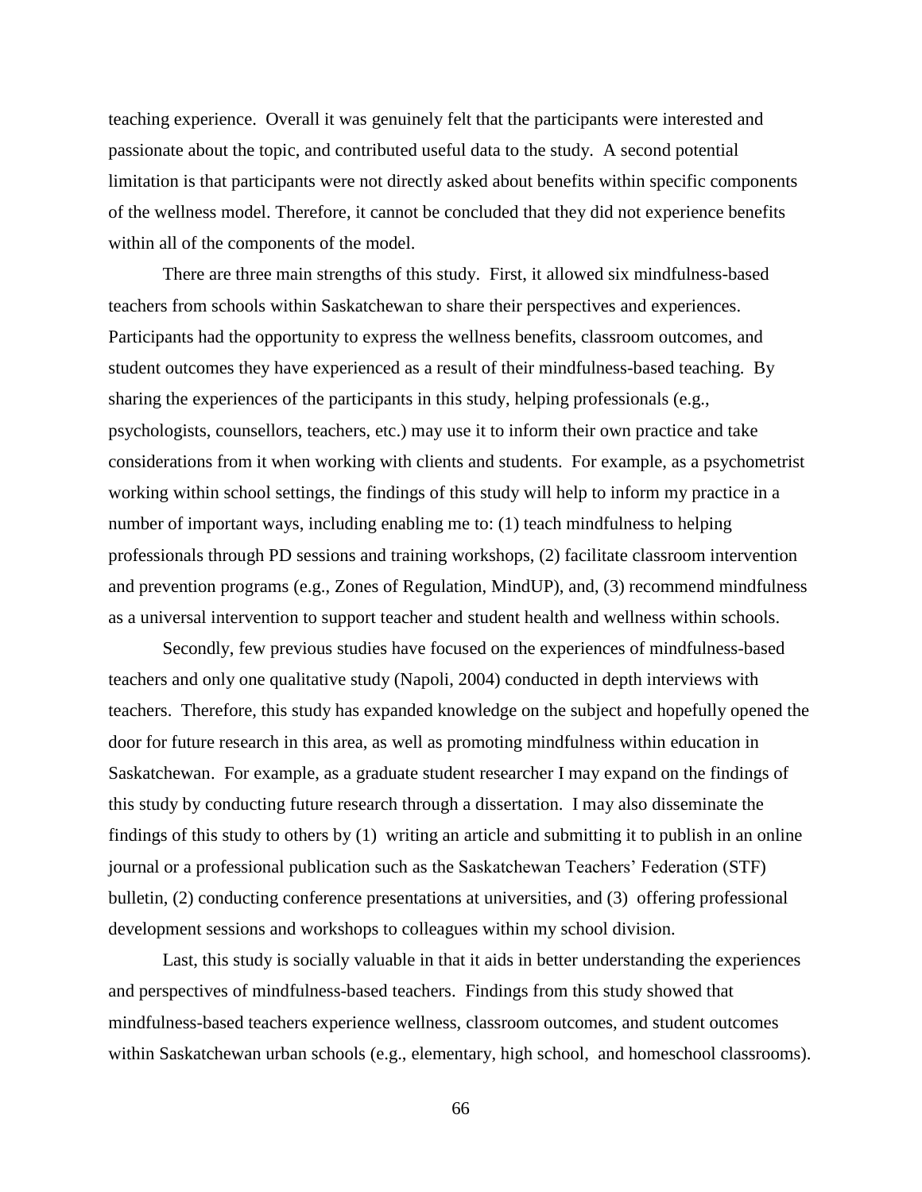teaching experience. Overall it was genuinely felt that the participants were interested and passionate about the topic, and contributed useful data to the study. A second potential limitation is that participants were not directly asked about benefits within specific components of the wellness model. Therefore, it cannot be concluded that they did not experience benefits within all of the components of the model.

There are three main strengths of this study. First, it allowed six mindfulness-based teachers from schools within Saskatchewan to share their perspectives and experiences. Participants had the opportunity to express the wellness benefits, classroom outcomes, and student outcomes they have experienced as a result of their mindfulness-based teaching. By sharing the experiences of the participants in this study, helping professionals (e.g., psychologists, counsellors, teachers, etc.) may use it to inform their own practice and take considerations from it when working with clients and students. For example, as a psychometrist working within school settings, the findings of this study will help to inform my practice in a number of important ways, including enabling me to: (1) teach mindfulness to helping professionals through PD sessions and training workshops, (2) facilitate classroom intervention and prevention programs (e.g., Zones of Regulation, MindUP), and, (3) recommend mindfulness as a universal intervention to support teacher and student health and wellness within schools.

Secondly, few previous studies have focused on the experiences of mindfulness-based teachers and only one qualitative study (Napoli, 2004) conducted in depth interviews with teachers. Therefore, this study has expanded knowledge on the subject and hopefully opened the door for future research in this area, as well as promoting mindfulness within education in Saskatchewan. For example, as a graduate student researcher I may expand on the findings of this study by conducting future research through a dissertation. I may also disseminate the findings of this study to others by (1) writing an article and submitting it to publish in an online journal or a professional publication such as the Saskatchewan Teachers' Federation (STF) bulletin, (2) conducting conference presentations at universities, and (3) offering professional development sessions and workshops to colleagues within my school division.

Last, this study is socially valuable in that it aids in better understanding the experiences and perspectives of mindfulness-based teachers. Findings from this study showed that mindfulness-based teachers experience wellness, classroom outcomes, and student outcomes within Saskatchewan urban schools (e.g., elementary, high school, and homeschool classrooms).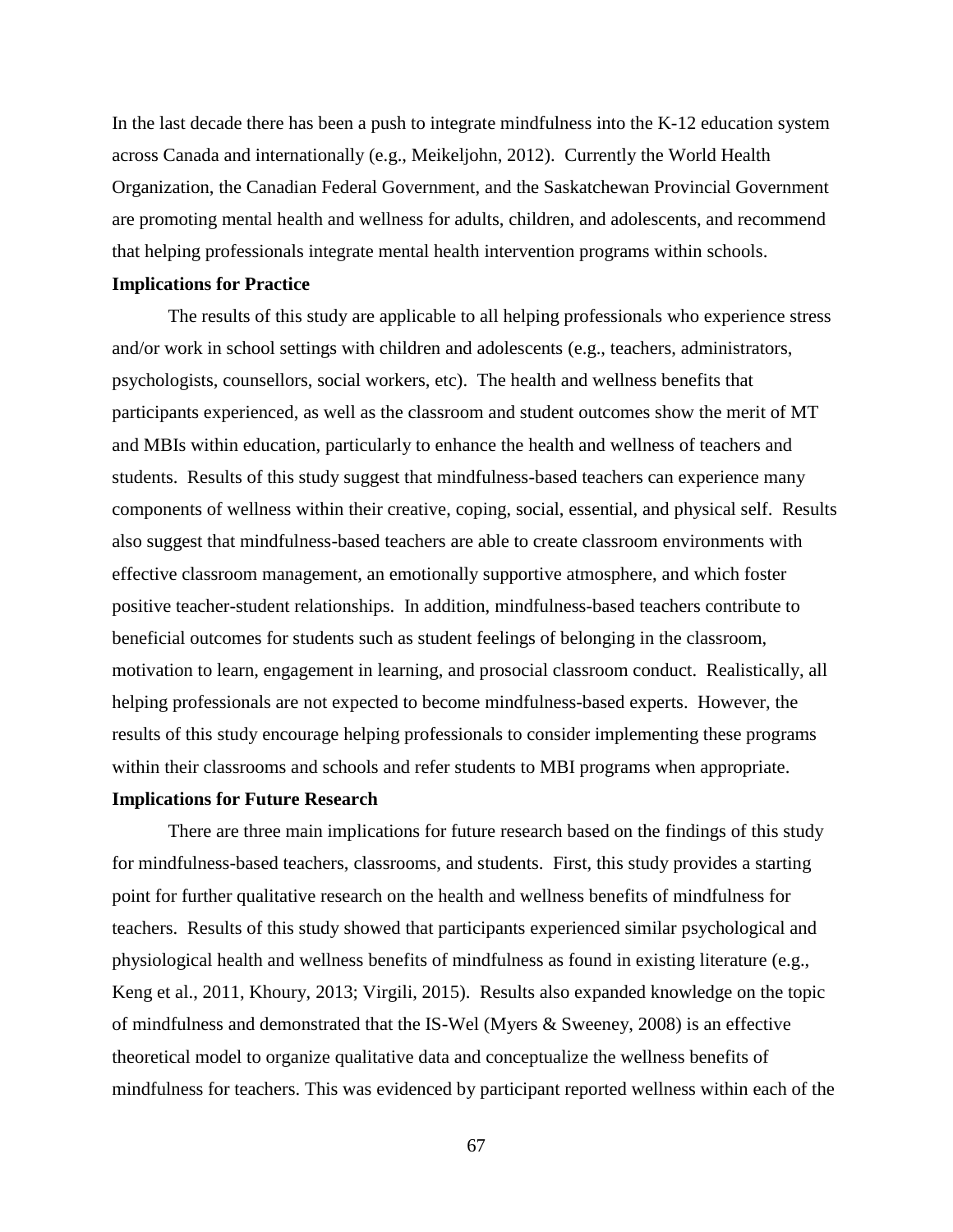In the last decade there has been a push to integrate mindfulness into the K-12 education system across Canada and internationally (e.g., Meikeljohn, 2012). Currently the World Health Organization, the Canadian Federal Government, and the Saskatchewan Provincial Government are promoting mental health and wellness for adults, children, and adolescents, and recommend that helping professionals integrate mental health intervention programs within schools.

**Implications for Practice**

The results of this study are applicable to all helping professionals who experience stress and/or work in school settings with children and adolescents (e.g., teachers, administrators, psychologists, counsellors, social workers, etc). The health and wellness benefits that participants experienced, as well as the classroom and student outcomes show the merit of MT and MBIs within education, particularly to enhance the health and wellness of teachers and students. Results of this study suggest that mindfulness-based teachers can experience many components of wellness within their creative, coping, social, essential, and physical self. Results also suggest that mindfulness-based teachers are able to create classroom environments with effective classroom management, an emotionally supportive atmosphere, and which foster positive teacher-student relationships. In addition, mindfulness-based teachers contribute to beneficial outcomes for students such as student feelings of belonging in the classroom, motivation to learn, engagement in learning, and prosocial classroom conduct. Realistically, all helping professionals are not expected to become mindfulness-based experts. However, the results of this study encourage helping professionals to consider implementing these programs within their classrooms and schools and refer students to MBI programs when appropriate.

**Implications for Future Research**

There are three main implications for future research based on the findings of this study for mindfulness-based teachers, classrooms, and students. First, this study provides a starting point for further qualitative research on the health and wellness benefits of mindfulness for teachers. Results of this study showed that participants experienced similar psychological and physiological health and wellness benefits of mindfulness as found in existing literature (e.g., Keng et al., 2011, Khoury, 2013; Virgili, 2015). Results also expanded knowledge on the topic of mindfulness and demonstrated that the IS-Wel (Myers & Sweeney, 2008) is an effective theoretical model to organize qualitative data and conceptualize the wellness benefits of mindfulness for teachers. This was evidenced by participant reported wellness within each of the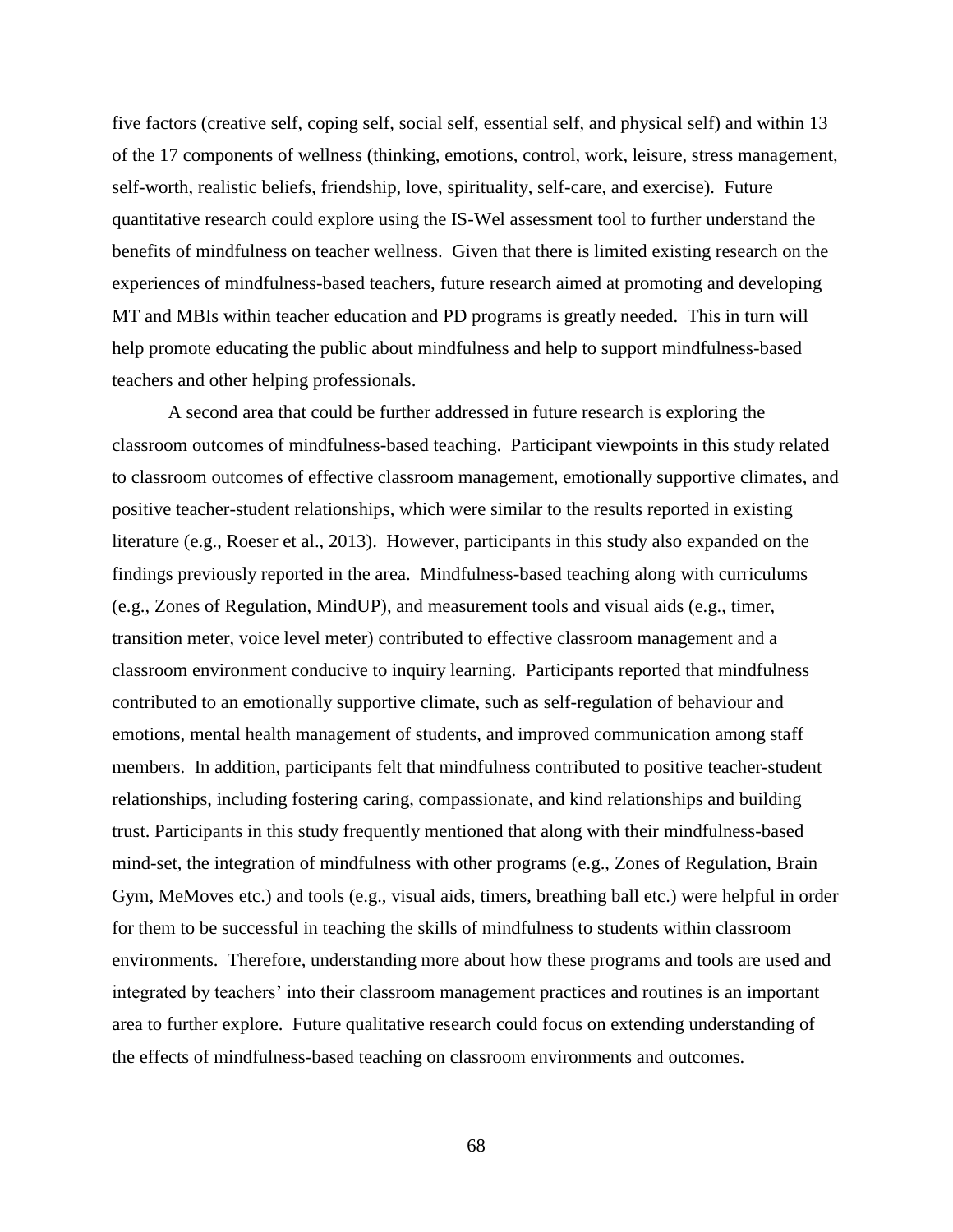five factors (creative self, coping self, social self, essential self, and physical self) and within 13 of the 17 components of wellness (thinking, emotions, control, work, leisure, stress management, self-worth, realistic beliefs, friendship, love, spirituality, self-care, and exercise). Future quantitative research could explore using the IS-Wel assessment tool to further understand the benefits of mindfulness on teacher wellness. Given that there is limited existing research on the experiences of mindfulness-based teachers, future research aimed at promoting and developing MT and MBIs within teacher education and PD programs is greatly needed. This in turn will help promote educating the public about mindfulness and help to support mindfulness-based teachers and other helping professionals.

A second area that could be further addressed in future research is exploring the classroom outcomes of mindfulness-based teaching. Participant viewpoints in this study related to classroom outcomes of effective classroom management, emotionally supportive climates, and positive teacher-student relationships, which were similar to the results reported in existing literature (e.g., Roeser et al., 2013). However, participants in this study also expanded on the findings previously reported in the area. Mindfulness-based teaching along with curriculums (e.g., Zones of Regulation, MindUP), and measurement tools and visual aids (e.g., timer, transition meter, voice level meter) contributed to effective classroom management and a classroom environment conducive to inquiry learning. Participants reported that mindfulness contributed to an emotionally supportive climate, such as self-regulation of behaviour and emotions, mental health management of students, and improved communication among staff members. In addition, participants felt that mindfulness contributed to positive teacher-student relationships, including fostering caring, compassionate, and kind relationships and building trust. Participants in this study frequently mentioned that along with their mindfulness-based mind-set, the integration of mindfulness with other programs (e.g., Zones of Regulation, Brain Gym, MeMoves etc.) and tools (e.g., visual aids, timers, breathing ball etc.) were helpful in order for them to be successful in teaching the skills of mindfulness to students within classroom environments. Therefore, understanding more about how these programs and tools are used and integrated by teachers' into their classroom management practices and routines is an important area to further explore. Future qualitative research could focus on extending understanding of the effects of mindfulness-based teaching on classroom environments and outcomes.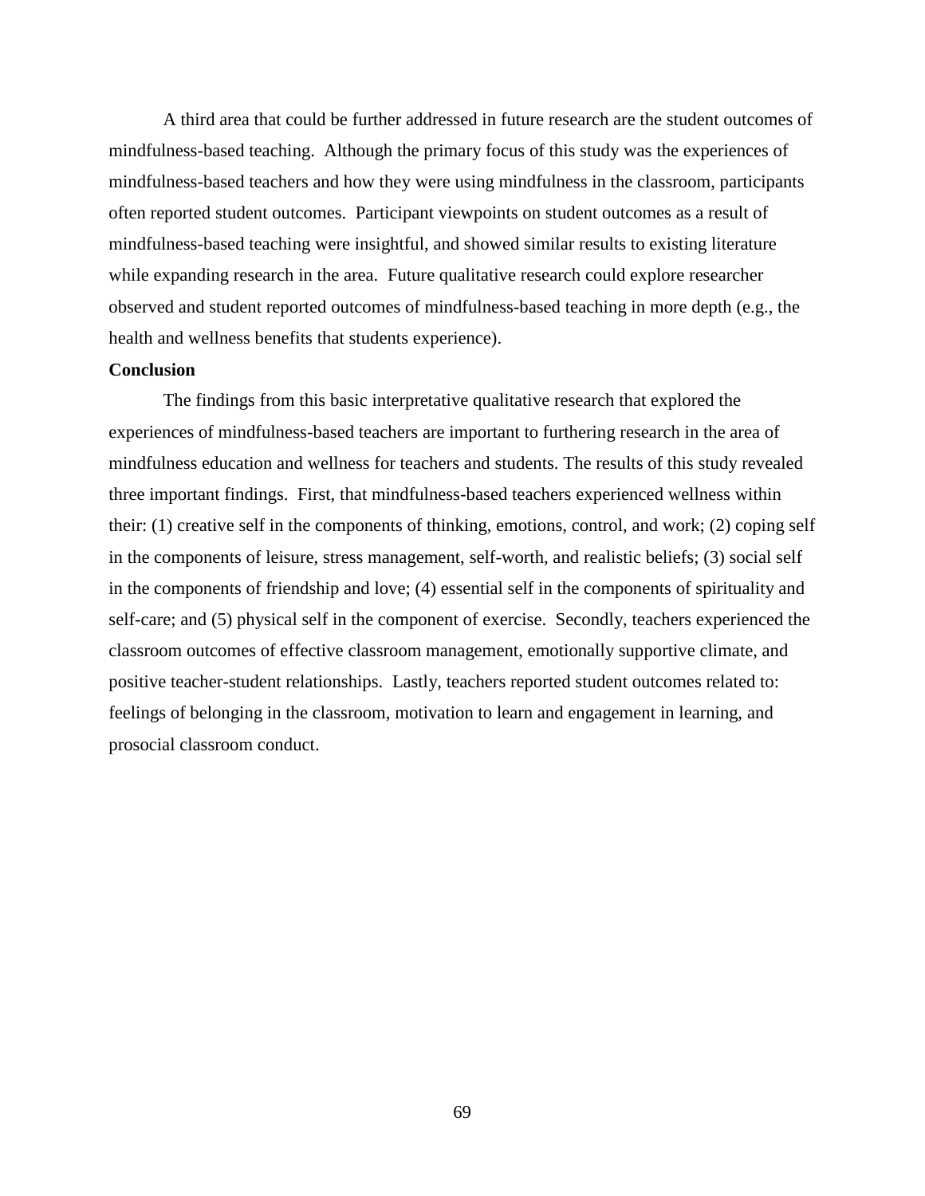A third area that could be further addressed in future research are the student outcomes of mindfulness-based teaching. Although the primary focus of this study was the experiences of mindfulness-based teachers and how they were using mindfulness in the classroom, participants often reported student outcomes. Participant viewpoints on student outcomes as a result of mindfulness-based teaching were insightful, and showed similar results to existing literature while expanding research in the area. Future qualitative research could explore researcher observed and student reported outcomes of mindfulness-based teaching in more depth (e.g., the health and wellness benefits that students experience).

**Conclusion**

The findings from this basic interpretative qualitative research that explored the experiences of mindfulness-based teachers are important to furthering research in the area of mindfulness education and wellness for teachers and students. The results of this study revealed three important findings. First, that mindfulness-based teachers experienced wellness within their: (1) creative self in the components of thinking, emotions, control, and work; (2) coping self in the components of leisure, stress management, self-worth, and realistic beliefs; (3) social self in the components of friendship and love; (4) essential self in the components of spirituality and self-care; and (5) physical self in the component of exercise. Secondly, teachers experienced the classroom outcomes of effective classroom management, emotionally supportive climate, and positive teacher-student relationships. Lastly, teachers reported student outcomes related to: feelings of belonging in the classroom, motivation to learn and engagement in learning, and prosocial classroom conduct.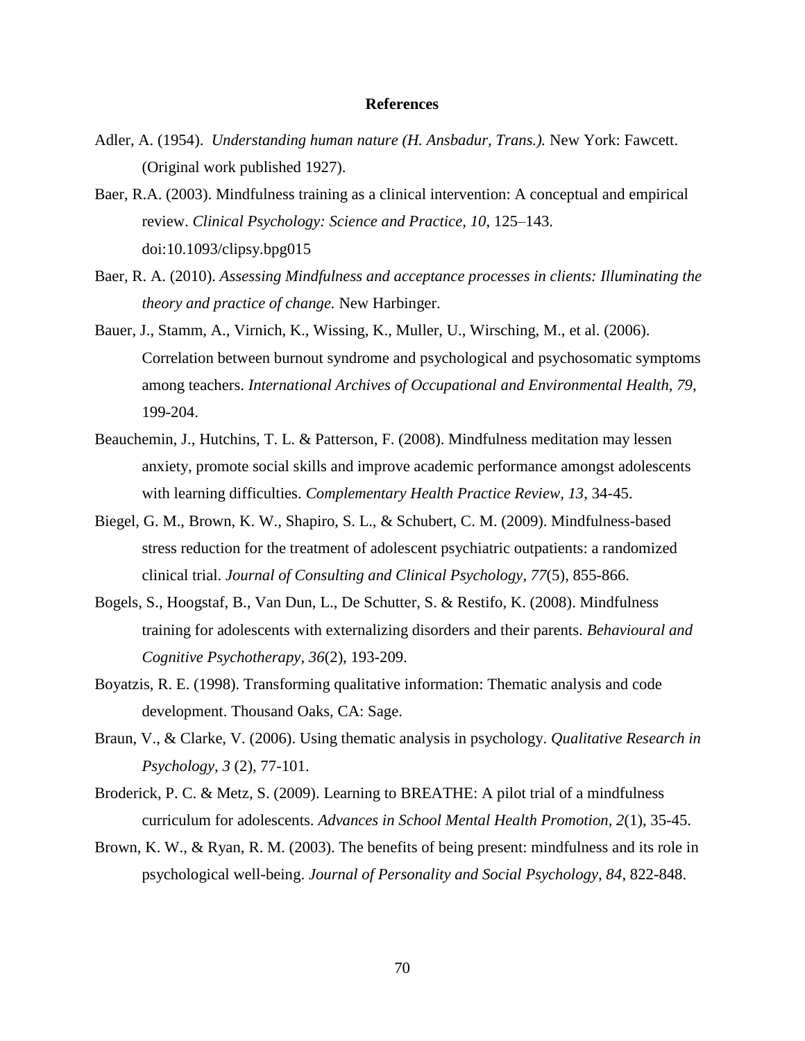# References

Adler, A. (1954). *Understanding human nature (H. Ansbadur, Trans.).* New York: Fawcett. (Original work published 1927).

Baer, R.A. (2003). Mindfulness training as a clinical intervention: A conceptual and empirical review. *Clinical Psychology: Science and Practice, 10*, 125–143. doi:10.1093/clipsy.bpg015

Baer, R. A. (2010). *Assessing Mindfulness and acceptance processes in clients: Illuminating the theory and practice of change.* New Harbinger.

Bauer, J., Stamm, A., Virnich, K., Wissing, K., Muller, U., Wirsching, M., et al. (2006). Correlation between burnout syndrome and psychological and psychosomatic symptoms among teachers. *International Archives of Occupational and Environmental Health, 79*, 199-204.

Beauchemin, J., Hutchins, T. L. & Patterson, F. (2008). Mindfulness meditation may lessen anxiety, promote social skills and improve academic performance amongst adolescents with learning difficulties. *Complementary Health Practice Review, 13*, 34-45.

Biegel, G. M., Brown, K. W., Shapiro, S. L., & Schubert, C. M. (2009). Mindfulness-based stress reduction for the treatment of adolescent psychiatric outpatients: a randomized clinical trial. *Journal of Consulting and Clinical Psychology, 77*(5), 855-866.

Bogels, S., Hoogstaf, B., Van Dun, L., De Schutter, S. & Restifo, K. (2008). Mindfulness training for adolescents with externalizing disorders and their parents. *Behavioural and Cognitive Psychotherapy, 36*(2), 193-209.

Boyatzis, R. E. (1998). Transforming qualitative information: Thematic analysis and code development. Thousand Oaks, CA: Sage.

Braun, V., & Clarke, V. (2006). Using thematic analysis in psychology. *Qualitative Research in Psychology, 3* (2), 77-101.

Broderick, P. C. & Metz, S. (2009). Learning to BREATHE: A pilot trial of a mindfulness curriculum for adolescents. *Advances in School Mental Health Promotion, 2*(1), 35-45.

Brown, K. W., & Ryan, R. M. (2003). The benefits of being present: mindfulness and its role in psychological well-being. *Journal of Personality and Social Psychology, 84*, 822-848.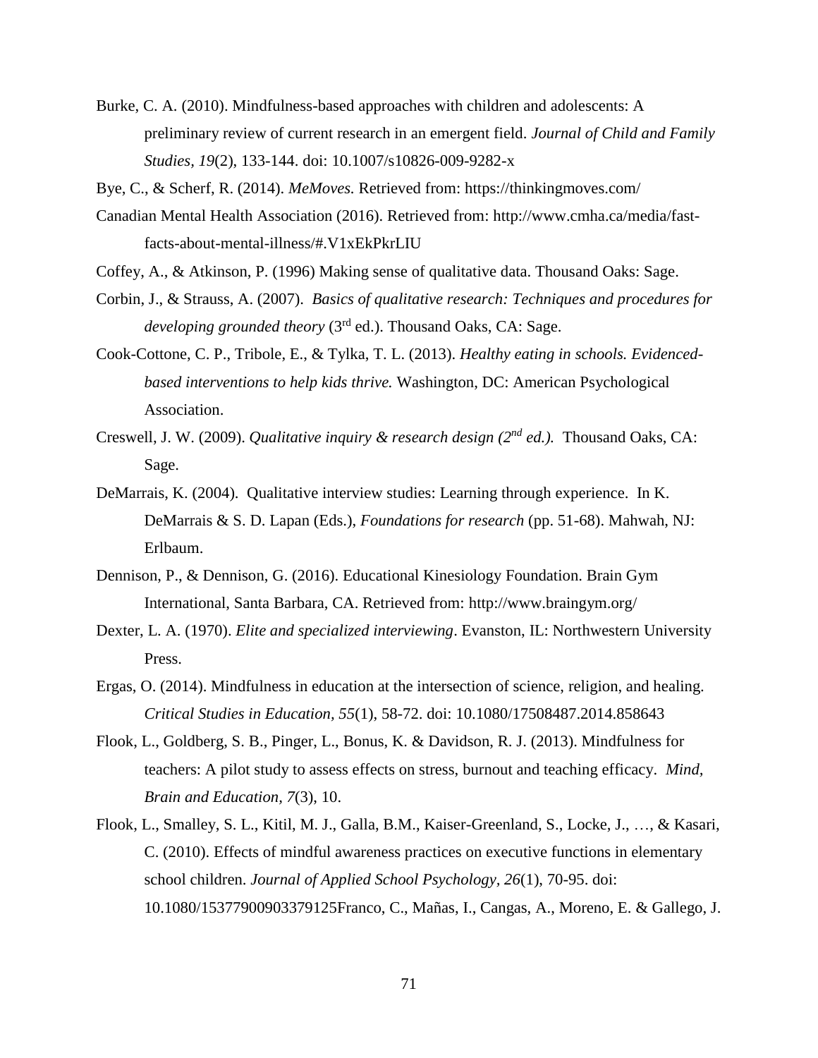Burke, C. A. (2010). Mindfulness-based approaches with children and adolescents: A preliminary review of current research in an emergent field. *Journal of Child and Family Studies, 19*(2), 133-144. doi: 10.1007/s10826-009-9282-x

Bye, C., & Scherf, R. (2014). *MeMoves.* Retrieved from: https://thinkingmoves.com/

Canadian Mental Health Association (2016). Retrieved from: http://www.cmha.ca/media/fast-facts-about-mental-illness/#.V1xEkPkrLIU

Coffey, A., & Atkinson, P. (1996) Making sense of qualitative data. Thousand Oaks: Sage.

Corbin, J., & Strauss, A. (2007). *Basics of qualitative research: Techniques and procedures for developing grounded theory* (3rd ed.). Thousand Oaks, CA: Sage.

Cook-Cottone, C. P., Tribole, E., & Tylka, T. L. (2013). *Healthy eating in schools. Evidenced-based interventions to help kids thrive.* Washington, DC: American Psychological Association.

Creswell, J. W. (2009). *Qualitative inquiry & research design (2nd ed.).* Thousand Oaks, CA: Sage.

DeMarrais, K. (2004). Qualitative interview studies: Learning through experience. In K. DeMarrais & S. D. Lapan (Eds.), *Foundations for research* (pp. 51-68). Mahwah, NJ: Erlbaum.

Dennison, P., & Dennison, G. (2016). Educational Kinesiology Foundation. Brain Gym International, Santa Barbara, CA. Retrieved from: http://www.braingym.org/

Dexter, L. A. (1970). *Elite and specialized interviewing*. Evanston, IL: Northwestern University Press.

Ergas, O. (2014). Mindfulness in education at the intersection of science, religion, and healing. *Critical Studies in Education, 55*(1), 58-72. doi: 10.1080/17508487.2014.858643

Flook, L., Goldberg, S. B., Pinger, L., Bonus, K. & Davidson, R. J. (2013). Mindfulness for teachers: A pilot study to assess effects on stress, burnout and teaching efficacy. *Mind, Brain and Education, 7*(3), 10.

Flook, L., Smalley, S. L., Kitil, M. J., Galla, B.M., Kaiser-Greenland, S., Locke, J., …, & Kasari, C. (2010). Effects of mindful awareness practices on executive functions in elementary school children. *Journal of Applied School Psychology, 26*(1), 70-95. doi: 10.1080/15377900903379125Franco, C., Mañas, I., Cangas, A., Moreno, E. & Gallego, J.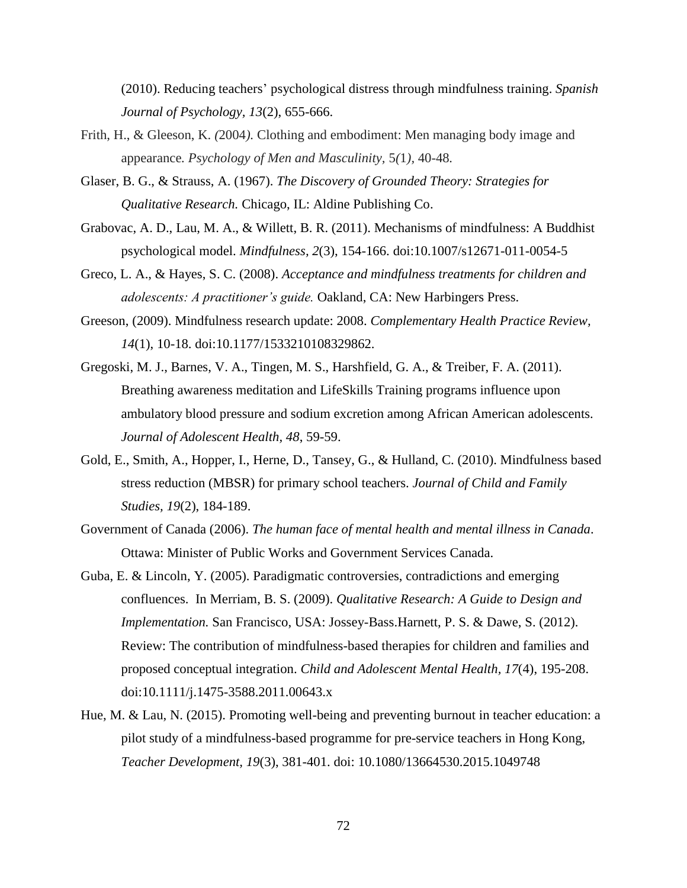(2010). Reducing teachers' psychological distress through mindfulness training. *Spanish Journal of Psychology, 13*(2), 655-666.

Frith, H., & Gleeson, K. (2004). Clothing and embodiment: Men managing body image and appearance. *Psychology of Men and Masculinity*, 5(1), 40-48.

Glaser, B. G., & Strauss, A. (1967). *The Discovery of Grounded Theory: Strategies for Qualitative Research.* Chicago, IL: Aldine Publishing Co.

Grabovac, A. D., Lau, M. A., & Willett, B. R. (2011). Mechanisms of mindfulness: A Buddhist psychological model. *Mindfulness, 2*(3), 154-166. doi:10.1007/s12671-011-0054-5

Greco, L. A., & Hayes, S. C. (2008). *Acceptance and mindfulness treatments for children and adolescents: A practitioner's guide.* Oakland, CA: New Harbingers Press.

Greeson, (2009). Mindfulness research update: 2008. *Complementary Health Practice Review, 14*(1), 10-18. doi:10.1177/1533210108329862.

Gregoski, M. J., Barnes, V. A., Tingen, M. S., Harshfield, G. A., & Treiber, F. A. (2011). Breathing awareness meditation and LifeSkills Training programs influence upon ambulatory blood pressure and sodium excretion among African American adolescents. *Journal of Adolescent Health, 48*, 59-59.

Gold, E., Smith, A., Hopper, I., Herne, D., Tansey, G., & Hulland, C. (2010). Mindfulness based stress reduction (MBSR) for primary school teachers. *Journal of Child and Family Studies, 19*(2), 184-189.

Government of Canada (2006). *The human face of mental health and mental illness in Canada*. Ottawa: Minister of Public Works and Government Services Canada.

Guba, E. & Lincoln, Y. (2005). Paradigmatic controversies, contradictions and emerging confluences. In Merriam, B. S. (2009). *Qualitative Research: A Guide to Design and Implementation.* San Francisco, USA: Jossey-Bass.Harnett, P. S. & Dawe, S. (2012). Review: The contribution of mindfulness-based therapies for children and families and proposed conceptual integration. *Child and Adolescent Mental Health, 17*(4), 195-208. doi:10.1111/j.1475-3588.2011.00643.x

Hue, M. & Lau, N. (2015). Promoting well-being and preventing burnout in teacher education: a pilot study of a mindfulness-based programme for pre-service teachers in Hong Kong, *Teacher Development, 19*(3), 381-401. doi: 10.1080/13664530.2015.1049748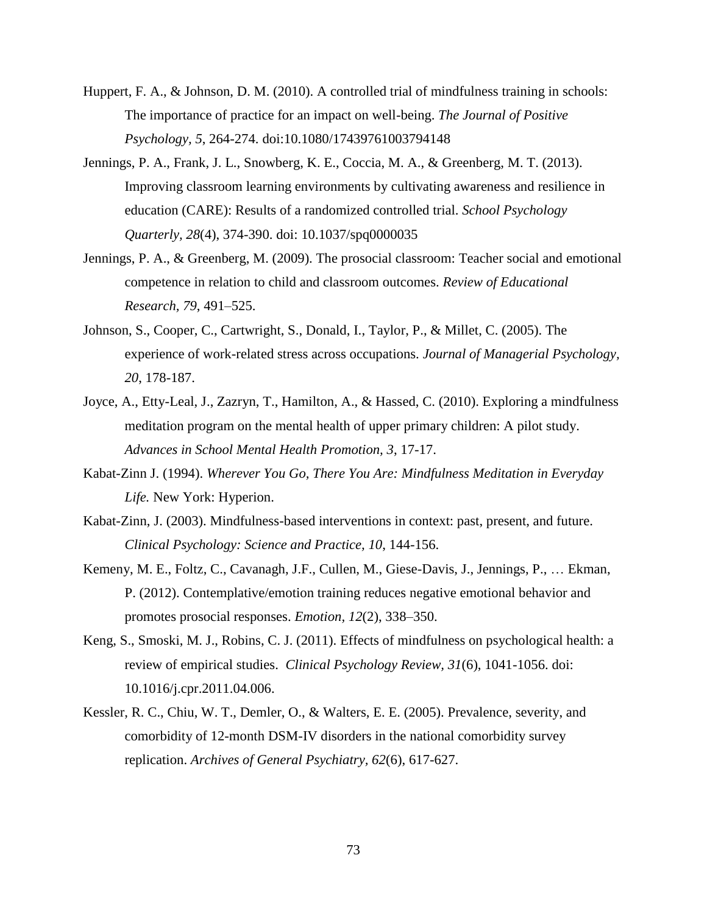Huppert, F. A., & Johnson, D. M. (2010). A controlled trial of mindfulness training in schools: The importance of practice for an impact on well-being. *The Journal of Positive Psychology, 5*, 264-274. doi:10.1080/17439761003794148

Jennings, P. A., Frank, J. L., Snowberg, K. E., Coccia, M. A., & Greenberg, M. T. (2013). Improving classroom learning environments by cultivating awareness and resilience in education (CARE): Results of a randomized controlled trial. *School Psychology Quarterly, 28*(4), 374-390. doi: 10.1037/spq0000035

Jennings, P. A., & Greenberg, M. (2009). The prosocial classroom: Teacher social and emotional competence in relation to child and classroom outcomes. *Review of Educational Research, 79*, 491–525.

Johnson, S., Cooper, C., Cartwright, S., Donald, I., Taylor, P., & Millet, C. (2005). The experience of work-related stress across occupations. *Journal of Managerial Psychology, 20*, 178-187.

Joyce, A., Etty-Leal, J., Zazryn, T., Hamilton, A., & Hassed, C. (2010). Exploring a mindfulness meditation program on the mental health of upper primary children: A pilot study. *Advances in School Mental Health Promotion, 3*, 17-17.

Kabat-Zinn J. (1994). *Wherever You Go, There You Are: Mindfulness Meditation in Everyday Life.* New York: Hyperion.

Kabat-Zinn, J. (2003). Mindfulness-based interventions in context: past, present, and future. *Clinical Psychology: Science and Practice, 10*, 144-156.

Kemeny, M. E., Foltz, C., Cavanagh, J.F., Cullen, M., Giese-Davis, J., Jennings, P., … Ekman, P. (2012). Contemplative/emotion training reduces negative emotional behavior and promotes prosocial responses. *Emotion, 12*(2), 338–350.

Keng, S., Smoski, M. J., Robins, C. J. (2011). Effects of mindfulness on psychological health: a review of empirical studies. *Clinical Psychology Review, 31*(6), 1041-1056. doi: 10.1016/j.cpr.2011.04.006.

Kessler, R. C., Chiu, W. T., Demler, O., & Walters, E. E. (2005). Prevalence, severity, and comorbidity of 12-month DSM-IV disorders in the national comorbidity survey replication. *Archives of General Psychiatry, 62*(6), 617-627.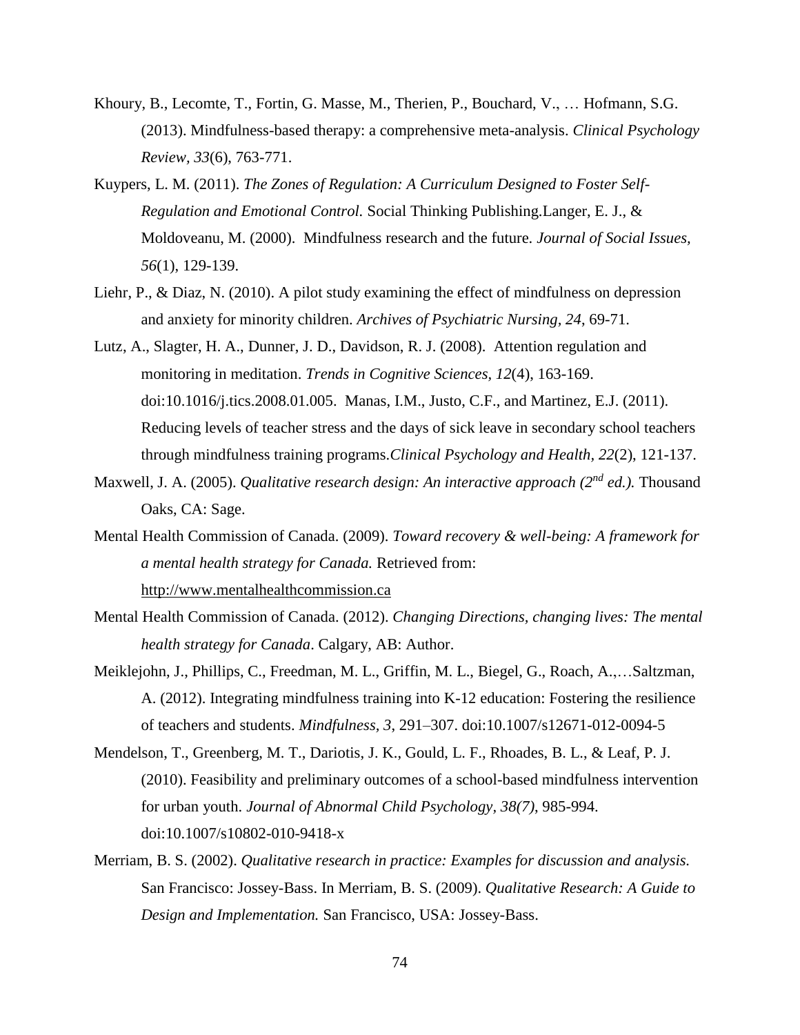Khoury, B., Lecomte, T., Fortin, G. Masse, M., Therien, P., Bouchard, V., … Hofmann, S.G. (2013). Mindfulness-based therapy: a comprehensive meta-analysis. *Clinical Psychology Review, 33*(6), 763-771.

Kuypers, L. M. (2011). *The Zones of Regulation: A Curriculum Designed to Foster Self-Regulation and Emotional Control.* Social Thinking Publishing.Langer, E. J., & Moldoveanu, M. (2000). Mindfulness research and the future. *Journal of Social Issues, 56*(1), 129-139.

Liehr, P., & Diaz, N. (2010). A pilot study examining the effect of mindfulness on depression and anxiety for minority children. *Archives of Psychiatric Nursing, 24*, 69-71.

Lutz, A., Slagter, H. A., Dunner, J. D., Davidson, R. J. (2008). Attention regulation and monitoring in meditation. *Trends in Cognitive Sciences, 12*(4), 163-169. doi:10.1016/j.tics.2008.01.005. Manas, I.M., Justo, C.F., and Martinez, E.J. (2011). Reducing levels of teacher stress and the days of sick leave in secondary school teachers through mindfulness training programs.*Clinical Psychology and Health, 22*(2), 121-137.

Maxwell, J. A. (2005). *Qualitative research design: An interactive approach (2nd ed.).* Thousand Oaks, CA: Sage.

Mental Health Commission of Canada. (2009). *Toward recovery & well-being: A framework for a mental health strategy for Canada.* Retrieved from: http://www.mentalhealthcommission.ca

Mental Health Commission of Canada. (2012). *Changing Directions, changing lives: The mental health strategy for Canada*. Calgary, AB: Author.

Meiklejohn, J., Phillips, C., Freedman, M. L., Griffin, M. L., Biegel, G., Roach, A.,…Saltzman, A. (2012). Integrating mindfulness training into K-12 education: Fostering the resilience of teachers and students. *Mindfulness, 3*, 291–307. doi:10.1007/s12671-012-0094-5

Mendelson, T., Greenberg, M. T., Dariotis, J. K., Gould, L. F., Rhoades, B. L., & Leaf, P. J. (2010). Feasibility and preliminary outcomes of a school-based mindfulness intervention for urban youth. *Journal of Abnormal Child Psychology, 38(7)*, 985-994. doi:10.1007/s10802-010-9418-x

Merriam, B. S. (2002). *Qualitative research in practice: Examples for discussion and analysis.* San Francisco: Jossey-Bass. In Merriam, B. S. (2009). *Qualitative Research: A Guide to Design and Implementation.* San Francisco, USA: Jossey-Bass.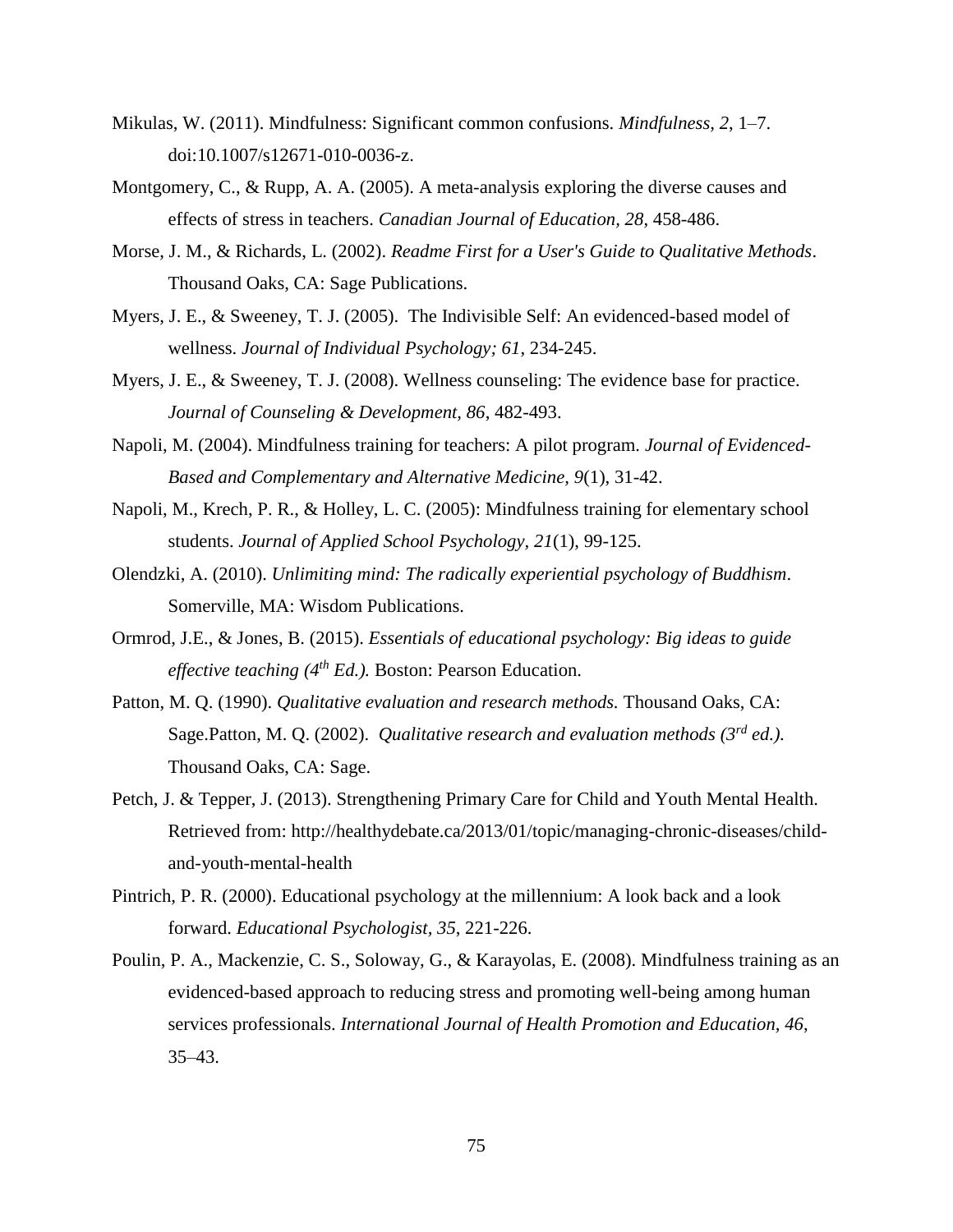Mikulas, W. (2011). Mindfulness: Significant common confusions. *Mindfulness, 2*, 1–7. doi:10.1007/s12671-010-0036-z.

Montgomery, C., & Rupp, A. A. (2005). A meta-analysis exploring the diverse causes and effects of stress in teachers. *Canadian Journal of Education, 28*, 458-486.

Morse, J. M., & Richards, L. (2002). *Readme First for a User's Guide to Qualitative Methods*. Thousand Oaks, CA: Sage Publications.

Myers, J. E., & Sweeney, T. J. (2005). The Indivisible Self: An evidenced-based model of wellness. *Journal of Individual Psychology; 61*, 234-245.

Myers, J. E., & Sweeney, T. J. (2008). Wellness counseling: The evidence base for practice. *Journal of Counseling & Development, 86*, 482-493.

Napoli, M. (2004). Mindfulness training for teachers: A pilot program. *Journal of Evidenced-Based and Complementary and Alternative Medicine, 9*(1), 31-42.

Napoli, M., Krech, P. R., & Holley, L. C. (2005): Mindfulness training for elementary school students. *Journal of Applied School Psychology, 21*(1), 99-125.

Olendzki, A. (2010). *Unlimiting mind: The radically experiential psychology of Buddhism*. Somerville, MA: Wisdom Publications.

Ormrod, J.E., & Jones, B. (2015). *Essentials of educational psychology: Big ideas to guide effective teaching (4th Ed.).* Boston: Pearson Education.

Patton, M. Q. (1990). *Qualitative evaluation and research methods.* Thousand Oaks, CA: Sage.Patton, M. Q. (2002). *Qualitative research and evaluation methods (3rd ed.).* Thousand Oaks, CA: Sage.

Petch, J. & Tepper, J. (2013). Strengthening Primary Care for Child and Youth Mental Health. Retrieved from: http://healthydebate.ca/2013/01/topic/managing-chronic-diseases/child-and-youth-mental-health

Pintrich, P. R. (2000). Educational psychology at the millennium: A look back and a look forward. *Educational Psychologist, 35*, 221-226.

Poulin, P. A., Mackenzie, C. S., Soloway, G., & Karayolas, E. (2008). Mindfulness training as an evidenced-based approach to reducing stress and promoting well-being among human services professionals. *International Journal of Health Promotion and Education, 46*, 35–43.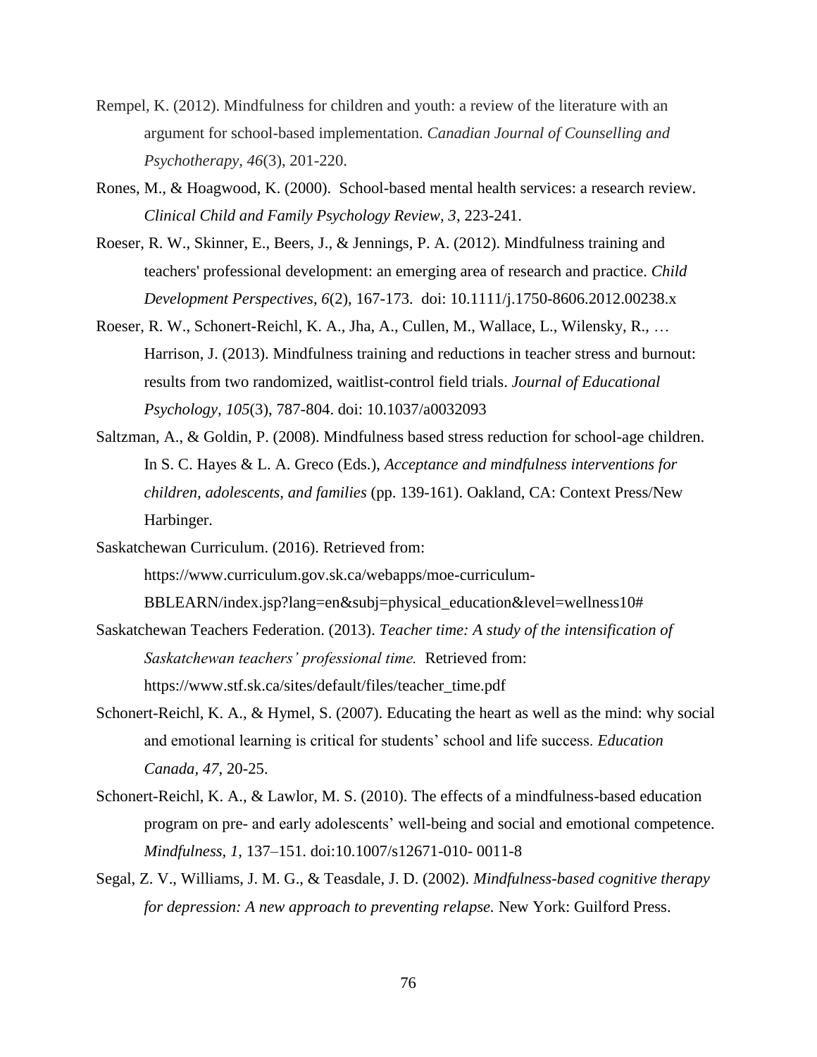Rempel, K. (2012). Mindfulness for children and youth: a review of the literature with an argument for school-based implementation. *Canadian Journal of Counselling and Psychotherapy*, *46*(3), 201-220.

Rones, M., & Hoagwood, K. (2000). School-based mental health services: a research review. *Clinical Child and Family Psychology Review*, *3*, 223-241.

Roeser, R. W., Skinner, E., Beers, J., & Jennings, P. A. (2012). Mindfulness training and teachers' professional development: an emerging area of research and practice. *Child Development Perspectives*, *6*(2), 167-173. doi: 10.1111/j.1750-8606.2012.00238.x

Roeser, R. W., Schonert-Reichl, K. A., Jha, A., Cullen, M., Wallace, L., Wilensky, R., … Harrison, J. (2013). Mindfulness training and reductions in teacher stress and burnout: results from two randomized, waitlist-control field trials. *Journal of Educational Psychology*, *105*(3), 787-804. doi: 10.1037/a0032093

Saltzman, A., & Goldin, P. (2008). Mindfulness based stress reduction for school-age children. In S. C. Hayes & L. A. Greco (Eds.), *Acceptance and mindfulness interventions for children, adolescents, and families* (pp. 139-161). Oakland, CA: Context Press/New Harbinger.

Saskatchewan Curriculum. (2016). Retrieved from: https://www.curriculum.gov.sk.ca/webapps/moe-curriculum-BBLEARN/index.jsp?lang=en&subj=physical_education&level=wellness10#

Saskatchewan Teachers Federation. (2013). *Teacher time: A study of the intensification of Saskatchewan teachers' professional time.* Retrieved from: https://www.stf.sk.ca/sites/default/files/teacher_time.pdf

Schonert-Reichl, K. A., & Hymel, S. (2007). Educating the heart as well as the mind: why social and emotional learning is critical for students' school and life success. *Education Canada, 47*, 20-25.

Schonert-Reichl, K. A., & Lawlor, M. S. (2010). The effects of a mindfulness-based education program on pre- and early adolescents' well-being and social and emotional competence. *Mindfulness, 1*, 137–151. doi:10.1007/s12671-010- 0011-8

Segal, Z. V., Williams, J. M. G., & Teasdale, J. D. (2002). *Mindfulness-based cognitive therapy for depression: A new approach to preventing relapse.* New York: Guilford Press.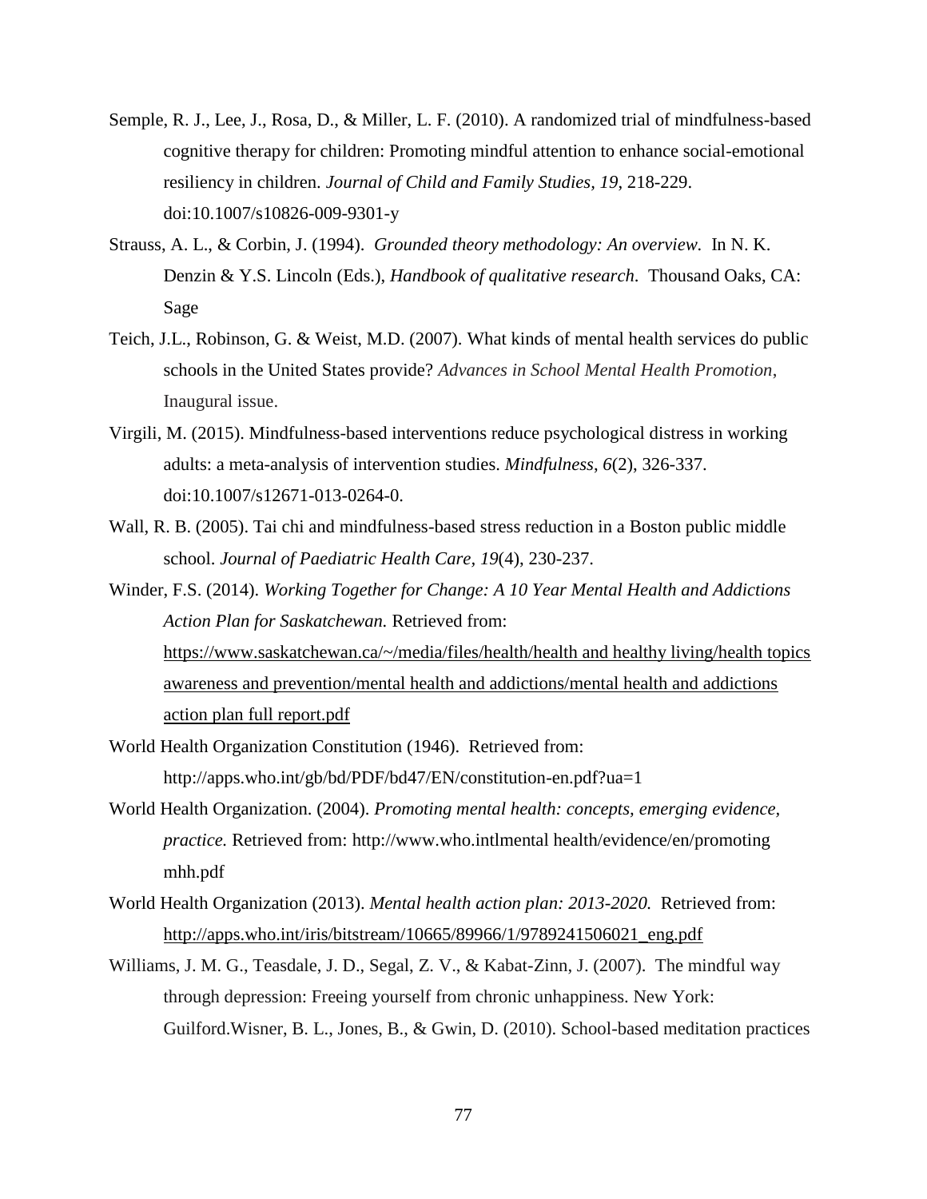Semple, R. J., Lee, J., Rosa, D., & Miller, L. F. (2010). A randomized trial of mindfulness-based cognitive therapy for children: Promoting mindful attention to enhance social-emotional resiliency in children. *Journal of Child and Family Studies, 19*, 218-229. doi:10.1007/s10826-009-9301-y

Strauss, A. L., & Corbin, J. (1994). *Grounded theory methodology: An overview.* In N. K. Denzin & Y.S. Lincoln (Eds.), *Handbook of qualitative research.* Thousand Oaks, CA: Sage

Teich, J.L., Robinson, G. & Weist, M.D. (2007). What kinds of mental health services do public schools in the United States provide? *Advances in School Mental Health Promotion*, Inaugural issue.

Virgili, M. (2015). Mindfulness-based interventions reduce psychological distress in working adults: a meta-analysis of intervention studies. *Mindfulness*, *6*(2), 326-337. doi:10.1007/s12671-013-0264-0.

Wall, R. B. (2005). Tai chi and mindfulness-based stress reduction in a Boston public middle school. *Journal of Paediatric Health Care, 19*(4), 230-237.

Winder, F.S. (2014). *Working Together for Change: A 10 Year Mental Health and Addictions Action Plan for Saskatchewan.* Retrieved from: https://www.saskatchewan.ca/~/media/files/health/health and healthy living/health topics awareness and prevention/mental health and addictions/mental health and addictions action plan full report.pdf

World Health Organization Constitution (1946). Retrieved from: http://apps.who.int/gb/bd/PDF/bd47/EN/constitution-en.pdf?ua=1

World Health Organization. (2004). *Promoting mental health: concepts, emerging evidence, practice.* Retrieved from: http://www.who.intlmental health/evidence/en/promoting mhh.pdf

World Health Organization (2013). *Mental health action plan: 2013-2020.* Retrieved from: http://apps.who.int/iris/bitstream/10665/89966/1/9789241506021_eng.pdf

Williams, J. M. G., Teasdale, J. D., Segal, Z. V., & Kabat-Zinn, J. (2007). The mindful way through depression: Freeing yourself from chronic unhappiness. New York: Guilford.Wisner, B. L., Jones, B., & Gwin, D. (2010). School-based meditation practices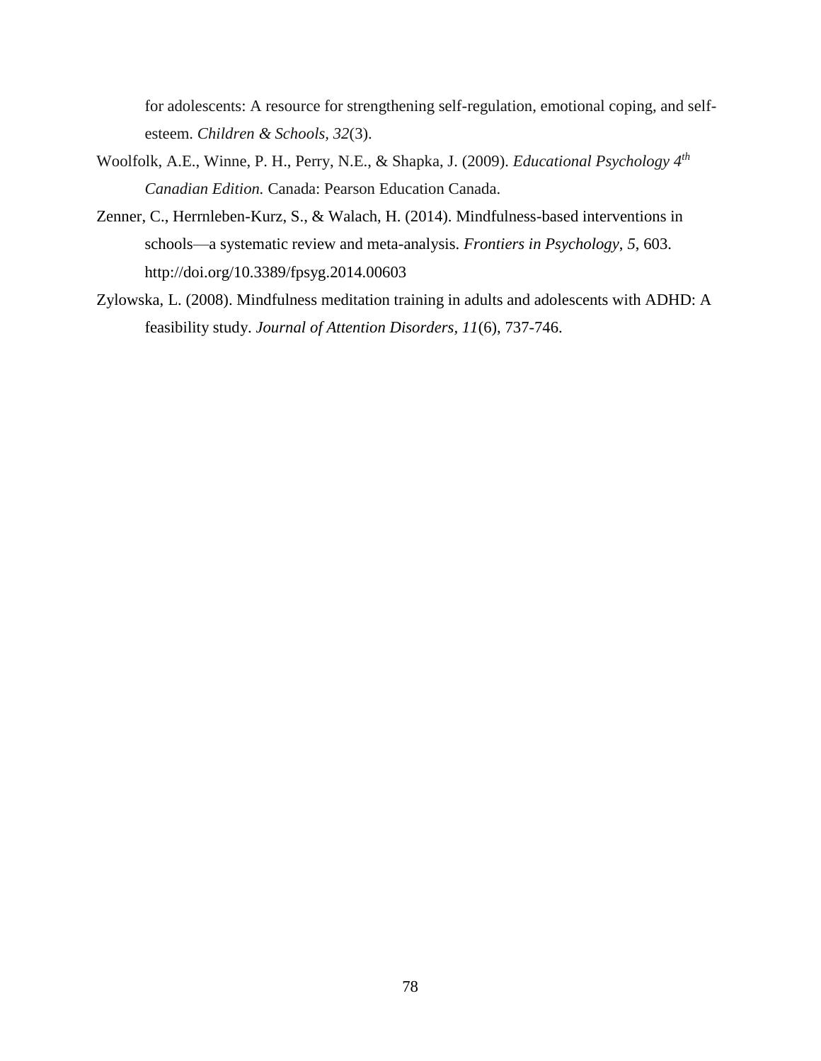for adolescents: A resource for strengthening self-regulation, emotional coping, and self-esteem. *Children & Schools, 32*(3).

Woolfolk, A.E., Winne, P. H., Perry, N.E., & Shapka, J. (2009). *Educational Psychology 4th Canadian Edition.* Canada: Pearson Education Canada.

Zenner, C., Herrnleben-Kurz, S., & Walach, H. (2014). Mindfulness-based interventions in schools—a systematic review and meta-analysis. *Frontiers in Psychology*, *5*, 603. http://doi.org/10.3389/fpsyg.2014.00603

Zylowska, L. (2008). Mindfulness meditation training in adults and adolescents with ADHD: A feasibility study. *Journal of Attention Disorders, 11*(6), 737-746.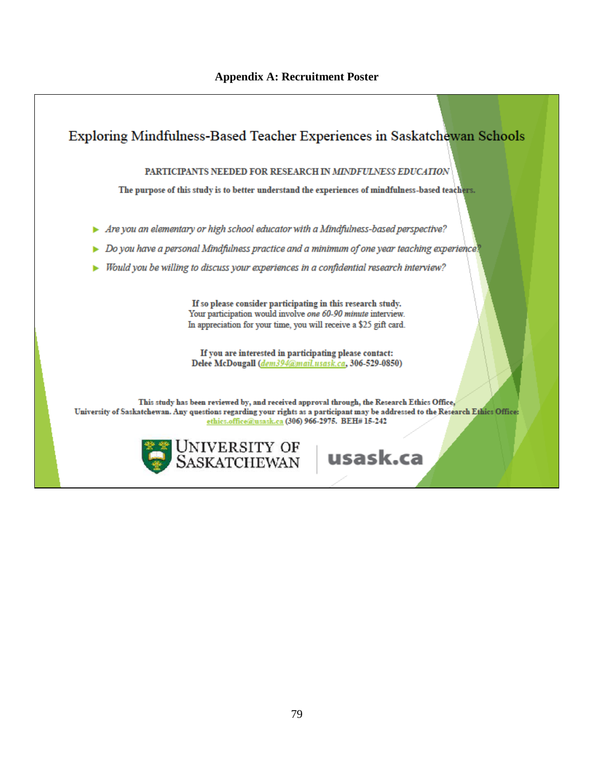**Appendix A: Recruitment Poster**

Exploring Mindfulness-Based Teacher Experiences in Saskatchewan Schools

PARTICIPANTS NEEDED FOR RESEARCH IN *MINDFULNESS EDUCATION*

**The purpose of this study is to better understand the experiences of mindfulness-based teachers.**

- *Are you an elementary or high school educator with a Mindfulness-based perspective?*
- *Do you have a personal Mindfulness practice and a minimum of one year teaching experience?*
- *Would you be willing to discuss your experiences in a confidential research interview?*

**If so please consider participating in this research study.**
Your participation would involve ***one 60-90 minute*** interview.
In appreciation for your time, you will receive a $25 gift card.

**If you are interested in participating please contact:**
**Delee McDougall (*dem394@mail.usask.ca*, 306-529-0850)**

**This study has been reviewed by, and received approval through, the Research Ethics Office, University of Saskatchewan. Any questions regarding your rights as a participant may be addressed to the Research Ethics Office: ethics.office@usask.ca (306) 966-2975. BEH# 15-242**

UNIVERSITY OF SASKATCHEWAN | usask.ca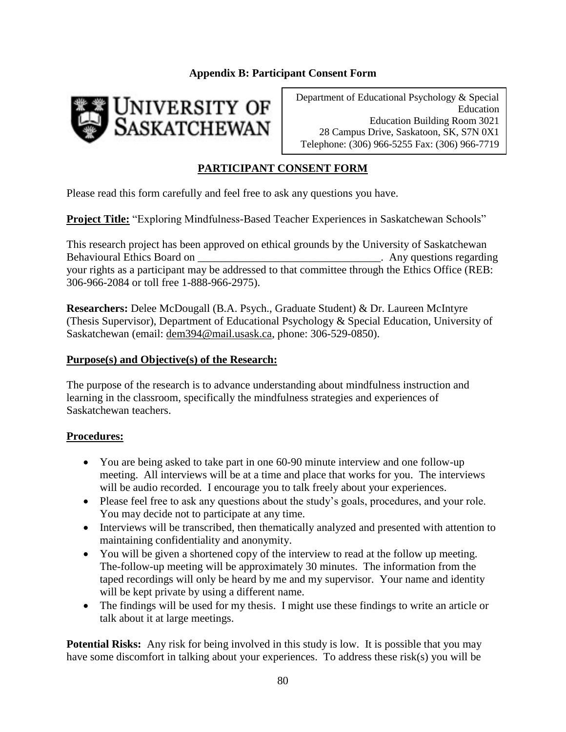**Appendix B: Participant Consent Form**

Department of Educational Psychology & Special Education
Education Building Room 3021
28 Campus Drive, Saskatoon, SK, S7N 0X1
Telephone: (306) 966-5255 Fax: (306) 966-7719

## PARTICIPANT CONSENT FORM

Please read this form carefully and feel free to ask any questions you have.

**Project Title:** "Exploring Mindfulness-Based Teacher Experiences in Saskatchewan Schools"

This research project has been approved on ethical grounds by the University of Saskatchewan Behavioural Ethics Board on \_\_\_\_\_\_\_\_\_\_\_\_\_\_\_\_\_\_\_\_\_\_\_\_\_\_\_\_\_\_\_\_\_\_. Any questions regarding your rights as a participant may be addressed to that committee through the Ethics Office (REB: 306-966-2084 or toll free 1-888-966-2975).

**Researchers:** Delee McDougall (B.A. Psych., Graduate Student) & Dr. Laureen McIntyre (Thesis Supervisor), Department of Educational Psychology & Special Education, University of Saskatchewan (email: dem394@mail.usask.ca, phone: 306-529-0850).

**Purpose(s) and Objective(s) of the Research:**

The purpose of the research is to advance understanding about mindfulness instruction and learning in the classroom, specifically the mindfulness strategies and experiences of Saskatchewan teachers.

**Procedures:**

- You are being asked to take part in one 60-90 minute interview and one follow-up meeting. All interviews will be at a time and place that works for you. The interviews will be audio recorded. I encourage you to talk freely about your experiences.
- Please feel free to ask any questions about the study's goals, procedures, and your role. You may decide not to participate at any time.
- Interviews will be transcribed, then thematically analyzed and presented with attention to maintaining confidentiality and anonymity.
- You will be given a shortened copy of the interview to read at the follow up meeting. The-follow-up meeting will be approximately 30 minutes. The information from the taped recordings will only be heard by me and my supervisor. Your name and identity will be kept private by using a different name.
- The findings will be used for my thesis. I might use these findings to write an article or talk about it at large meetings.

**Potential Risks:** Any risk for being involved in this study is low. It is possible that you may have some discomfort in talking about your experiences. To address these risk(s) you will be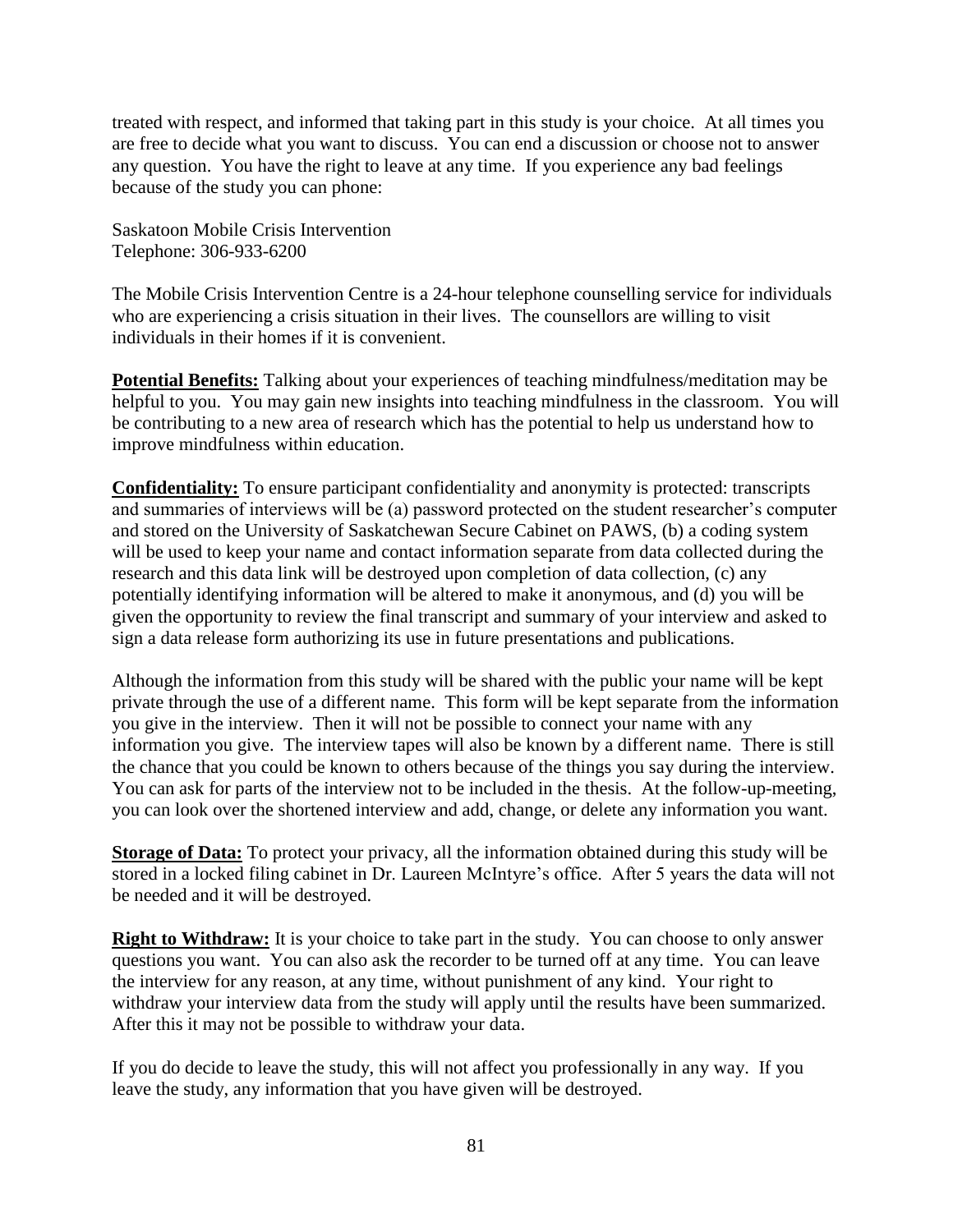treated with respect, and informed that taking part in this study is your choice. At all times you are free to decide what you want to discuss. You can end a discussion or choose not to answer any question. You have the right to leave at any time. If you experience any bad feelings because of the study you can phone:

Saskatoon Mobile Crisis Intervention
Telephone: 306-933-6200

The Mobile Crisis Intervention Centre is a 24-hour telephone counselling service for individuals who are experiencing a crisis situation in their lives. The counsellors are willing to visit individuals in their homes if it is convenient.

**Potential Benefits:** Talking about your experiences of teaching mindfulness/meditation may be helpful to you. You may gain new insights into teaching mindfulness in the classroom. You will be contributing to a new area of research which has the potential to help us understand how to improve mindfulness within education.

**Confidentiality:** To ensure participant confidentiality and anonymity is protected: transcripts and summaries of interviews will be (a) password protected on the student researcher's computer and stored on the University of Saskatchewan Secure Cabinet on PAWS, (b) a coding system will be used to keep your name and contact information separate from data collected during the research and this data link will be destroyed upon completion of data collection, (c) any potentially identifying information will be altered to make it anonymous, and (d) you will be given the opportunity to review the final transcript and summary of your interview and asked to sign a data release form authorizing its use in future presentations and publications.

Although the information from this study will be shared with the public your name will be kept private through the use of a different name. This form will be kept separate from the information you give in the interview. Then it will not be possible to connect your name with any information you give. The interview tapes will also be known by a different name. There is still the chance that you could be known to others because of the things you say during the interview. You can ask for parts of the interview not to be included in the thesis. At the follow-up-meeting, you can look over the shortened interview and add, change, or delete any information you want.

**Storage of Data:** To protect your privacy, all the information obtained during this study will be stored in a locked filing cabinet in Dr. Laureen McIntyre's office. After 5 years the data will not be needed and it will be destroyed.

**Right to Withdraw:** It is your choice to take part in the study. You can choose to only answer questions you want. You can also ask the recorder to be turned off at any time. You can leave the interview for any reason, at any time, without punishment of any kind. Your right to withdraw your interview data from the study will apply until the results have been summarized. After this it may not be possible to withdraw your data.

If you do decide to leave the study, this will not affect you professionally in any way. If you leave the study, any information that you have given will be destroyed.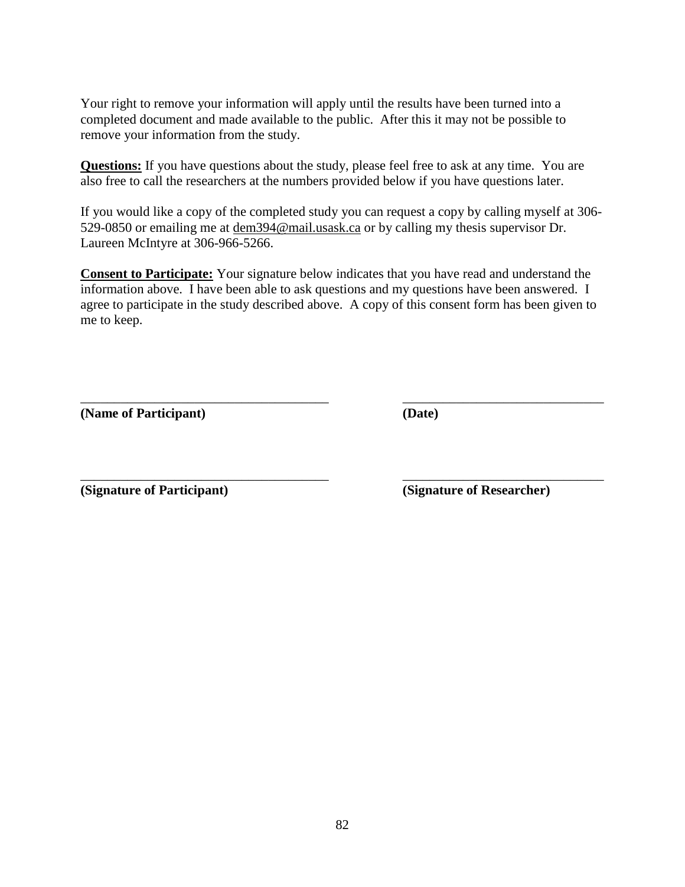Your right to remove your information will apply until the results have been turned into a completed document and made available to the public. After this it may not be possible to remove your information from the study.

**Questions:** If you have questions about the study, please feel free to ask at any time. You are also free to call the researchers at the numbers provided below if you have questions later.

If you would like a copy of the completed study you can request a copy by calling myself at 306-529-0850 or emailing me at dem394@mail.usask.ca or by calling my thesis supervisor Dr. Laureen McIntyre at 306-966-5266.

**Consent to Participate:** Your signature below indicates that you have read and understand the information above. I have been able to ask questions and my questions have been answered. I agree to participate in the study described above. A copy of this consent form has been given to me to keep.

_____________________________________ _______________________________

**(Name of Participant)** **(Date)**

_____________________________________ _______________________________

**(Signature of Participant)** **(Signature of Researcher)**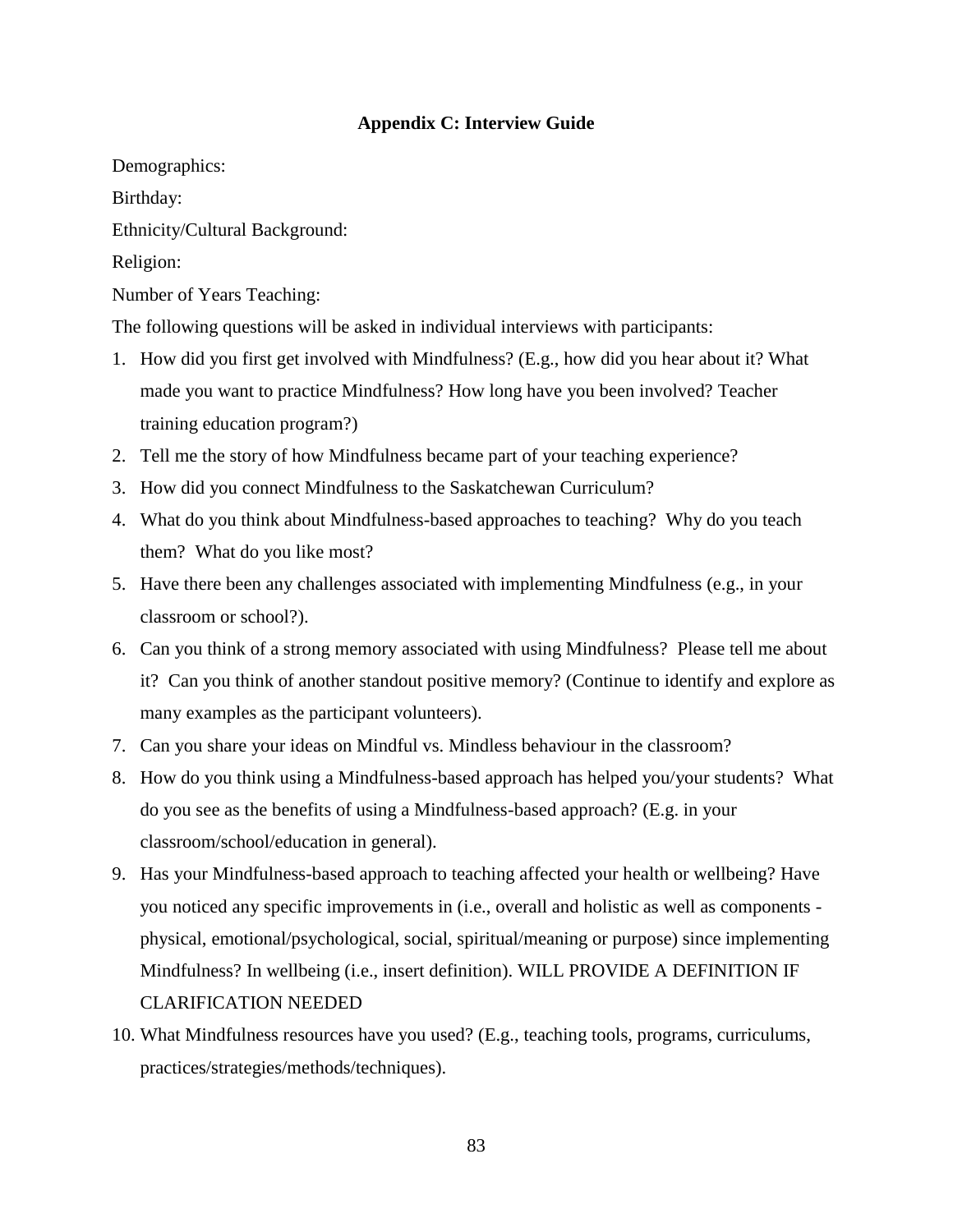## Appendix C: Interview Guide

Demographics:

Birthday:

Ethnicity/Cultural Background:

Religion:

Number of Years Teaching:

The following questions will be asked in individual interviews with participants:

1. How did you first get involved with Mindfulness? (E.g., how did you hear about it? What made you want to practice Mindfulness? How long have you been involved? Teacher training education program?)
2. Tell me the story of how Mindfulness became part of your teaching experience?
3. How did you connect Mindfulness to the Saskatchewan Curriculum?
4. What do you think about Mindfulness-based approaches to teaching? Why do you teach them? What do you like most?
5. Have there been any challenges associated with implementing Mindfulness (e.g., in your classroom or school?).
6. Can you think of a strong memory associated with using Mindfulness? Please tell me about it? Can you think of another standout positive memory? (Continue to identify and explore as many examples as the participant volunteers).
7. Can you share your ideas on Mindful vs. Mindless behaviour in the classroom?
8. How do you think using a Mindfulness-based approach has helped you/your students? What do you see as the benefits of using a Mindfulness-based approach? (E.g. in your classroom/school/education in general).
9. Has your Mindfulness-based approach to teaching affected your health or wellbeing? Have you noticed any specific improvements in (i.e., overall and holistic as well as components - physical, emotional/psychological, social, spiritual/meaning or purpose) since implementing Mindfulness? In wellbeing (i.e., insert definition). WILL PROVIDE A DEFINITION IF CLARIFICATION NEEDED
10. What Mindfulness resources have you used? (E.g., teaching tools, programs, curriculums, practices/strategies/methods/techniques).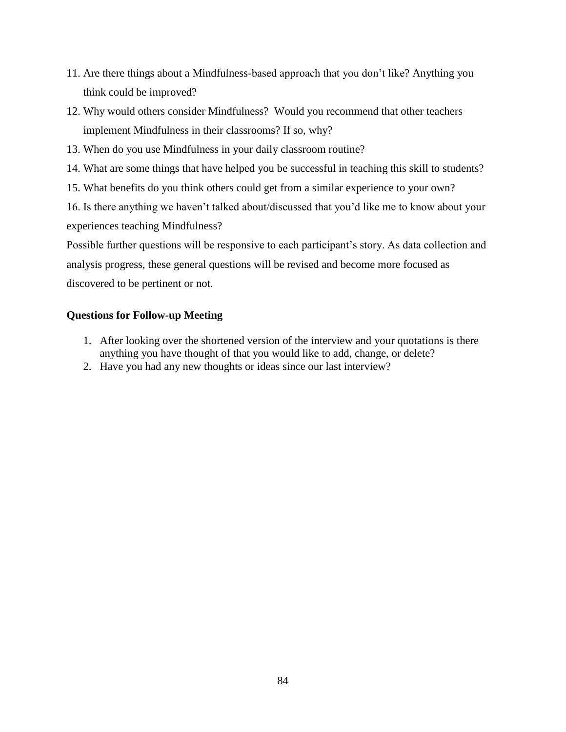11. Are there things about a Mindfulness-based approach that you don't like? Anything you think could be improved?
12. Why would others consider Mindfulness? Would you recommend that other teachers implement Mindfulness in their classrooms? If so, why?
13. When do you use Mindfulness in your daily classroom routine?
14. What are some things that have helped you be successful in teaching this skill to students?
15. What benefits do you think others could get from a similar experience to your own?
16. Is there anything we haven't talked about/discussed that you'd like me to know about your experiences teaching Mindfulness?

Possible further questions will be responsive to each participant's story. As data collection and analysis progress, these general questions will be revised and become more focused as discovered to be pertinent or not.

**Questions for Follow-up Meeting**

1. After looking over the shortened version of the interview and your quotations is there anything you have thought of that you would like to add, change, or delete?
2. Have you had any new thoughts or ideas since our last interview?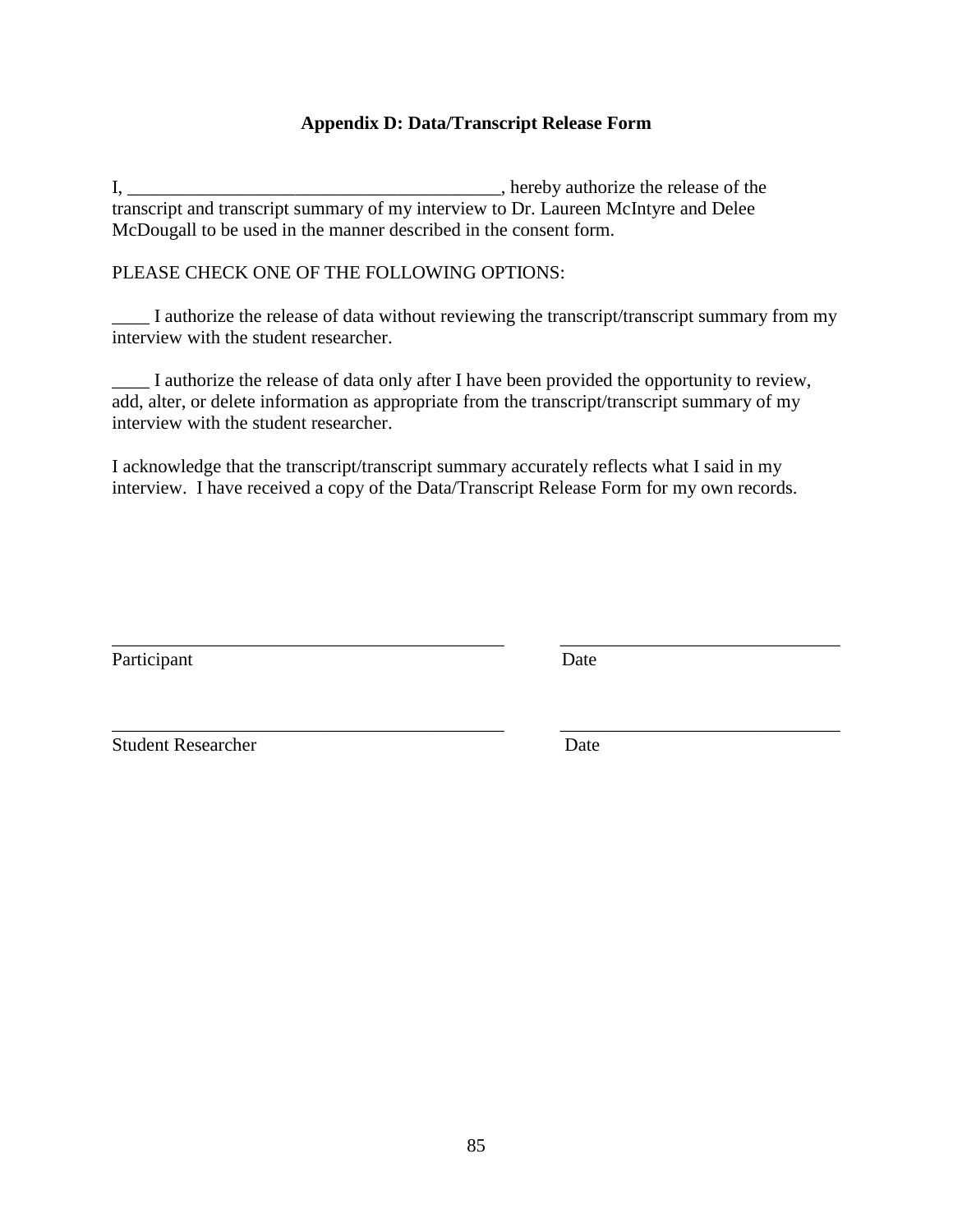## Appendix D: Data/Transcript Release Form

I, ________________________________________, hereby authorize the release of the transcript and transcript summary of my interview to Dr. Laureen McIntyre and Delee McDougall to be used in the manner described in the consent form.

PLEASE CHECK ONE OF THE FOLLOWING OPTIONS:

____ I authorize the release of data without reviewing the transcript/transcript summary from my interview with the student researcher.

____ I authorize the release of data only after I have been provided the opportunity to review, add, alter, or delete information as appropriate from the transcript/transcript summary of my interview with the student researcher.

I acknowledge that the transcript/transcript summary accurately reflects what I said in my interview. I have received a copy of the Data/Transcript Release Form for my own records.

___________________________________________ ______________________________

Participant Date

___________________________________________ ______________________________

Student Researcher Date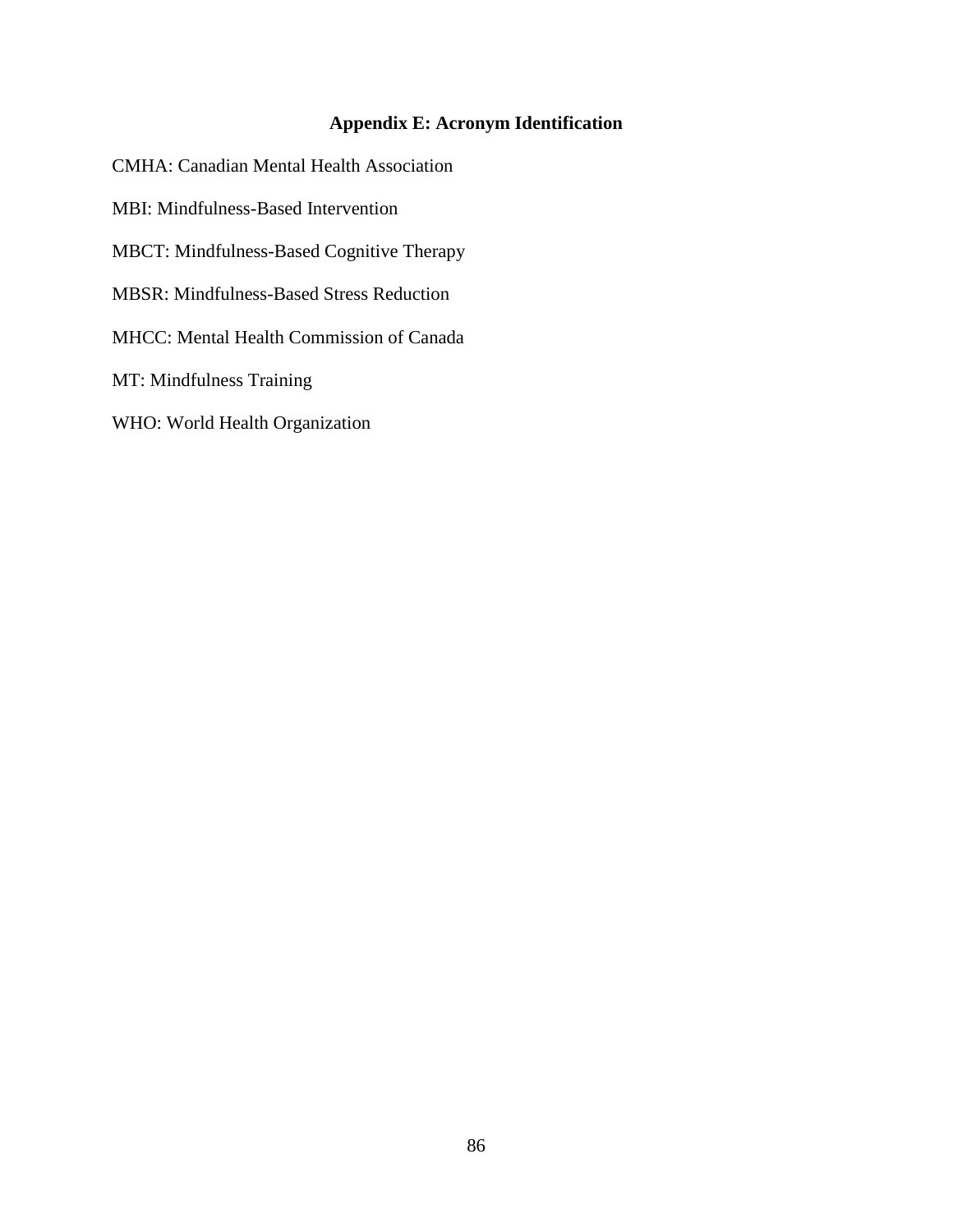## Appendix E: Acronym Identification

CMHA: Canadian Mental Health Association

MBI: Mindfulness-Based Intervention

MBCT: Mindfulness-Based Cognitive Therapy

MBSR: Mindfulness-Based Stress Reduction

MHCC: Mental Health Commission of Canada

MT: Mindfulness Training

WHO: World Health Organization